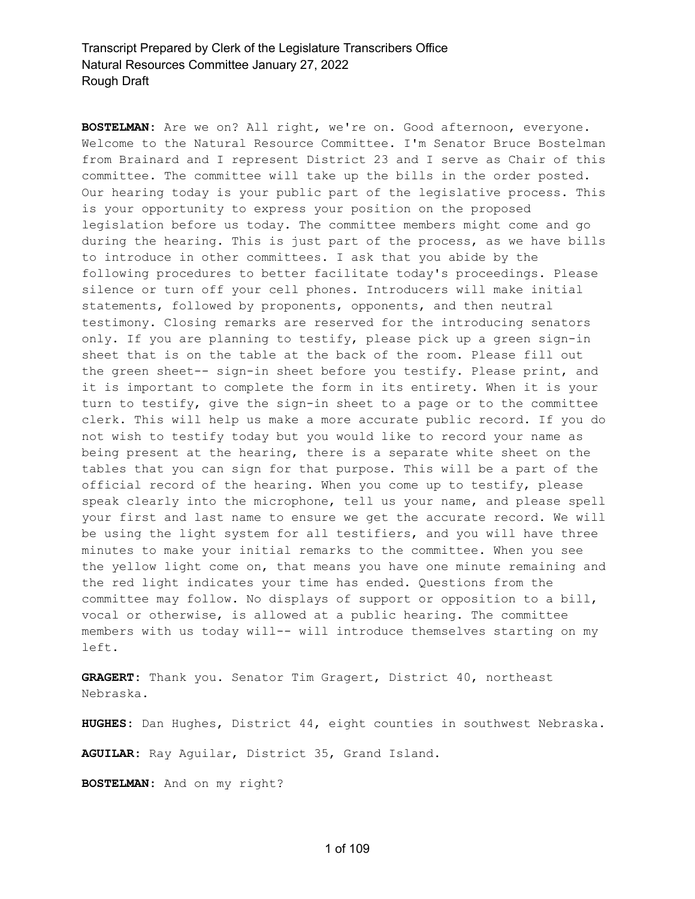**BOSTELMAN:** Are we on? All right, we're on. Good afternoon, everyone. Welcome to the Natural Resource Committee. I'm Senator Bruce Bostelman from Brainard and I represent District 23 and I serve as Chair of this committee. The committee will take up the bills in the order posted. Our hearing today is your public part of the legislative process. This is your opportunity to express your position on the proposed legislation before us today. The committee members might come and go during the hearing. This is just part of the process, as we have bills to introduce in other committees. I ask that you abide by the following procedures to better facilitate today's proceedings. Please silence or turn off your cell phones. Introducers will make initial statements, followed by proponents, opponents, and then neutral testimony. Closing remarks are reserved for the introducing senators only. If you are planning to testify, please pick up a green sign-in sheet that is on the table at the back of the room. Please fill out the green sheet-- sign-in sheet before you testify. Please print, and it is important to complete the form in its entirety. When it is your turn to testify, give the sign-in sheet to a page or to the committee clerk. This will help us make a more accurate public record. If you do not wish to testify today but you would like to record your name as being present at the hearing, there is a separate white sheet on the tables that you can sign for that purpose. This will be a part of the official record of the hearing. When you come up to testify, please speak clearly into the microphone, tell us your name, and please spell your first and last name to ensure we get the accurate record. We will be using the light system for all testifiers, and you will have three minutes to make your initial remarks to the committee. When you see the yellow light come on, that means you have one minute remaining and the red light indicates your time has ended. Questions from the committee may follow. No displays of support or opposition to a bill, vocal or otherwise, is allowed at a public hearing. The committee members with us today will-- will introduce themselves starting on my left.

**GRAGERT:** Thank you. Senator Tim Gragert, District 40, northeast Nebraska.

**HUGHES:** Dan Hughes, District 44, eight counties in southwest Nebraska.

**AGUILAR:** Ray Aguilar, District 35, Grand Island.

**BOSTELMAN:** And on my right?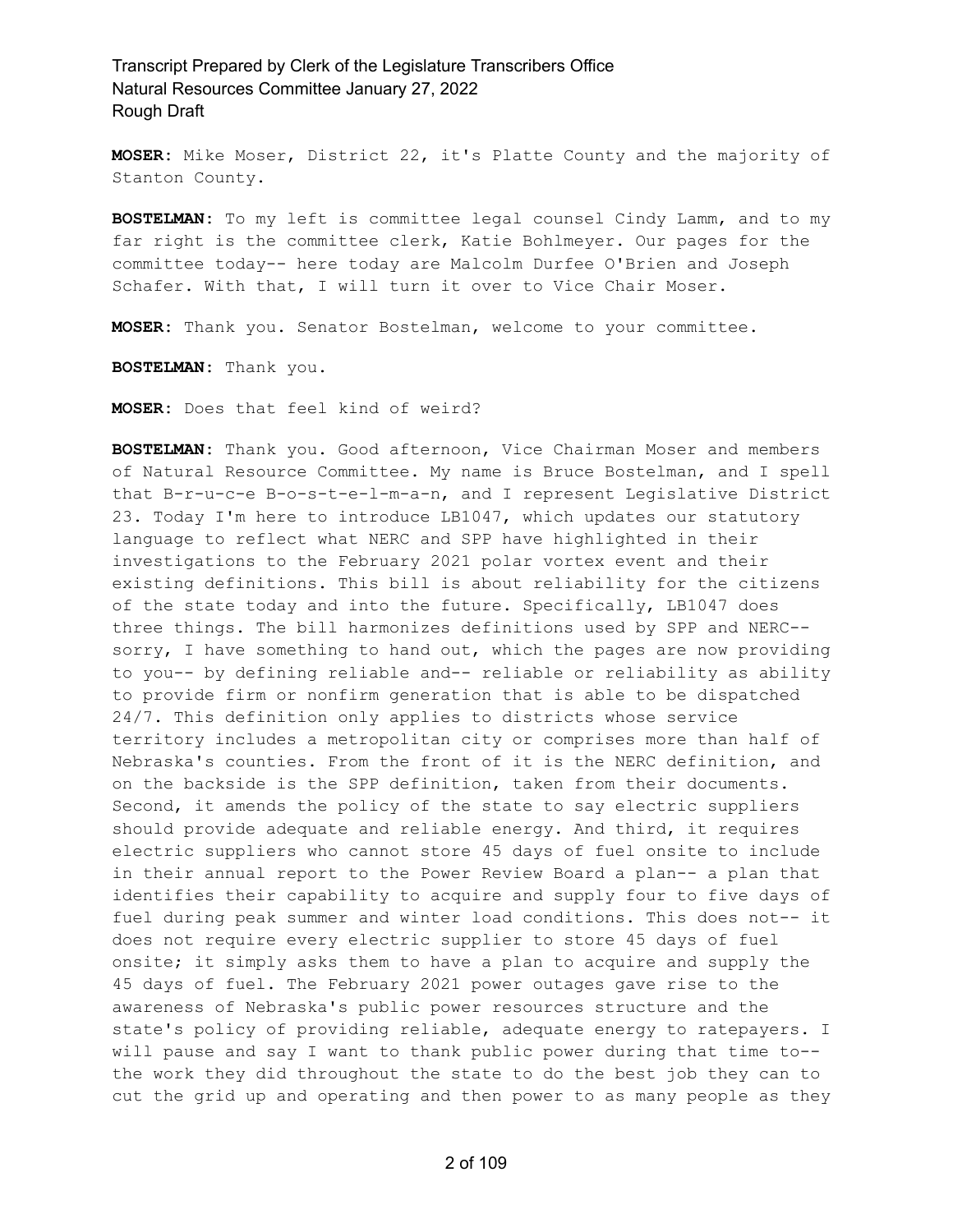**MOSER:** Mike Moser, District 22, it's Platte County and the majority of Stanton County.

**BOSTELMAN:** To my left is committee legal counsel Cindy Lamm, and to my far right is the committee clerk, Katie Bohlmeyer. Our pages for the committee today-- here today are Malcolm Durfee O'Brien and Joseph Schafer. With that, I will turn it over to Vice Chair Moser.

**MOSER:** Thank you. Senator Bostelman, welcome to your committee.

**BOSTELMAN:** Thank you.

**MOSER:** Does that feel kind of weird?

**BOSTELMAN:** Thank you. Good afternoon, Vice Chairman Moser and members of Natural Resource Committee. My name is Bruce Bostelman, and I spell that B-r-u-c-e B-o-s-t-e-l-m-a-n, and I represent Legislative District 23. Today I'm here to introduce LB1047, which updates our statutory language to reflect what NERC and SPP have highlighted in their investigations to the February 2021 polar vortex event and their existing definitions. This bill is about reliability for the citizens of the state today and into the future. Specifically, LB1047 does three things. The bill harmonizes definitions used by SPP and NERC-- sorry, I have something to hand out, which the pages are now providing to you-- by defining reliable and-- reliable or reliability as ability to provide firm or nonfirm generation that is able to be dispatched 24/7. This definition only applies to districts whose service territory includes a metropolitan city or comprises more than half of Nebraska's counties. From the front of it is the NERC definition, and on the backside is the SPP definition, taken from their documents. Second, it amends the policy of the state to say electric suppliers should provide adequate and reliable energy. And third, it requires electric suppliers who cannot store 45 days of fuel onsite to include in their annual report to the Power Review Board a plan-- a plan that identifies their capability to acquire and supply four to five days of fuel during peak summer and winter load conditions. This does not-- it does not require every electric supplier to store 45 days of fuel onsite; it simply asks them to have a plan to acquire and supply the 45 days of fuel. The February 2021 power outages gave rise to the awareness of Nebraska's public power resources structure and the state's policy of providing reliable, adequate energy to ratepayers. I will pause and say I want to thank public power during that time to-- the work they did throughout the state to do the best job they can to cut the grid up and operating and then power to as many people as they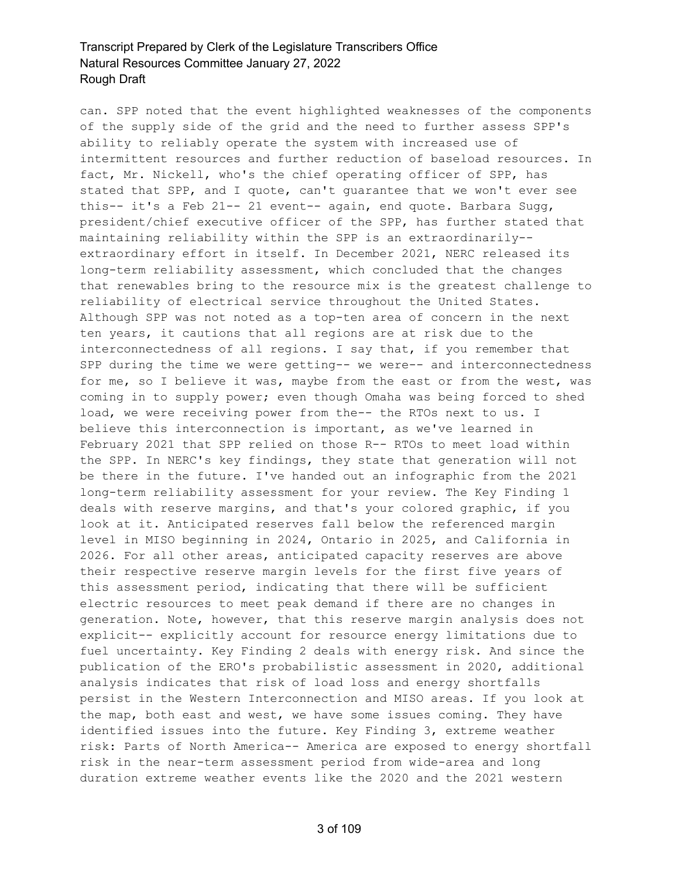can. SPP noted that the event highlighted weaknesses of the components of the supply side of the grid and the need to further assess SPP's ability to reliably operate the system with increased use of intermittent resources and further reduction of baseload resources. In fact, Mr. Nickell, who's the chief operating officer of SPP, has stated that SPP, and I quote, can't guarantee that we won't ever see this-- it's a Feb 21-- 21 event-- again, end quote. Barbara Sugg, president/chief executive officer of the SPP, has further stated that maintaining reliability within the SPP is an extraordinarily-- extraordinary effort in itself. In December 2021, NERC released its long-term reliability assessment, which concluded that the changes that renewables bring to the resource mix is the greatest challenge to reliability of electrical service throughout the United States. Although SPP was not noted as a top-ten area of concern in the next ten years, it cautions that all regions are at risk due to the interconnectedness of all regions. I say that, if you remember that SPP during the time we were getting-- we were-- and interconnectedness for me, so I believe it was, maybe from the east or from the west, was coming in to supply power; even though Omaha was being forced to shed load, we were receiving power from the-- the RTOs next to us. I believe this interconnection is important, as we've learned in February 2021 that SPP relied on those R-- RTOs to meet load within the SPP. In NERC's key findings, they state that generation will not be there in the future. I've handed out an infographic from the 2021 long-term reliability assessment for your review. The Key Finding 1 deals with reserve margins, and that's your colored graphic, if you look at it. Anticipated reserves fall below the referenced margin level in MISO beginning in 2024, Ontario in 2025, and California in 2026. For all other areas, anticipated capacity reserves are above their respective reserve margin levels for the first five years of this assessment period, indicating that there will be sufficient electric resources to meet peak demand if there are no changes in generation. Note, however, that this reserve margin analysis does not explicit-- explicitly account for resource energy limitations due to fuel uncertainty. Key Finding 2 deals with energy risk. And since the publication of the ERO's probabilistic assessment in 2020, additional analysis indicates that risk of load loss and energy shortfalls persist in the Western Interconnection and MISO areas. If you look at the map, both east and west, we have some issues coming. They have identified issues into the future. Key Finding 3, extreme weather risk: Parts of North America-- America are exposed to energy shortfall risk in the near-term assessment period from wide-area and long duration extreme weather events like the 2020 and the 2021 western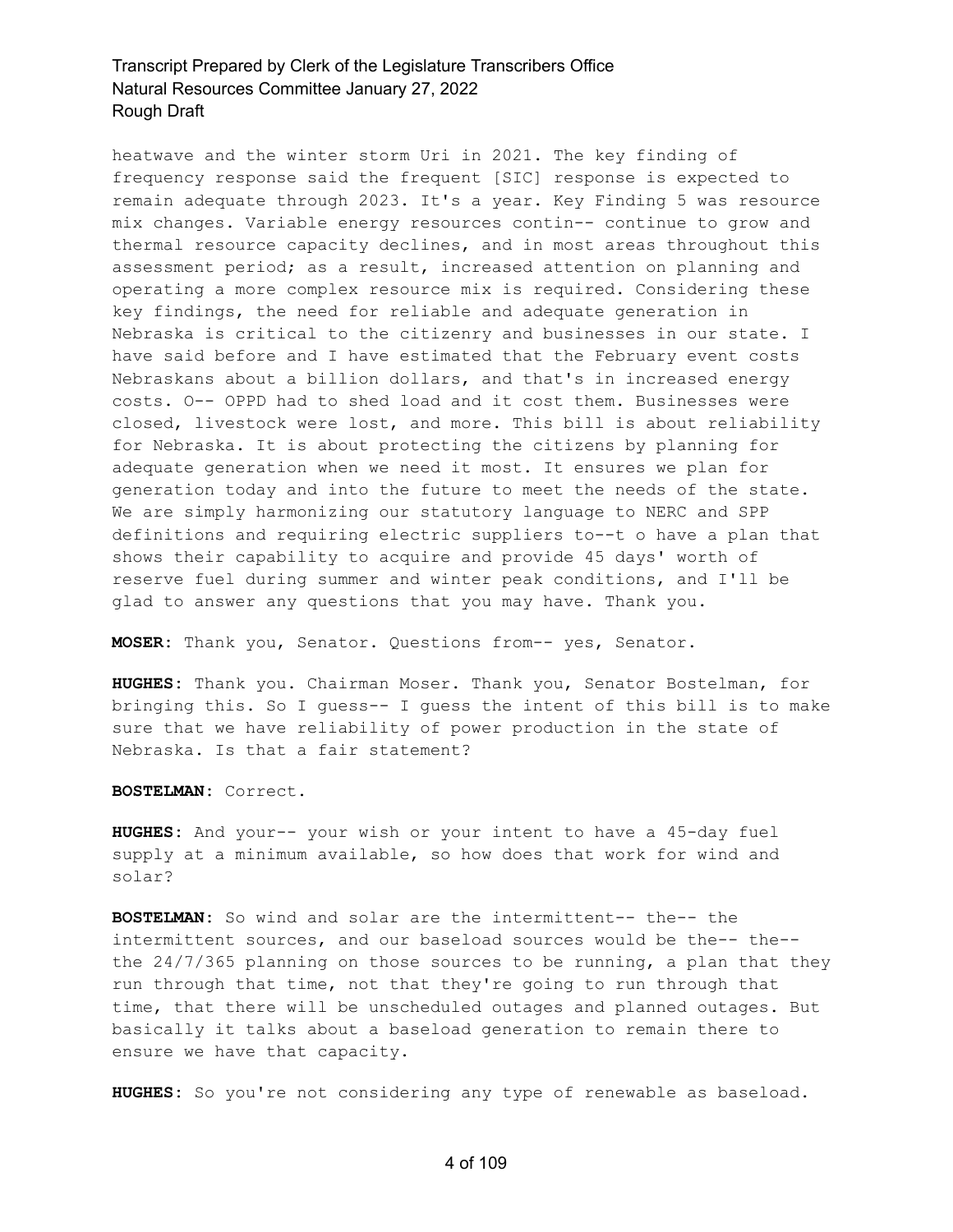heatwave and the winter storm Uri in 2021. The key finding of frequency response said the frequent [SIC] response is expected to remain adequate through 2023. It's a year. Key Finding 5 was resource mix changes. Variable energy resources contin-- continue to grow and thermal resource capacity declines, and in most areas throughout this assessment period; as a result, increased attention on planning and operating a more complex resource mix is required. Considering these key findings, the need for reliable and adequate generation in Nebraska is critical to the citizenry and businesses in our state. I have said before and I have estimated that the February event costs Nebraskans about a billion dollars, and that's in increased energy costs. O-- OPPD had to shed load and it cost them. Businesses were closed, livestock were lost, and more. This bill is about reliability for Nebraska. It is about protecting the citizens by planning for adequate generation when we need it most. It ensures we plan for generation today and into the future to meet the needs of the state. We are simply harmonizing our statutory language to NERC and SPP definitions and requiring electric suppliers to--t o have a plan that shows their capability to acquire and provide 45 days' worth of reserve fuel during summer and winter peak conditions, and I'll be glad to answer any questions that you may have. Thank you.

**MOSER:** Thank you, Senator. Questions from-- yes, Senator.

**HUGHES:** Thank you. Chairman Moser. Thank you, Senator Bostelman, for bringing this. So I guess-- I guess the intent of this bill is to make sure that we have reliability of power production in the state of Nebraska. Is that a fair statement?

**BOSTELMAN:** Correct.

**HUGHES:** And your-- your wish or your intent to have a 45-day fuel supply at a minimum available, so how does that work for wind and solar?

**BOSTELMAN:** So wind and solar are the intermittent-- the-- the intermittent sources, and our baseload sources would be the-- the-- the 24/7/365 planning on those sources to be running, a plan that they run through that time, not that they're going to run through that time, that there will be unscheduled outages and planned outages. But basically it talks about a baseload generation to remain there to ensure we have that capacity.

**HUGHES:** So you're not considering any type of renewable as baseload.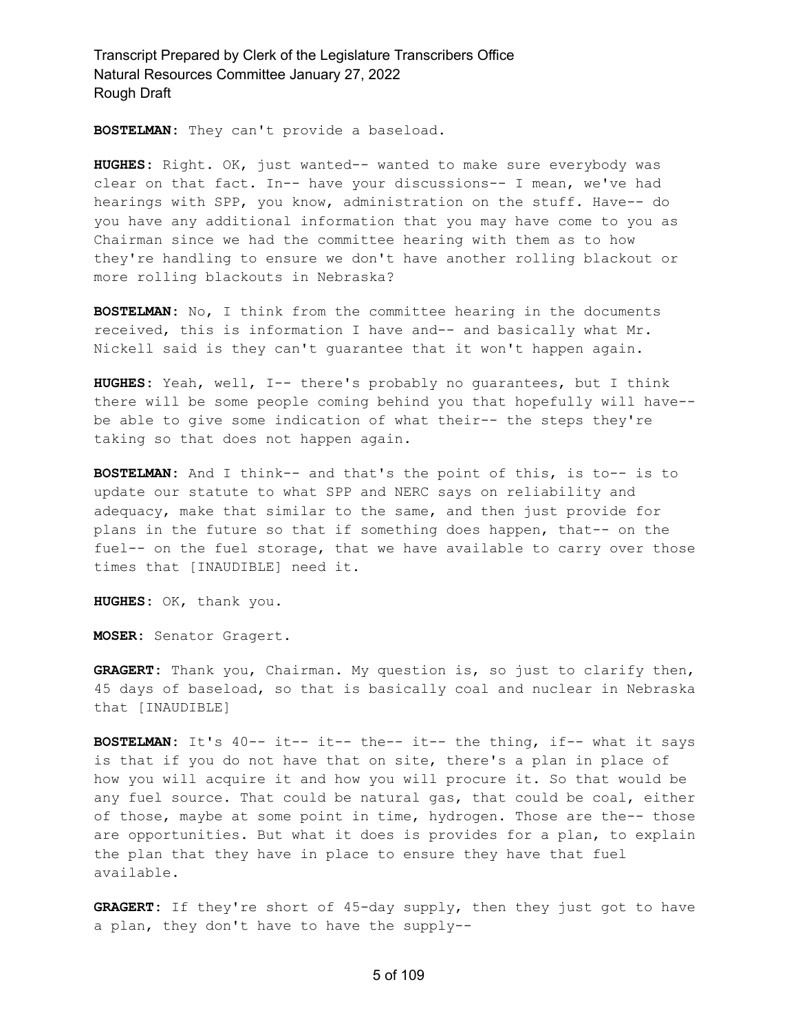**BOSTELMAN:** They can't provide a baseload.

**HUGHES:** Right. OK, just wanted-- wanted to make sure everybody was clear on that fact. In-- have your discussions-- I mean, we've had hearings with SPP, you know, administration on the stuff. Have-- do you have any additional information that you may have come to you as Chairman since we had the committee hearing with them as to how they're handling to ensure we don't have another rolling blackout or more rolling blackouts in Nebraska?

**BOSTELMAN:** No, I think from the committee hearing in the documents received, this is information I have and-- and basically what Mr. Nickell said is they can't guarantee that it won't happen again.

**HUGHES:** Yeah, well, I-- there's probably no guarantees, but I think there will be some people coming behind you that hopefully will have-- be able to give some indication of what their-- the steps they're taking so that does not happen again.

**BOSTELMAN:** And I think-- and that's the point of this, is to-- is to update our statute to what SPP and NERC says on reliability and adequacy, make that similar to the same, and then just provide for plans in the future so that if something does happen, that-- on the fuel-- on the fuel storage, that we have available to carry over those times that [INAUDIBLE] need it.

**HUGHES:** OK, thank you.

**MOSER:** Senator Gragert.

**GRAGERT:** Thank you, Chairman. My question is, so just to clarify then, 45 days of baseload, so that is basically coal and nuclear in Nebraska that [INAUDIBLE]

**BOSTELMAN:** It's 40-- it-- it-- the-- it-- the thing, if-- what it says is that if you do not have that on site, there's a plan in place of how you will acquire it and how you will procure it. So that would be any fuel source. That could be natural gas, that could be coal, either of those, maybe at some point in time, hydrogen. Those are the-- those are opportunities. But what it does is provides for a plan, to explain the plan that they have in place to ensure they have that fuel available.

**GRAGERT:** If they're short of 45-day supply, then they just got to have a plan, they don't have to have the supply--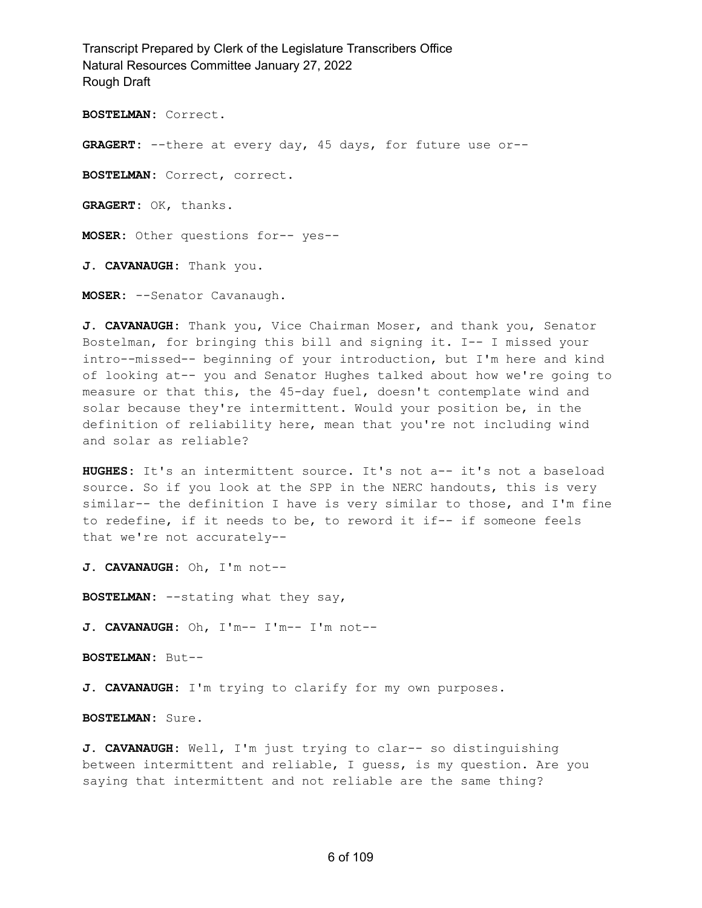**BOSTELMAN:** Correct.

**GRAGERT:** --there at every day, 45 days, for future use or--

**BOSTELMAN:** Correct, correct.

**GRAGERT:** OK, thanks.

**MOSER:** Other questions for-- yes--

**J. CAVANAUGH:** Thank you.

**MOSER:** --Senator Cavanaugh.

**J. CAVANAUGH:** Thank you, Vice Chairman Moser, and thank you, Senator Bostelman, for bringing this bill and signing it. I-- I missed your intro--missed-- beginning of your introduction, but I'm here and kind of looking at-- you and Senator Hughes talked about how we're going to measure or that this, the 45-day fuel, doesn't contemplate wind and solar because they're intermittent. Would your position be, in the definition of reliability here, mean that you're not including wind and solar as reliable?

**HUGHES:** It's an intermittent source. It's not a-- it's not a baseload source. So if you look at the SPP in the NERC handouts, this is very similar-- the definition I have is very similar to those, and I'm fine to redefine, if it needs to be, to reword it if-- if someone feels that we're not accurately--

**J. CAVANAUGH:** Oh, I'm not--

**BOSTELMAN:** --stating what they say,

**J. CAVANAUGH:** Oh, I'm-- I'm-- I'm not--

**BOSTELMAN:** But--

**J. CAVANAUGH:** I'm trying to clarify for my own purposes.

**BOSTELMAN:** Sure.

**J. CAVANAUGH:** Well, I'm just trying to clar-- so distinguishing between intermittent and reliable, I guess, is my question. Are you saying that intermittent and not reliable are the same thing?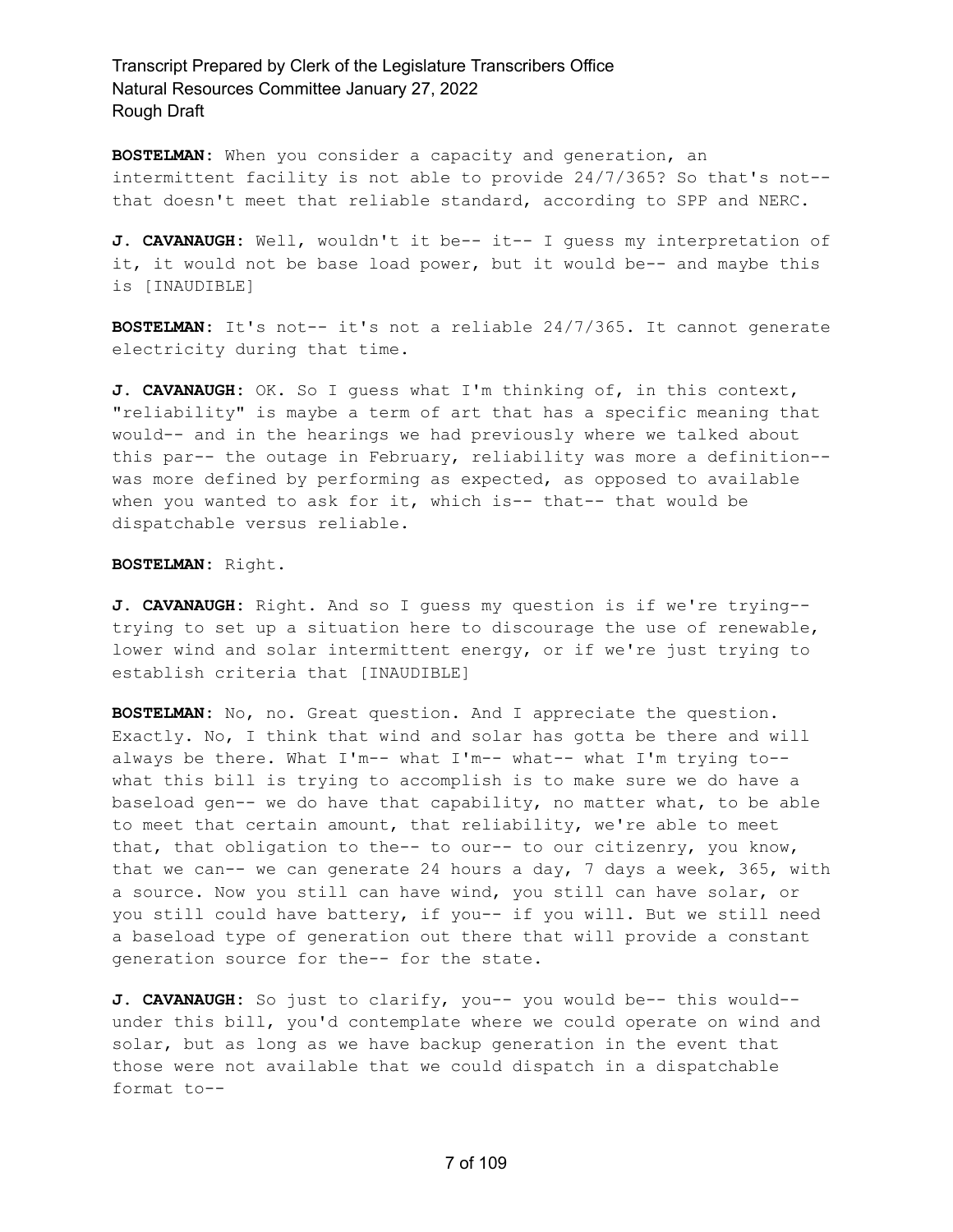**BOSTELMAN:** When you consider a capacity and generation, an intermittent facility is not able to provide 24/7/365? So that's not-- that doesn't meet that reliable standard, according to SPP and NERC.

**J. CAVANAUGH:** Well, wouldn't it be-- it-- I guess my interpretation of it, it would not be base load power, but it would be-- and maybe this is [INAUDIBLE]

**BOSTELMAN:** It's not-- it's not a reliable 24/7/365. It cannot generate electricity during that time.

**J. CAVANAUGH:** OK. So I guess what I'm thinking of, in this context, "reliability" is maybe a term of art that has a specific meaning that would-- and in the hearings we had previously where we talked about this par-- the outage in February, reliability was more a definition-- was more defined by performing as expected, as opposed to available when you wanted to ask for it, which is-- that-- that would be dispatchable versus reliable.

**BOSTELMAN:** Right.

**J. CAVANAUGH:** Right. And so I guess my question is if we're trying-- trying to set up a situation here to discourage the use of renewable, lower wind and solar intermittent energy, or if we're just trying to establish criteria that [INAUDIBLE]

**BOSTELMAN:** No, no. Great question. And I appreciate the question. Exactly. No, I think that wind and solar has gotta be there and will always be there. What I'm-- what I'm-- what-- what I'm trying to-- what this bill is trying to accomplish is to make sure we do have a baseload gen-- we do have that capability, no matter what, to be able to meet that certain amount, that reliability, we're able to meet that, that obligation to the-- to our-- to our citizenry, you know, that we can-- we can generate 24 hours a day, 7 days a week, 365, with a source. Now you still can have wind, you still can have solar, or you still could have battery, if you-- if you will. But we still need a baseload type of generation out there that will provide a constant generation source for the-- for the state.

**J. CAVANAUGH:** So just to clarify, you-- you would be-- this would-- under this bill, you'd contemplate where we could operate on wind and solar, but as long as we have backup generation in the event that those were not available that we could dispatch in a dispatchable format to--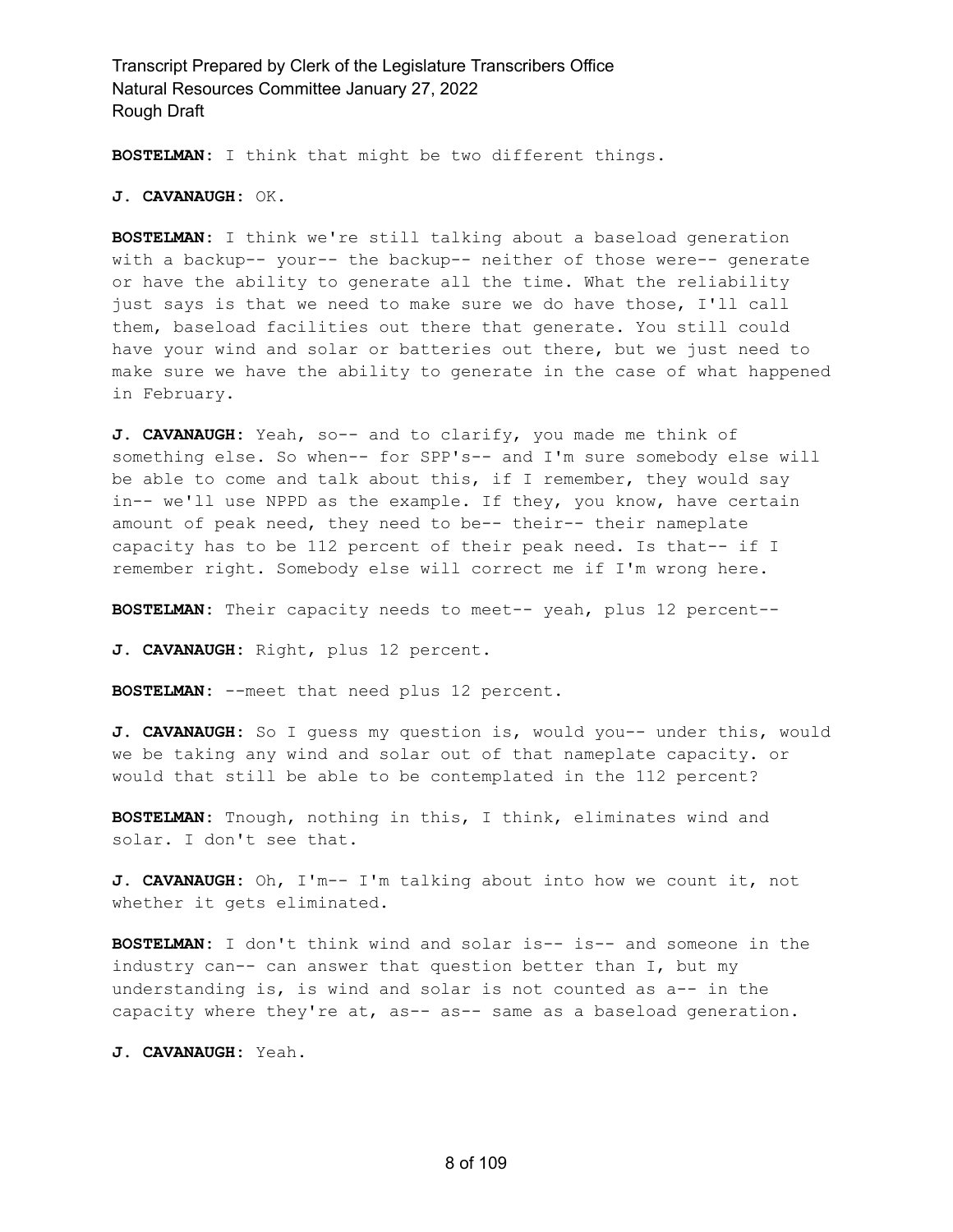**BOSTELMAN:** I think that might be two different things.

**J. CAVANAUGH:** OK.

**BOSTELMAN:** I think we're still talking about a baseload generation with a backup-- your-- the backup-- neither of those were-- generate or have the ability to generate all the time. What the reliability just says is that we need to make sure we do have those, I'll call them, baseload facilities out there that generate. You still could have your wind and solar or batteries out there, but we just need to make sure we have the ability to generate in the case of what happened in February.

**J. CAVANAUGH:** Yeah, so-- and to clarify, you made me think of something else. So when-- for SPP's-- and I'm sure somebody else will be able to come and talk about this, if I remember, they would say in-- we'll use NPPD as the example. If they, you know, have certain amount of peak need, they need to be-- their-- their nameplate capacity has to be 112 percent of their peak need. Is that-- if I remember right. Somebody else will correct me if I'm wrong here.

**BOSTELMAN:** Their capacity needs to meet-- yeah, plus 12 percent--

**J. CAVANAUGH:** Right, plus 12 percent.

**BOSTELMAN:** --meet that need plus 12 percent.

**J. CAVANAUGH:** So I guess my question is, would you-- under this, would we be taking any wind and solar out of that nameplate capacity. or would that still be able to be contemplated in the 112 percent?

**BOSTELMAN:** Tnough, nothing in this, I think, eliminates wind and solar. I don't see that.

**J. CAVANAUGH:** Oh, I'm-- I'm talking about into how we count it, not whether it gets eliminated.

**BOSTELMAN:** I don't think wind and solar is-- is-- and someone in the industry can-- can answer that question better than I, but my understanding is, is wind and solar is not counted as a-- in the capacity where they're at, as-- as-- same as a baseload generation.

**J. CAVANAUGH:** Yeah.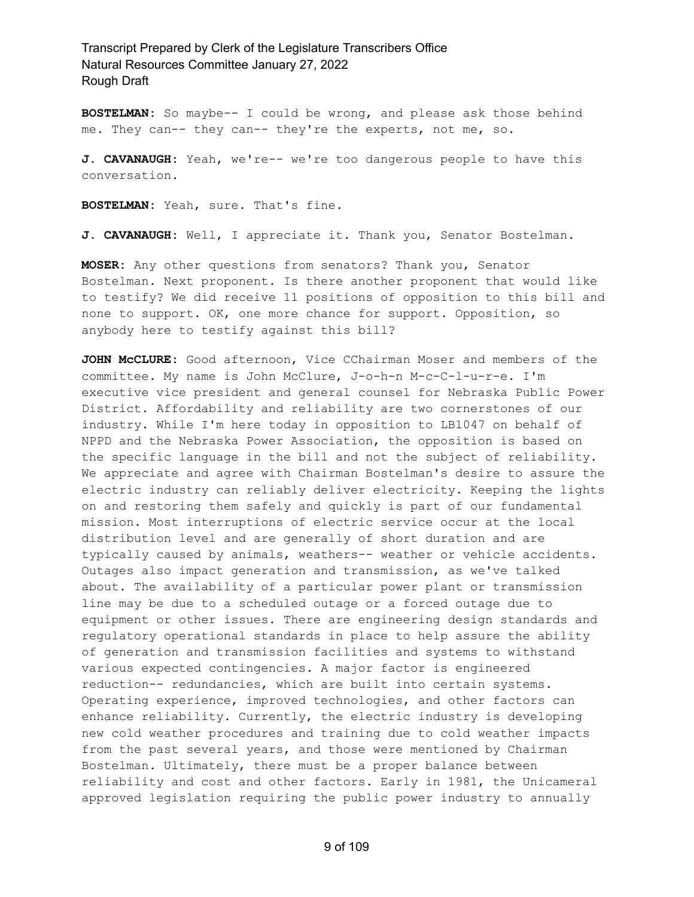**BOSTELMAN:** So maybe-- I could be wrong, and please ask those behind me. They can-- they can-- they're the experts, not me, so.

**J. CAVANAUGH:** Yeah, we're-- we're too dangerous people to have this conversation.

**BOSTELMAN:** Yeah, sure. That's fine.

**J. CAVANAUGH:** Well, I appreciate it. Thank you, Senator Bostelman.

**MOSER:** Any other questions from senators? Thank you, Senator Bostelman. Next proponent. Is there another proponent that would like to testify? We did receive 11 positions of opposition to this bill and none to support. OK, one more chance for support. Opposition, so anybody here to testify against this bill?

**JOHN McCLURE:** Good afternoon, Vice CChairman Moser and members of the committee. My name is John McClure, J-o-h-n M-c-C-l-u-r-e. I'm executive vice president and general counsel for Nebraska Public Power District. Affordability and reliability are two cornerstones of our industry. While I'm here today in opposition to LB1047 on behalf of NPPD and the Nebraska Power Association, the opposition is based on the specific language in the bill and not the subject of reliability. We appreciate and agree with Chairman Bostelman's desire to assure the electric industry can reliably deliver electricity. Keeping the lights on and restoring them safely and quickly is part of our fundamental mission. Most interruptions of electric service occur at the local distribution level and are generally of short duration and are typically caused by animals, weathers-- weather or vehicle accidents. Outages also impact generation and transmission, as we've talked about. The availability of a particular power plant or transmission line may be due to a scheduled outage or a forced outage due to equipment or other issues. There are engineering design standards and regulatory operational standards in place to help assure the ability of generation and transmission facilities and systems to withstand various expected contingencies. A major factor is engineered reduction-- redundancies, which are built into certain systems. Operating experience, improved technologies, and other factors can enhance reliability. Currently, the electric industry is developing new cold weather procedures and training due to cold weather impacts from the past several years, and those were mentioned by Chairman Bostelman. Ultimately, there must be a proper balance between reliability and cost and other factors. Early in 1981, the Unicameral approved legislation requiring the public power industry to annually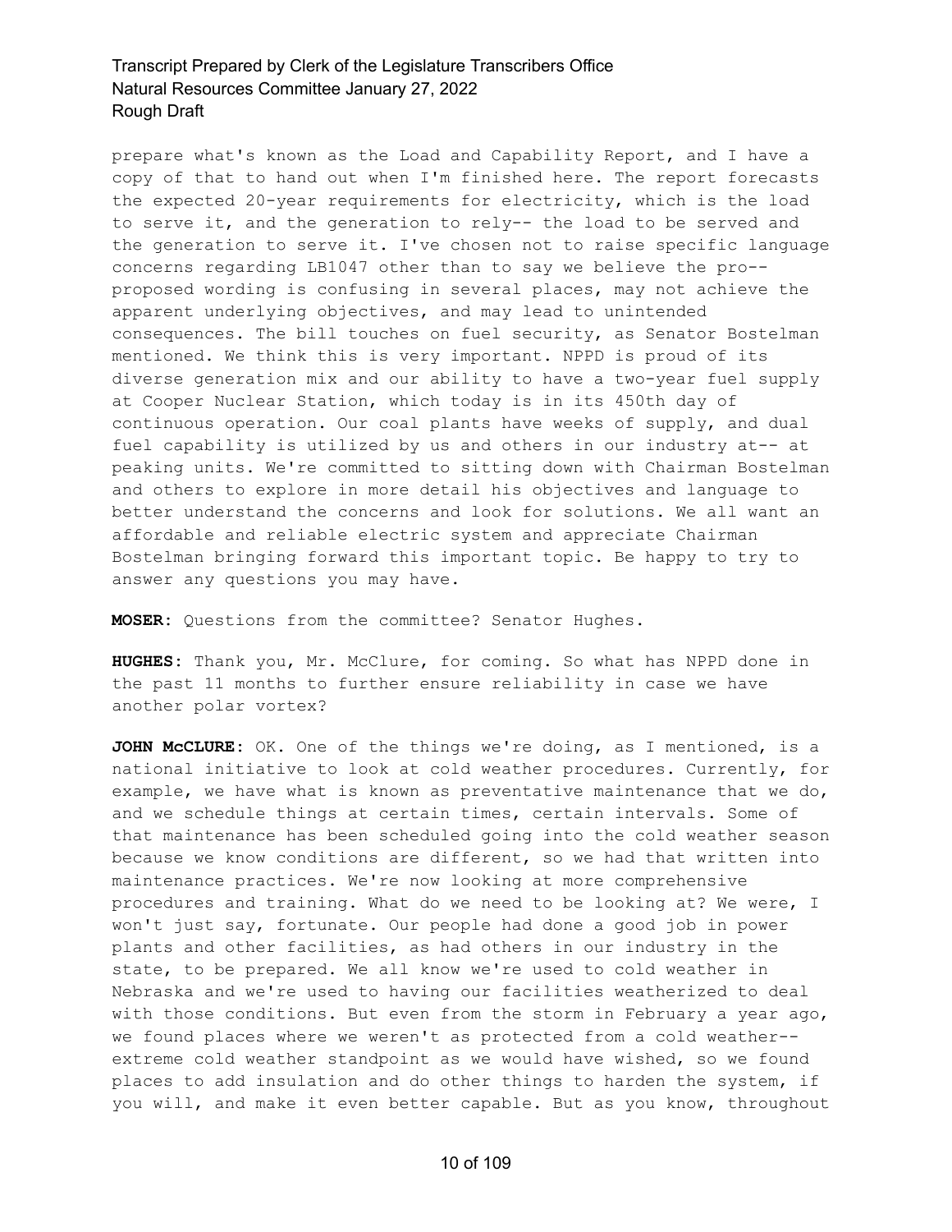prepare what's known as the Load and Capability Report, and I have a copy of that to hand out when I'm finished here. The report forecasts the expected 20-year requirements for electricity, which is the load to serve it, and the generation to rely-- the load to be served and the generation to serve it. I've chosen not to raise specific language concerns regarding LB1047 other than to say we believe the pro-- proposed wording is confusing in several places, may not achieve the apparent underlying objectives, and may lead to unintended consequences. The bill touches on fuel security, as Senator Bostelman mentioned. We think this is very important. NPPD is proud of its diverse generation mix and our ability to have a two-year fuel supply at Cooper Nuclear Station, which today is in its 450th day of continuous operation. Our coal plants have weeks of supply, and dual fuel capability is utilized by us and others in our industry at-- at peaking units. We're committed to sitting down with Chairman Bostelman and others to explore in more detail his objectives and language to better understand the concerns and look for solutions. We all want an affordable and reliable electric system and appreciate Chairman Bostelman bringing forward this important topic. Be happy to try to answer any questions you may have.

**MOSER:** Questions from the committee? Senator Hughes.

**HUGHES:** Thank you, Mr. McClure, for coming. So what has NPPD done in the past 11 months to further ensure reliability in case we have another polar vortex?

**JOHN McCLURE:** OK. One of the things we're doing, as I mentioned, is a national initiative to look at cold weather procedures. Currently, for example, we have what is known as preventative maintenance that we do, and we schedule things at certain times, certain intervals. Some of that maintenance has been scheduled going into the cold weather season because we know conditions are different, so we had that written into maintenance practices. We're now looking at more comprehensive procedures and training. What do we need to be looking at? We were, I won't just say, fortunate. Our people had done a good job in power plants and other facilities, as had others in our industry in the state, to be prepared. We all know we're used to cold weather in Nebraska and we're used to having our facilities weatherized to deal with those conditions. But even from the storm in February a year ago, we found places where we weren't as protected from a cold weather-- extreme cold weather standpoint as we would have wished, so we found places to add insulation and do other things to harden the system, if you will, and make it even better capable. But as you know, throughout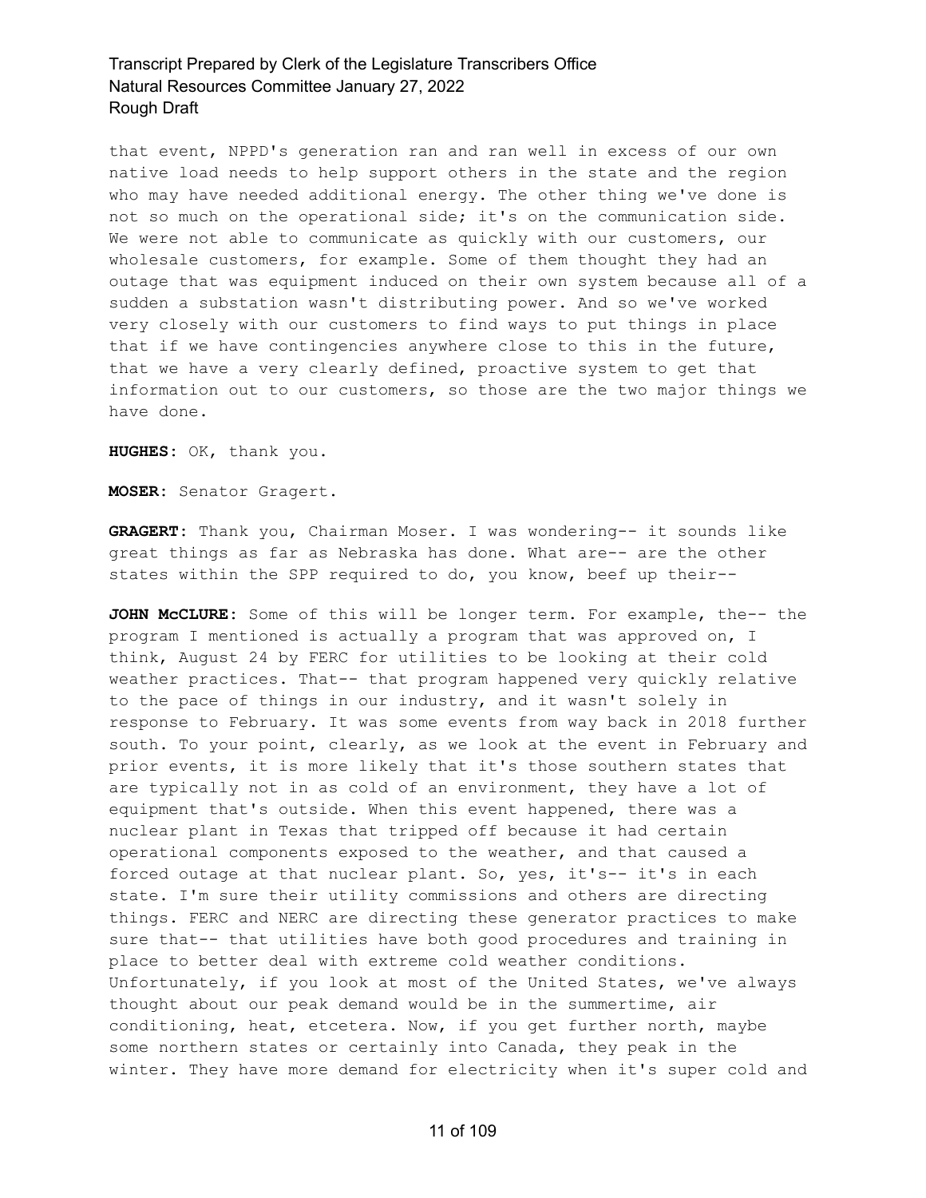that event, NPPD's generation ran and ran well in excess of our own native load needs to help support others in the state and the region who may have needed additional energy. The other thing we've done is not so much on the operational side; it's on the communication side. We were not able to communicate as quickly with our customers, our wholesale customers, for example. Some of them thought they had an outage that was equipment induced on their own system because all of a sudden a substation wasn't distributing power. And so we've worked very closely with our customers to find ways to put things in place that if we have contingencies anywhere close to this in the future, that we have a very clearly defined, proactive system to get that information out to our customers, so those are the two major things we have done.

**HUGHES:** OK, thank you.

**MOSER:** Senator Gragert.

**GRAGERT:** Thank you, Chairman Moser. I was wondering-- it sounds like great things as far as Nebraska has done. What are-- are the other states within the SPP required to do, you know, beef up their--

**JOHN McCLURE:** Some of this will be longer term. For example, the-- the program I mentioned is actually a program that was approved on, I think, August 24 by FERC for utilities to be looking at their cold weather practices. That-- that program happened very quickly relative to the pace of things in our industry, and it wasn't solely in response to February. It was some events from way back in 2018 further south. To your point, clearly, as we look at the event in February and prior events, it is more likely that it's those southern states that are typically not in as cold of an environment, they have a lot of equipment that's outside. When this event happened, there was a nuclear plant in Texas that tripped off because it had certain operational components exposed to the weather, and that caused a forced outage at that nuclear plant. So, yes, it's-- it's in each state. I'm sure their utility commissions and others are directing things. FERC and NERC are directing these generator practices to make sure that-- that utilities have both good procedures and training in place to better deal with extreme cold weather conditions. Unfortunately, if you look at most of the United States, we've always thought about our peak demand would be in the summertime, air conditioning, heat, etcetera. Now, if you get further north, maybe some northern states or certainly into Canada, they peak in the winter. They have more demand for electricity when it's super cold and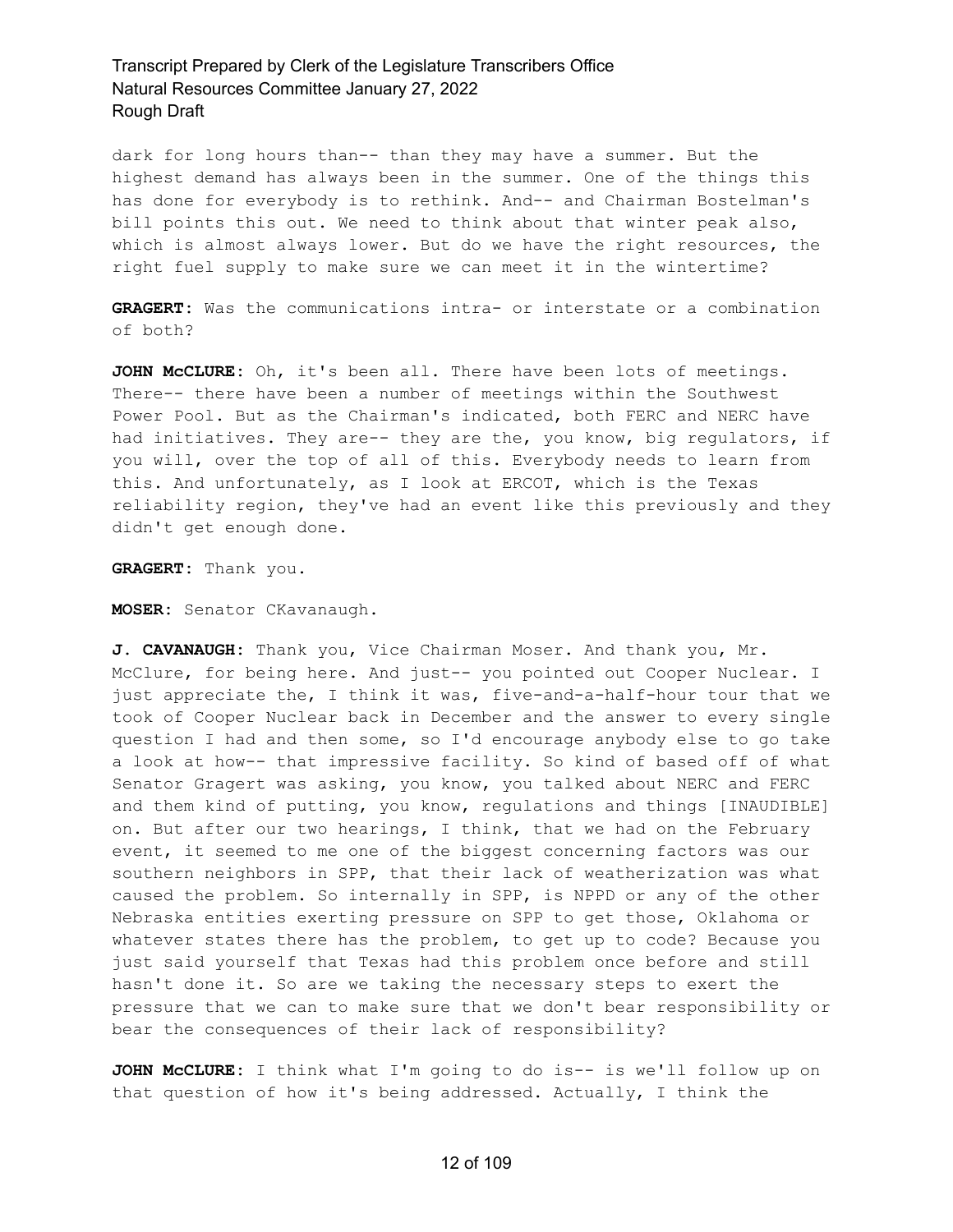dark for long hours than-- than they may have a summer. But the highest demand has always been in the summer. One of the things this has done for everybody is to rethink. And-- and Chairman Bostelman's bill points this out. We need to think about that winter peak also, which is almost always lower. But do we have the right resources, the right fuel supply to make sure we can meet it in the wintertime?

**GRAGERT:** Was the communications intra- or interstate or a combination of both?

**JOHN McCLURE:** Oh, it's been all. There have been lots of meetings. There-- there have been a number of meetings within the Southwest Power Pool. But as the Chairman's indicated, both FERC and NERC have had initiatives. They are-- they are the, you know, big regulators, if you will, over the top of all of this. Everybody needs to learn from this. And unfortunately, as I look at ERCOT, which is the Texas reliability region, they've had an event like this previously and they didn't get enough done.

**GRAGERT:** Thank you.

**MOSER:** Senator CKavanaugh.

**J. CAVANAUGH:** Thank you, Vice Chairman Moser. And thank you, Mr. McClure, for being here. And just-- you pointed out Cooper Nuclear. I just appreciate the, I think it was, five-and-a-half-hour tour that we took of Cooper Nuclear back in December and the answer to every single question I had and then some, so I'd encourage anybody else to go take a look at how-- that impressive facility. So kind of based off of what Senator Gragert was asking, you know, you talked about NERC and FERC and them kind of putting, you know, regulations and things [INAUDIBLE] on. But after our two hearings, I think, that we had on the February event, it seemed to me one of the biggest concerning factors was our southern neighbors in SPP, that their lack of weatherization was what caused the problem. So internally in SPP, is NPPD or any of the other Nebraska entities exerting pressure on SPP to get those, Oklahoma or whatever states there has the problem, to get up to code? Because you just said yourself that Texas had this problem once before and still hasn't done it. So are we taking the necessary steps to exert the pressure that we can to make sure that we don't bear responsibility or bear the consequences of their lack of responsibility?

**JOHN McCLURE:** I think what I'm going to do is-- is we'll follow up on that question of how it's being addressed. Actually, I think the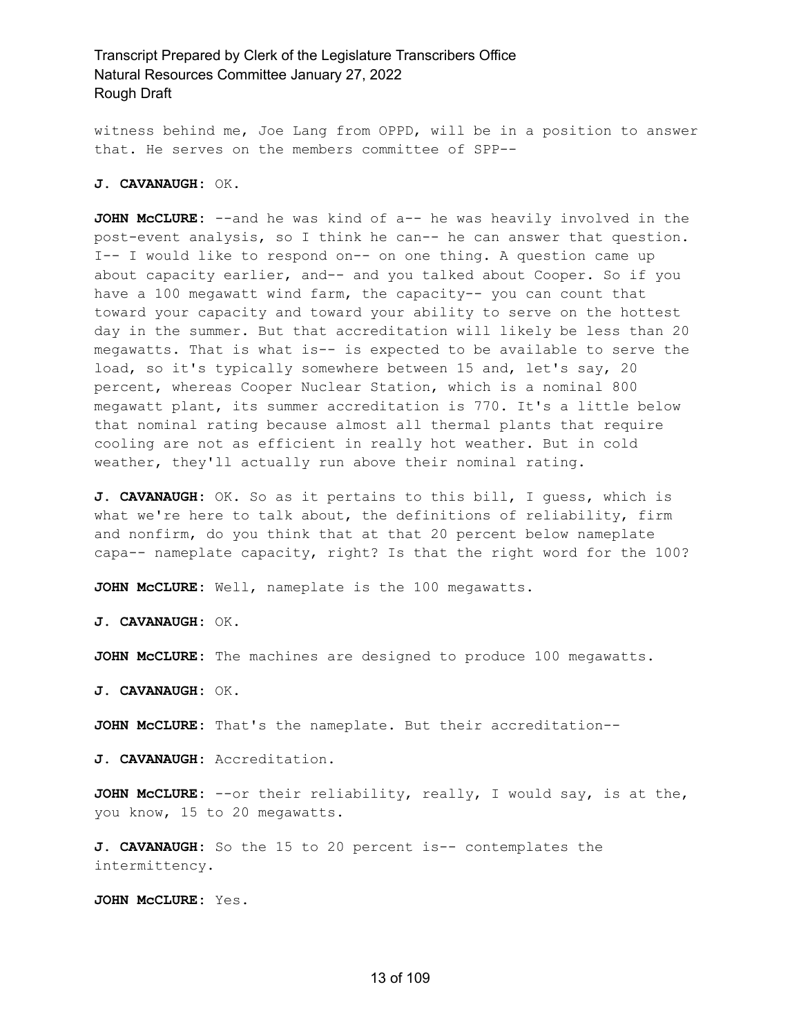witness behind me, Joe Lang from OPPD, will be in a position to answer that. He serves on the members committee of SPP--

**J. CAVANAUGH:** OK.

**JOHN McCLURE:** --and he was kind of a-- he was heavily involved in the post-event analysis, so I think he can-- he can answer that question. I-- I would like to respond on-- on one thing. A question came up about capacity earlier, and-- and you talked about Cooper. So if you have a 100 megawatt wind farm, the capacity-- you can count that toward your capacity and toward your ability to serve on the hottest day in the summer. But that accreditation will likely be less than 20 megawatts. That is what is-- is expected to be available to serve the load, so it's typically somewhere between 15 and, let's say, 20 percent, whereas Cooper Nuclear Station, which is a nominal 800 megawatt plant, its summer accreditation is 770. It's a little below that nominal rating because almost all thermal plants that require cooling are not as efficient in really hot weather. But in cold weather, they'll actually run above their nominal rating.

**J. CAVANAUGH:** OK. So as it pertains to this bill, I guess, which is what we're here to talk about, the definitions of reliability, firm and nonfirm, do you think that at that 20 percent below nameplate capa-- nameplate capacity, right? Is that the right word for the 100?

**JOHN McCLURE:** Well, nameplate is the 100 megawatts.

**J. CAVANAUGH:** OK.

**JOHN McCLURE:** The machines are designed to produce 100 megawatts.

**J. CAVANAUGH:** OK.

**JOHN McCLURE:** That's the nameplate. But their accreditation--

**J. CAVANAUGH:** Accreditation.

**JOHN McCLURE:** --or their reliability, really, I would say, is at the, you know, 15 to 20 megawatts.

**J. CAVANAUGH:** So the 15 to 20 percent is-- contemplates the intermittency.

**JOHN McCLURE:** Yes.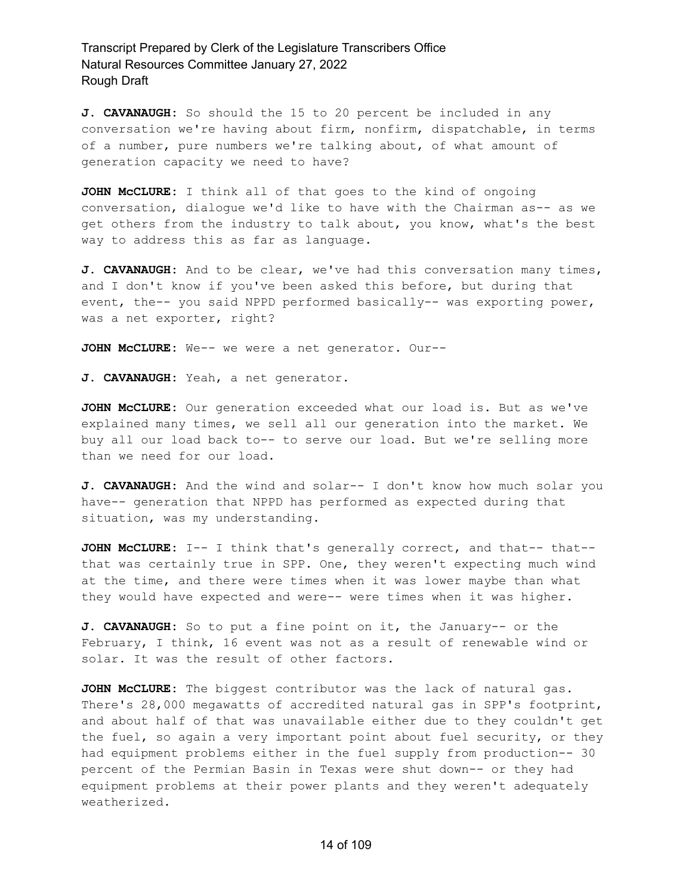**J. CAVANAUGH:** So should the 15 to 20 percent be included in any conversation we're having about firm, nonfirm, dispatchable, in terms of a number, pure numbers we're talking about, of what amount of generation capacity we need to have?

**JOHN McCLURE:** I think all of that goes to the kind of ongoing conversation, dialogue we'd like to have with the Chairman as-- as we get others from the industry to talk about, you know, what's the best way to address this as far as language.

**J. CAVANAUGH:** And to be clear, we've had this conversation many times, and I don't know if you've been asked this before, but during that event, the-- you said NPPD performed basically-- was exporting power, was a net exporter, right?

**JOHN McCLURE:** We-- we were a net generator. Our--

**J. CAVANAUGH:** Yeah, a net generator.

**JOHN McCLURE:** Our generation exceeded what our load is. But as we've explained many times, we sell all our generation into the market. We buy all our load back to-- to serve our load. But we're selling more than we need for our load.

**J. CAVANAUGH:** And the wind and solar-- I don't know how much solar you have-- generation that NPPD has performed as expected during that situation, was my understanding.

**JOHN McCLURE:** I-- I think that's generally correct, and that-- that-- that was certainly true in SPP. One, they weren't expecting much wind at the time, and there were times when it was lower maybe than what they would have expected and were-- were times when it was higher.

**J. CAVANAUGH:** So to put a fine point on it, the January-- or the February, I think, 16 event was not as a result of renewable wind or solar. It was the result of other factors.

**JOHN McCLURE:** The biggest contributor was the lack of natural gas. There's 28,000 megawatts of accredited natural gas in SPP's footprint, and about half of that was unavailable either due to they couldn't get the fuel, so again a very important point about fuel security, or they had equipment problems either in the fuel supply from production-- 30 percent of the Permian Basin in Texas were shut down-- or they had equipment problems at their power plants and they weren't adequately weatherized.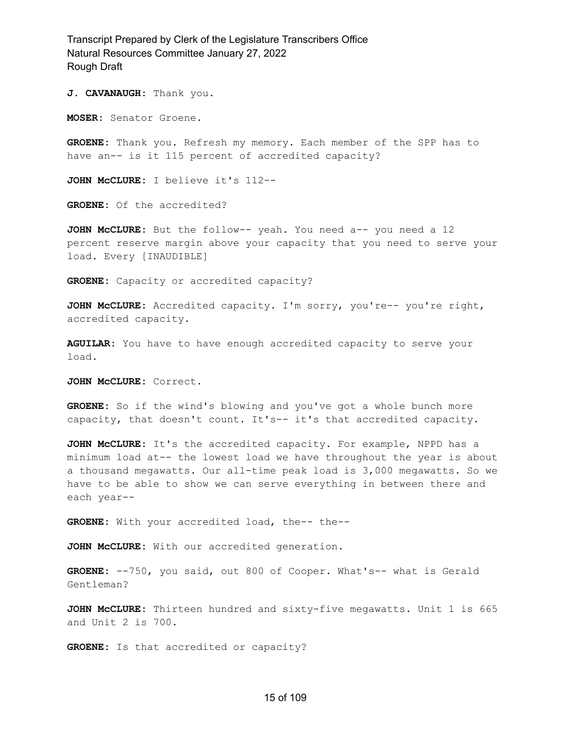**J. CAVANAUGH:** Thank you.

**MOSER:** Senator Groene.

**GROENE:** Thank you. Refresh my memory. Each member of the SPP has to have an-- is it 115 percent of accredited capacity?

**JOHN McCLURE:** I believe it's 112--

**GROENE:** Of the accredited?

**JOHN McCLURE:** But the follow-- yeah. You need a-- you need a 12 percent reserve margin above your capacity that you need to serve your load. Every [INAUDIBLE]

**GROENE:** Capacity or accredited capacity?

**JOHN McCLURE:** Accredited capacity. I'm sorry, you're-- you're right, accredited capacity.

**AGUILAR:** You have to have enough accredited capacity to serve your load.

**JOHN McCLURE:** Correct.

**GROENE:** So if the wind's blowing and you've got a whole bunch more capacity, that doesn't count. It's-- it's that accredited capacity.

**JOHN McCLURE:** It's the accredited capacity. For example, NPPD has a minimum load at-- the lowest load we have throughout the year is about a thousand megawatts. Our all-time peak load is 3,000 megawatts. So we have to be able to show we can serve everything in between there and each year--

**GROENE:** With your accredited load, the-- the--

**JOHN McCLURE:** With our accredited generation.

**GROENE:** --750, you said, out 800 of Cooper. What's-- what is Gerald Gentleman?

**JOHN McCLURE:** Thirteen hundred and sixty-five megawatts. Unit 1 is 665 and Unit 2 is 700.

**GROENE:** Is that accredited or capacity?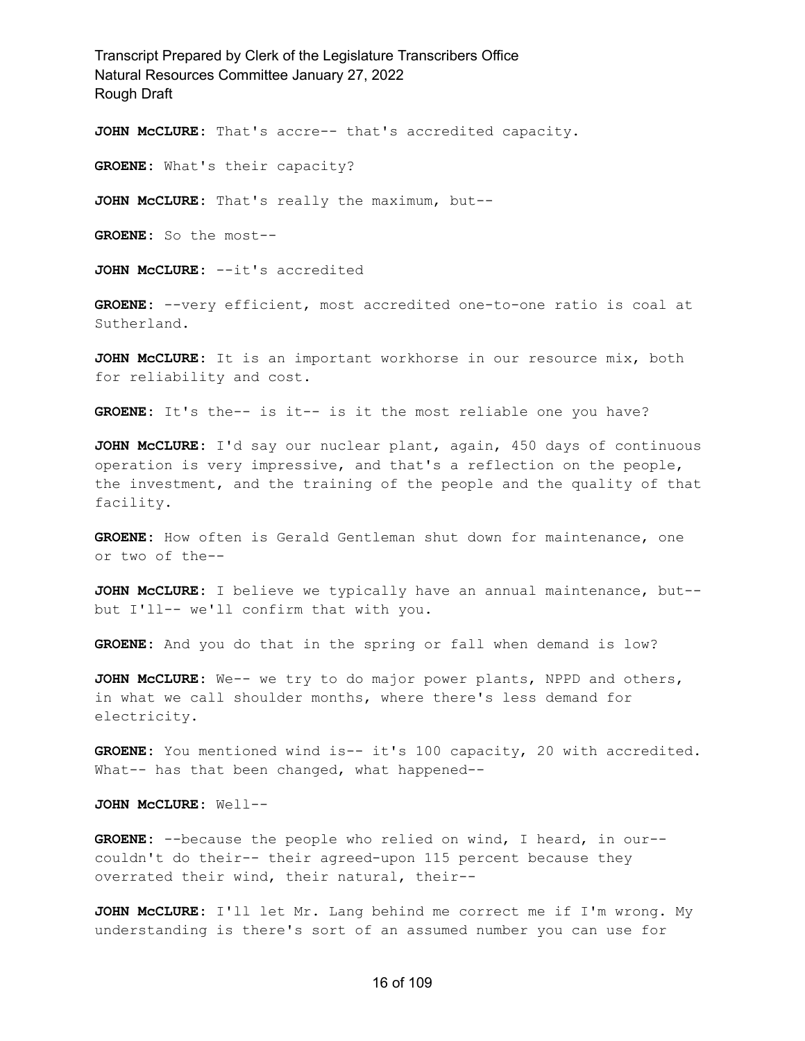**JOHN McCLURE:** That's accre-- that's accredited capacity.

**GROENE:** What's their capacity?

**JOHN McCLURE:** That's really the maximum, but--

**GROENE:** So the most--

**JOHN McCLURE:** --it's accredited

**GROENE:** --very efficient, most accredited one-to-one ratio is coal at Sutherland.

**JOHN McCLURE:** It is an important workhorse in our resource mix, both for reliability and cost.

**GROENE:** It's the-- is it-- is it the most reliable one you have?

**JOHN McCLURE:** I'd say our nuclear plant, again, 450 days of continuous operation is very impressive, and that's a reflection on the people, the investment, and the training of the people and the quality of that facility.

**GROENE:** How often is Gerald Gentleman shut down for maintenance, one or two of the--

**JOHN McCLURE:** I believe we typically have an annual maintenance, but-- but I'll-- we'll confirm that with you.

**GROENE:** And you do that in the spring or fall when demand is low?

**JOHN McCLURE:** We-- we try to do major power plants, NPPD and others, in what we call shoulder months, where there's less demand for electricity.

**GROENE:** You mentioned wind is-- it's 100 capacity, 20 with accredited. What-- has that been changed, what happened--

**JOHN McCLURE:** Well--

**GROENE:** --because the people who relied on wind, I heard, in our-- couldn't do their-- their agreed-upon 115 percent because they overrated their wind, their natural, their--

**JOHN McCLURE:** I'll let Mr. Lang behind me correct me if I'm wrong. My understanding is there's sort of an assumed number you can use for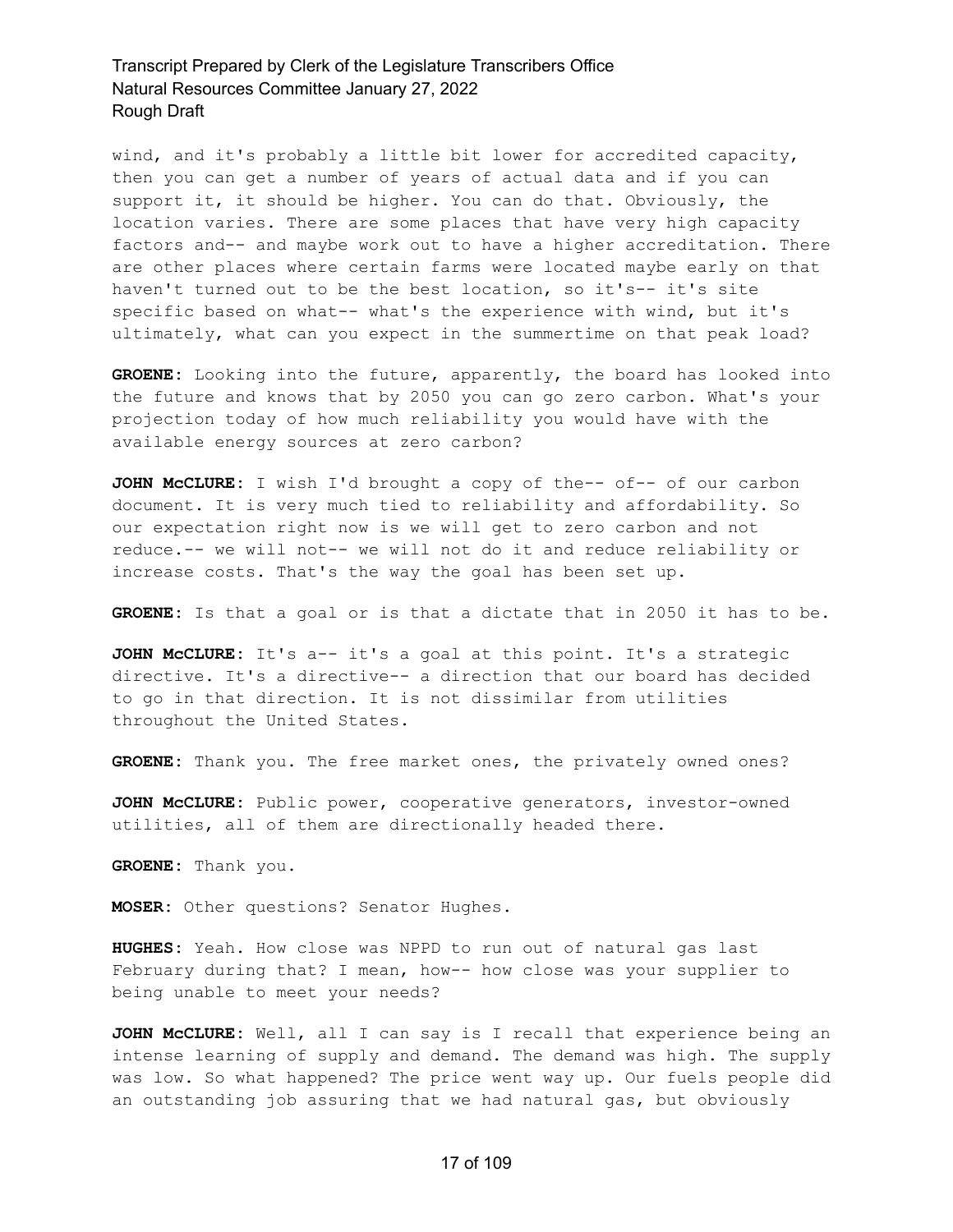wind, and it's probably a little bit lower for accredited capacity, then you can get a number of years of actual data and if you can support it, it should be higher. You can do that. Obviously, the location varies. There are some places that have very high capacity factors and-- and maybe work out to have a higher accreditation. There are other places where certain farms were located maybe early on that haven't turned out to be the best location, so it's-- it's site specific based on what-- what's the experience with wind, but it's ultimately, what can you expect in the summertime on that peak load?

**GROENE:** Looking into the future, apparently, the board has looked into the future and knows that by 2050 you can go zero carbon. What's your projection today of how much reliability you would have with the available energy sources at zero carbon?

**JOHN McCLURE:** I wish I'd brought a copy of the-- of-- of our carbon document. It is very much tied to reliability and affordability. So our expectation right now is we will get to zero carbon and not reduce.-- we will not-- we will not do it and reduce reliability or increase costs. That's the way the goal has been set up.

**GROENE:** Is that a goal or is that a dictate that in 2050 it has to be.

**JOHN McCLURE:** It's a-- it's a goal at this point. It's a strategic directive. It's a directive-- a direction that our board has decided to go in that direction. It is not dissimilar from utilities throughout the United States.

**GROENE:** Thank you. The free market ones, the privately owned ones?

**JOHN McCLURE:** Public power, cooperative generators, investor-owned utilities, all of them are directionally headed there.

**GROENE:** Thank you.

**MOSER:** Other questions? Senator Hughes.

**HUGHES:** Yeah. How close was NPPD to run out of natural gas last February during that? I mean, how-- how close was your supplier to being unable to meet your needs?

**JOHN McCLURE:** Well, all I can say is I recall that experience being an intense learning of supply and demand. The demand was high. The supply was low. So what happened? The price went way up. Our fuels people did an outstanding job assuring that we had natural gas, but obviously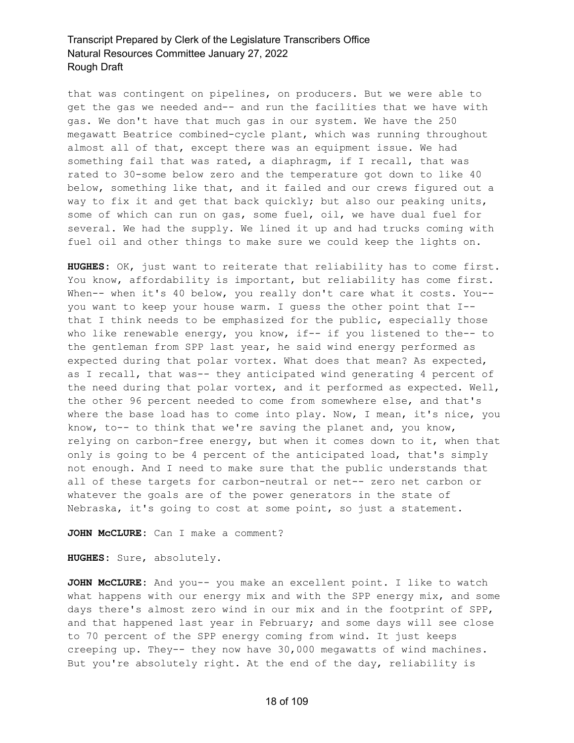that was contingent on pipelines, on producers. But we were able to get the gas we needed and-- and run the facilities that we have with gas. We don't have that much gas in our system. We have the 250 megawatt Beatrice combined-cycle plant, which was running throughout almost all of that, except there was an equipment issue. We had something fail that was rated, a diaphragm, if I recall, that was rated to 30-some below zero and the temperature got down to like 40 below, something like that, and it failed and our crews figured out a way to fix it and get that back quickly; but also our peaking units, some of which can run on gas, some fuel, oil, we have dual fuel for several. We had the supply. We lined it up and had trucks coming with fuel oil and other things to make sure we could keep the lights on.

**HUGHES:** OK, just want to reiterate that reliability has to come first. You know, affordability is important, but reliability has come first. When-- when it's 40 below, you really don't care what it costs. You-- you want to keep your house warm. I guess the other point that I-- that I think needs to be emphasized for the public, especially those who like renewable energy, you know, if-- if you listened to the-- to the gentleman from SPP last year, he said wind energy performed as expected during that polar vortex. What does that mean? As expected, as I recall, that was-- they anticipated wind generating 4 percent of the need during that polar vortex, and it performed as expected. Well, the other 96 percent needed to come from somewhere else, and that's where the base load has to come into play. Now, I mean, it's nice, you know, to-- to think that we're saving the planet and, you know, relying on carbon-free energy, but when it comes down to it, when that only is going to be 4 percent of the anticipated load, that's simply not enough. And I need to make sure that the public understands that all of these targets for carbon-neutral or net-- zero net carbon or whatever the goals are of the power generators in the state of Nebraska, it's going to cost at some point, so just a statement.

**JOHN McCLURE:** Can I make a comment?

**HUGHES:** Sure, absolutely.

**JOHN McCLURE:** And you-- you make an excellent point. I like to watch what happens with our energy mix and with the SPP energy mix, and some days there's almost zero wind in our mix and in the footprint of SPP, and that happened last year in February; and some days will see close to 70 percent of the SPP energy coming from wind. It just keeps creeping up. They-- they now have 30,000 megawatts of wind machines. But you're absolutely right. At the end of the day, reliability is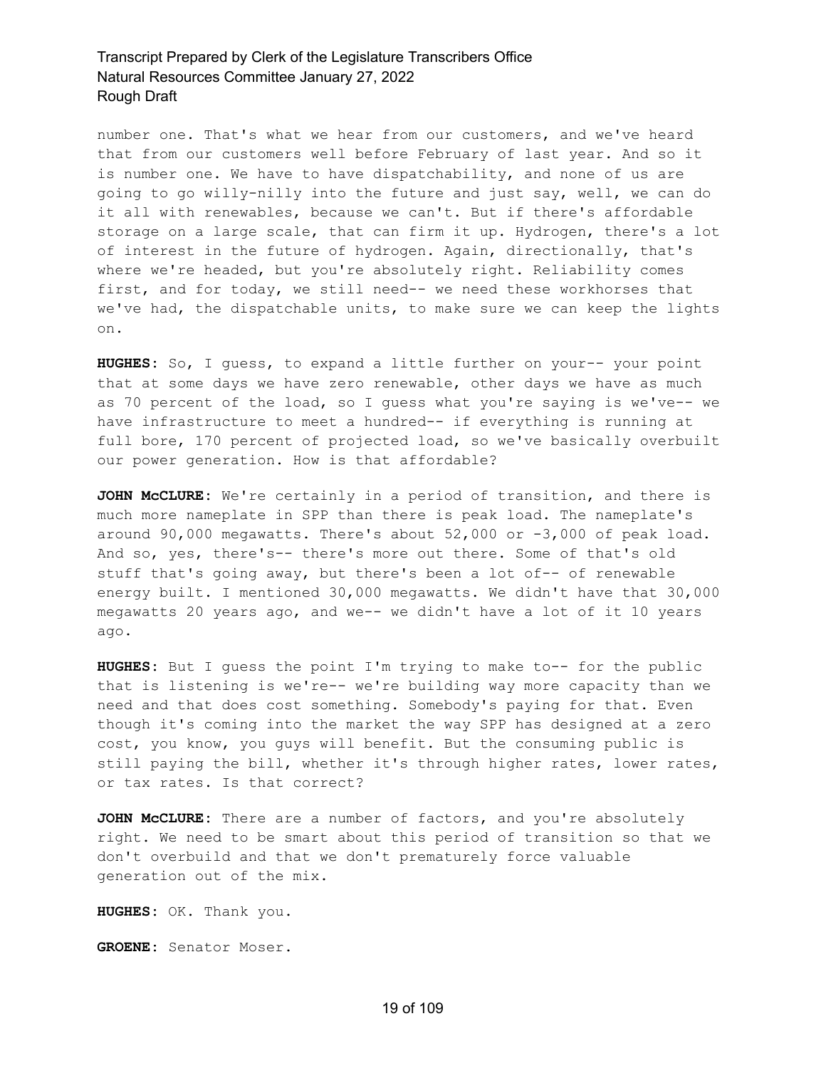number one. That's what we hear from our customers, and we've heard that from our customers well before February of last year. And so it is number one. We have to have dispatchability, and none of us are going to go willy-nilly into the future and just say, well, we can do it all with renewables, because we can't. But if there's affordable storage on a large scale, that can firm it up. Hydrogen, there's a lot of interest in the future of hydrogen. Again, directionally, that's where we're headed, but you're absolutely right. Reliability comes first, and for today, we still need-- we need these workhorses that we've had, the dispatchable units, to make sure we can keep the lights on.

**HUGHES:** So, I guess, to expand a little further on your-- your point that at some days we have zero renewable, other days we have as much as 70 percent of the load, so I guess what you're saying is we've-- we have infrastructure to meet a hundred-- if everything is running at full bore, 170 percent of projected load, so we've basically overbuilt our power generation. How is that affordable?

**JOHN McCLURE:** We're certainly in a period of transition, and there is much more nameplate in SPP than there is peak load. The nameplate's around 90,000 megawatts. There's about 52,000 or -3,000 of peak load. And so, yes, there's-- there's more out there. Some of that's old stuff that's going away, but there's been a lot of-- of renewable energy built. I mentioned 30,000 megawatts. We didn't have that 30,000 megawatts 20 years ago, and we-- we didn't have a lot of it 10 years ago.

**HUGHES:** But I guess the point I'm trying to make to-- for the public that is listening is we're-- we're building way more capacity than we need and that does cost something. Somebody's paying for that. Even though it's coming into the market the way SPP has designed at a zero cost, you know, you guys will benefit. But the consuming public is still paying the bill, whether it's through higher rates, lower rates, or tax rates. Is that correct?

**JOHN McCLURE:** There are a number of factors, and you're absolutely right. We need to be smart about this period of transition so that we don't overbuild and that we don't prematurely force valuable generation out of the mix.

**HUGHES:** OK. Thank you.

**GROENE:** Senator Moser.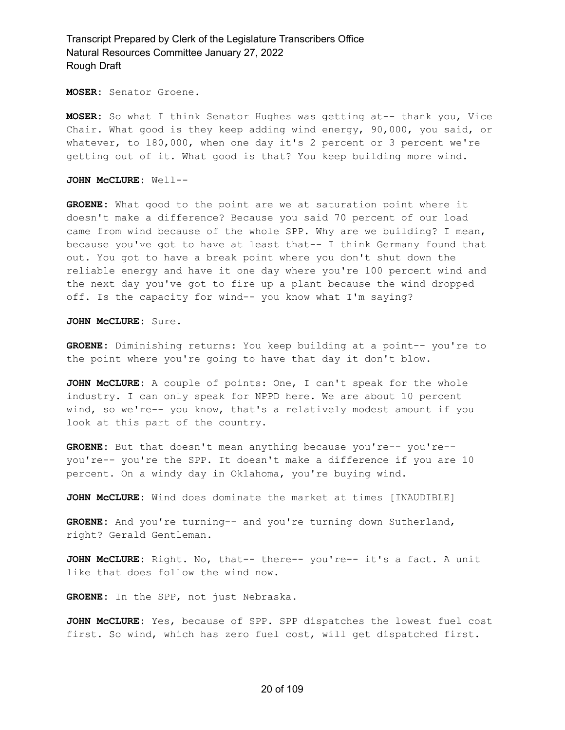**MOSER:** Senator Groene.

**MOSER:** So what I think Senator Hughes was getting at-- thank you, Vice Chair. What good is they keep adding wind energy, 90,000, you said, or whatever, to 180,000, when one day it's 2 percent or 3 percent we're getting out of it. What good is that? You keep building more wind.

**JOHN McCLURE:** Well--

**GROENE:** What good to the point are we at saturation point where it doesn't make a difference? Because you said 70 percent of our load came from wind because of the whole SPP. Why are we building? I mean, because you've got to have at least that-- I think Germany found that out. You got to have a break point where you don't shut down the reliable energy and have it one day where you're 100 percent wind and the next day you've got to fire up a plant because the wind dropped off. Is the capacity for wind-- you know what I'm saying?

**JOHN McCLURE:** Sure.

**GROENE:** Diminishing returns: You keep building at a point-- you're to the point where you're going to have that day it don't blow.

**JOHN McCLURE:** A couple of points: One, I can't speak for the whole industry. I can only speak for NPPD here. We are about 10 percent wind, so we're-- you know, that's a relatively modest amount if you look at this part of the country.

**GROENE:** But that doesn't mean anything because you're-- you're-- you're-- you're the SPP. It doesn't make a difference if you are 10 percent. On a windy day in Oklahoma, you're buying wind.

**JOHN McCLURE:** Wind does dominate the market at times [INAUDIBLE]

**GROENE:** And you're turning-- and you're turning down Sutherland, right? Gerald Gentleman.

**JOHN McCLURE:** Right. No, that-- there-- you're-- it's a fact. A unit like that does follow the wind now.

**GROENE:** In the SPP, not just Nebraska.

**JOHN McCLURE:** Yes, because of SPP. SPP dispatches the lowest fuel cost first. So wind, which has zero fuel cost, will get dispatched first.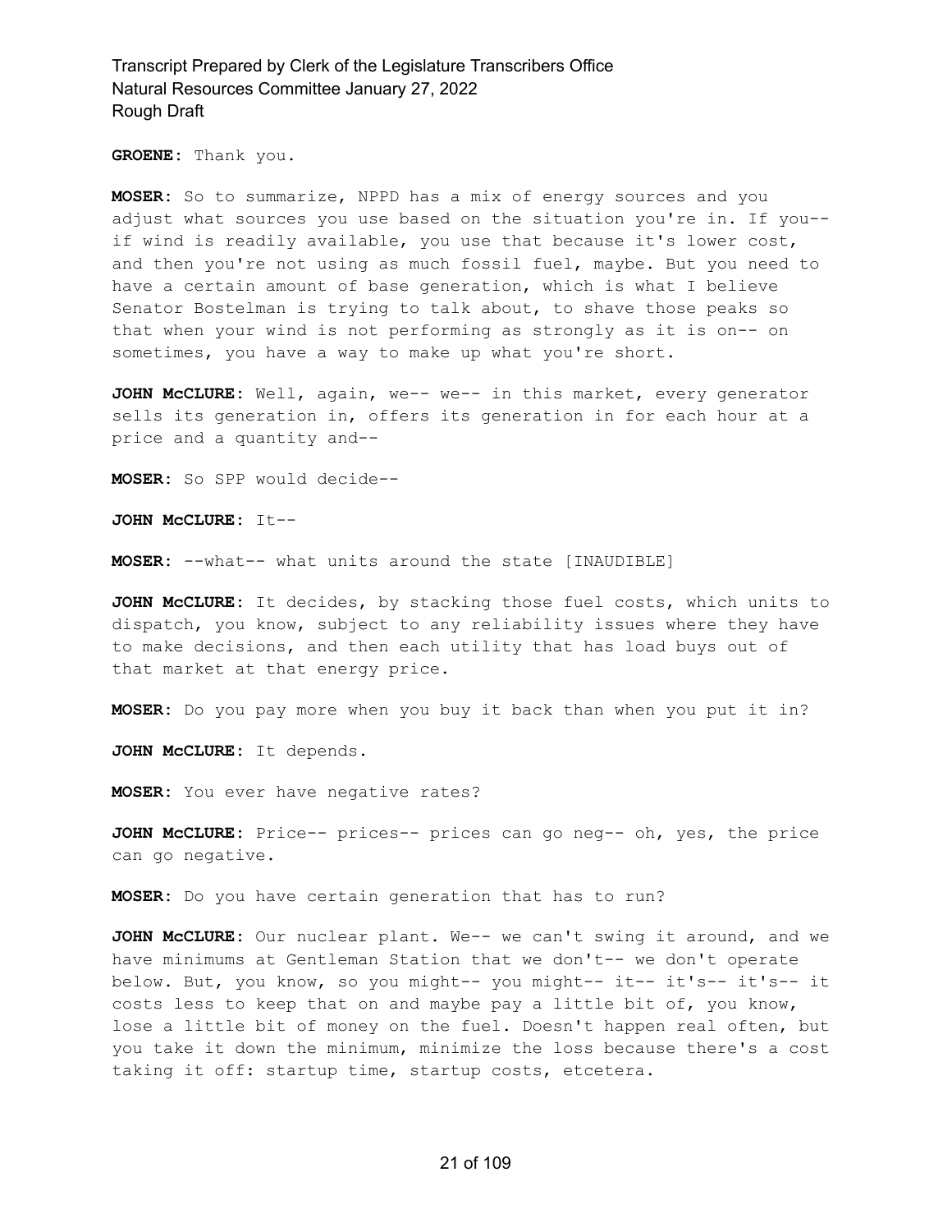**GROENE:** Thank you.

**MOSER:** So to summarize, NPPD has a mix of energy sources and you adjust what sources you use based on the situation you're in. If you-- if wind is readily available, you use that because it's lower cost, and then you're not using as much fossil fuel, maybe. But you need to have a certain amount of base generation, which is what I believe Senator Bostelman is trying to talk about, to shave those peaks so that when your wind is not performing as strongly as it is on-- on sometimes, you have a way to make up what you're short.

**JOHN McCLURE:** Well, again, we-- we-- in this market, every generator sells its generation in, offers its generation in for each hour at a price and a quantity and--

**MOSER:** So SPP would decide--

**JOHN McCLURE:** It--

**MOSER:** --what-- what units around the state [INAUDIBLE]

**JOHN McCLURE:** It decides, by stacking those fuel costs, which units to dispatch, you know, subject to any reliability issues where they have to make decisions, and then each utility that has load buys out of that market at that energy price.

**MOSER:** Do you pay more when you buy it back than when you put it in?

**JOHN McCLURE:** It depends.

**MOSER:** You ever have negative rates?

**JOHN McCLURE:** Price-- prices-- prices can go neg-- oh, yes, the price can go negative.

**MOSER:** Do you have certain generation that has to run?

**JOHN McCLURE:** Our nuclear plant. We-- we can't swing it around, and we have minimums at Gentleman Station that we don't-- we don't operate below. But, you know, so you might-- you might-- it-- it's-- it's-- it costs less to keep that on and maybe pay a little bit of, you know, lose a little bit of money on the fuel. Doesn't happen real often, but you take it down the minimum, minimize the loss because there's a cost taking it off: startup time, startup costs, etcetera.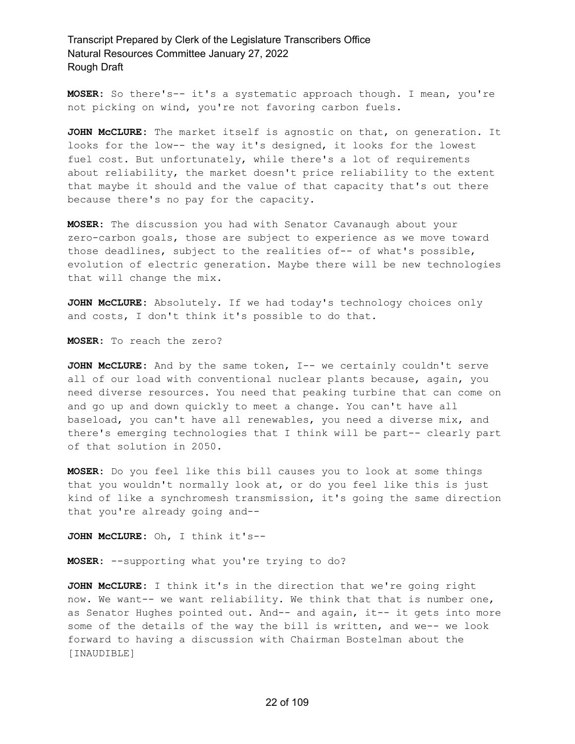**MOSER:** So there's-- it's a systematic approach though. I mean, you're not picking on wind, you're not favoring carbon fuels.

**JOHN McCLURE:** The market itself is agnostic on that, on generation. It looks for the low-- the way it's designed, it looks for the lowest fuel cost. But unfortunately, while there's a lot of requirements about reliability, the market doesn't price reliability to the extent that maybe it should and the value of that capacity that's out there because there's no pay for the capacity.

**MOSER:** The discussion you had with Senator Cavanaugh about your zero-carbon goals, those are subject to experience as we move toward those deadlines, subject to the realities of-- of what's possible, evolution of electric generation. Maybe there will be new technologies that will change the mix.

**JOHN McCLURE:** Absolutely. If we had today's technology choices only and costs, I don't think it's possible to do that.

**MOSER:** To reach the zero?

**JOHN McCLURE:** And by the same token, I-- we certainly couldn't serve all of our load with conventional nuclear plants because, again, you need diverse resources. You need that peaking turbine that can come on and go up and down quickly to meet a change. You can't have all baseload, you can't have all renewables, you need a diverse mix, and there's emerging technologies that I think will be part-- clearly part of that solution in 2050.

**MOSER:** Do you feel like this bill causes you to look at some things that you wouldn't normally look at, or do you feel like this is just kind of like a synchromesh transmission, it's going the same direction that you're already going and--

**JOHN McCLURE:** Oh, I think it's--

**MOSER:** --supporting what you're trying to do?

**JOHN McCLURE:** I think it's in the direction that we're going right now. We want-- we want reliability. We think that that is number one, as Senator Hughes pointed out. And-- and again, it-- it gets into more some of the details of the way the bill is written, and we-- we look forward to having a discussion with Chairman Bostelman about the [INAUDIBLE]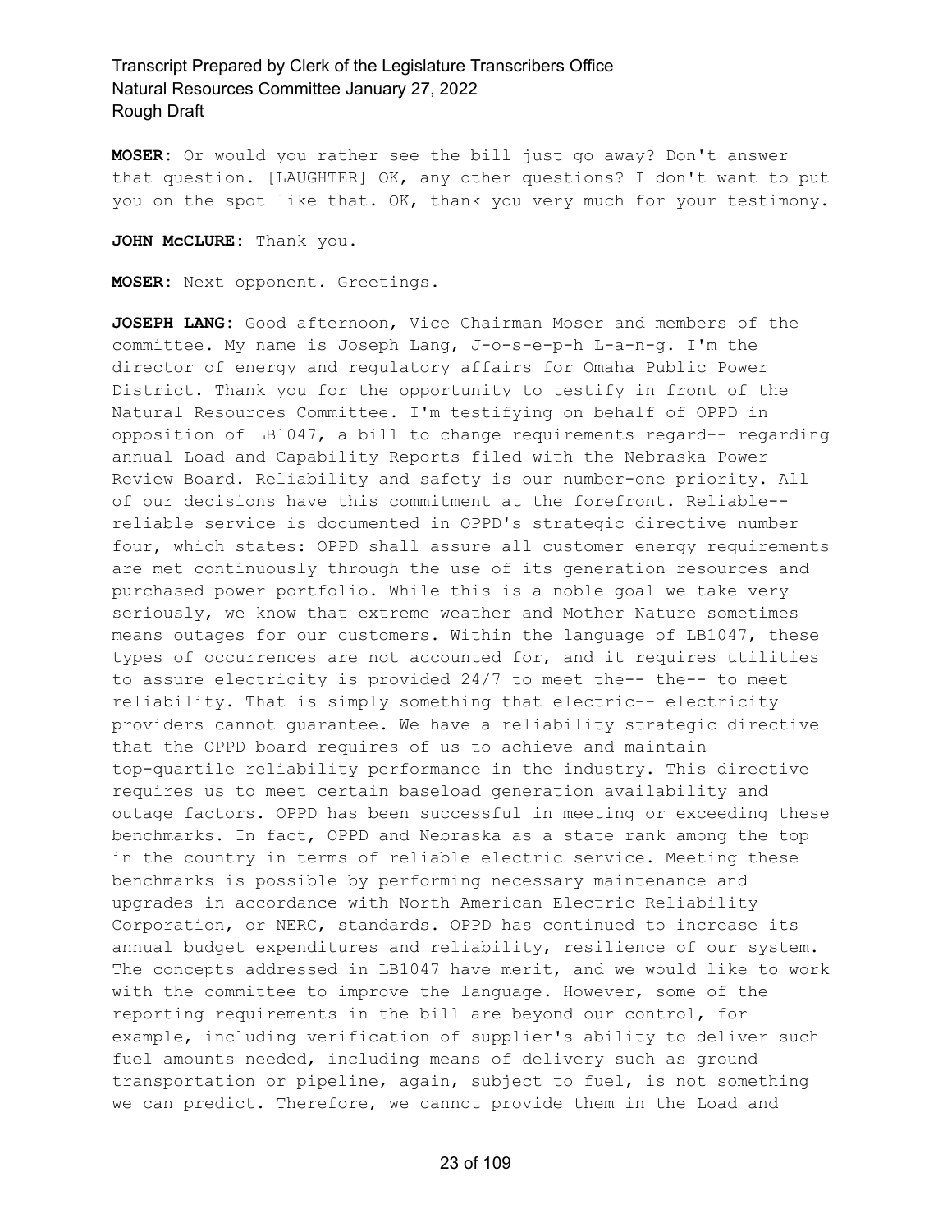**MOSER:** Or would you rather see the bill just go away? Don't answer that question. [LAUGHTER] OK, any other questions? I don't want to put you on the spot like that. OK, thank you very much for your testimony.

**JOHN McCLURE:** Thank you.

**MOSER:** Next opponent. Greetings.

**JOSEPH LANG:** Good afternoon, Vice Chairman Moser and members of the committee. My name is Joseph Lang, J-o-s-e-p-h L-a-n-g. I'm the director of energy and regulatory affairs for Omaha Public Power District. Thank you for the opportunity to testify in front of the Natural Resources Committee. I'm testifying on behalf of OPPD in opposition of LB1047, a bill to change requirements regard-- regarding annual Load and Capability Reports filed with the Nebraska Power Review Board. Reliability and safety is our number-one priority. All of our decisions have this commitment at the forefront. Reliable-- reliable service is documented in OPPD's strategic directive number four, which states: OPPD shall assure all customer energy requirements are met continuously through the use of its generation resources and purchased power portfolio. While this is a noble goal we take very seriously, we know that extreme weather and Mother Nature sometimes means outages for our customers. Within the language of LB1047, these types of occurrences are not accounted for, and it requires utilities to assure electricity is provided 24/7 to meet the-- the-- to meet reliability. That is simply something that electric-- electricity providers cannot guarantee. We have a reliability strategic directive that the OPPD board requires of us to achieve and maintain top-quartile reliability performance in the industry. This directive requires us to meet certain baseload generation availability and outage factors. OPPD has been successful in meeting or exceeding these benchmarks. In fact, OPPD and Nebraska as a state rank among the top in the country in terms of reliable electric service. Meeting these benchmarks is possible by performing necessary maintenance and upgrades in accordance with North American Electric Reliability Corporation, or NERC, standards. OPPD has continued to increase its annual budget expenditures and reliability, resilience of our system. The concepts addressed in LB1047 have merit, and we would like to work with the committee to improve the language. However, some of the reporting requirements in the bill are beyond our control, for example, including verification of supplier's ability to deliver such fuel amounts needed, including means of delivery such as ground transportation or pipeline, again, subject to fuel, is not something we can predict. Therefore, we cannot provide them in the Load and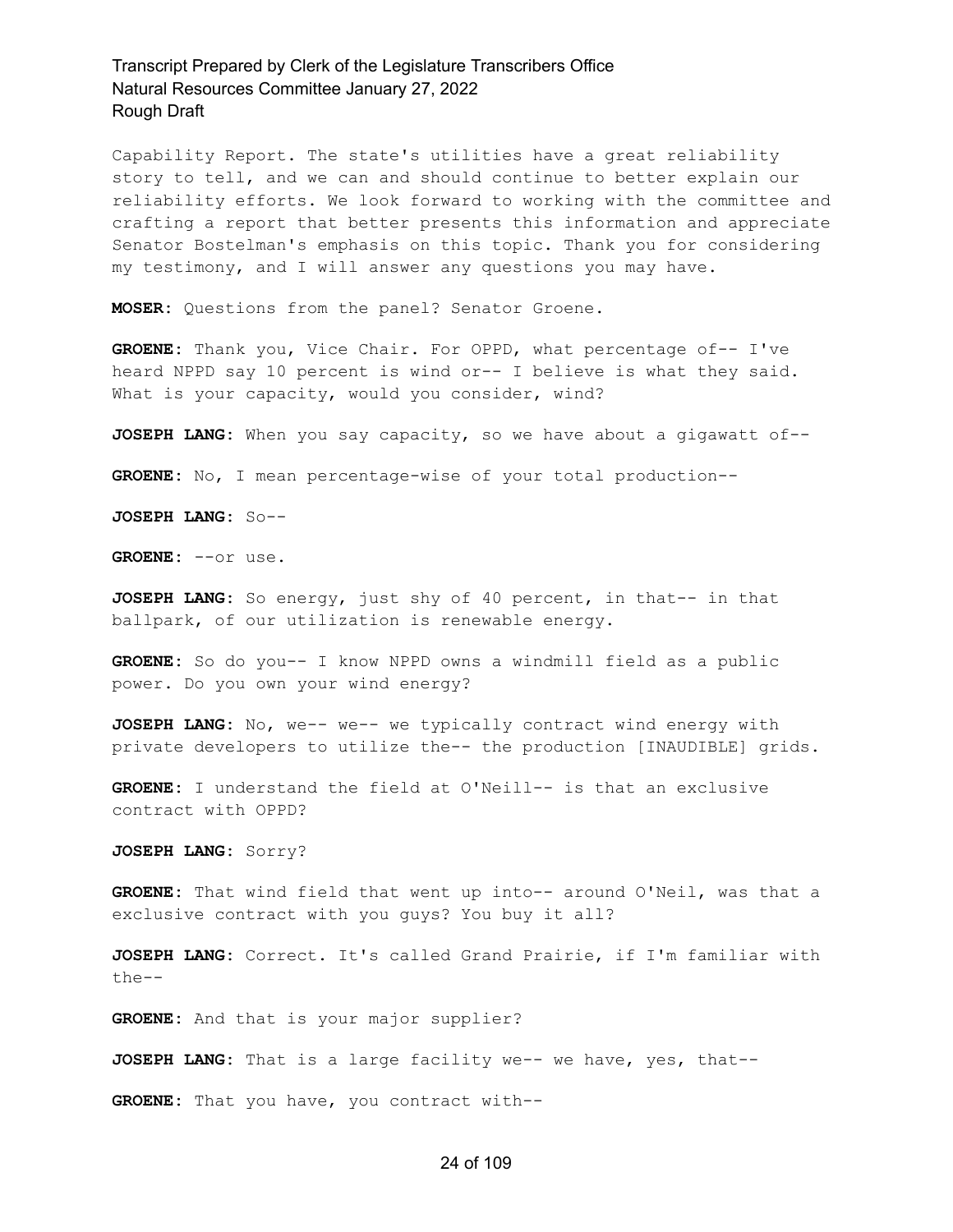Capability Report. The state's utilities have a great reliability story to tell, and we can and should continue to better explain our reliability efforts. We look forward to working with the committee and crafting a report that better presents this information and appreciate Senator Bostelman's emphasis on this topic. Thank you for considering my testimony, and I will answer any questions you may have.

**MOSER:** Questions from the panel? Senator Groene.

**GROENE:** Thank you, Vice Chair. For OPPD, what percentage of-- I've heard NPPD say 10 percent is wind or-- I believe is what they said. What is your capacity, would you consider, wind?

**JOSEPH LANG:** When you say capacity, so we have about a gigawatt of--

**GROENE:** No, I mean percentage-wise of your total production--

**JOSEPH LANG:** So--

**GROENE:** --or use.

**JOSEPH LANG:** So energy, just shy of 40 percent, in that-- in that ballpark, of our utilization is renewable energy.

**GROENE:** So do you-- I know NPPD owns a windmill field as a public power. Do you own your wind energy?

**JOSEPH LANG:** No, we-- we-- we typically contract wind energy with private developers to utilize the-- the production [INAUDIBLE] grids.

**GROENE:** I understand the field at O'Neill-- is that an exclusive contract with OPPD?

**JOSEPH LANG:** Sorry?

**GROENE:** That wind field that went up into-- around O'Neil, was that a exclusive contract with you guys? You buy it all?

**JOSEPH LANG:** Correct. It's called Grand Prairie, if I'm familiar with the--

**GROENE:** And that is your major supplier?

**JOSEPH LANG:** That is a large facility we-- we have, yes, that--

**GROENE:** That you have, you contract with--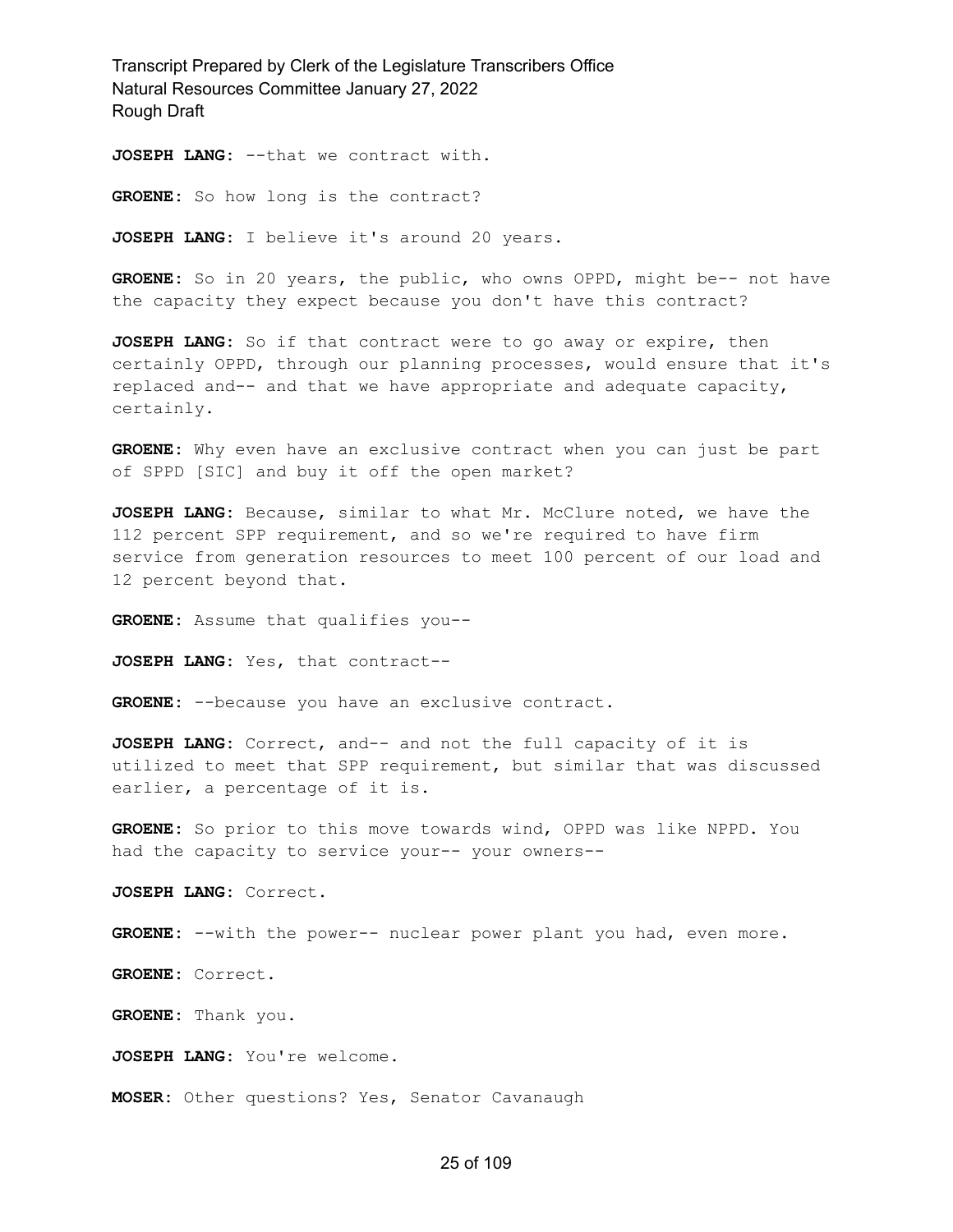**JOSEPH LANG:** --that we contract with.

**GROENE:** So how long is the contract?

**JOSEPH LANG:** I believe it's around 20 years.

**GROENE:** So in 20 years, the public, who owns OPPD, might be-- not have the capacity they expect because you don't have this contract?

**JOSEPH LANG:** So if that contract were to go away or expire, then certainly OPPD, through our planning processes, would ensure that it's replaced and-- and that we have appropriate and adequate capacity, certainly.

**GROENE:** Why even have an exclusive contract when you can just be part of SPPD [SIC] and buy it off the open market?

**JOSEPH LANG:** Because, similar to what Mr. McClure noted, we have the 112 percent SPP requirement, and so we're required to have firm service from generation resources to meet 100 percent of our load and 12 percent beyond that.

**GROENE:** Assume that qualifies you--

**JOSEPH LANG:** Yes, that contract--

**GROENE:** --because you have an exclusive contract.

**JOSEPH LANG:** Correct, and-- and not the full capacity of it is utilized to meet that SPP requirement, but similar that was discussed earlier, a percentage of it is.

**GROENE:** So prior to this move towards wind, OPPD was like NPPD. You had the capacity to service your-- your owners--

**JOSEPH LANG:** Correct.

**GROENE:** --with the power-- nuclear power plant you had, even more.

**GROENE:** Correct.

**GROENE:** Thank you.

**JOSEPH LANG:** You're welcome.

**MOSER:** Other questions? Yes, Senator Cavanaugh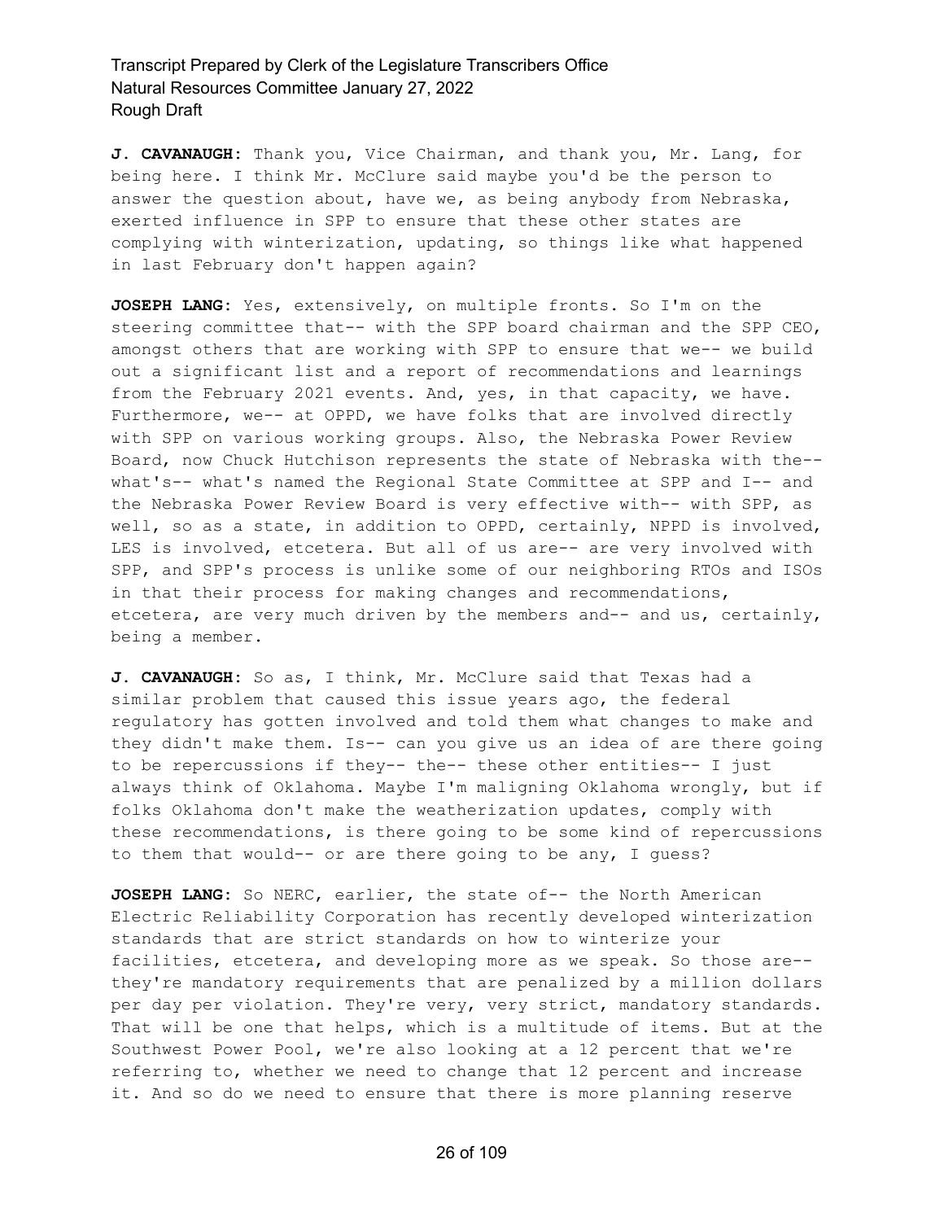**J. CAVANAUGH:** Thank you, Vice Chairman, and thank you, Mr. Lang, for being here. I think Mr. McClure said maybe you'd be the person to answer the question about, have we, as being anybody from Nebraska, exerted influence in SPP to ensure that these other states are complying with winterization, updating, so things like what happened in last February don't happen again?

**JOSEPH LANG:** Yes, extensively, on multiple fronts. So I'm on the steering committee that-- with the SPP board chairman and the SPP CEO, amongst others that are working with SPP to ensure that we-- we build out a significant list and a report of recommendations and learnings from the February 2021 events. And, yes, in that capacity, we have. Furthermore, we-- at OPPD, we have folks that are involved directly with SPP on various working groups. Also, the Nebraska Power Review Board, now Chuck Hutchison represents the state of Nebraska with the-- what's-- what's named the Regional State Committee at SPP and I-- and the Nebraska Power Review Board is very effective with-- with SPP, as well, so as a state, in addition to OPPD, certainly, NPPD is involved, LES is involved, etcetera. But all of us are-- are very involved with SPP, and SPP's process is unlike some of our neighboring RTOs and ISOs in that their process for making changes and recommendations, etcetera, are very much driven by the members and-- and us, certainly, being a member.

**J. CAVANAUGH:** So as, I think, Mr. McClure said that Texas had a similar problem that caused this issue years ago, the federal regulatory has gotten involved and told them what changes to make and they didn't make them. Is-- can you give us an idea of are there going to be repercussions if they-- the-- these other entities-- I just always think of Oklahoma. Maybe I'm maligning Oklahoma wrongly, but if folks Oklahoma don't make the weatherization updates, comply with these recommendations, is there going to be some kind of repercussions to them that would-- or are there going to be any, I guess?

**JOSEPH LANG:** So NERC, earlier, the state of-- the North American Electric Reliability Corporation has recently developed winterization standards that are strict standards on how to winterize your facilities, etcetera, and developing more as we speak. So those are-- they're mandatory requirements that are penalized by a million dollars per day per violation. They're very, very strict, mandatory standards. That will be one that helps, which is a multitude of items. But at the Southwest Power Pool, we're also looking at a 12 percent that we're referring to, whether we need to change that 12 percent and increase it. And so do we need to ensure that there is more planning reserve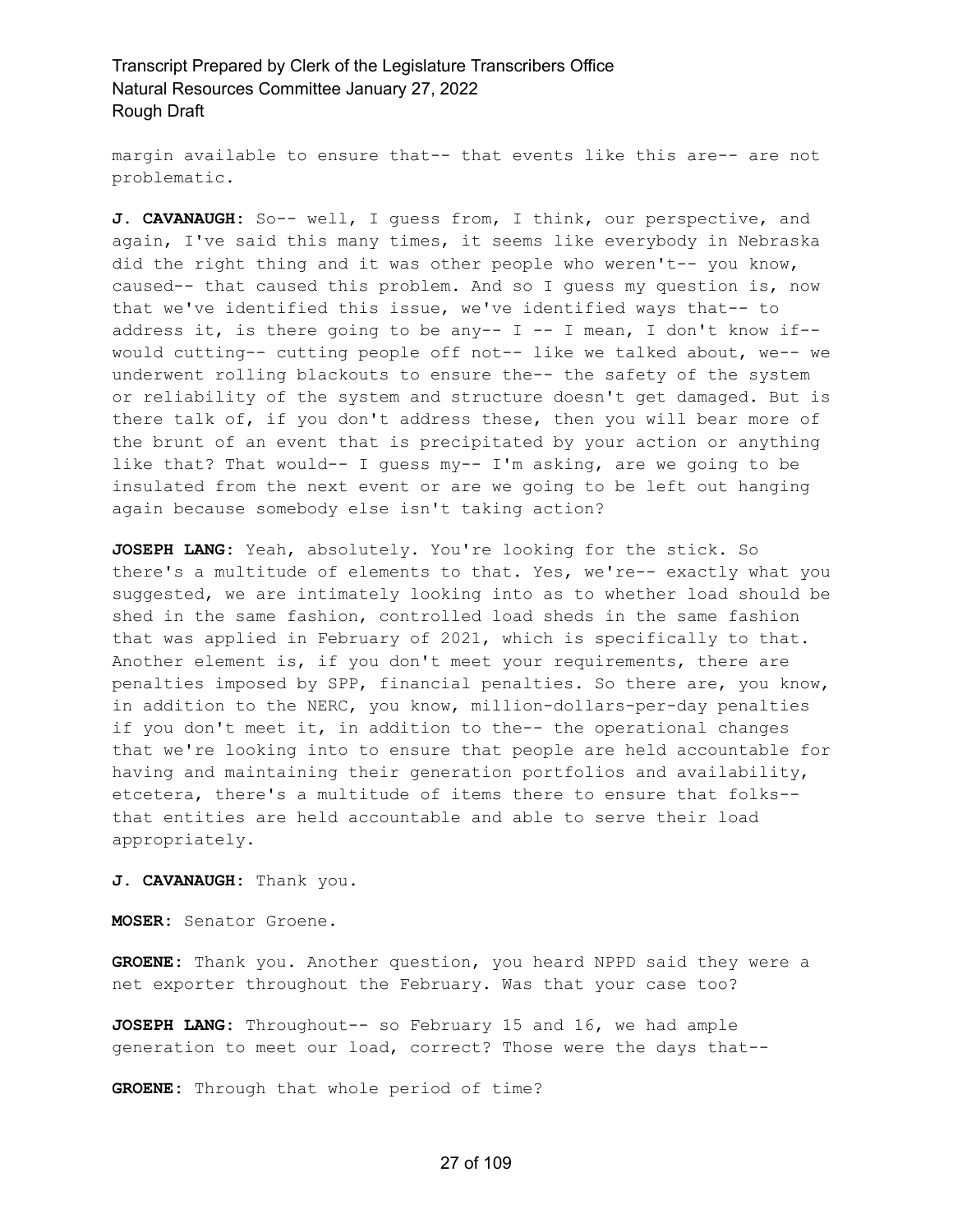margin available to ensure that-- that events like this are-- are not problematic.

**J. CAVANAUGH:** So-- well, I guess from, I think, our perspective, and again, I've said this many times, it seems like everybody in Nebraska did the right thing and it was other people who weren't-- you know, caused-- that caused this problem. And so I guess my question is, now that we've identified this issue, we've identified ways that-- to address it, is there going to be any-- I -- I mean, I don't know if-- would cutting-- cutting people off not-- like we talked about, we-- we underwent rolling blackouts to ensure the-- the safety of the system or reliability of the system and structure doesn't get damaged. But is there talk of, if you don't address these, then you will bear more of the brunt of an event that is precipitated by your action or anything like that? That would-- I guess my-- I'm asking, are we going to be insulated from the next event or are we going to be left out hanging again because somebody else isn't taking action?

**JOSEPH LANG:** Yeah, absolutely. You're looking for the stick. So there's a multitude of elements to that. Yes, we're-- exactly what you suggested, we are intimately looking into as to whether load should be shed in the same fashion, controlled load sheds in the same fashion that was applied in February of 2021, which is specifically to that. Another element is, if you don't meet your requirements, there are penalties imposed by SPP, financial penalties. So there are, you know, in addition to the NERC, you know, million-dollars-per-day penalties if you don't meet it, in addition to the-- the operational changes that we're looking into to ensure that people are held accountable for having and maintaining their generation portfolios and availability, etcetera, there's a multitude of items there to ensure that folks-- that entities are held accountable and able to serve their load appropriately.

**J. CAVANAUGH:** Thank you.

**MOSER:** Senator Groene.

**GROENE:** Thank you. Another question, you heard NPPD said they were a net exporter throughout the February. Was that your case too?

**JOSEPH LANG:** Throughout-- so February 15 and 16, we had ample generation to meet our load, correct? Those were the days that--

**GROENE:** Through that whole period of time?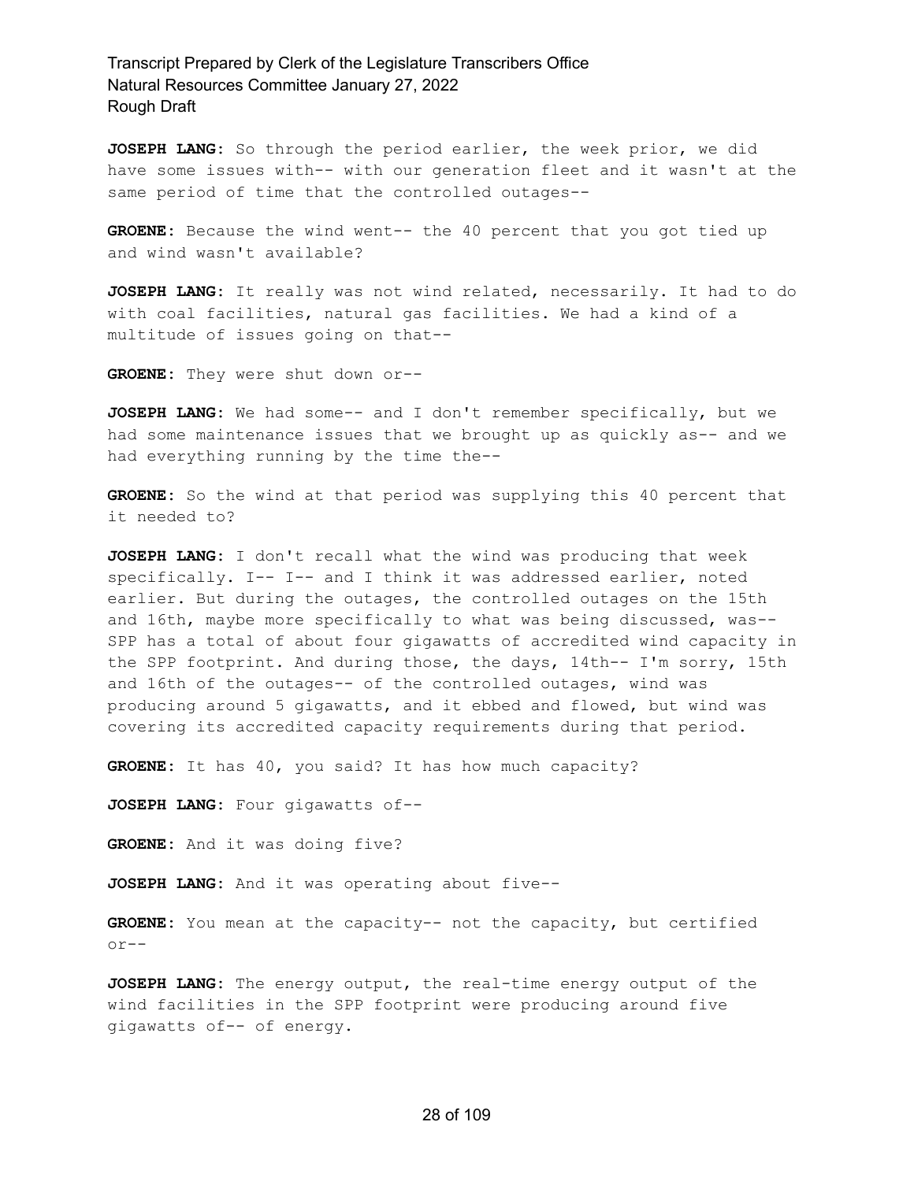**JOSEPH LANG:** So through the period earlier, the week prior, we did have some issues with-- with our generation fleet and it wasn't at the same period of time that the controlled outages--

**GROENE:** Because the wind went-- the 40 percent that you got tied up and wind wasn't available?

**JOSEPH LANG:** It really was not wind related, necessarily. It had to do with coal facilities, natural gas facilities. We had a kind of a multitude of issues going on that--

**GROENE:** They were shut down or--

**JOSEPH LANG:** We had some-- and I don't remember specifically, but we had some maintenance issues that we brought up as quickly as-- and we had everything running by the time the--

**GROENE:** So the wind at that period was supplying this 40 percent that it needed to?

**JOSEPH LANG:** I don't recall what the wind was producing that week specifically. I-- I-- and I think it was addressed earlier, noted earlier. But during the outages, the controlled outages on the 15th and 16th, maybe more specifically to what was being discussed, was-- SPP has a total of about four gigawatts of accredited wind capacity in the SPP footprint. And during those, the days, 14th-- I'm sorry, 15th and 16th of the outages-- of the controlled outages, wind was producing around 5 gigawatts, and it ebbed and flowed, but wind was covering its accredited capacity requirements during that period.

**GROENE:** It has 40, you said? It has how much capacity?

**JOSEPH LANG:** Four gigawatts of--

**GROENE:** And it was doing five?

**JOSEPH LANG:** And it was operating about five--

**GROENE:** You mean at the capacity-- not the capacity, but certified or--

**JOSEPH LANG:** The energy output, the real-time energy output of the wind facilities in the SPP footprint were producing around five gigawatts of-- of energy.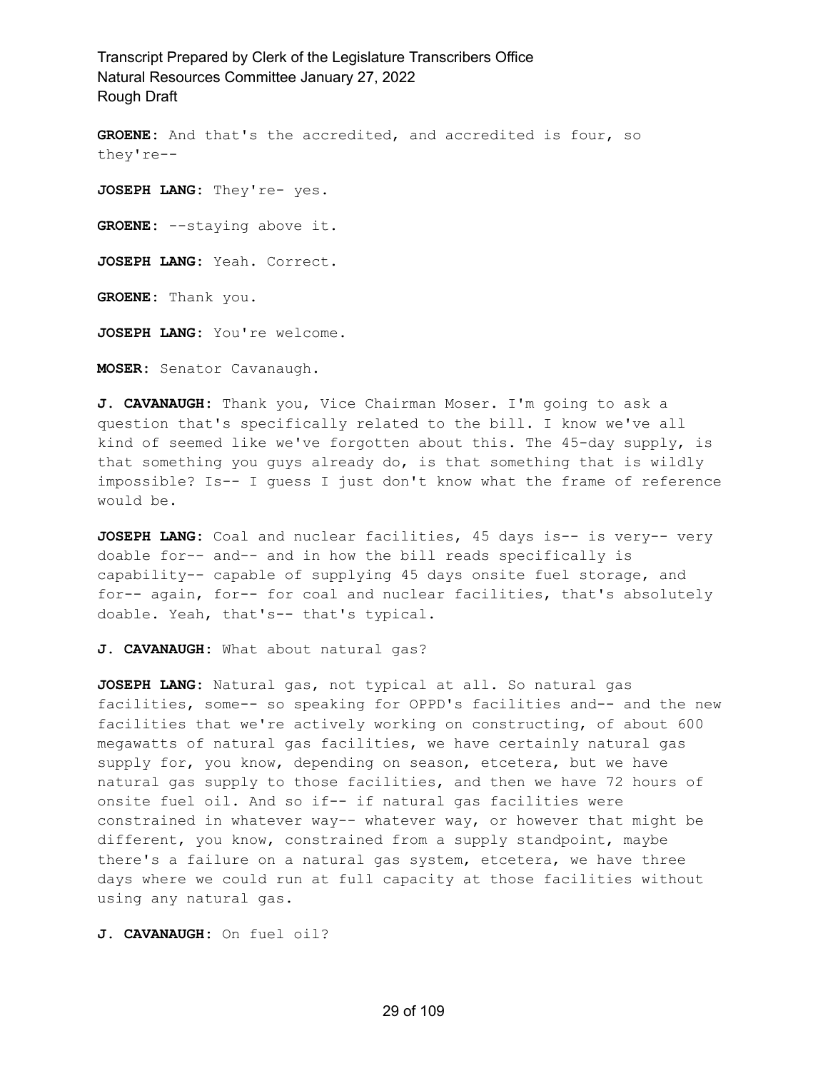**GROENE:** And that's the accredited, and accredited is four, so they're--

**JOSEPH LANG:** They're- yes.

**GROENE:** --staying above it.

**JOSEPH LANG:** Yeah. Correct.

**GROENE:** Thank you.

**JOSEPH LANG:** You're welcome.

**MOSER:** Senator Cavanaugh.

**J. CAVANAUGH:** Thank you, Vice Chairman Moser. I'm going to ask a question that's specifically related to the bill. I know we've all kind of seemed like we've forgotten about this. The 45-day supply, is that something you guys already do, is that something that is wildly impossible? Is-- I guess I just don't know what the frame of reference would be.

**JOSEPH LANG:** Coal and nuclear facilities, 45 days is-- is very-- very doable for-- and-- and in how the bill reads specifically is capability-- capable of supplying 45 days onsite fuel storage, and for-- again, for-- for coal and nuclear facilities, that's absolutely doable. Yeah, that's-- that's typical.

**J. CAVANAUGH:** What about natural gas?

**JOSEPH LANG:** Natural gas, not typical at all. So natural gas facilities, some-- so speaking for OPPD's facilities and-- and the new facilities that we're actively working on constructing, of about 600 megawatts of natural gas facilities, we have certainly natural gas supply for, you know, depending on season, etcetera, but we have natural gas supply to those facilities, and then we have 72 hours of onsite fuel oil. And so if-- if natural gas facilities were constrained in whatever way-- whatever way, or however that might be different, you know, constrained from a supply standpoint, maybe there's a failure on a natural gas system, etcetera, we have three days where we could run at full capacity at those facilities without using any natural gas.

**J. CAVANAUGH:** On fuel oil?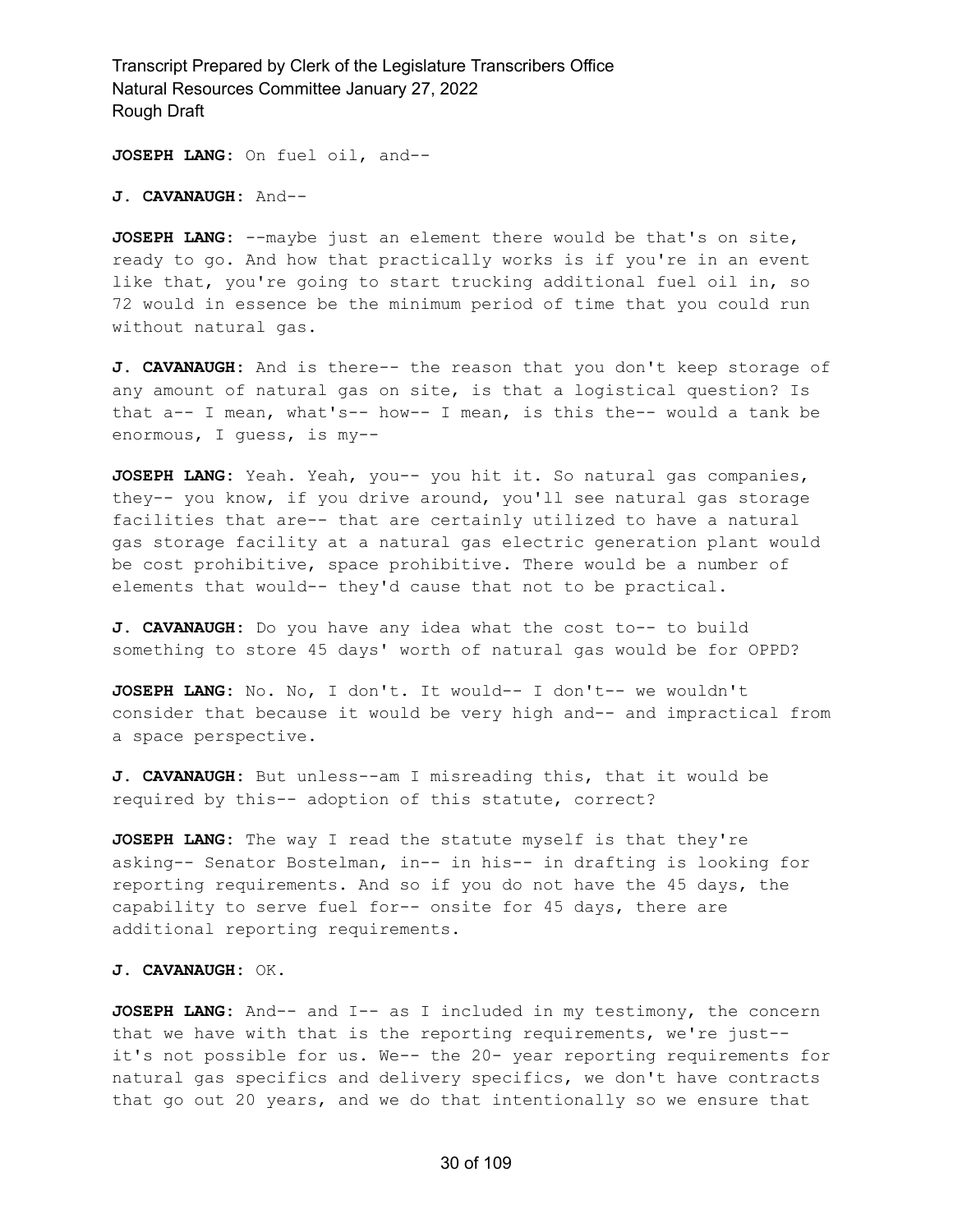**JOSEPH LANG:** On fuel oil, and--

**J. CAVANAUGH:** And--

**JOSEPH LANG:** --maybe just an element there would be that's on site, ready to go. And how that practically works is if you're in an event like that, you're going to start trucking additional fuel oil in, so 72 would in essence be the minimum period of time that you could run without natural gas.

**J. CAVANAUGH:** And is there-- the reason that you don't keep storage of any amount of natural gas on site, is that a logistical question? Is that a-- I mean, what's-- how-- I mean, is this the-- would a tank be enormous, I guess, is my--

**JOSEPH LANG:** Yeah. Yeah, you-- you hit it. So natural gas companies, they-- you know, if you drive around, you'll see natural gas storage facilities that are-- that are certainly utilized to have a natural gas storage facility at a natural gas electric generation plant would be cost prohibitive, space prohibitive. There would be a number of elements that would-- they'd cause that not to be practical.

**J. CAVANAUGH:** Do you have any idea what the cost to-- to build something to store 45 days' worth of natural gas would be for OPPD?

**JOSEPH LANG:** No. No, I don't. It would-- I don't-- we wouldn't consider that because it would be very high and-- and impractical from a space perspective.

**J. CAVANAUGH:** But unless--am I misreading this, that it would be required by this-- adoption of this statute, correct?

**JOSEPH LANG:** The way I read the statute myself is that they're asking-- Senator Bostelman, in-- in his-- in drafting is looking for reporting requirements. And so if you do not have the 45 days, the capability to serve fuel for-- onsite for 45 days, there are additional reporting requirements.

**J. CAVANAUGH:** OK.

**JOSEPH LANG:** And-- and I-- as I included in my testimony, the concern that we have with that is the reporting requirements, we're just-- it's not possible for us. We-- the 20- year reporting requirements for natural gas specifics and delivery specifics, we don't have contracts that go out 20 years, and we do that intentionally so we ensure that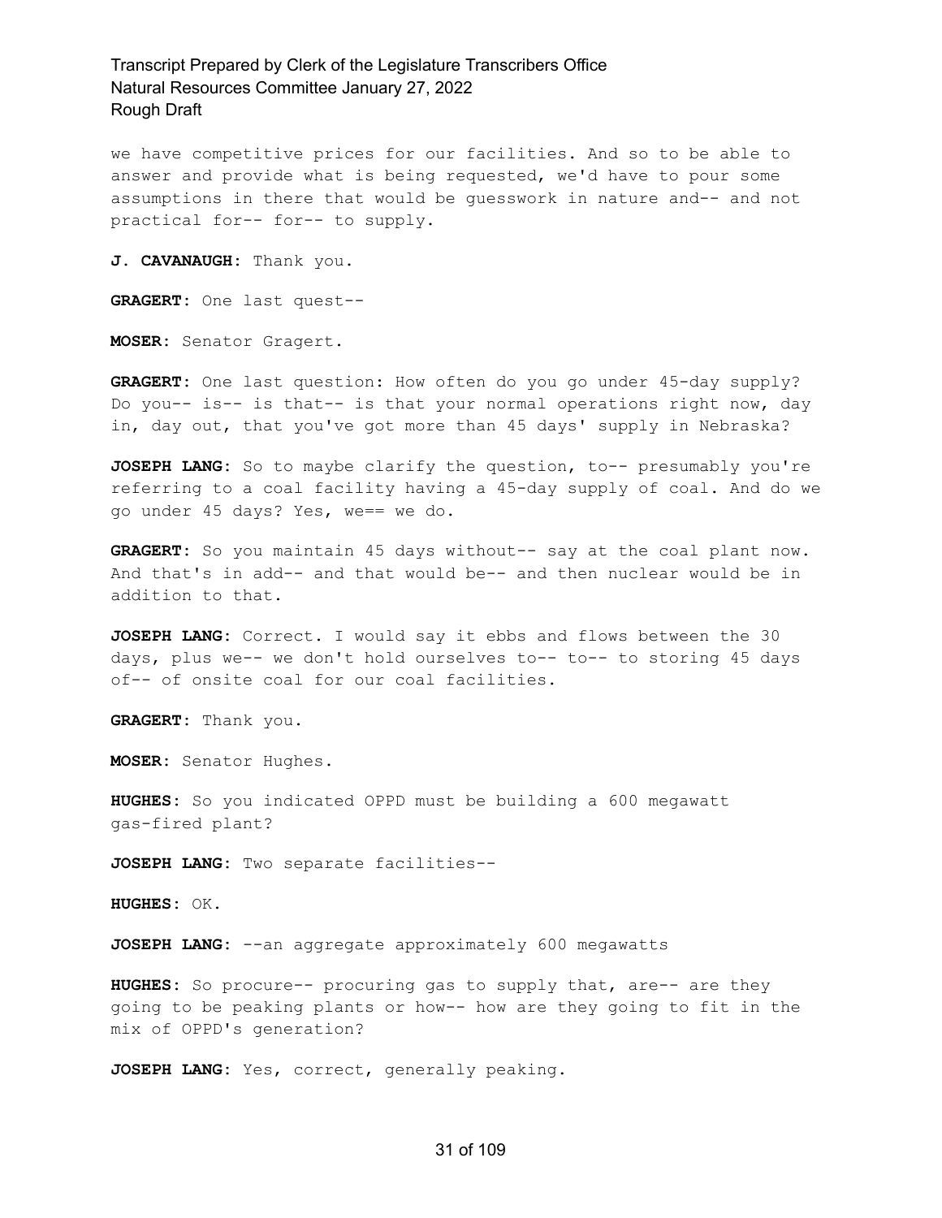we have competitive prices for our facilities. And so to be able to answer and provide what is being requested, we'd have to pour some assumptions in there that would be guesswork in nature and-- and not practical for-- for-- to supply.

**J. CAVANAUGH:** Thank you.

**GRAGERT:** One last quest--

**MOSER:** Senator Gragert.

**GRAGERT:** One last question: How often do you go under 45-day supply? Do you-- is-- is that-- is that your normal operations right now, day in, day out, that you've got more than 45 days' supply in Nebraska?

**JOSEPH LANG:** So to maybe clarify the question, to-- presumably you're referring to a coal facility having a 45-day supply of coal. And do we go under 45 days? Yes, we== we do.

**GRAGERT:** So you maintain 45 days without-- say at the coal plant now. And that's in add-- and that would be-- and then nuclear would be in addition to that.

**JOSEPH LANG:** Correct. I would say it ebbs and flows between the 30 days, plus we-- we don't hold ourselves to-- to-- to storing 45 days of-- of onsite coal for our coal facilities.

**GRAGERT:** Thank you.

**MOSER:** Senator Hughes.

**HUGHES:** So you indicated OPPD must be building a 600 megawatt gas-fired plant?

**JOSEPH LANG:** Two separate facilities--

**HUGHES:** OK.

**JOSEPH LANG:** --an aggregate approximately 600 megawatts

**HUGHES:** So procure-- procuring gas to supply that, are-- are they going to be peaking plants or how-- how are they going to fit in the mix of OPPD's generation?

**JOSEPH LANG:** Yes, correct, generally peaking.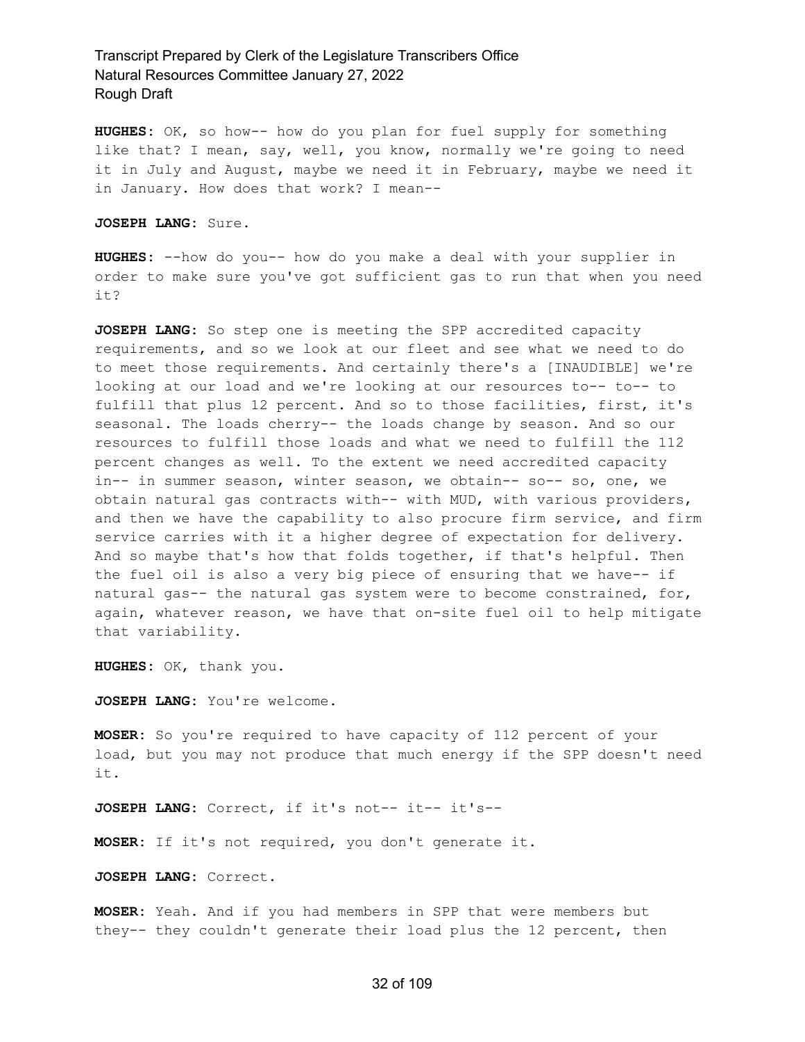**HUGHES:** OK, so how-- how do you plan for fuel supply for something like that? I mean, say, well, you know, normally we're going to need it in July and August, maybe we need it in February, maybe we need it in January. How does that work? I mean--

**JOSEPH LANG:** Sure.

**HUGHES:** --how do you-- how do you make a deal with your supplier in order to make sure you've got sufficient gas to run that when you need it?

**JOSEPH LANG:** So step one is meeting the SPP accredited capacity requirements, and so we look at our fleet and see what we need to do to meet those requirements. And certainly there's a [INAUDIBLE] we're looking at our load and we're looking at our resources to-- to-- to fulfill that plus 12 percent. And so to those facilities, first, it's seasonal. The loads cherry-- the loads change by season. And so our resources to fulfill those loads and what we need to fulfill the 112 percent changes as well. To the extent we need accredited capacity in-- in summer season, winter season, we obtain-- so-- so, one, we obtain natural gas contracts with-- with MUD, with various providers, and then we have the capability to also procure firm service, and firm service carries with it a higher degree of expectation for delivery. And so maybe that's how that folds together, if that's helpful. Then the fuel oil is also a very big piece of ensuring that we have-- if natural gas-- the natural gas system were to become constrained, for, again, whatever reason, we have that on-site fuel oil to help mitigate that variability.

**HUGHES:** OK, thank you.

**JOSEPH LANG:** You're welcome.

**MOSER:** So you're required to have capacity of 112 percent of your load, but you may not produce that much energy if the SPP doesn't need it.

**JOSEPH LANG:** Correct, if it's not-- it-- it's--

**MOSER:** If it's not required, you don't generate it.

**JOSEPH LANG:** Correct.

**MOSER:** Yeah. And if you had members in SPP that were members but they-- they couldn't generate their load plus the 12 percent, then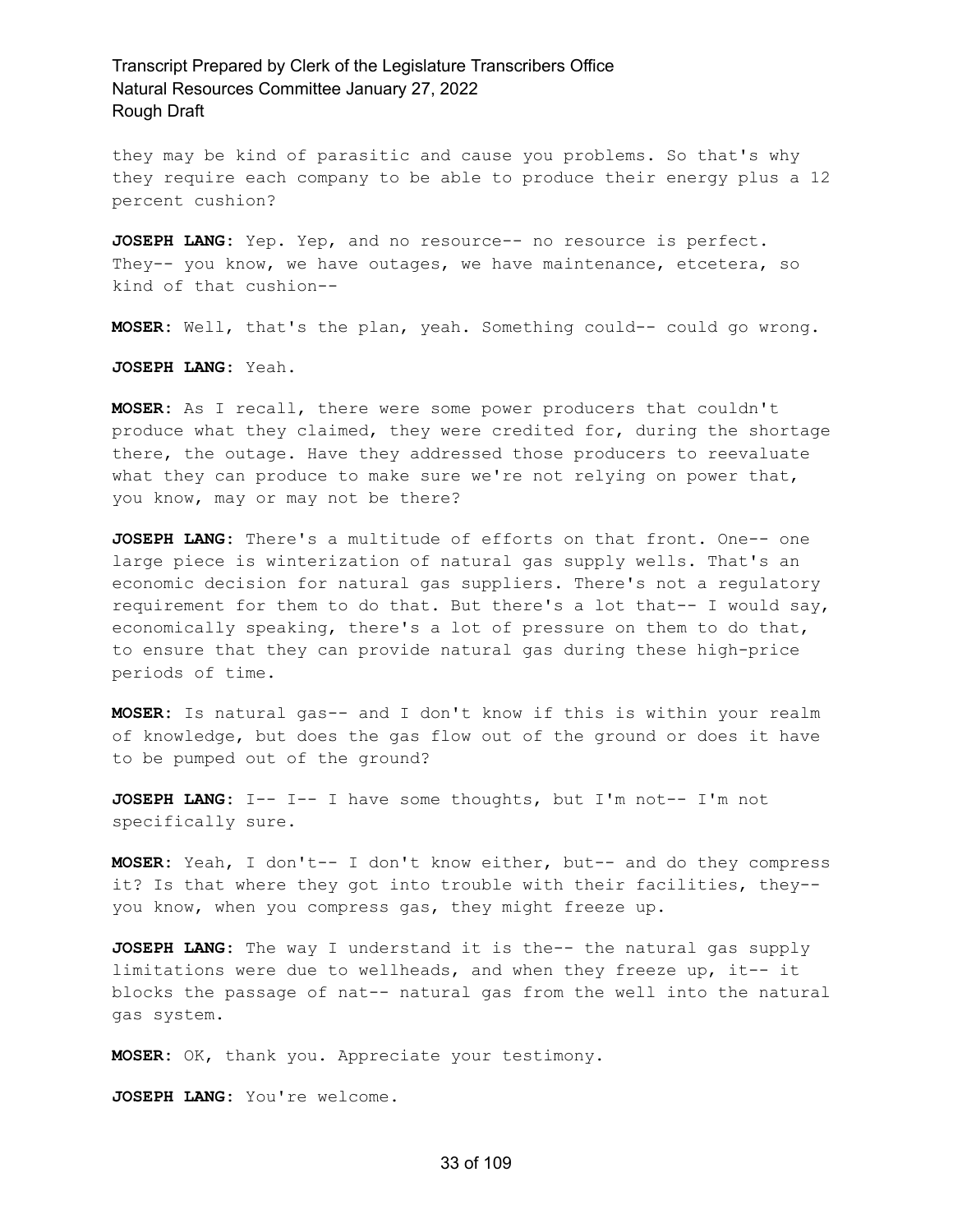they may be kind of parasitic and cause you problems. So that's why they require each company to be able to produce their energy plus a 12 percent cushion?

**JOSEPH LANG:** Yep. Yep, and no resource-- no resource is perfect. They-- you know, we have outages, we have maintenance, etcetera, so kind of that cushion--

**MOSER:** Well, that's the plan, yeah. Something could-- could go wrong.

**JOSEPH LANG:** Yeah.

**MOSER:** As I recall, there were some power producers that couldn't produce what they claimed, they were credited for, during the shortage there, the outage. Have they addressed those producers to reevaluate what they can produce to make sure we're not relying on power that, you know, may or may not be there?

**JOSEPH LANG:** There's a multitude of efforts on that front. One-- one large piece is winterization of natural gas supply wells. That's an economic decision for natural gas suppliers. There's not a regulatory requirement for them to do that. But there's a lot that-- I would say, economically speaking, there's a lot of pressure on them to do that, to ensure that they can provide natural gas during these high-price periods of time.

**MOSER:** Is natural gas-- and I don't know if this is within your realm of knowledge, but does the gas flow out of the ground or does it have to be pumped out of the ground?

**JOSEPH LANG:** I-- I-- I have some thoughts, but I'm not-- I'm not specifically sure.

**MOSER:** Yeah, I don't-- I don't know either, but-- and do they compress it? Is that where they got into trouble with their facilities, they-- you know, when you compress gas, they might freeze up.

**JOSEPH LANG:** The way I understand it is the-- the natural gas supply limitations were due to wellheads, and when they freeze up, it-- it blocks the passage of nat-- natural gas from the well into the natural gas system.

**MOSER:** OK, thank you. Appreciate your testimony.

**JOSEPH LANG:** You're welcome.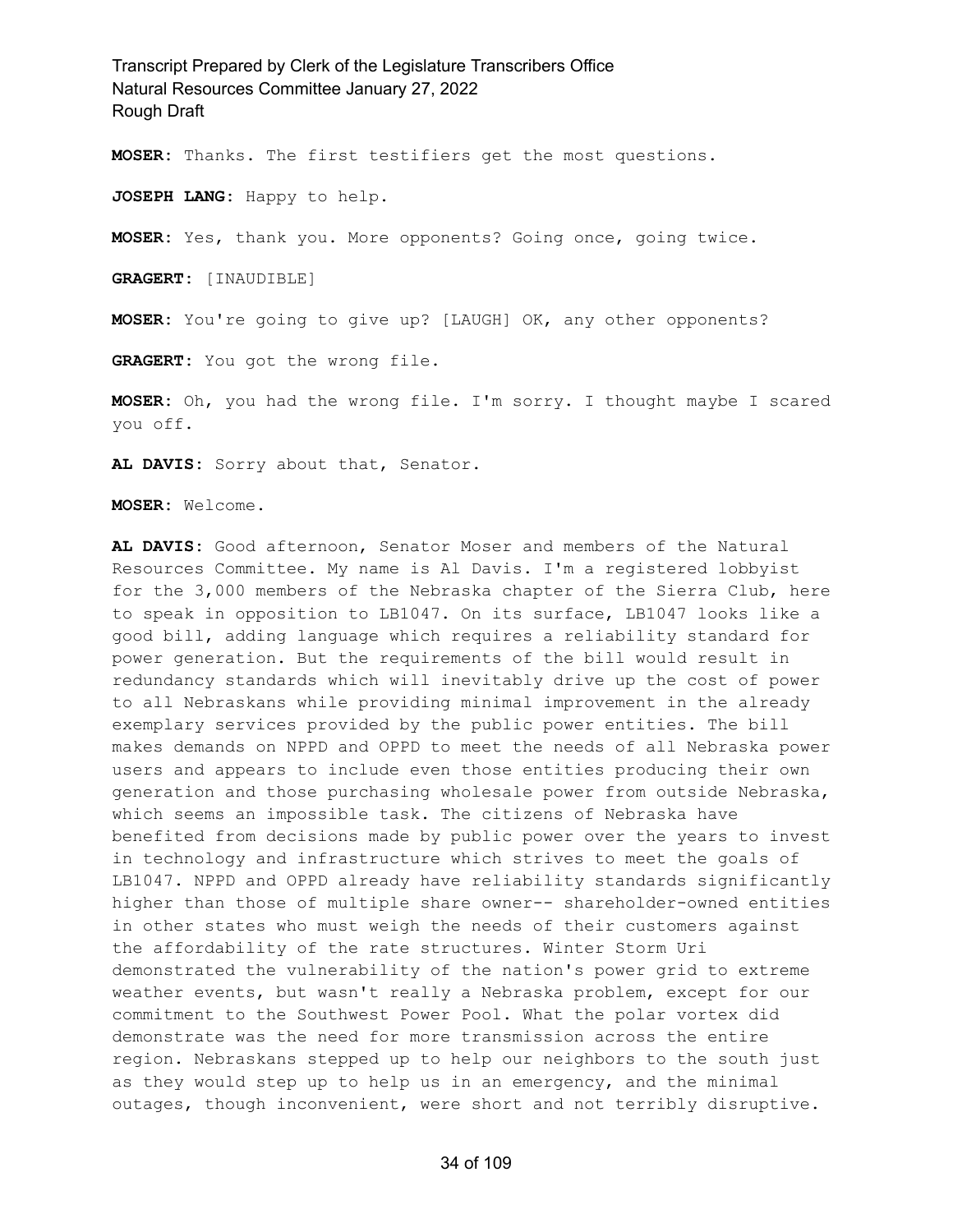**MOSER:** Thanks. The first testifiers get the most questions.

**JOSEPH LANG:** Happy to help.

**MOSER:** Yes, thank you. More opponents? Going once, going twice.

**GRAGERT:** [INAUDIBLE]

**MOSER:** You're going to give up? [LAUGH] OK, any other opponents?

**GRAGERT:** You got the wrong file.

**MOSER:** Oh, you had the wrong file. I'm sorry. I thought maybe I scared you off.

**AL DAVIS:** Sorry about that, Senator.

**MOSER:** Welcome.

**AL DAVIS:** Good afternoon, Senator Moser and members of the Natural Resources Committee. My name is Al Davis. I'm a registered lobbyist for the 3,000 members of the Nebraska chapter of the Sierra Club, here to speak in opposition to LB1047. On its surface, LB1047 looks like a good bill, adding language which requires a reliability standard for power generation. But the requirements of the bill would result in redundancy standards which will inevitably drive up the cost of power to all Nebraskans while providing minimal improvement in the already exemplary services provided by the public power entities. The bill makes demands on NPPD and OPPD to meet the needs of all Nebraska power users and appears to include even those entities producing their own generation and those purchasing wholesale power from outside Nebraska, which seems an impossible task. The citizens of Nebraska have benefited from decisions made by public power over the years to invest in technology and infrastructure which strives to meet the goals of LB1047. NPPD and OPPD already have reliability standards significantly higher than those of multiple share owner-- shareholder-owned entities in other states who must weigh the needs of their customers against the affordability of the rate structures. Winter Storm Uri demonstrated the vulnerability of the nation's power grid to extreme weather events, but wasn't really a Nebraska problem, except for our commitment to the Southwest Power Pool. What the polar vortex did demonstrate was the need for more transmission across the entire region. Nebraskans stepped up to help our neighbors to the south just as they would step up to help us in an emergency, and the minimal outages, though inconvenient, were short and not terribly disruptive.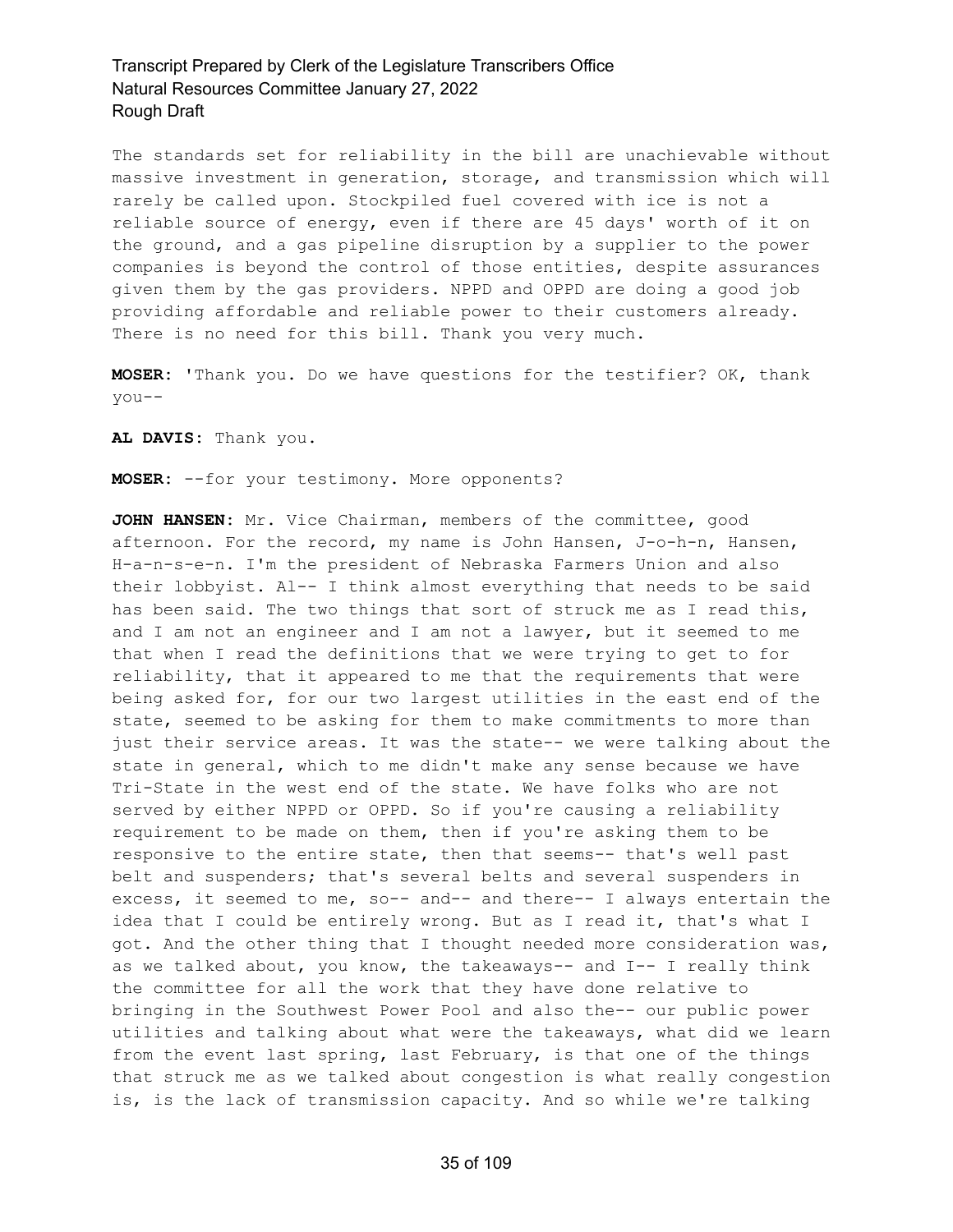The standards set for reliability in the bill are unachievable without massive investment in generation, storage, and transmission which will rarely be called upon. Stockpiled fuel covered with ice is not a reliable source of energy, even if there are 45 days' worth of it on the ground, and a gas pipeline disruption by a supplier to the power companies is beyond the control of those entities, despite assurances given them by the gas providers. NPPD and OPPD are doing a good job providing affordable and reliable power to their customers already. There is no need for this bill. Thank you very much.

**MOSER:** 'Thank you. Do we have questions for the testifier? OK, thank you--

**AL DAVIS:** Thank you.

**MOSER:** --for your testimony. More opponents?

**JOHN HANSEN:** Mr. Vice Chairman, members of the committee, good afternoon. For the record, my name is John Hansen, J-o-h-n, Hansen, H-a-n-s-e-n. I'm the president of Nebraska Farmers Union and also their lobbyist. Al-- I think almost everything that needs to be said has been said. The two things that sort of struck me as I read this, and I am not an engineer and I am not a lawyer, but it seemed to me that when I read the definitions that we were trying to get to for reliability, that it appeared to me that the requirements that were being asked for, for our two largest utilities in the east end of the state, seemed to be asking for them to make commitments to more than just their service areas. It was the state-- we were talking about the state in general, which to me didn't make any sense because we have Tri-State in the west end of the state. We have folks who are not served by either NPPD or OPPD. So if you're causing a reliability requirement to be made on them, then if you're asking them to be responsive to the entire state, then that seems-- that's well past belt and suspenders; that's several belts and several suspenders in excess, it seemed to me, so-- and-- and there-- I always entertain the idea that I could be entirely wrong. But as I read it, that's what I got. And the other thing that I thought needed more consideration was, as we talked about, you know, the takeaways-- and I-- I really think the committee for all the work that they have done relative to bringing in the Southwest Power Pool and also the-- our public power utilities and talking about what were the takeaways, what did we learn from the event last spring, last February, is that one of the things that struck me as we talked about congestion is what really congestion is, is the lack of transmission capacity. And so while we're talking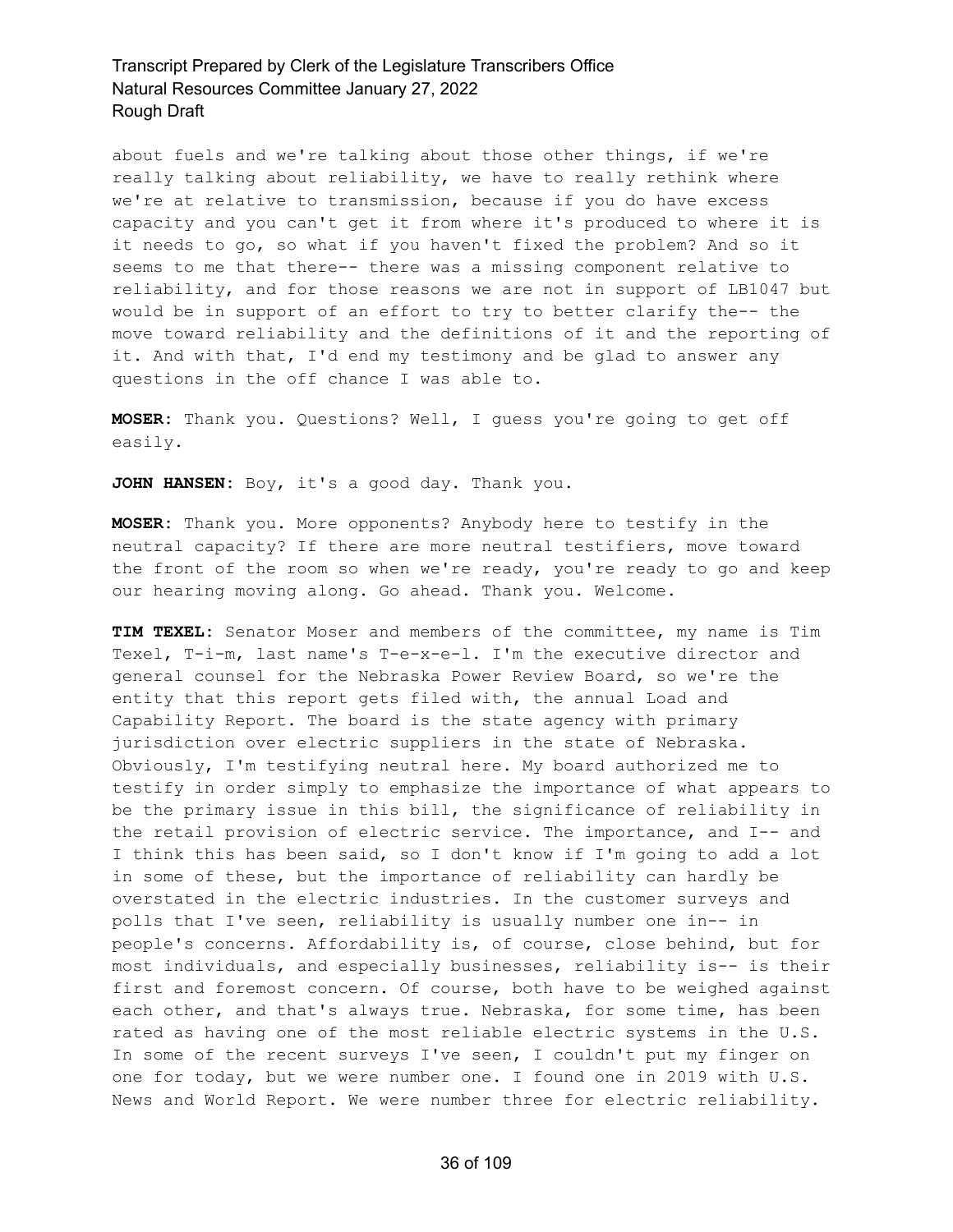about fuels and we're talking about those other things, if we're really talking about reliability, we have to really rethink where we're at relative to transmission, because if you do have excess capacity and you can't get it from where it's produced to where it is it needs to go, so what if you haven't fixed the problem? And so it seems to me that there-- there was a missing component relative to reliability, and for those reasons we are not in support of LB1047 but would be in support of an effort to try to better clarify the-- the move toward reliability and the definitions of it and the reporting of it. And with that, I'd end my testimony and be glad to answer any questions in the off chance I was able to.

**MOSER:** Thank you. Questions? Well, I guess you're going to get off easily.

**JOHN HANSEN:** Boy, it's a good day. Thank you.

**MOSER:** Thank you. More opponents? Anybody here to testify in the neutral capacity? If there are more neutral testifiers, move toward the front of the room so when we're ready, you're ready to go and keep our hearing moving along. Go ahead. Thank you. Welcome.

**TIM TEXEL:** Senator Moser and members of the committee, my name is Tim Texel, T-i-m, last name's T-e-x-e-l. I'm the executive director and general counsel for the Nebraska Power Review Board, so we're the entity that this report gets filed with, the annual Load and Capability Report. The board is the state agency with primary jurisdiction over electric suppliers in the state of Nebraska. Obviously, I'm testifying neutral here. My board authorized me to testify in order simply to emphasize the importance of what appears to be the primary issue in this bill, the significance of reliability in the retail provision of electric service. The importance, and I-- and I think this has been said, so I don't know if I'm going to add a lot in some of these, but the importance of reliability can hardly be overstated in the electric industries. In the customer surveys and polls that I've seen, reliability is usually number one in-- in people's concerns. Affordability is, of course, close behind, but for most individuals, and especially businesses, reliability is-- is their first and foremost concern. Of course, both have to be weighed against each other, and that's always true. Nebraska, for some time, has been rated as having one of the most reliable electric systems in the U.S. In some of the recent surveys I've seen, I couldn't put my finger on one for today, but we were number one. I found one in 2019 with U.S. News and World Report. We were number three for electric reliability.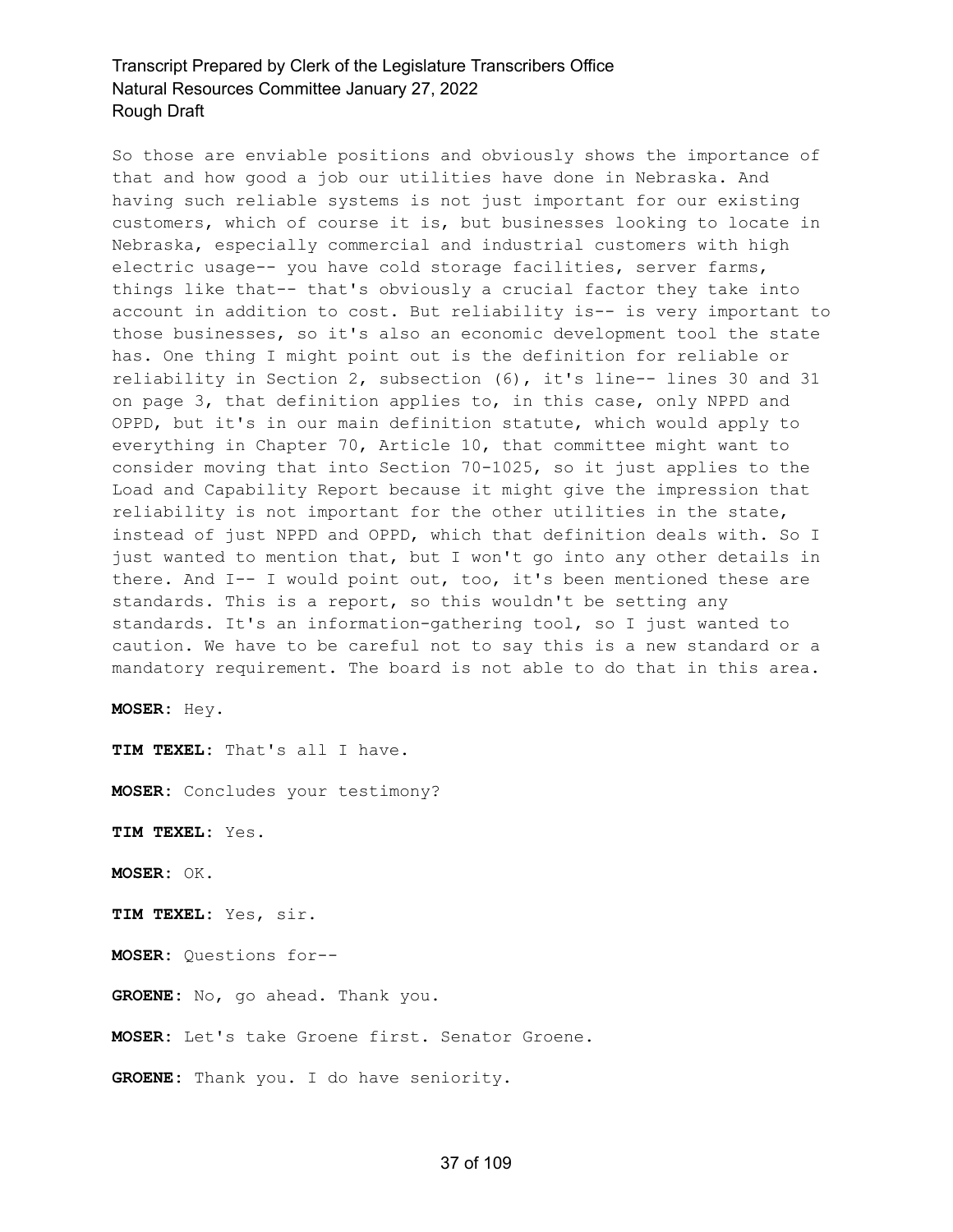So those are enviable positions and obviously shows the importance of that and how good a job our utilities have done in Nebraska. And having such reliable systems is not just important for our existing customers, which of course it is, but businesses looking to locate in Nebraska, especially commercial and industrial customers with high electric usage-- you have cold storage facilities, server farms, things like that-- that's obviously a crucial factor they take into account in addition to cost. But reliability is-- is very important to those businesses, so it's also an economic development tool the state has. One thing I might point out is the definition for reliable or reliability in Section 2, subsection (6), it's line-- lines 30 and 31 on page 3, that definition applies to, in this case, only NPPD and OPPD, but it's in our main definition statute, which would apply to everything in Chapter 70, Article 10, that committee might want to consider moving that into Section 70-1025, so it just applies to the Load and Capability Report because it might give the impression that reliability is not important for the other utilities in the state, instead of just NPPD and OPPD, which that definition deals with. So I just wanted to mention that, but I won't go into any other details in there. And I-- I would point out, too, it's been mentioned these are standards. This is a report, so this wouldn't be setting any standards. It's an information-gathering tool, so I just wanted to caution. We have to be careful not to say this is a new standard or a mandatory requirement. The board is not able to do that in this area.

**MOSER:** Hey.

**TIM TEXEL:** That's all I have.

**MOSER:** Concludes your testimony?

**TIM TEXEL:** Yes.

**MOSER:** OK.

**TIM TEXEL:** Yes, sir.

**MOSER:** Questions for--

**GROENE:** No, go ahead. Thank you.

**MOSER:** Let's take Groene first. Senator Groene.

**GROENE:** Thank you. I do have seniority.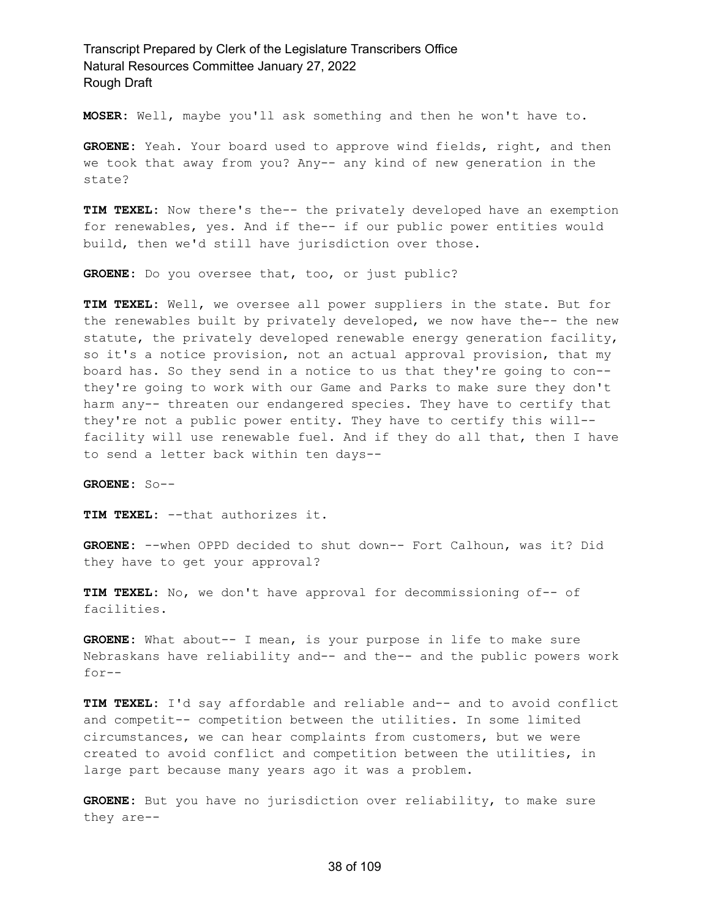**MOSER:** Well, maybe you'll ask something and then he won't have to.

**GROENE:** Yeah. Your board used to approve wind fields, right, and then we took that away from you? Any-- any kind of new generation in the state?

**TIM TEXEL:** Now there's the-- the privately developed have an exemption for renewables, yes. And if the-- if our public power entities would build, then we'd still have jurisdiction over those.

**GROENE:** Do you oversee that, too, or just public?

**TIM TEXEL:** Well, we oversee all power suppliers in the state. But for the renewables built by privately developed, we now have the-- the new statute, the privately developed renewable energy generation facility, so it's a notice provision, not an actual approval provision, that my board has. So they send in a notice to us that they're going to con-- they're going to work with our Game and Parks to make sure they don't harm any-- threaten our endangered species. They have to certify that they're not a public power entity. They have to certify this will-- facility will use renewable fuel. And if they do all that, then I have to send a letter back within ten days--

**GROENE:** So--

**TIM TEXEL:** --that authorizes it.

**GROENE:** --when OPPD decided to shut down-- Fort Calhoun, was it? Did they have to get your approval?

**TIM TEXEL:** No, we don't have approval for decommissioning of-- of facilities.

**GROENE:** What about-- I mean, is your purpose in life to make sure Nebraskans have reliability and-- and the-- and the public powers work for--

**TIM TEXEL:** I'd say affordable and reliable and-- and to avoid conflict and competit-- competition between the utilities. In some limited circumstances, we can hear complaints from customers, but we were created to avoid conflict and competition between the utilities, in large part because many years ago it was a problem.

**GROENE:** But you have no jurisdiction over reliability, to make sure they are--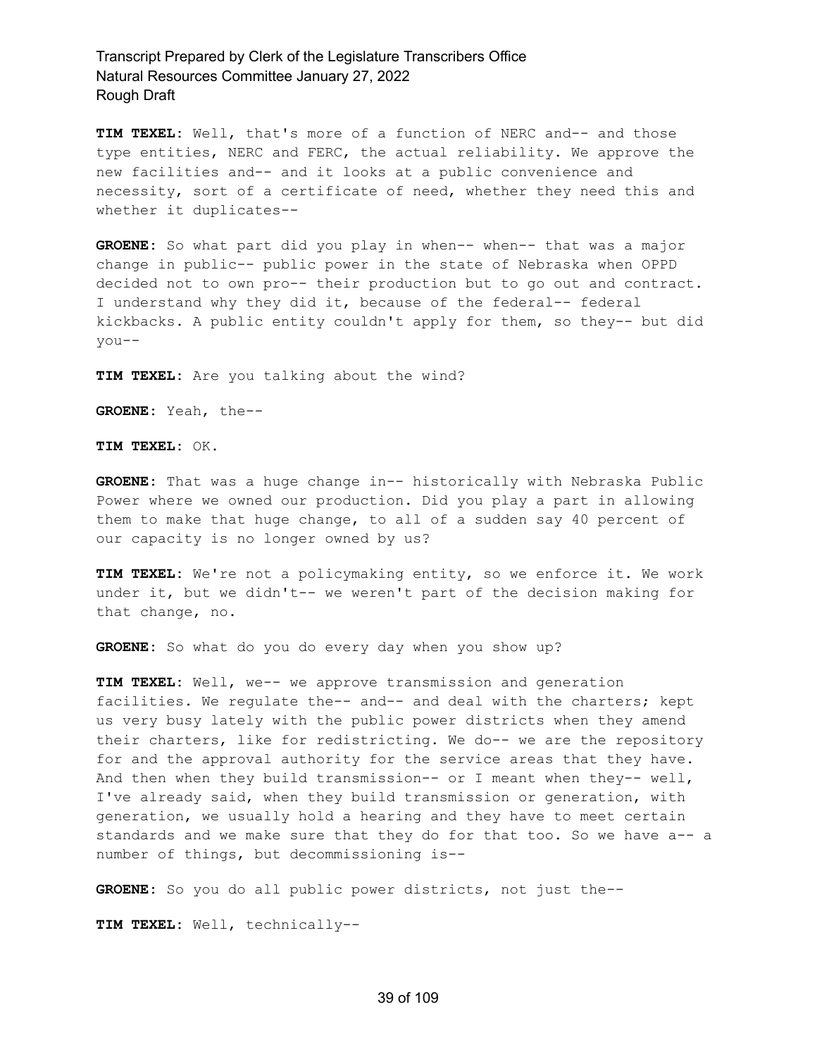**TIM TEXEL:** Well, that's more of a function of NERC and-- and those type entities, NERC and FERC, the actual reliability. We approve the new facilities and-- and it looks at a public convenience and necessity, sort of a certificate of need, whether they need this and whether it duplicates--

**GROENE:** So what part did you play in when-- when-- that was a major change in public-- public power in the state of Nebraska when OPPD decided not to own pro-- their production but to go out and contract. I understand why they did it, because of the federal-- federal kickbacks. A public entity couldn't apply for them, so they-- but did you--

**TIM TEXEL:** Are you talking about the wind?

**GROENE:** Yeah, the--

**TIM TEXEL:** OK.

**GROENE:** That was a huge change in-- historically with Nebraska Public Power where we owned our production. Did you play a part in allowing them to make that huge change, to all of a sudden say 40 percent of our capacity is no longer owned by us?

**TIM TEXEL:** We're not a policymaking entity, so we enforce it. We work under it, but we didn't-- we weren't part of the decision making for that change, no.

**GROENE:** So what do you do every day when you show up?

**TIM TEXEL:** Well, we-- we approve transmission and generation facilities. We regulate the-- and-- and deal with the charters; kept us very busy lately with the public power districts when they amend their charters, like for redistricting. We do-- we are the repository for and the approval authority for the service areas that they have. And then when they build transmission-- or I meant when they-- well, I've already said, when they build transmission or generation, with generation, we usually hold a hearing and they have to meet certain standards and we make sure that they do for that too. So we have a-- a number of things, but decommissioning is--

**GROENE:** So you do all public power districts, not just the--

**TIM TEXEL:** Well, technically--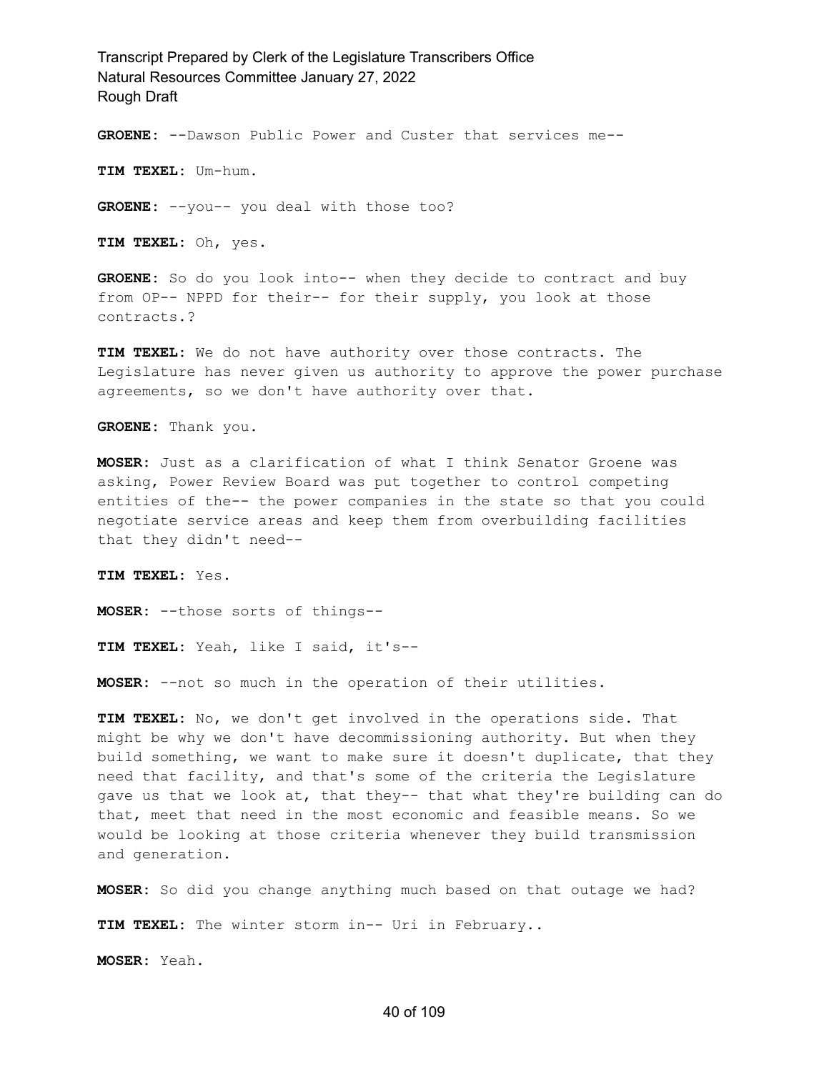**GROENE:** --Dawson Public Power and Custer that services me--

**TIM TEXEL:** Um-hum.

**GROENE:** --you-- you deal with those too?

**TIM TEXEL:** Oh, yes.

**GROENE:** So do you look into-- when they decide to contract and buy from OP-- NPPD for their-- for their supply, you look at those contracts.?

**TIM TEXEL:** We do not have authority over those contracts. The Legislature has never given us authority to approve the power purchase agreements, so we don't have authority over that.

**GROENE:** Thank you.

**MOSER:** Just as a clarification of what I think Senator Groene was asking, Power Review Board was put together to control competing entities of the-- the power companies in the state so that you could negotiate service areas and keep them from overbuilding facilities that they didn't need--

**TIM TEXEL:** Yes.

**MOSER:** --those sorts of things--

**TIM TEXEL:** Yeah, like I said, it's--

**MOSER:** --not so much in the operation of their utilities.

**TIM TEXEL:** No, we don't get involved in the operations side. That might be why we don't have decommissioning authority. But when they build something, we want to make sure it doesn't duplicate, that they need that facility, and that's some of the criteria the Legislature gave us that we look at, that they-- that what they're building can do that, meet that need in the most economic and feasible means. So we would be looking at those criteria whenever they build transmission and generation.

**MOSER:** So did you change anything much based on that outage we had?

**TIM TEXEL:** The winter storm in-- Uri in February..

**MOSER:** Yeah.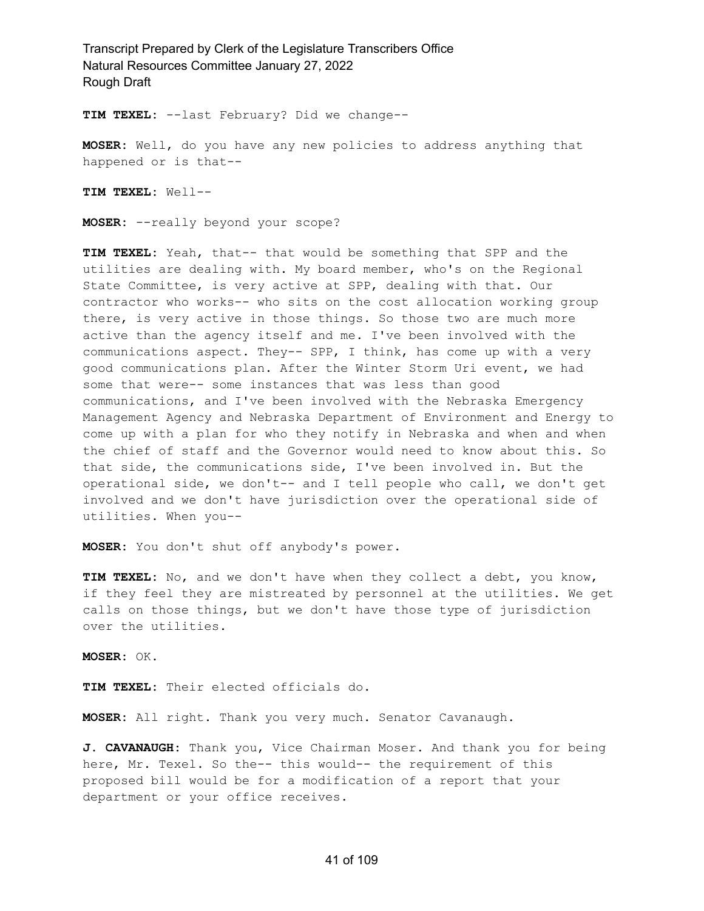**TIM TEXEL:** --last February? Did we change--

**MOSER:** Well, do you have any new policies to address anything that happened or is that--

**TIM TEXEL:** Well--

**MOSER:** --really beyond your scope?

**TIM TEXEL:** Yeah, that-- that would be something that SPP and the utilities are dealing with. My board member, who's on the Regional State Committee, is very active at SPP, dealing with that. Our contractor who works-- who sits on the cost allocation working group there, is very active in those things. So those two are much more active than the agency itself and me. I've been involved with the communications aspect. They-- SPP, I think, has come up with a very good communications plan. After the Winter Storm Uri event, we had some that were-- some instances that was less than good communications, and I've been involved with the Nebraska Emergency Management Agency and Nebraska Department of Environment and Energy to come up with a plan for who they notify in Nebraska and when and when the chief of staff and the Governor would need to know about this. So that side, the communications side, I've been involved in. But the operational side, we don't-- and I tell people who call, we don't get involved and we don't have jurisdiction over the operational side of utilities. When you--

**MOSER:** You don't shut off anybody's power.

**TIM TEXEL:** No, and we don't have when they collect a debt, you know, if they feel they are mistreated by personnel at the utilities. We get calls on those things, but we don't have those type of jurisdiction over the utilities.

**MOSER:** OK.

**TIM TEXEL:** Their elected officials do.

**MOSER:** All right. Thank you very much. Senator Cavanaugh.

**J. CAVANAUGH:** Thank you, Vice Chairman Moser. And thank you for being here, Mr. Texel. So the-- this would-- the requirement of this proposed bill would be for a modification of a report that your department or your office receives.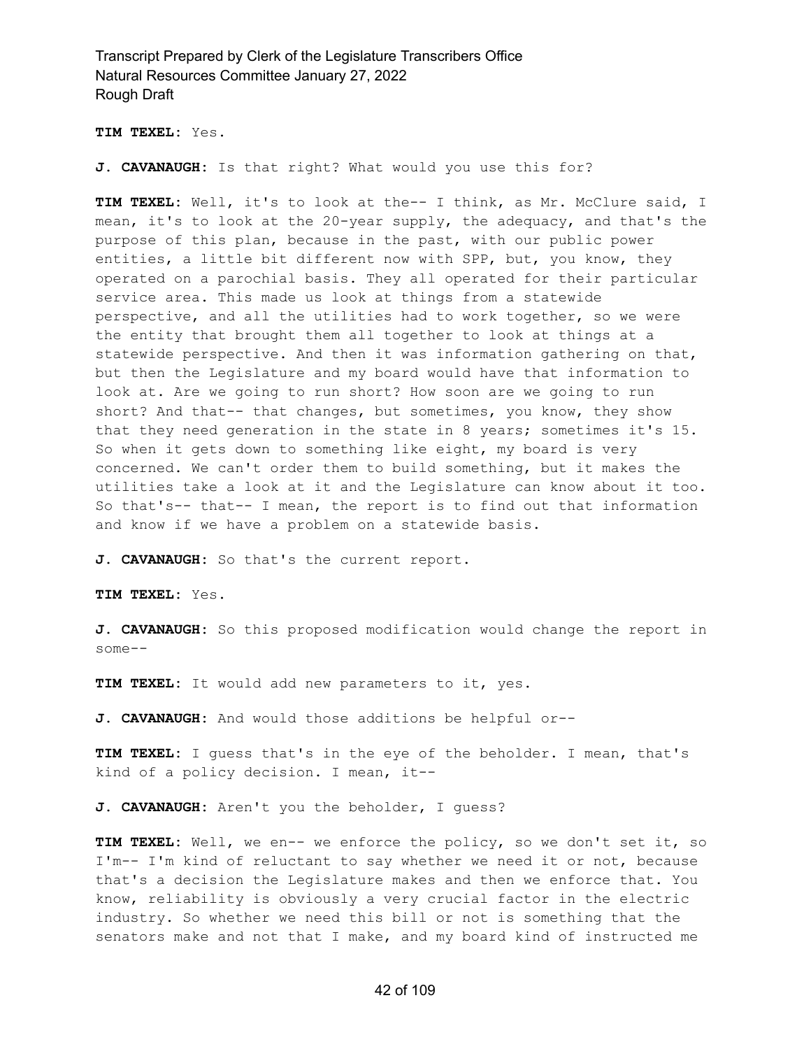**TIM TEXEL:** Yes.

**J. CAVANAUGH:** Is that right? What would you use this for?

**TIM TEXEL:** Well, it's to look at the-- I think, as Mr. McClure said, I mean, it's to look at the 20-year supply, the adequacy, and that's the purpose of this plan, because in the past, with our public power entities, a little bit different now with SPP, but, you know, they operated on a parochial basis. They all operated for their particular service area. This made us look at things from a statewide perspective, and all the utilities had to work together, so we were the entity that brought them all together to look at things at a statewide perspective. And then it was information gathering on that, but then the Legislature and my board would have that information to look at. Are we going to run short? How soon are we going to run short? And that-- that changes, but sometimes, you know, they show that they need generation in the state in 8 years; sometimes it's 15. So when it gets down to something like eight, my board is very concerned. We can't order them to build something, but it makes the utilities take a look at it and the Legislature can know about it too. So that's-- that-- I mean, the report is to find out that information and know if we have a problem on a statewide basis.

**J. CAVANAUGH:** So that's the current report.

**TIM TEXEL:** Yes.

**J. CAVANAUGH:** So this proposed modification would change the report in some--

**TIM TEXEL:** It would add new parameters to it, yes.

**J. CAVANAUGH:** And would those additions be helpful or--

**TIM TEXEL:** I guess that's in the eye of the beholder. I mean, that's kind of a policy decision. I mean, it--

**J. CAVANAUGH:** Aren't you the beholder, I guess?

**TIM TEXEL:** Well, we en-- we enforce the policy, so we don't set it, so I'm-- I'm kind of reluctant to say whether we need it or not, because that's a decision the Legislature makes and then we enforce that. You know, reliability is obviously a very crucial factor in the electric industry. So whether we need this bill or not is something that the senators make and not that I make, and my board kind of instructed me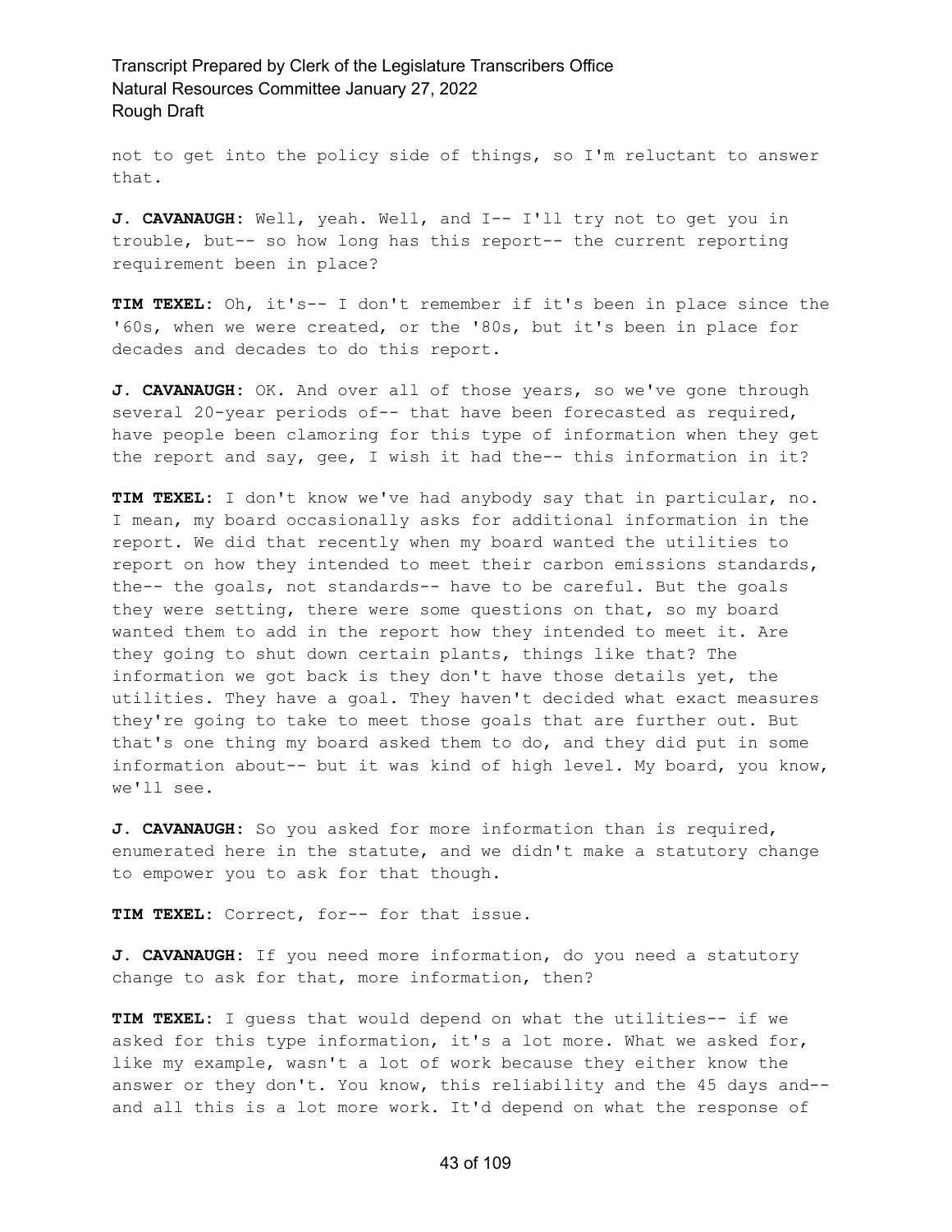not to get into the policy side of things, so I'm reluctant to answer that.

**J. CAVANAUGH:** Well, yeah. Well, and I-- I'll try not to get you in trouble, but-- so how long has this report-- the current reporting requirement been in place?

**TIM TEXEL:** Oh, it's-- I don't remember if it's been in place since the '60s, when we were created, or the '80s, but it's been in place for decades and decades to do this report.

**J. CAVANAUGH:** OK. And over all of those years, so we've gone through several 20-year periods of-- that have been forecasted as required, have people been clamoring for this type of information when they get the report and say, gee, I wish it had the-- this information in it?

**TIM TEXEL:** I don't know we've had anybody say that in particular, no. I mean, my board occasionally asks for additional information in the report. We did that recently when my board wanted the utilities to report on how they intended to meet their carbon emissions standards, the-- the goals, not standards-- have to be careful. But the goals they were setting, there were some questions on that, so my board wanted them to add in the report how they intended to meet it. Are they going to shut down certain plants, things like that? The information we got back is they don't have those details yet, the utilities. They have a goal. They haven't decided what exact measures they're going to take to meet those goals that are further out. But that's one thing my board asked them to do, and they did put in some information about-- but it was kind of high level. My board, you know, we'll see.

**J. CAVANAUGH:** So you asked for more information than is required, enumerated here in the statute, and we didn't make a statutory change to empower you to ask for that though.

**TIM TEXEL:** Correct, for-- for that issue.

**J. CAVANAUGH:** If you need more information, do you need a statutory change to ask for that, more information, then?

**TIM TEXEL:** I guess that would depend on what the utilities-- if we asked for this type information, it's a lot more. What we asked for, like my example, wasn't a lot of work because they either know the answer or they don't. You know, this reliability and the 45 days and-- and all this is a lot more work. It'd depend on what the response of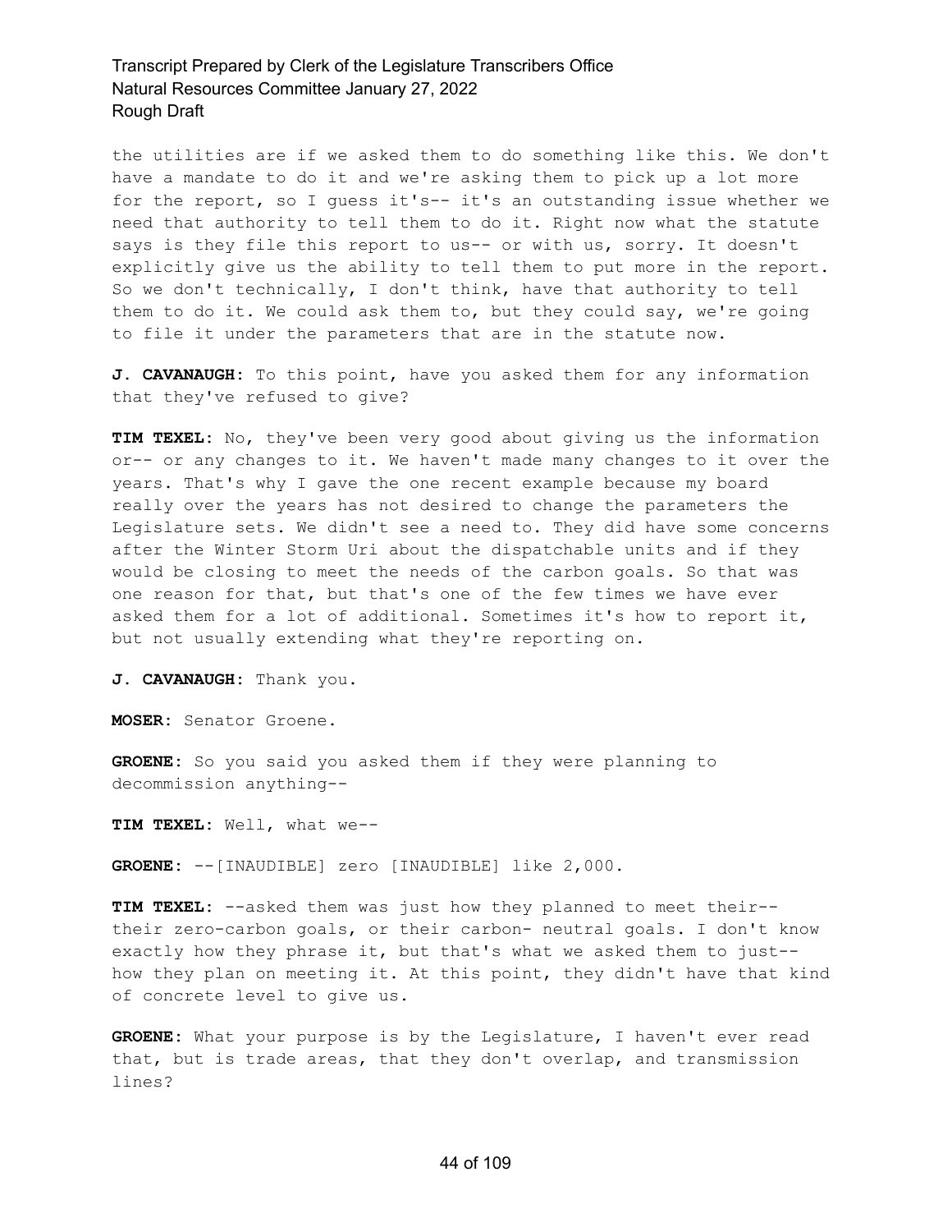the utilities are if we asked them to do something like this. We don't have a mandate to do it and we're asking them to pick up a lot more for the report, so I guess it's-- it's an outstanding issue whether we need that authority to tell them to do it. Right now what the statute says is they file this report to us-- or with us, sorry. It doesn't explicitly give us the ability to tell them to put more in the report. So we don't technically, I don't think, have that authority to tell them to do it. We could ask them to, but they could say, we're going to file it under the parameters that are in the statute now.

**J. CAVANAUGH:** To this point, have you asked them for any information that they've refused to give?

**TIM TEXEL:** No, they've been very good about giving us the information or-- or any changes to it. We haven't made many changes to it over the years. That's why I gave the one recent example because my board really over the years has not desired to change the parameters the Legislature sets. We didn't see a need to. They did have some concerns after the Winter Storm Uri about the dispatchable units and if they would be closing to meet the needs of the carbon goals. So that was one reason for that, but that's one of the few times we have ever asked them for a lot of additional. Sometimes it's how to report it, but not usually extending what they're reporting on.

**J. CAVANAUGH:** Thank you.

**MOSER:** Senator Groene.

**GROENE:** So you said you asked them if they were planning to decommission anything--

**TIM TEXEL:** Well, what we--

**GROENE:** --[INAUDIBLE] zero [INAUDIBLE] like 2,000.

**TIM TEXEL:** --asked them was just how they planned to meet their-- their zero-carbon goals, or their carbon- neutral goals. I don't know exactly how they phrase it, but that's what we asked them to just-- how they plan on meeting it. At this point, they didn't have that kind of concrete level to give us.

**GROENE:** What your purpose is by the Legislature, I haven't ever read that, but is trade areas, that they don't overlap, and transmission lines?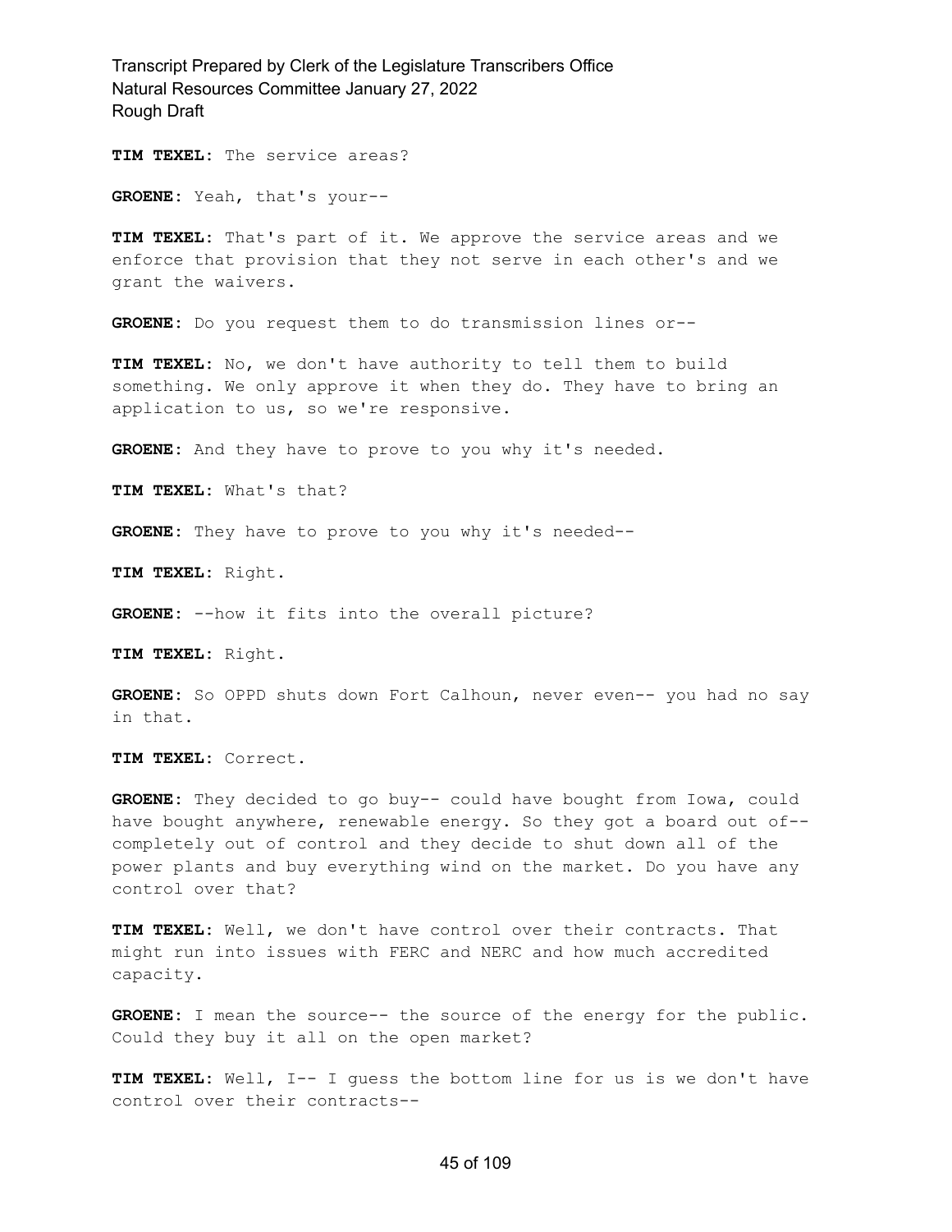**TIM TEXEL:** The service areas?

**GROENE:** Yeah, that's your--

**TIM TEXEL:** That's part of it. We approve the service areas and we enforce that provision that they not serve in each other's and we grant the waivers.

**GROENE:** Do you request them to do transmission lines or--

**TIM TEXEL:** No, we don't have authority to tell them to build something. We only approve it when they do. They have to bring an application to us, so we're responsive.

**GROENE:** And they have to prove to you why it's needed.

**TIM TEXEL:** What's that?

**GROENE:** They have to prove to you why it's needed--

**TIM TEXEL:** Right.

**GROENE:** --how it fits into the overall picture?

**TIM TEXEL:** Right.

**GROENE:** So OPPD shuts down Fort Calhoun, never even-- you had no say in that.

**TIM TEXEL:** Correct.

**GROENE:** They decided to go buy-- could have bought from Iowa, could have bought anywhere, renewable energy. So they got a board out of-- completely out of control and they decide to shut down all of the power plants and buy everything wind on the market. Do you have any control over that?

**TIM TEXEL:** Well, we don't have control over their contracts. That might run into issues with FERC and NERC and how much accredited capacity.

**GROENE:** I mean the source-- the source of the energy for the public. Could they buy it all on the open market?

**TIM TEXEL:** Well, I-- I guess the bottom line for us is we don't have control over their contracts--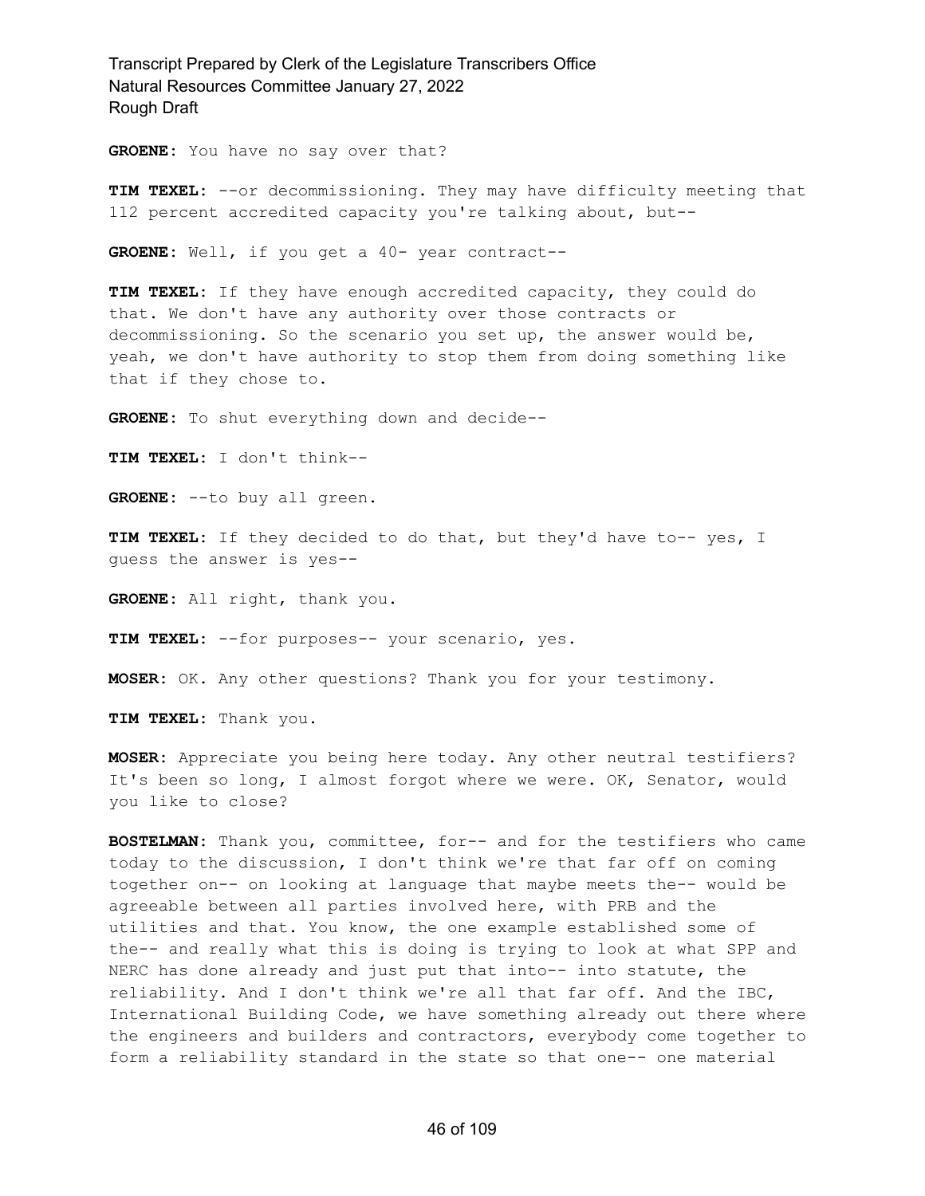**GROENE:** You have no say over that?

**TIM TEXEL:** --or decommissioning. They may have difficulty meeting that 112 percent accredited capacity you're talking about, but--

**GROENE:** Well, if you get a 40- year contract--

**TIM TEXEL:** If they have enough accredited capacity, they could do that. We don't have any authority over those contracts or decommissioning. So the scenario you set up, the answer would be, yeah, we don't have authority to stop them from doing something like that if they chose to.

**GROENE:** To shut everything down and decide--

**TIM TEXEL:** I don't think--

**GROENE:** --to buy all green.

**TIM TEXEL:** If they decided to do that, but they'd have to-- yes, I guess the answer is yes--

**GROENE:** All right, thank you.

**TIM TEXEL:** --for purposes-- your scenario, yes.

**MOSER:** OK. Any other questions? Thank you for your testimony.

**TIM TEXEL:** Thank you.

**MOSER:** Appreciate you being here today. Any other neutral testifiers? It's been so long, I almost forgot where we were. OK, Senator, would you like to close?

**BOSTELMAN:** Thank you, committee, for-- and for the testifiers who came today to the discussion, I don't think we're that far off on coming together on-- on looking at language that maybe meets the-- would be agreeable between all parties involved here, with PRB and the utilities and that. You know, the one example established some of the-- and really what this is doing is trying to look at what SPP and NERC has done already and just put that into-- into statute, the reliability. And I don't think we're all that far off. And the IBC, International Building Code, we have something already out there where the engineers and builders and contractors, everybody come together to form a reliability standard in the state so that one-- one material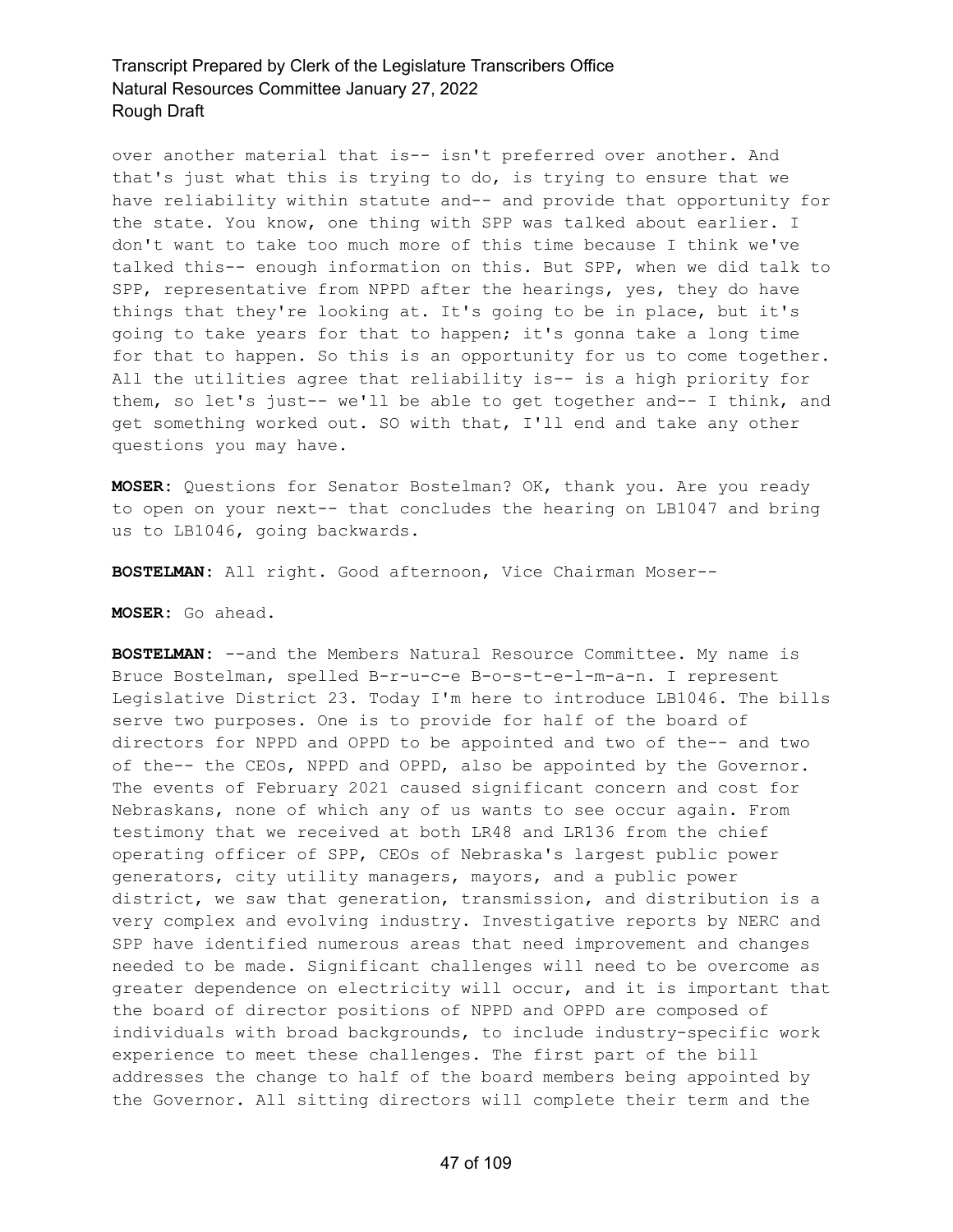over another material that is-- isn't preferred over another. And that's just what this is trying to do, is trying to ensure that we have reliability within statute and-- and provide that opportunity for the state. You know, one thing with SPP was talked about earlier. I don't want to take too much more of this time because I think we've talked this-- enough information on this. But SPP, when we did talk to SPP, representative from NPPD after the hearings, yes, they do have things that they're looking at. It's going to be in place, but it's going to take years for that to happen; it's gonna take a long time for that to happen. So this is an opportunity for us to come together. All the utilities agree that reliability is-- is a high priority for them, so let's just-- we'll be able to get together and-- I think, and get something worked out. SO with that, I'll end and take any other questions you may have.

**MOSER:** Questions for Senator Bostelman? OK, thank you. Are you ready to open on your next-- that concludes the hearing on LB1047 and bring us to LB1046, going backwards.

**BOSTELMAN:** All right. Good afternoon, Vice Chairman Moser--

**MOSER:** Go ahead.

**BOSTELMAN:** --and the Members Natural Resource Committee. My name is Bruce Bostelman, spelled B-r-u-c-e B-o-s-t-e-l-m-a-n. I represent Legislative District 23. Today I'm here to introduce LB1046. The bills serve two purposes. One is to provide for half of the board of directors for NPPD and OPPD to be appointed and two of the-- and two of the-- the CEOs, NPPD and OPPD, also be appointed by the Governor. The events of February 2021 caused significant concern and cost for Nebraskans, none of which any of us wants to see occur again. From testimony that we received at both LR48 and LR136 from the chief operating officer of SPP, CEOs of Nebraska's largest public power generators, city utility managers, mayors, and a public power district, we saw that generation, transmission, and distribution is a very complex and evolving industry. Investigative reports by NERC and SPP have identified numerous areas that need improvement and changes needed to be made. Significant challenges will need to be overcome as greater dependence on electricity will occur, and it is important that the board of director positions of NPPD and OPPD are composed of individuals with broad backgrounds, to include industry-specific work experience to meet these challenges. The first part of the bill addresses the change to half of the board members being appointed by the Governor. All sitting directors will complete their term and the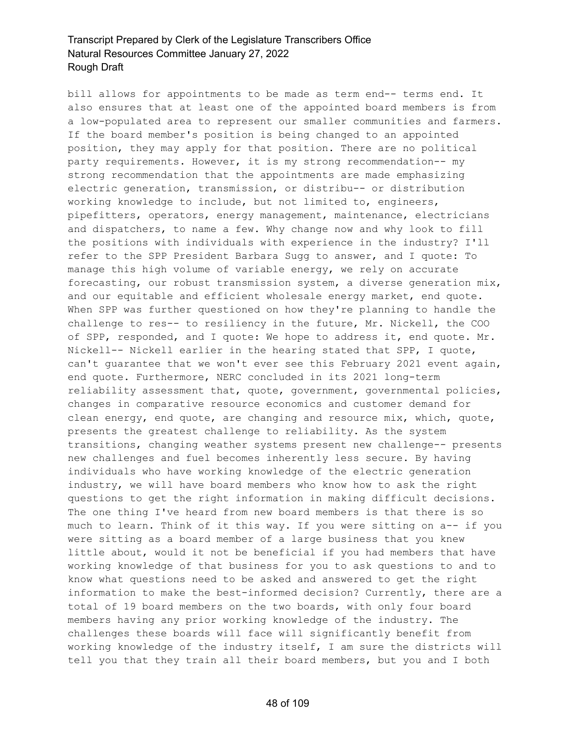bill allows for appointments to be made as term end-- terms end. It also ensures that at least one of the appointed board members is from a low-populated area to represent our smaller communities and farmers. If the board member's position is being changed to an appointed position, they may apply for that position. There are no political party requirements. However, it is my strong recommendation-- my strong recommendation that the appointments are made emphasizing electric generation, transmission, or distribu-- or distribution working knowledge to include, but not limited to, engineers, pipefitters, operators, energy management, maintenance, electricians and dispatchers, to name a few. Why change now and why look to fill the positions with individuals with experience in the industry? I'll refer to the SPP President Barbara Sugg to answer, and I quote: To manage this high volume of variable energy, we rely on accurate forecasting, our robust transmission system, a diverse generation mix, and our equitable and efficient wholesale energy market, end quote. When SPP was further questioned on how they're planning to handle the challenge to res-- to resiliency in the future, Mr. Nickell, the COO of SPP, responded, and I quote: We hope to address it, end quote. Mr. Nickell-- Nickell earlier in the hearing stated that SPP, I quote, can't guarantee that we won't ever see this February 2021 event again, end quote. Furthermore, NERC concluded in its 2021 long-term reliability assessment that, quote, government, governmental policies, changes in comparative resource economics and customer demand for clean energy, end quote, are changing and resource mix, which, quote, presents the greatest challenge to reliability. As the system transitions, changing weather systems present new challenge-- presents new challenges and fuel becomes inherently less secure. By having individuals who have working knowledge of the electric generation industry, we will have board members who know how to ask the right questions to get the right information in making difficult decisions. The one thing I've heard from new board members is that there is so much to learn. Think of it this way. If you were sitting on a-- if you were sitting as a board member of a large business that you knew little about, would it not be beneficial if you had members that have working knowledge of that business for you to ask questions to and to know what questions need to be asked and answered to get the right information to make the best-informed decision? Currently, there are a total of 19 board members on the two boards, with only four board members having any prior working knowledge of the industry. The challenges these boards will face will significantly benefit from working knowledge of the industry itself, I am sure the districts will tell you that they train all their board members, but you and I both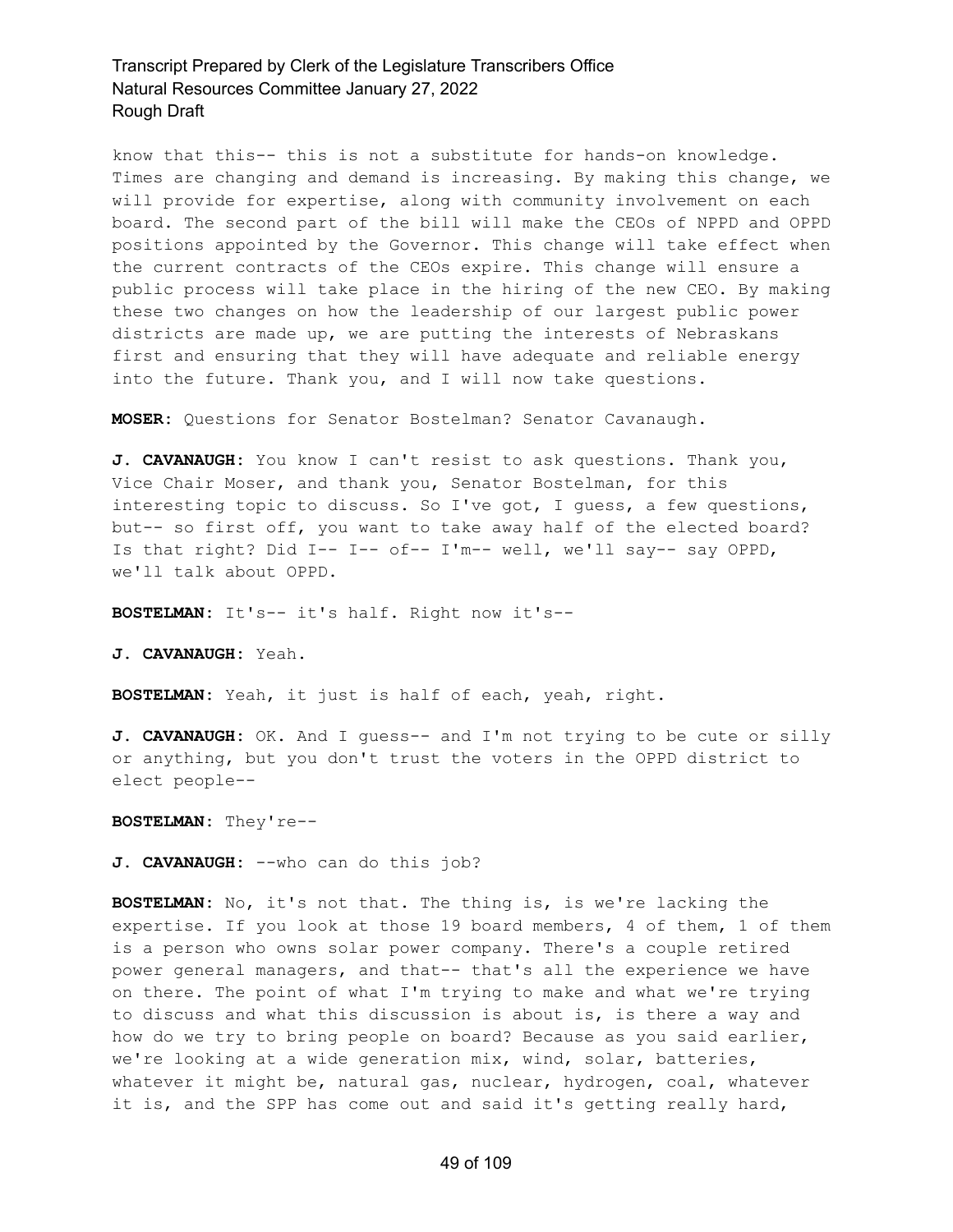know that this-- this is not a substitute for hands-on knowledge. Times are changing and demand is increasing. By making this change, we will provide for expertise, along with community involvement on each board. The second part of the bill will make the CEOs of NPPD and OPPD positions appointed by the Governor. This change will take effect when the current contracts of the CEOs expire. This change will ensure a public process will take place in the hiring of the new CEO. By making these two changes on how the leadership of our largest public power districts are made up, we are putting the interests of Nebraskans first and ensuring that they will have adequate and reliable energy into the future. Thank you, and I will now take questions.

**MOSER:** Questions for Senator Bostelman? Senator Cavanaugh.

**J. CAVANAUGH:** You know I can't resist to ask questions. Thank you, Vice Chair Moser, and thank you, Senator Bostelman, for this interesting topic to discuss. So I've got, I guess, a few questions, but-- so first off, you want to take away half of the elected board? Is that right? Did I-- I-- of-- I'm-- well, we'll say-- say OPPD, we'll talk about OPPD.

**BOSTELMAN:** It's-- it's half. Right now it's--

**J. CAVANAUGH:** Yeah.

**BOSTELMAN:** Yeah, it just is half of each, yeah, right.

**J. CAVANAUGH:** OK. And I guess-- and I'm not trying to be cute or silly or anything, but you don't trust the voters in the OPPD district to elect people--

**BOSTELMAN:** They're--

**J. CAVANAUGH:** --who can do this job?

**BOSTELMAN:** No, it's not that. The thing is, is we're lacking the expertise. If you look at those 19 board members, 4 of them, 1 of them is a person who owns solar power company. There's a couple retired power general managers, and that-- that's all the experience we have on there. The point of what I'm trying to make and what we're trying to discuss and what this discussion is about is, is there a way and how do we try to bring people on board? Because as you said earlier, we're looking at a wide generation mix, wind, solar, batteries, whatever it might be, natural gas, nuclear, hydrogen, coal, whatever it is, and the SPP has come out and said it's getting really hard,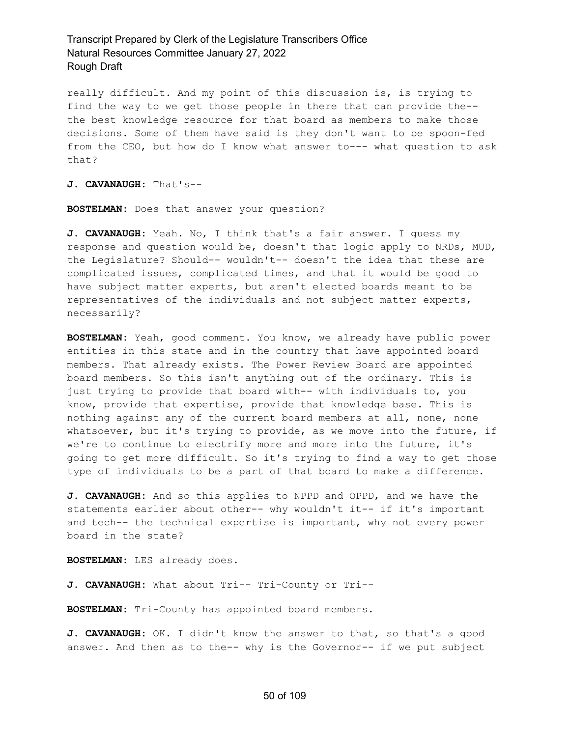really difficult. And my point of this discussion is, is trying to find the way to we get those people in there that can provide the-- the best knowledge resource for that board as members to make those decisions. Some of them have said is they don't want to be spoon-fed from the CEO, but how do I know what answer to--- what question to ask that?

**J. CAVANAUGH:** That's--

**BOSTELMAN:** Does that answer your question?

**J. CAVANAUGH:** Yeah. No, I think that's a fair answer. I guess my response and question would be, doesn't that logic apply to NRDs, MUD, the Legislature? Should-- wouldn't-- doesn't the idea that these are complicated issues, complicated times, and that it would be good to have subject matter experts, but aren't elected boards meant to be representatives of the individuals and not subject matter experts, necessarily?

**BOSTELMAN:** Yeah, good comment. You know, we already have public power entities in this state and in the country that have appointed board members. That already exists. The Power Review Board are appointed board members. So this isn't anything out of the ordinary. This is just trying to provide that board with-- with individuals to, you know, provide that expertise, provide that knowledge base. This is nothing against any of the current board members at all, none, none whatsoever, but it's trying to provide, as we move into the future, if we're to continue to electrify more and more into the future, it's going to get more difficult. So it's trying to find a way to get those type of individuals to be a part of that board to make a difference.

**J. CAVANAUGH:** And so this applies to NPPD and OPPD, and we have the statements earlier about other-- why wouldn't it-- if it's important and tech-- the technical expertise is important, why not every power board in the state?

**BOSTELMAN:** LES already does.

**J. CAVANAUGH:** What about Tri-- Tri-County or Tri--

**BOSTELMAN:** Tri-County has appointed board members.

**J. CAVANAUGH:** OK. I didn't know the answer to that, so that's a good answer. And then as to the-- why is the Governor-- if we put subject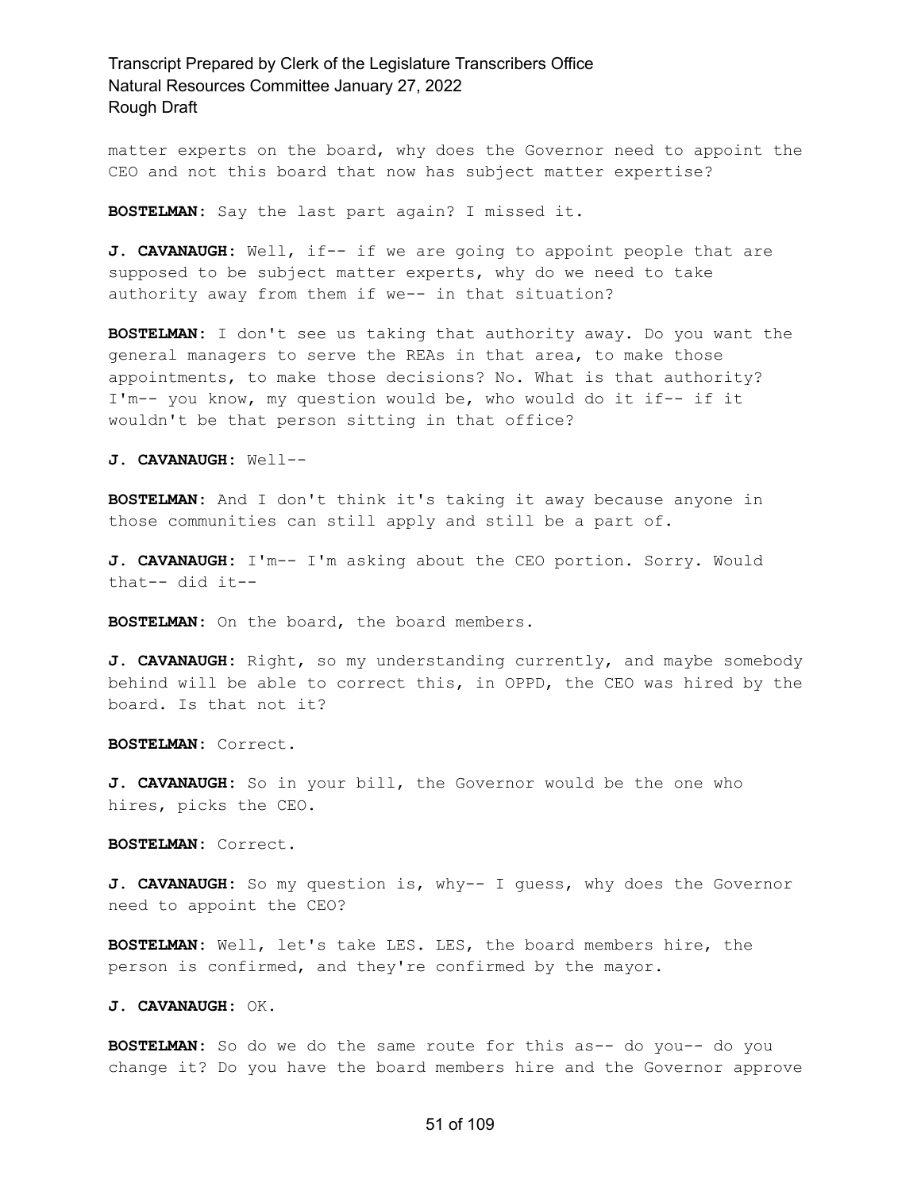matter experts on the board, why does the Governor need to appoint the CEO and not this board that now has subject matter expertise?

**BOSTELMAN:** Say the last part again? I missed it.

**J. CAVANAUGH:** Well, if-- if we are going to appoint people that are supposed to be subject matter experts, why do we need to take authority away from them if we-- in that situation?

**BOSTELMAN:** I don't see us taking that authority away. Do you want the general managers to serve the REAs in that area, to make those appointments, to make those decisions? No. What is that authority? I'm-- you know, my question would be, who would do it if-- if it wouldn't be that person sitting in that office?

**J. CAVANAUGH:** Well--

**BOSTELMAN:** And I don't think it's taking it away because anyone in those communities can still apply and still be a part of.

**J. CAVANAUGH:** I'm-- I'm asking about the CEO portion. Sorry. Would that-- did it--

**BOSTELMAN:** On the board, the board members.

**J. CAVANAUGH:** Right, so my understanding currently, and maybe somebody behind will be able to correct this, in OPPD, the CEO was hired by the board. Is that not it?

**BOSTELMAN:** Correct.

**J. CAVANAUGH:** So in your bill, the Governor would be the one who hires, picks the CEO.

**BOSTELMAN:** Correct.

**J. CAVANAUGH:** So my question is, why-- I guess, why does the Governor need to appoint the CEO?

**BOSTELMAN:** Well, let's take LES. LES, the board members hire, the person is confirmed, and they're confirmed by the mayor.

**J. CAVANAUGH:** OK.

**BOSTELMAN:** So do we do the same route for this as-- do you-- do you change it? Do you have the board members hire and the Governor approve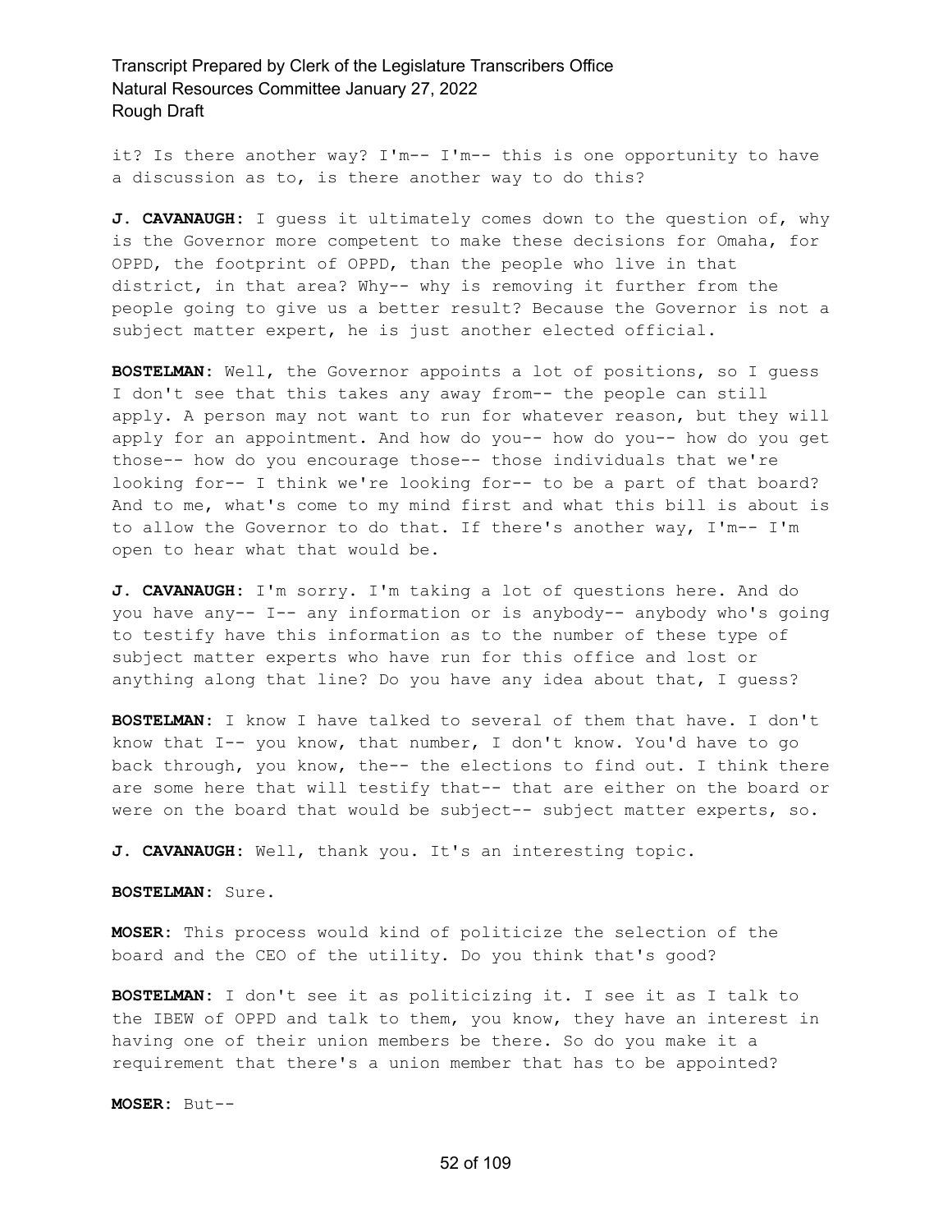it? Is there another way? I'm-- I'm-- this is one opportunity to have a discussion as to, is there another way to do this?

**J. CAVANAUGH:** I guess it ultimately comes down to the question of, why is the Governor more competent to make these decisions for Omaha, for OPPD, the footprint of OPPD, than the people who live in that district, in that area? Why-- why is removing it further from the people going to give us a better result? Because the Governor is not a subject matter expert, he is just another elected official.

**BOSTELMAN:** Well, the Governor appoints a lot of positions, so I guess I don't see that this takes any away from-- the people can still apply. A person may not want to run for whatever reason, but they will apply for an appointment. And how do you-- how do you-- how do you get those-- how do you encourage those-- those individuals that we're looking for-- I think we're looking for-- to be a part of that board? And to me, what's come to my mind first and what this bill is about is to allow the Governor to do that. If there's another way, I'm-- I'm open to hear what that would be.

**J. CAVANAUGH:** I'm sorry. I'm taking a lot of questions here. And do you have any-- I-- any information or is anybody-- anybody who's going to testify have this information as to the number of these type of subject matter experts who have run for this office and lost or anything along that line? Do you have any idea about that, I guess?

**BOSTELMAN:** I know I have talked to several of them that have. I don't know that I-- you know, that number, I don't know. You'd have to go back through, you know, the-- the elections to find out. I think there are some here that will testify that-- that are either on the board or were on the board that would be subject-- subject matter experts, so.

**J. CAVANAUGH:** Well, thank you. It's an interesting topic.

**BOSTELMAN:** Sure.

**MOSER:** This process would kind of politicize the selection of the board and the CEO of the utility. Do you think that's good?

**BOSTELMAN:** I don't see it as politicizing it. I see it as I talk to the IBEW of OPPD and talk to them, you know, they have an interest in having one of their union members be there. So do you make it a requirement that there's a union member that has to be appointed?

**MOSER:** But--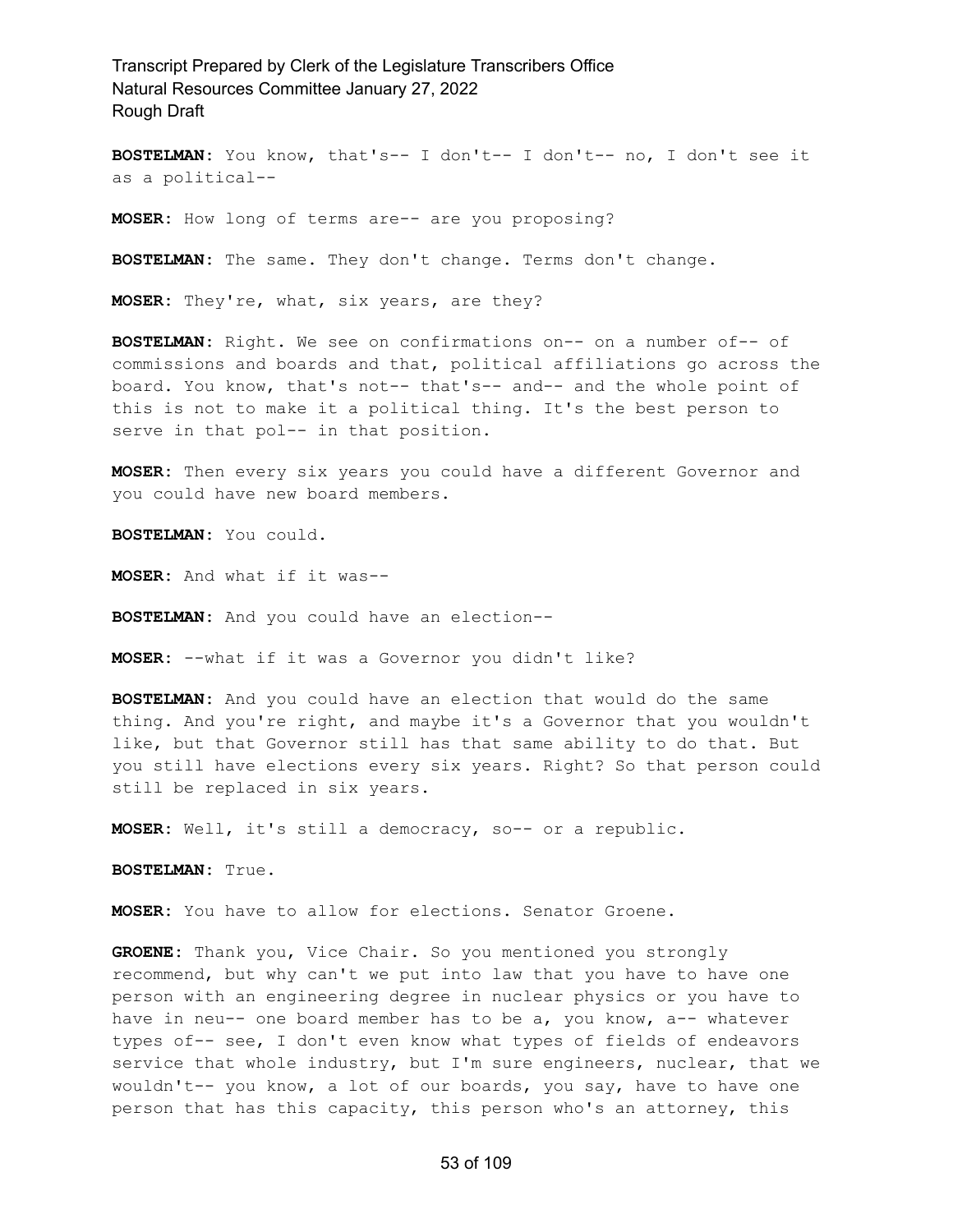**BOSTELMAN:** You know, that's-- I don't-- I don't-- no, I don't see it as a political--

**MOSER:** How long of terms are-- are you proposing?

**BOSTELMAN:** The same. They don't change. Terms don't change.

**MOSER:** They're, what, six years, are they?

**BOSTELMAN:** Right. We see on confirmations on-- on a number of-- of commissions and boards and that, political affiliations go across the board. You know, that's not-- that's-- and-- and the whole point of this is not to make it a political thing. It's the best person to serve in that pol-- in that position.

**MOSER:** Then every six years you could have a different Governor and you could have new board members.

**BOSTELMAN:** You could.

**MOSER:** And what if it was--

**BOSTELMAN:** And you could have an election--

**MOSER:** --what if it was a Governor you didn't like?

**BOSTELMAN:** And you could have an election that would do the same thing. And you're right, and maybe it's a Governor that you wouldn't like, but that Governor still has that same ability to do that. But you still have elections every six years. Right? So that person could still be replaced in six years.

**MOSER:** Well, it's still a democracy, so-- or a republic.

**BOSTELMAN:** True.

**MOSER:** You have to allow for elections. Senator Groene.

**GROENE:** Thank you, Vice Chair. So you mentioned you strongly recommend, but why can't we put into law that you have to have one person with an engineering degree in nuclear physics or you have to have in neu-- one board member has to be a, you know, a-- whatever types of-- see, I don't even know what types of fields of endeavors service that whole industry, but I'm sure engineers, nuclear, that we wouldn't-- you know, a lot of our boards, you say, have to have one person that has this capacity, this person who's an attorney, this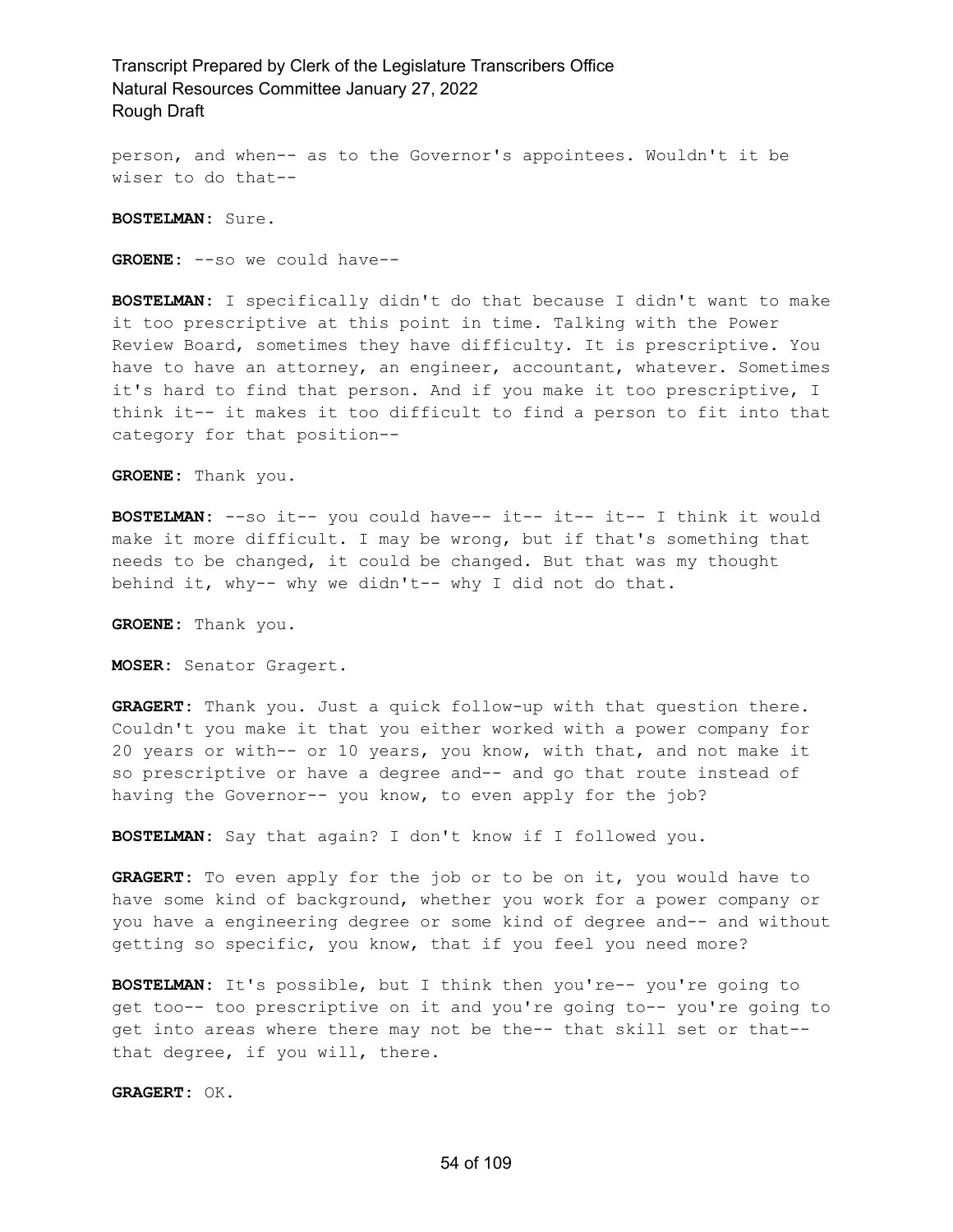person, and when-- as to the Governor's appointees. Wouldn't it be wiser to do that--

**BOSTELMAN:** Sure.

**GROENE:** --so we could have--

**BOSTELMAN:** I specifically didn't do that because I didn't want to make it too prescriptive at this point in time. Talking with the Power Review Board, sometimes they have difficulty. It is prescriptive. You have to have an attorney, an engineer, accountant, whatever. Sometimes it's hard to find that person. And if you make it too prescriptive, I think it-- it makes it too difficult to find a person to fit into that category for that position--

**GROENE:** Thank you.

**BOSTELMAN:** --so it-- you could have-- it-- it-- it-- I think it would make it more difficult. I may be wrong, but if that's something that needs to be changed, it could be changed. But that was my thought behind it, why-- why we didn't-- why I did not do that.

**GROENE:** Thank you.

**MOSER:** Senator Gragert.

**GRAGERT:** Thank you. Just a quick follow-up with that question there. Couldn't you make it that you either worked with a power company for 20 years or with-- or 10 years, you know, with that, and not make it so prescriptive or have a degree and-- and go that route instead of having the Governor-- you know, to even apply for the job?

**BOSTELMAN:** Say that again? I don't know if I followed you.

**GRAGERT:** To even apply for the job or to be on it, you would have to have some kind of background, whether you work for a power company or you have a engineering degree or some kind of degree and-- and without getting so specific, you know, that if you feel you need more?

**BOSTELMAN:** It's possible, but I think then you're-- you're going to get too-- too prescriptive on it and you're going to-- you're going to get into areas where there may not be the-- that skill set or that-- that degree, if you will, there.

**GRAGERT:** OK.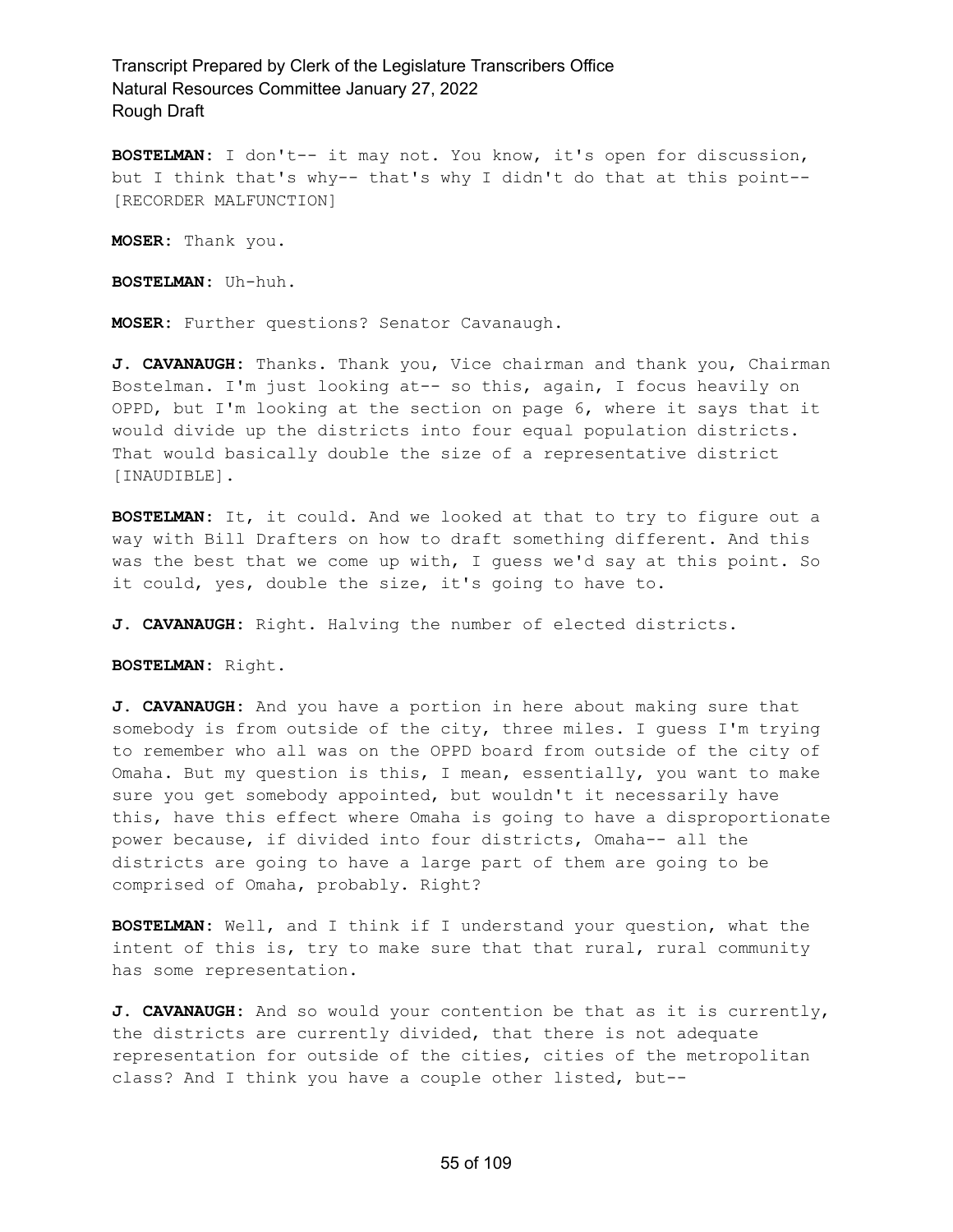**BOSTELMAN:** I don't-- it may not. You know, it's open for discussion, but I think that's why-- that's why I didn't do that at this point-- [RECORDER MALFUNCTION]

**MOSER:** Thank you.

**BOSTELMAN:** Uh-huh.

**MOSER:** Further questions? Senator Cavanaugh.

**J. CAVANAUGH:** Thanks. Thank you, Vice chairman and thank you, Chairman Bostelman. I'm just looking at-- so this, again, I focus heavily on OPPD, but I'm looking at the section on page 6, where it says that it would divide up the districts into four equal population districts. That would basically double the size of a representative district [INAUDIBLE].

**BOSTELMAN:** It, it could. And we looked at that to try to figure out a way with Bill Drafters on how to draft something different. And this was the best that we come up with, I guess we'd say at this point. So it could, yes, double the size, it's going to have to.

**J. CAVANAUGH:** Right. Halving the number of elected districts.

**BOSTELMAN:** Right.

**J. CAVANAUGH:** And you have a portion in here about making sure that somebody is from outside of the city, three miles. I guess I'm trying to remember who all was on the OPPD board from outside of the city of Omaha. But my question is this, I mean, essentially, you want to make sure you get somebody appointed, but wouldn't it necessarily have this, have this effect where Omaha is going to have a disproportionate power because, if divided into four districts, Omaha-- all the districts are going to have a large part of them are going to be comprised of Omaha, probably. Right?

**BOSTELMAN:** Well, and I think if I understand your question, what the intent of this is, try to make sure that that rural, rural community has some representation.

**J. CAVANAUGH:** And so would your contention be that as it is currently, the districts are currently divided, that there is not adequate representation for outside of the cities, cities of the metropolitan class? And I think you have a couple other listed, but--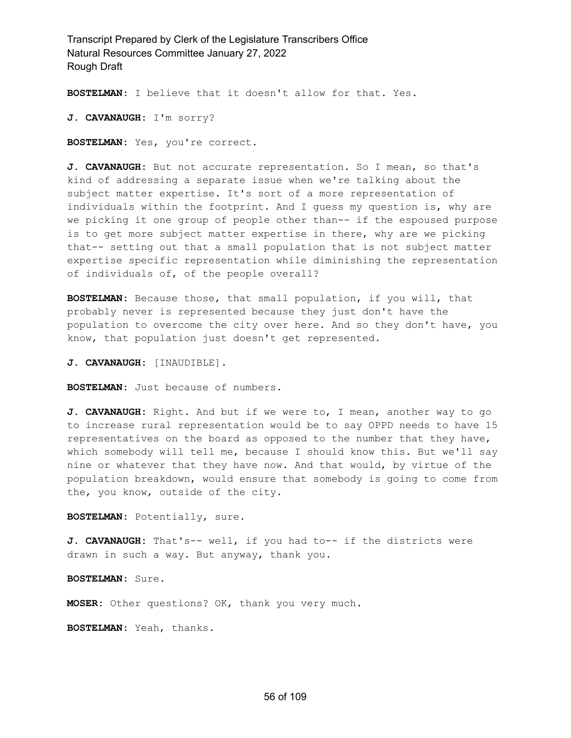**BOSTELMAN:** I believe that it doesn't allow for that. Yes.

**J. CAVANAUGH:** I'm sorry?

**BOSTELMAN:** Yes, you're correct.

**J. CAVANAUGH:** But not accurate representation. So I mean, so that's kind of addressing a separate issue when we're talking about the subject matter expertise. It's sort of a more representation of individuals within the footprint. And I guess my question is, why are we picking it one group of people other than-- if the espoused purpose is to get more subject matter expertise in there, why are we picking that-- setting out that a small population that is not subject matter expertise specific representation while diminishing the representation of individuals of, of the people overall?

**BOSTELMAN:** Because those, that small population, if you will, that probably never is represented because they just don't have the population to overcome the city over here. And so they don't have, you know, that population just doesn't get represented.

**J. CAVANAUGH:** [INAUDIBLE].

**BOSTELMAN:** Just because of numbers.

**J. CAVANAUGH:** Right. And but if we were to, I mean, another way to go to increase rural representation would be to say OPPD needs to have 15 representatives on the board as opposed to the number that they have, which somebody will tell me, because I should know this. But we'll say nine or whatever that they have now. And that would, by virtue of the population breakdown, would ensure that somebody is going to come from the, you know, outside of the city.

**BOSTELMAN:** Potentially, sure.

**J. CAVANAUGH:** That's-- well, if you had to-- if the districts were drawn in such a way. But anyway, thank you.

**BOSTELMAN:** Sure.

**MOSER:** Other questions? OK, thank you very much.

**BOSTELMAN:** Yeah, thanks.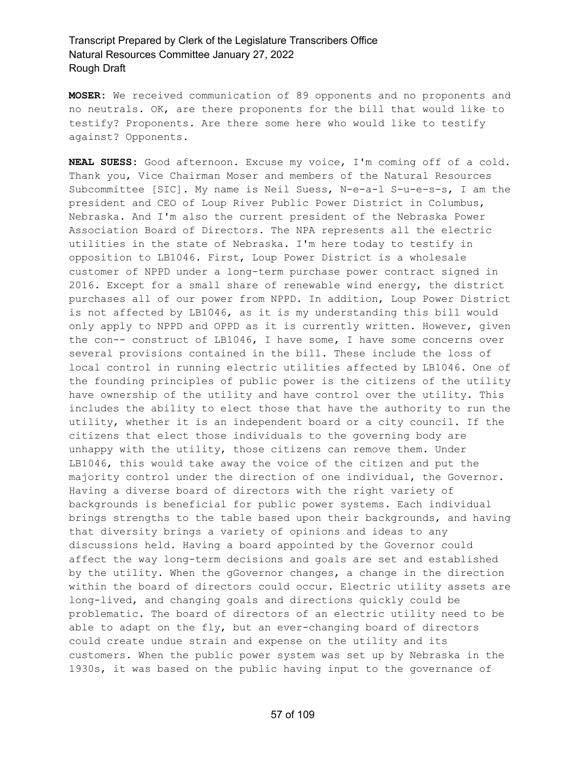**MOSER:** We received communication of 89 opponents and no proponents and no neutrals. OK, are there proponents for the bill that would like to testify? Proponents. Are there some here who would like to testify against? Opponents.

**NEAL SUESS:** Good afternoon. Excuse my voice, I'm coming off of a cold. Thank you, Vice Chairman Moser and members of the Natural Resources Subcommittee [SIC]. My name is Neil Suess, N-e-a-l S-u-e-s-s, I am the president and CEO of Loup River Public Power District in Columbus, Nebraska. And I'm also the current president of the Nebraska Power Association Board of Directors. The NPA represents all the electric utilities in the state of Nebraska. I'm here today to testify in opposition to LB1046. First, Loup Power District is a wholesale customer of NPPD under a long-term purchase power contract signed in 2016. Except for a small share of renewable wind energy, the district purchases all of our power from NPPD. In addition, Loup Power District is not affected by LB1046, as it is my understanding this bill would only apply to NPPD and OPPD as it is currently written. However, given the con-- construct of LB1046, I have some, I have some concerns over several provisions contained in the bill. These include the loss of local control in running electric utilities affected by LB1046. One of the founding principles of public power is the citizens of the utility have ownership of the utility and have control over the utility. This includes the ability to elect those that have the authority to run the utility, whether it is an independent board or a city council. If the citizens that elect those individuals to the governing body are unhappy with the utility, those citizens can remove them. Under LB1046, this would take away the voice of the citizen and put the majority control under the direction of one individual, the Governor. Having a diverse board of directors with the right variety of backgrounds is beneficial for public power systems. Each individual brings strengths to the table based upon their backgrounds, and having that diversity brings a variety of opinions and ideas to any discussions held. Having a board appointed by the Governor could affect the way long-term decisions and goals are set and established by the utility. When the gGovernor changes, a change in the direction within the board of directors could occur. Electric utility assets are long-lived, and changing goals and directions quickly could be problematic. The board of directors of an electric utility need to be able to adapt on the fly, but an ever-changing board of directors could create undue strain and expense on the utility and its customers. When the public power system was set up by Nebraska in the 1930s, it was based on the public having input to the governance of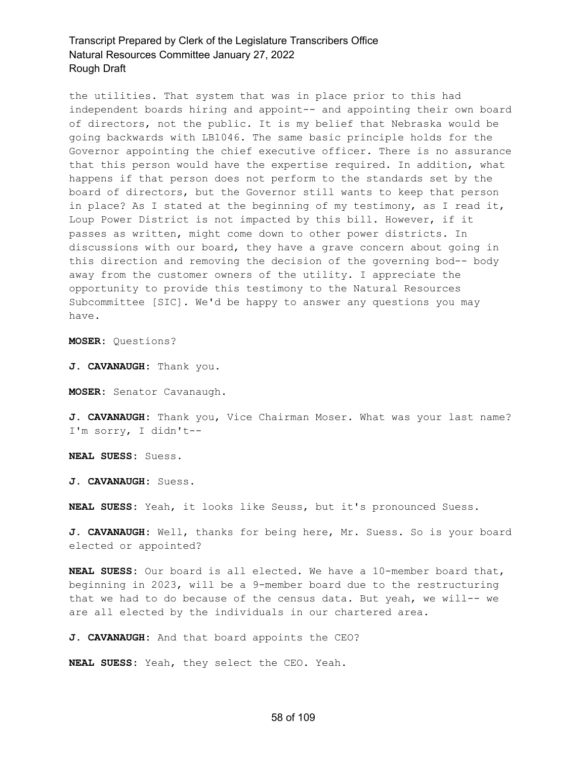the utilities. That system that was in place prior to this had independent boards hiring and appoint-- and appointing their own board of directors, not the public. It is my belief that Nebraska would be going backwards with LB1046. The same basic principle holds for the Governor appointing the chief executive officer. There is no assurance that this person would have the expertise required. In addition, what happens if that person does not perform to the standards set by the board of directors, but the Governor still wants to keep that person in place? As I stated at the beginning of my testimony, as I read it, Loup Power District is not impacted by this bill. However, if it passes as written, might come down to other power districts. In discussions with our board, they have a grave concern about going in this direction and removing the decision of the governing bod-- body away from the customer owners of the utility. I appreciate the opportunity to provide this testimony to the Natural Resources Subcommittee [SIC]. We'd be happy to answer any questions you may have.

**MOSER:** Questions?

**J. CAVANAUGH:** Thank you.

**MOSER:** Senator Cavanaugh.

**J. CAVANAUGH:** Thank you, Vice Chairman Moser. What was your last name? I'm sorry, I didn't--

**NEAL SUESS:** Suess.

**J. CAVANAUGH:** Suess.

**NEAL SUESS:** Yeah, it looks like Seuss, but it's pronounced Suess.

**J. CAVANAUGH:** Well, thanks for being here, Mr. Suess. So is your board elected or appointed?

**NEAL SUESS:** Our board is all elected. We have a 10-member board that, beginning in 2023, will be a 9-member board due to the restructuring that we had to do because of the census data. But yeah, we will-- we are all elected by the individuals in our chartered area.

**J. CAVANAUGH:** And that board appoints the CEO?

**NEAL SUESS:** Yeah, they select the CEO. Yeah.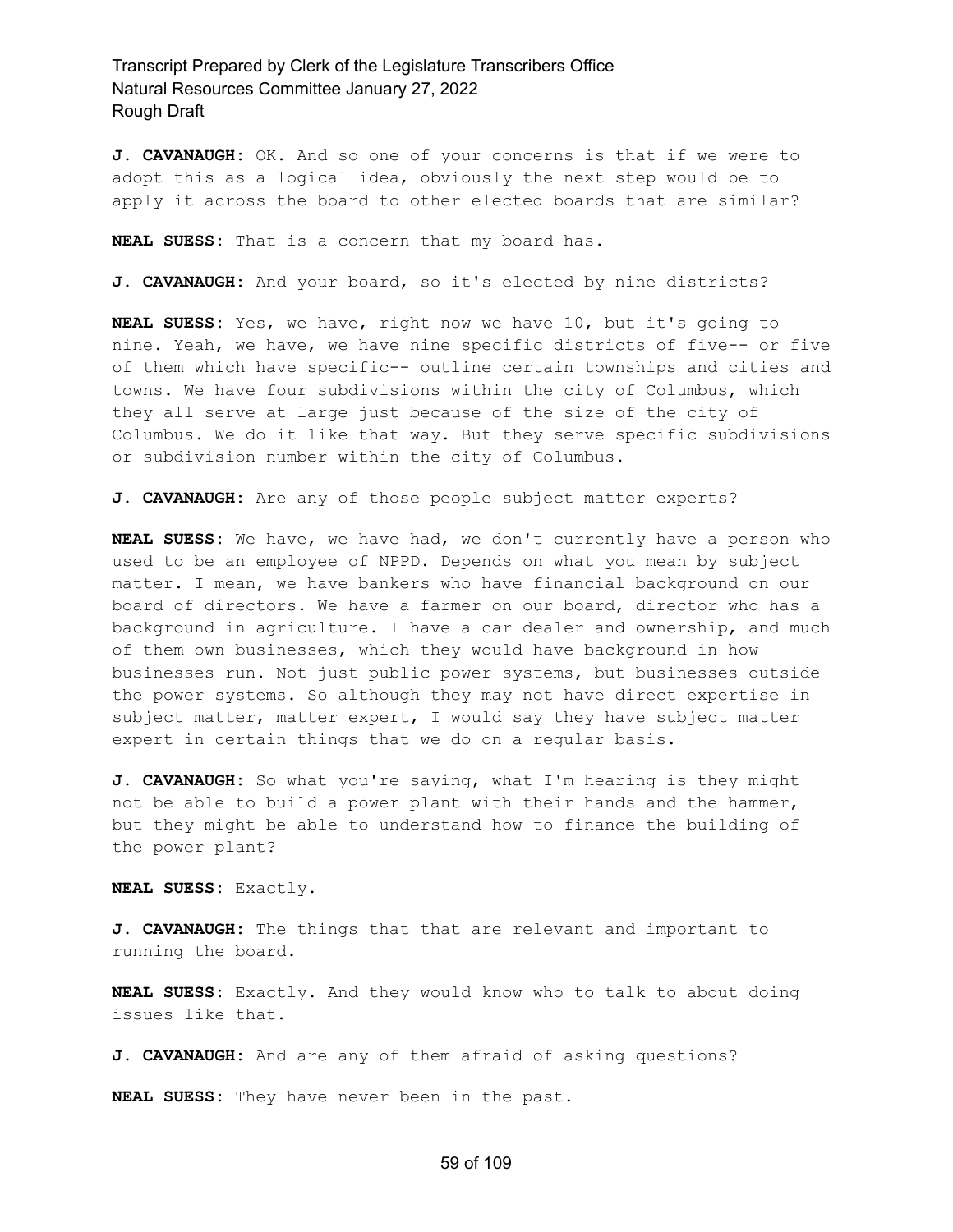**J. CAVANAUGH:** OK. And so one of your concerns is that if we were to adopt this as a logical idea, obviously the next step would be to apply it across the board to other elected boards that are similar?

**NEAL SUESS:** That is a concern that my board has.

**J. CAVANAUGH:** And your board, so it's elected by nine districts?

**NEAL SUESS:** Yes, we have, right now we have 10, but it's going to nine. Yeah, we have, we have nine specific districts of five-- or five of them which have specific-- outline certain townships and cities and towns. We have four subdivisions within the city of Columbus, which they all serve at large just because of the size of the city of Columbus. We do it like that way. But they serve specific subdivisions or subdivision number within the city of Columbus.

**J. CAVANAUGH:** Are any of those people subject matter experts?

**NEAL SUESS:** We have, we have had, we don't currently have a person who used to be an employee of NPPD. Depends on what you mean by subject matter. I mean, we have bankers who have financial background on our board of directors. We have a farmer on our board, director who has a background in agriculture. I have a car dealer and ownership, and much of them own businesses, which they would have background in how businesses run. Not just public power systems, but businesses outside the power systems. So although they may not have direct expertise in subject matter, matter expert, I would say they have subject matter expert in certain things that we do on a regular basis.

**J. CAVANAUGH:** So what you're saying, what I'm hearing is they might not be able to build a power plant with their hands and the hammer, but they might be able to understand how to finance the building of the power plant?

**NEAL SUESS:** Exactly.

**J. CAVANAUGH:** The things that that are relevant and important to running the board.

**NEAL SUESS:** Exactly. And they would know who to talk to about doing issues like that.

**J. CAVANAUGH:** And are any of them afraid of asking questions?

**NEAL SUESS:** They have never been in the past.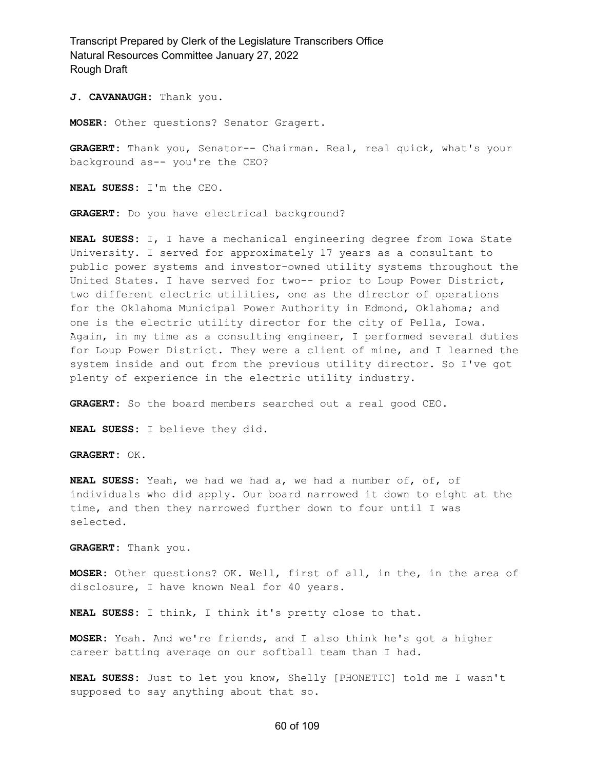**J. CAVANAUGH:** Thank you.

**MOSER:** Other questions? Senator Gragert.

**GRAGERT:** Thank you, Senator-- Chairman. Real, real quick, what's your background as-- you're the CEO?

**NEAL SUESS:** I'm the CEO.

**GRAGERT:** Do you have electrical background?

**NEAL SUESS:** I, I have a mechanical engineering degree from Iowa State University. I served for approximately 17 years as a consultant to public power systems and investor-owned utility systems throughout the United States. I have served for two-- prior to Loup Power District, two different electric utilities, one as the director of operations for the Oklahoma Municipal Power Authority in Edmond, Oklahoma; and one is the electric utility director for the city of Pella, Iowa. Again, in my time as a consulting engineer, I performed several duties for Loup Power District. They were a client of mine, and I learned the system inside and out from the previous utility director. So I've got plenty of experience in the electric utility industry.

**GRAGERT:** So the board members searched out a real good CEO.

**NEAL SUESS:** I believe they did.

**GRAGERT:** OK.

**NEAL SUESS:** Yeah, we had we had a, we had a number of, of, of individuals who did apply. Our board narrowed it down to eight at the time, and then they narrowed further down to four until I was selected.

**GRAGERT:** Thank you.

**MOSER:** Other questions? OK. Well, first of all, in the, in the area of disclosure, I have known Neal for 40 years.

**NEAL SUESS:** I think, I think it's pretty close to that.

**MOSER:** Yeah. And we're friends, and I also think he's got a higher career batting average on our softball team than I had.

**NEAL SUESS:** Just to let you know, Shelly [PHONETIC] told me I wasn't supposed to say anything about that so.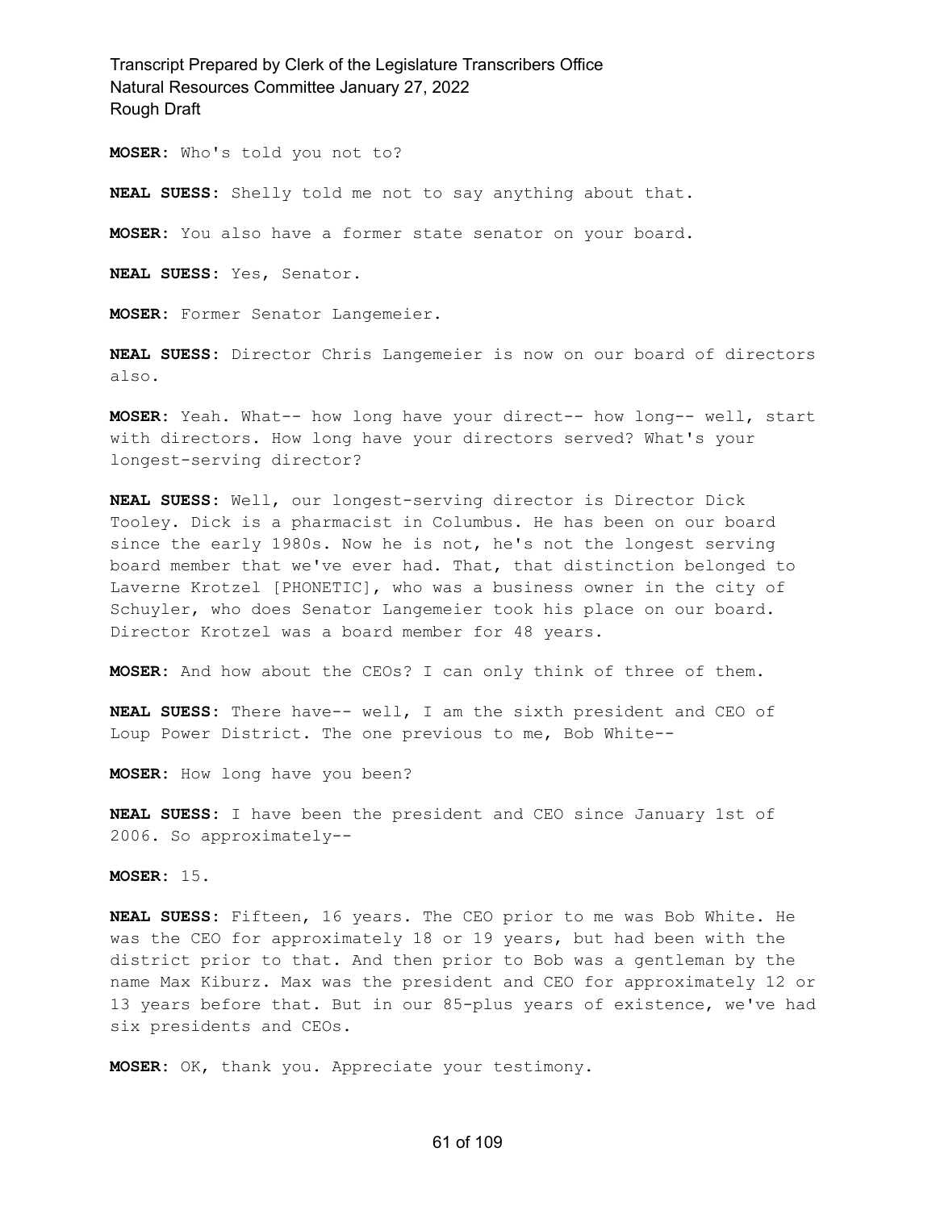**MOSER:** Who's told you not to?

**NEAL SUESS:** Shelly told me not to say anything about that.

**MOSER:** You also have a former state senator on your board.

**NEAL SUESS:** Yes, Senator.

**MOSER:** Former Senator Langemeier.

**NEAL SUESS:** Director Chris Langemeier is now on our board of directors also.

**MOSER:** Yeah. What-- how long have your direct-- how long-- well, start with directors. How long have your directors served? What's your longest-serving director?

**NEAL SUESS:** Well, our longest-serving director is Director Dick Tooley. Dick is a pharmacist in Columbus. He has been on our board since the early 1980s. Now he is not, he's not the longest serving board member that we've ever had. That, that distinction belonged to Laverne Krotzel [PHONETIC], who was a business owner in the city of Schuyler, who does Senator Langemeier took his place on our board. Director Krotzel was a board member for 48 years.

**MOSER:** And how about the CEOs? I can only think of three of them.

**NEAL SUESS:** There have-- well, I am the sixth president and CEO of Loup Power District. The one previous to me, Bob White--

**MOSER:** How long have you been?

**NEAL SUESS:** I have been the president and CEO since January 1st of 2006. So approximately--

**MOSER:** 15.

**NEAL SUESS:** Fifteen, 16 years. The CEO prior to me was Bob White. He was the CEO for approximately 18 or 19 years, but had been with the district prior to that. And then prior to Bob was a gentleman by the name Max Kiburz. Max was the president and CEO for approximately 12 or 13 years before that. But in our 85-plus years of existence, we've had six presidents and CEOs.

**MOSER:** OK, thank you. Appreciate your testimony.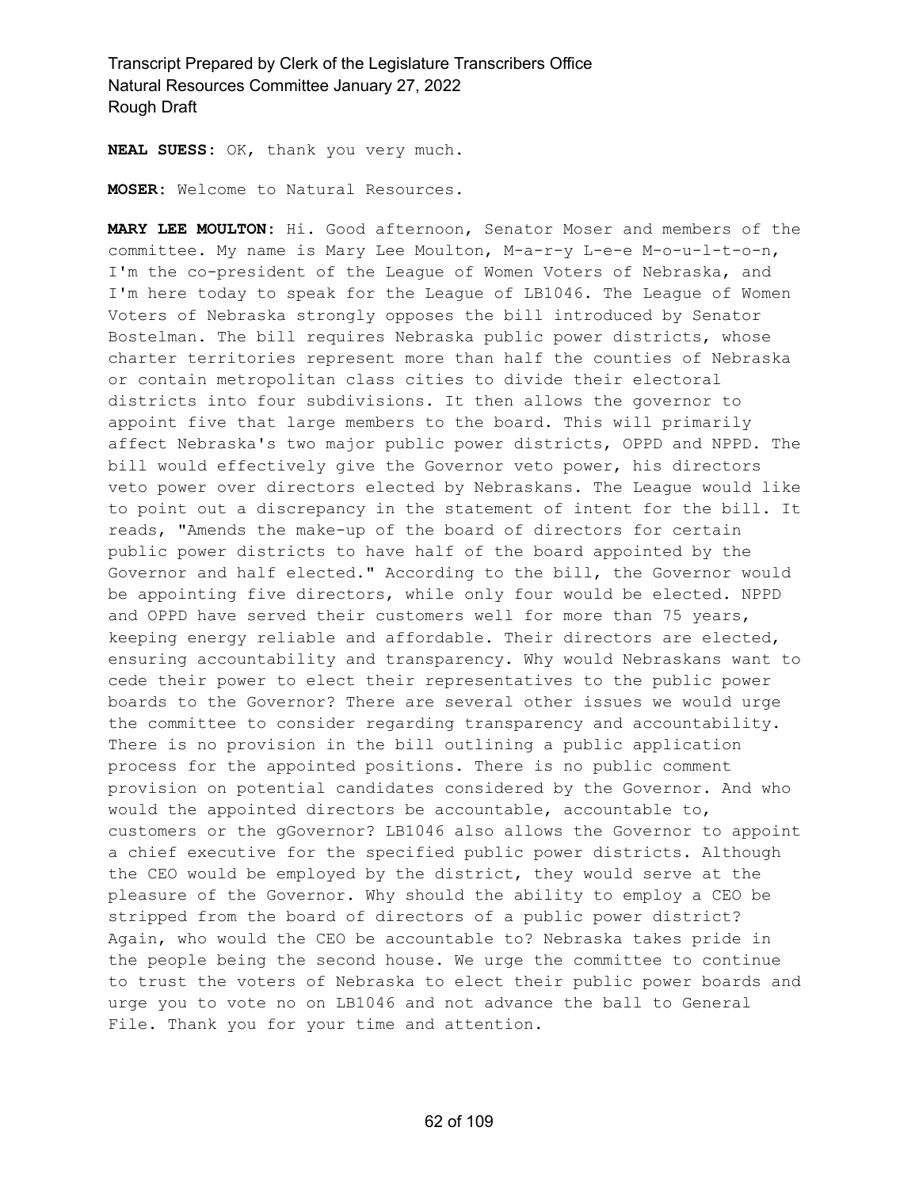**NEAL SUESS:** OK, thank you very much.

**MOSER:** Welcome to Natural Resources.

**MARY LEE MOULTON:** Hi. Good afternoon, Senator Moser and members of the committee. My name is Mary Lee Moulton, M-a-r-y L-e-e M-o-u-l-t-o-n, I'm the co-president of the League of Women Voters of Nebraska, and I'm here today to speak for the League of LB1046. The League of Women Voters of Nebraska strongly opposes the bill introduced by Senator Bostelman. The bill requires Nebraska public power districts, whose charter territories represent more than half the counties of Nebraska or contain metropolitan class cities to divide their electoral districts into four subdivisions. It then allows the governor to appoint five that large members to the board. This will primarily affect Nebraska's two major public power districts, OPPD and NPPD. The bill would effectively give the Governor veto power, his directors veto power over directors elected by Nebraskans. The League would like to point out a discrepancy in the statement of intent for the bill. It reads, "Amends the make-up of the board of directors for certain public power districts to have half of the board appointed by the Governor and half elected." According to the bill, the Governor would be appointing five directors, while only four would be elected. NPPD and OPPD have served their customers well for more than 75 years, keeping energy reliable and affordable. Their directors are elected, ensuring accountability and transparency. Why would Nebraskans want to cede their power to elect their representatives to the public power boards to the Governor? There are several other issues we would urge the committee to consider regarding transparency and accountability. There is no provision in the bill outlining a public application process for the appointed positions. There is no public comment provision on potential candidates considered by the Governor. And who would the appointed directors be accountable, accountable to, customers or the gGovernor? LB1046 also allows the Governor to appoint a chief executive for the specified public power districts. Although the CEO would be employed by the district, they would serve at the pleasure of the Governor. Why should the ability to employ a CEO be stripped from the board of directors of a public power district? Again, who would the CEO be accountable to? Nebraska takes pride in the people being the second house. We urge the committee to continue to trust the voters of Nebraska to elect their public power boards and urge you to vote no on LB1046 and not advance the ball to General File. Thank you for your time and attention.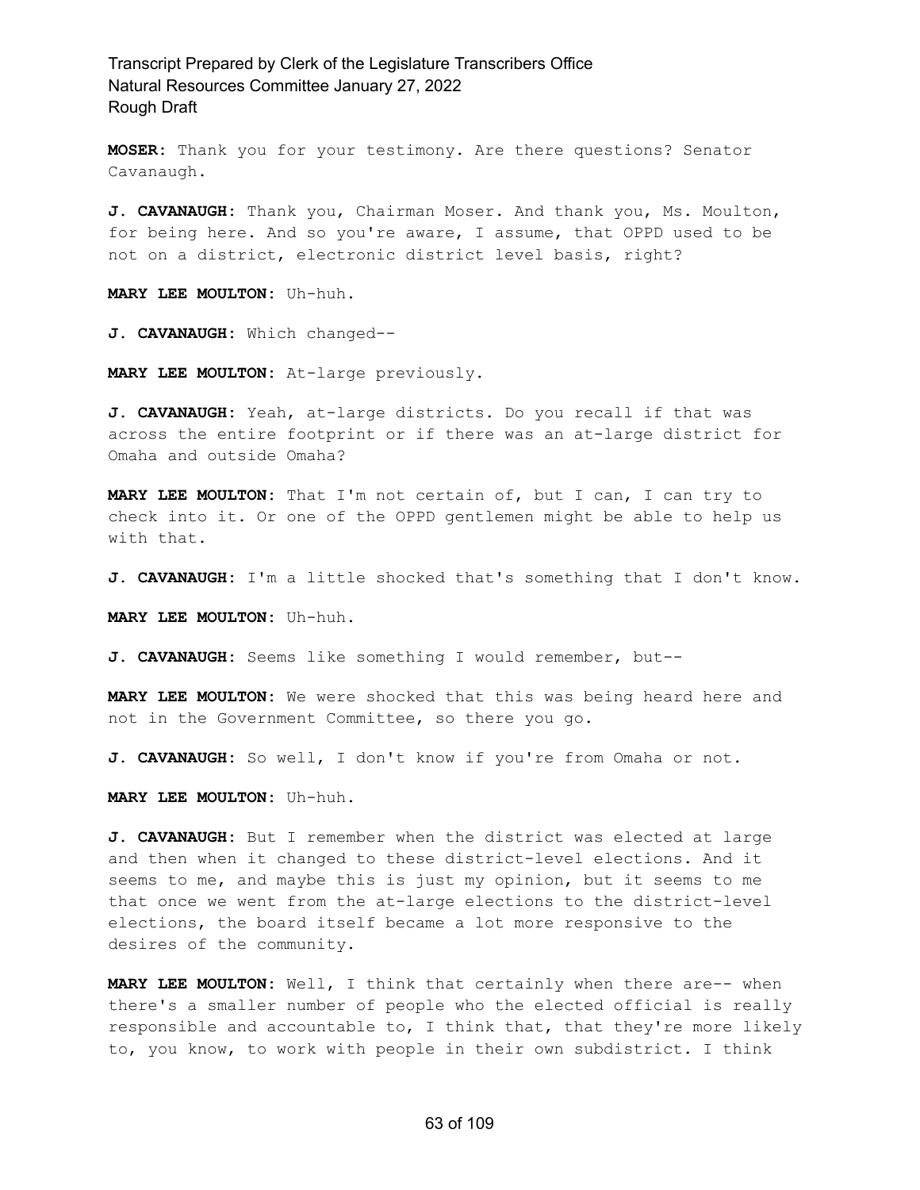**MOSER:** Thank you for your testimony. Are there questions? Senator Cavanaugh.

**J. CAVANAUGH:** Thank you, Chairman Moser. And thank you, Ms. Moulton, for being here. And so you're aware, I assume, that OPPD used to be not on a district, electronic district level basis, right?

**MARY LEE MOULTON:** Uh-huh.

**J. CAVANAUGH:** Which changed--

**MARY LEE MOULTON:** At-large previously.

**J. CAVANAUGH:** Yeah, at-large districts. Do you recall if that was across the entire footprint or if there was an at-large district for Omaha and outside Omaha?

**MARY LEE MOULTON:** That I'm not certain of, but I can, I can try to check into it. Or one of the OPPD gentlemen might be able to help us with that.

**J. CAVANAUGH:** I'm a little shocked that's something that I don't know.

**MARY LEE MOULTON:** Uh-huh.

**J. CAVANAUGH:** Seems like something I would remember, but--

**MARY LEE MOULTON:** We were shocked that this was being heard here and not in the Government Committee, so there you go.

**J. CAVANAUGH:** So well, I don't know if you're from Omaha or not.

**MARY LEE MOULTON:** Uh-huh.

**J. CAVANAUGH:** But I remember when the district was elected at large and then when it changed to these district-level elections. And it seems to me, and maybe this is just my opinion, but it seems to me that once we went from the at-large elections to the district-level elections, the board itself became a lot more responsive to the desires of the community.

**MARY LEE MOULTON:** Well, I think that certainly when there are-- when there's a smaller number of people who the elected official is really responsible and accountable to, I think that, that they're more likely to, you know, to work with people in their own subdistrict. I think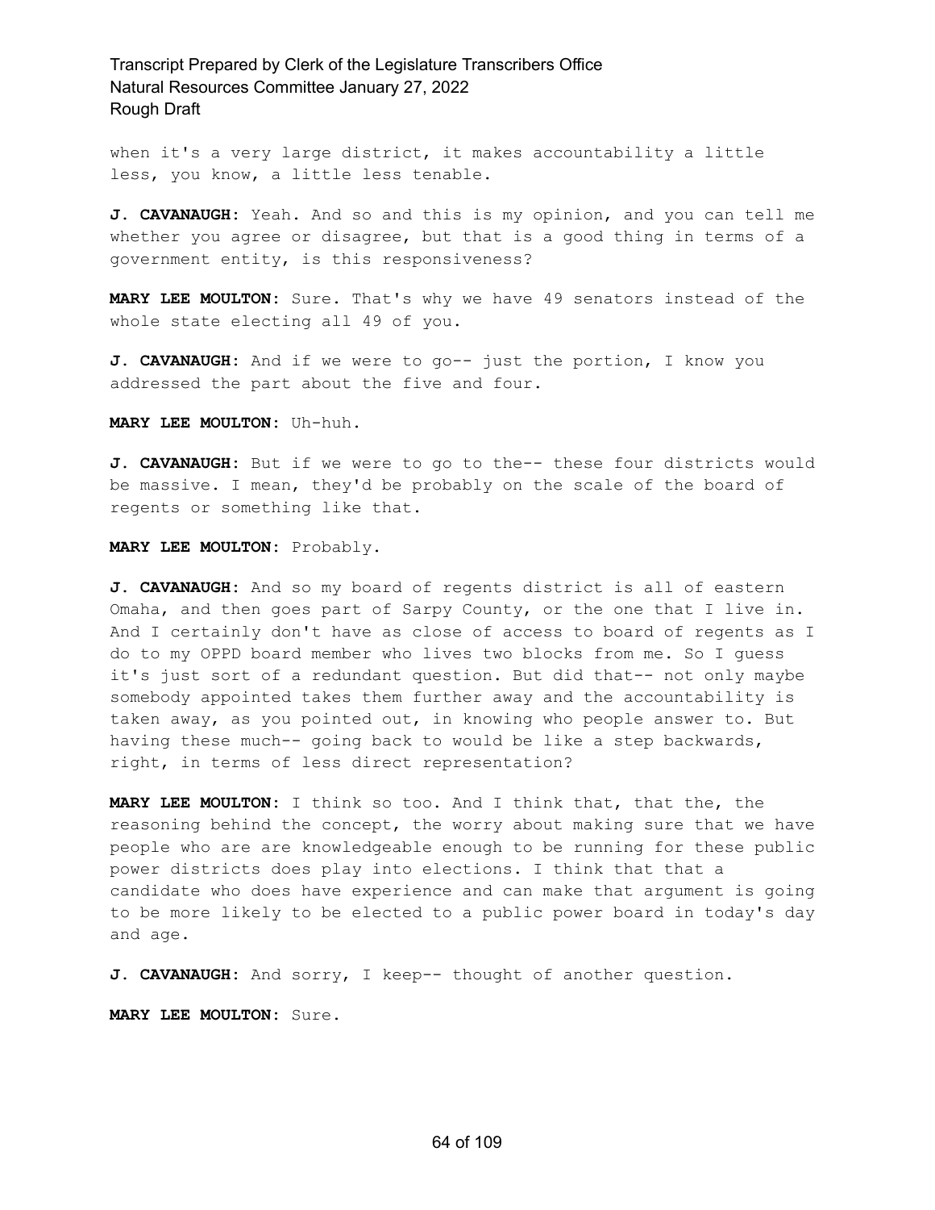when it's a very large district, it makes accountability a little less, you know, a little less tenable.

**J. CAVANAUGH:** Yeah. And so and this is my opinion, and you can tell me whether you agree or disagree, but that is a good thing in terms of a government entity, is this responsiveness?

**MARY LEE MOULTON:** Sure. That's why we have 49 senators instead of the whole state electing all 49 of you.

**J. CAVANAUGH:** And if we were to go-- just the portion, I know you addressed the part about the five and four.

**MARY LEE MOULTON:** Uh-huh.

**J. CAVANAUGH:** But if we were to go to the-- these four districts would be massive. I mean, they'd be probably on the scale of the board of regents or something like that.

**MARY LEE MOULTON:** Probably.

**J. CAVANAUGH:** And so my board of regents district is all of eastern Omaha, and then goes part of Sarpy County, or the one that I live in. And I certainly don't have as close of access to board of regents as I do to my OPPD board member who lives two blocks from me. So I guess it's just sort of a redundant question. But did that-- not only maybe somebody appointed takes them further away and the accountability is taken away, as you pointed out, in knowing who people answer to. But having these much-- going back to would be like a step backwards, right, in terms of less direct representation?

**MARY LEE MOULTON:** I think so too. And I think that, that the, the reasoning behind the concept, the worry about making sure that we have people who are are knowledgeable enough to be running for these public power districts does play into elections. I think that that a candidate who does have experience and can make that argument is going to be more likely to be elected to a public power board in today's day and age.

**J. CAVANAUGH:** And sorry, I keep-- thought of another question.

**MARY LEE MOULTON:** Sure.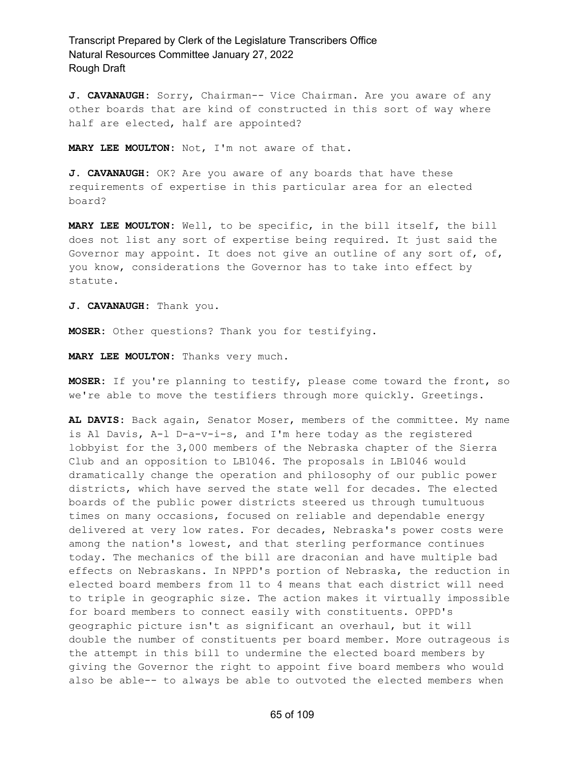**J. CAVANAUGH:** Sorry, Chairman-- Vice Chairman. Are you aware of any other boards that are kind of constructed in this sort of way where half are elected, half are appointed?

**MARY LEE MOULTON:** Not, I'm not aware of that.

**J. CAVANAUGH:** OK? Are you aware of any boards that have these requirements of expertise in this particular area for an elected board?

**MARY LEE MOULTON:** Well, to be specific, in the bill itself, the bill does not list any sort of expertise being required. It just said the Governor may appoint. It does not give an outline of any sort of, of, you know, considerations the Governor has to take into effect by statute.

**J. CAVANAUGH:** Thank you.

**MOSER:** Other questions? Thank you for testifying.

**MARY LEE MOULTON:** Thanks very much.

**MOSER:** If you're planning to testify, please come toward the front, so we're able to move the testifiers through more quickly. Greetings.

**AL DAVIS:** Back again, Senator Moser, members of the committee. My name is Al Davis, A-l D-a-v-i-s, and I'm here today as the registered lobbyist for the 3,000 members of the Nebraska chapter of the Sierra Club and an opposition to LB1046. The proposals in LB1046 would dramatically change the operation and philosophy of our public power districts, which have served the state well for decades. The elected boards of the public power districts steered us through tumultuous times on many occasions, focused on reliable and dependable energy delivered at very low rates. For decades, Nebraska's power costs were among the nation's lowest, and that sterling performance continues today. The mechanics of the bill are draconian and have multiple bad effects on Nebraskans. In NPPD's portion of Nebraska, the reduction in elected board members from 11 to 4 means that each district will need to triple in geographic size. The action makes it virtually impossible for board members to connect easily with constituents. OPPD's geographic picture isn't as significant an overhaul, but it will double the number of constituents per board member. More outrageous is the attempt in this bill to undermine the elected board members by giving the Governor the right to appoint five board members who would also be able-- to always be able to outvoted the elected members when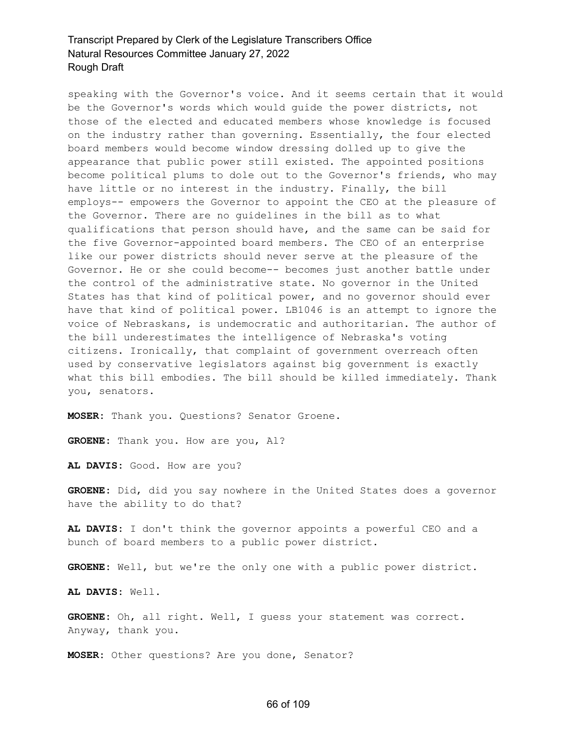speaking with the Governor's voice. And it seems certain that it would be the Governor's words which would guide the power districts, not those of the elected and educated members whose knowledge is focused on the industry rather than governing. Essentially, the four elected board members would become window dressing dolled up to give the appearance that public power still existed. The appointed positions become political plums to dole out to the Governor's friends, who may have little or no interest in the industry. Finally, the bill employs-- empowers the Governor to appoint the CEO at the pleasure of the Governor. There are no guidelines in the bill as to what qualifications that person should have, and the same can be said for the five Governor-appointed board members. The CEO of an enterprise like our power districts should never serve at the pleasure of the Governor. He or she could become-- becomes just another battle under the control of the administrative state. No governor in the United States has that kind of political power, and no governor should ever have that kind of political power. LB1046 is an attempt to ignore the voice of Nebraskans, is undemocratic and authoritarian. The author of the bill underestimates the intelligence of Nebraska's voting citizens. Ironically, that complaint of government overreach often used by conservative legislators against big government is exactly what this bill embodies. The bill should be killed immediately. Thank you, senators.

**MOSER:** Thank you. Questions? Senator Groene.

**GROENE:** Thank you. How are you, Al?

**AL DAVIS:** Good. How are you?

**GROENE:** Did, did you say nowhere in the United States does a governor have the ability to do that?

**AL DAVIS:** I don't think the governor appoints a powerful CEO and a bunch of board members to a public power district.

**GROENE:** Well, but we're the only one with a public power district.

**AL DAVIS:** Well.

**GROENE:** Oh, all right. Well, I guess your statement was correct. Anyway, thank you.

**MOSER:** Other questions? Are you done, Senator?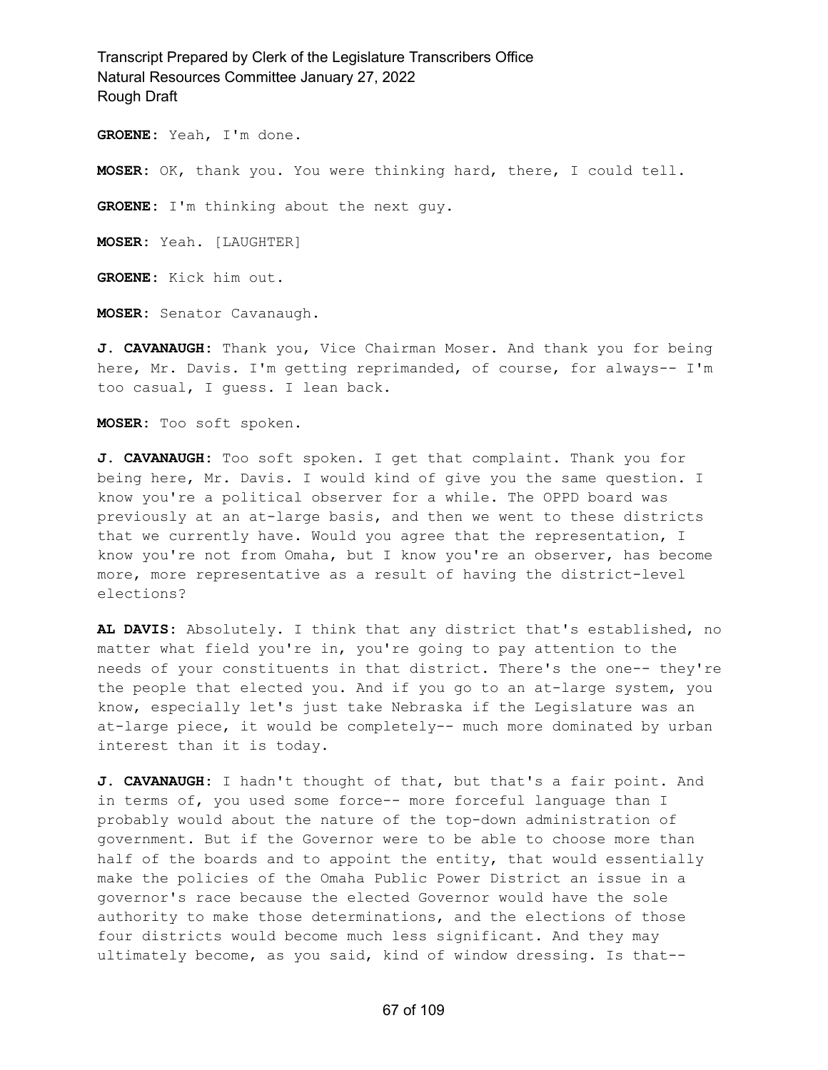**GROENE:** Yeah, I'm done.

**MOSER:** OK, thank you. You were thinking hard, there, I could tell.

**GROENE:** I'm thinking about the next guy.

**MOSER:** Yeah. [LAUGHTER]

**GROENE:** Kick him out.

**MOSER:** Senator Cavanaugh.

**J. CAVANAUGH:** Thank you, Vice Chairman Moser. And thank you for being here, Mr. Davis. I'm getting reprimanded, of course, for always-- I'm too casual, I guess. I lean back.

**MOSER:** Too soft spoken.

**J. CAVANAUGH:** Too soft spoken. I get that complaint. Thank you for being here, Mr. Davis. I would kind of give you the same question. I know you're a political observer for a while. The OPPD board was previously at an at-large basis, and then we went to these districts that we currently have. Would you agree that the representation, I know you're not from Omaha, but I know you're an observer, has become more, more representative as a result of having the district-level elections?

**AL DAVIS:** Absolutely. I think that any district that's established, no matter what field you're in, you're going to pay attention to the needs of your constituents in that district. There's the one-- they're the people that elected you. And if you go to an at-large system, you know, especially let's just take Nebraska if the Legislature was an at-large piece, it would be completely-- much more dominated by urban interest than it is today.

**J. CAVANAUGH:** I hadn't thought of that, but that's a fair point. And in terms of, you used some force-- more forceful language than I probably would about the nature of the top-down administration of government. But if the Governor were to be able to choose more than half of the boards and to appoint the entity, that would essentially make the policies of the Omaha Public Power District an issue in a governor's race because the elected Governor would have the sole authority to make those determinations, and the elections of those four districts would become much less significant. And they may ultimately become, as you said, kind of window dressing. Is that--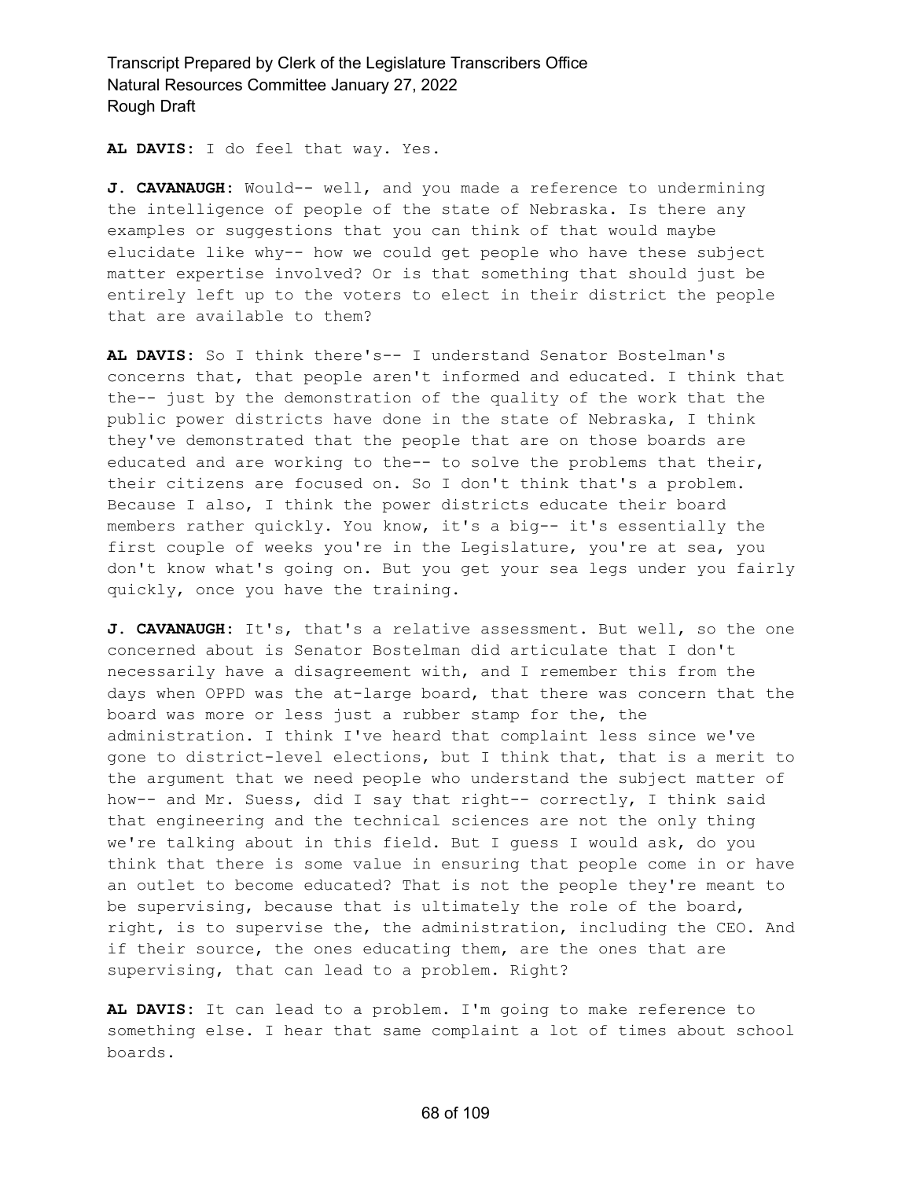**AL DAVIS:** I do feel that way. Yes.

**J. CAVANAUGH:** Would-- well, and you made a reference to undermining the intelligence of people of the state of Nebraska. Is there any examples or suggestions that you can think of that would maybe elucidate like why-- how we could get people who have these subject matter expertise involved? Or is that something that should just be entirely left up to the voters to elect in their district the people that are available to them?

**AL DAVIS:** So I think there's-- I understand Senator Bostelman's concerns that, that people aren't informed and educated. I think that the-- just by the demonstration of the quality of the work that the public power districts have done in the state of Nebraska, I think they've demonstrated that the people that are on those boards are educated and are working to the-- to solve the problems that their, their citizens are focused on. So I don't think that's a problem. Because I also, I think the power districts educate their board members rather quickly. You know, it's a big-- it's essentially the first couple of weeks you're in the Legislature, you're at sea, you don't know what's going on. But you get your sea legs under you fairly quickly, once you have the training.

**J. CAVANAUGH:** It's, that's a relative assessment. But well, so the one concerned about is Senator Bostelman did articulate that I don't necessarily have a disagreement with, and I remember this from the days when OPPD was the at-large board, that there was concern that the board was more or less just a rubber stamp for the, the administration. I think I've heard that complaint less since we've gone to district-level elections, but I think that, that is a merit to the argument that we need people who understand the subject matter of how-- and Mr. Suess, did I say that right-- correctly, I think said that engineering and the technical sciences are not the only thing we're talking about in this field. But I guess I would ask, do you think that there is some value in ensuring that people come in or have an outlet to become educated? That is not the people they're meant to be supervising, because that is ultimately the role of the board, right, is to supervise the, the administration, including the CEO. And if their source, the ones educating them, are the ones that are supervising, that can lead to a problem. Right?

**AL DAVIS:** It can lead to a problem. I'm going to make reference to something else. I hear that same complaint a lot of times about school boards.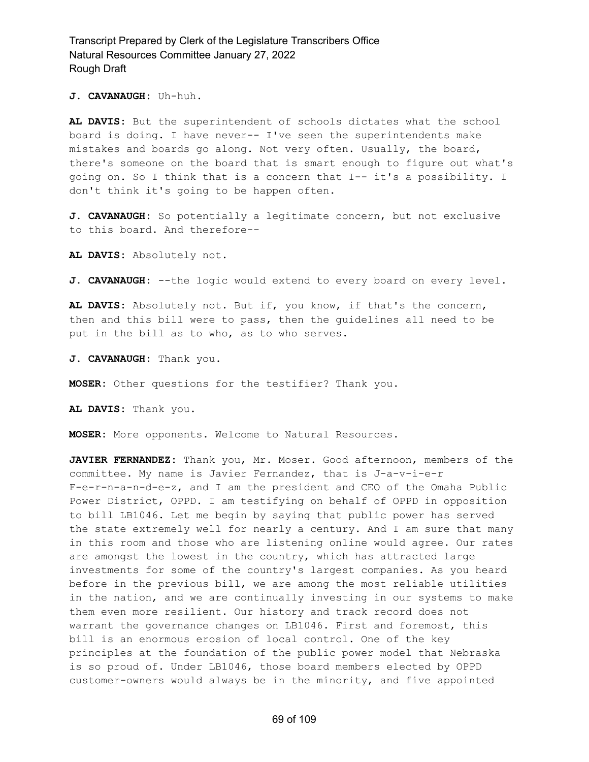**J. CAVANAUGH:** Uh-huh.

**AL DAVIS:** But the superintendent of schools dictates what the school board is doing. I have never-- I've seen the superintendents make mistakes and boards go along. Not very often. Usually, the board, there's someone on the board that is smart enough to figure out what's going on. So I think that is a concern that I-- it's a possibility. I don't think it's going to be happen often.

**J. CAVANAUGH:** So potentially a legitimate concern, but not exclusive to this board. And therefore--

**AL DAVIS:** Absolutely not.

**J. CAVANAUGH:** --the logic would extend to every board on every level.

**AL DAVIS:** Absolutely not. But if, you know, if that's the concern, then and this bill were to pass, then the guidelines all need to be put in the bill as to who, as to who serves.

**J. CAVANAUGH:** Thank you.

**MOSER:** Other questions for the testifier? Thank you.

**AL DAVIS:** Thank you.

**MOSER:** More opponents. Welcome to Natural Resources.

**JAVIER FERNANDEZ:** Thank you, Mr. Moser. Good afternoon, members of the committee. My name is Javier Fernandez, that is J-a-v-i-e-r F-e-r-n-a-n-d-e-z, and I am the president and CEO of the Omaha Public Power District, OPPD. I am testifying on behalf of OPPD in opposition to bill LB1046. Let me begin by saying that public power has served the state extremely well for nearly a century. And I am sure that many in this room and those who are listening online would agree. Our rates are amongst the lowest in the country, which has attracted large investments for some of the country's largest companies. As you heard before in the previous bill, we are among the most reliable utilities in the nation, and we are continually investing in our systems to make them even more resilient. Our history and track record does not warrant the governance changes on LB1046. First and foremost, this bill is an enormous erosion of local control. One of the key principles at the foundation of the public power model that Nebraska is so proud of. Under LB1046, those board members elected by OPPD customer-owners would always be in the minority, and five appointed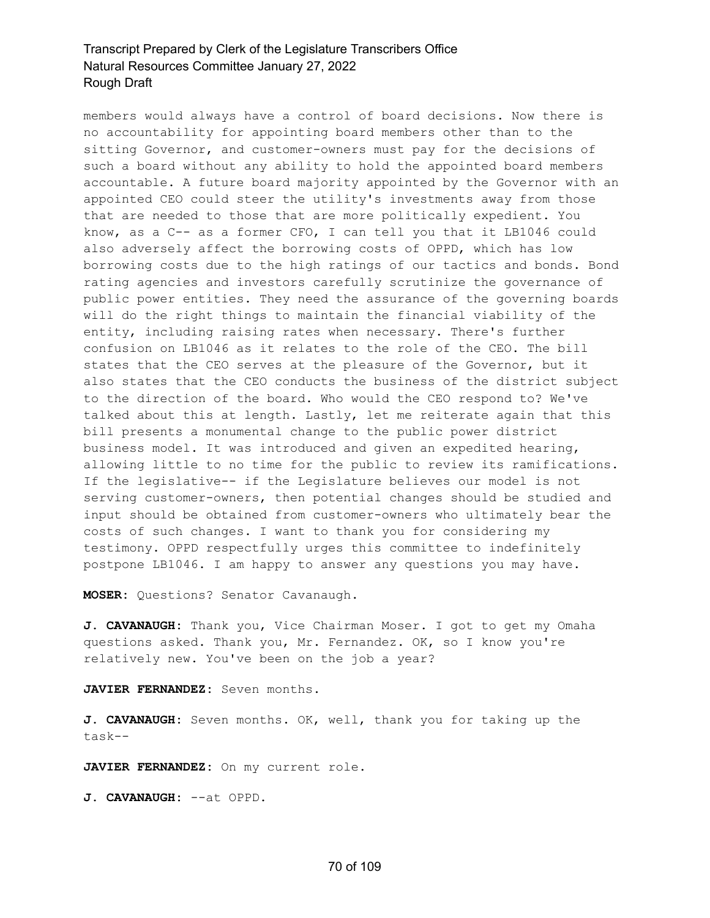members would always have a control of board decisions. Now there is no accountability for appointing board members other than to the sitting Governor, and customer-owners must pay for the decisions of such a board without any ability to hold the appointed board members accountable. A future board majority appointed by the Governor with an appointed CEO could steer the utility's investments away from those that are needed to those that are more politically expedient. You know, as a C-- as a former CFO, I can tell you that it LB1046 could also adversely affect the borrowing costs of OPPD, which has low borrowing costs due to the high ratings of our tactics and bonds. Bond rating agencies and investors carefully scrutinize the governance of public power entities. They need the assurance of the governing boards will do the right things to maintain the financial viability of the entity, including raising rates when necessary. There's further confusion on LB1046 as it relates to the role of the CEO. The bill states that the CEO serves at the pleasure of the Governor, but it also states that the CEO conducts the business of the district subject to the direction of the board. Who would the CEO respond to? We've talked about this at length. Lastly, let me reiterate again that this bill presents a monumental change to the public power district business model. It was introduced and given an expedited hearing, allowing little to no time for the public to review its ramifications. If the legislative-- if the Legislature believes our model is not serving customer-owners, then potential changes should be studied and input should be obtained from customer-owners who ultimately bear the costs of such changes. I want to thank you for considering my testimony. OPPD respectfully urges this committee to indefinitely postpone LB1046. I am happy to answer any questions you may have.

**MOSER:** Questions? Senator Cavanaugh.

**J. CAVANAUGH:** Thank you, Vice Chairman Moser. I got to get my Omaha questions asked. Thank you, Mr. Fernandez. OK, so I know you're relatively new. You've been on the job a year?

**JAVIER FERNANDEZ:** Seven months.

**J. CAVANAUGH:** Seven months. OK, well, thank you for taking up the task--

**JAVIER FERNANDEZ:** On my current role.

**J. CAVANAUGH:** --at OPPD.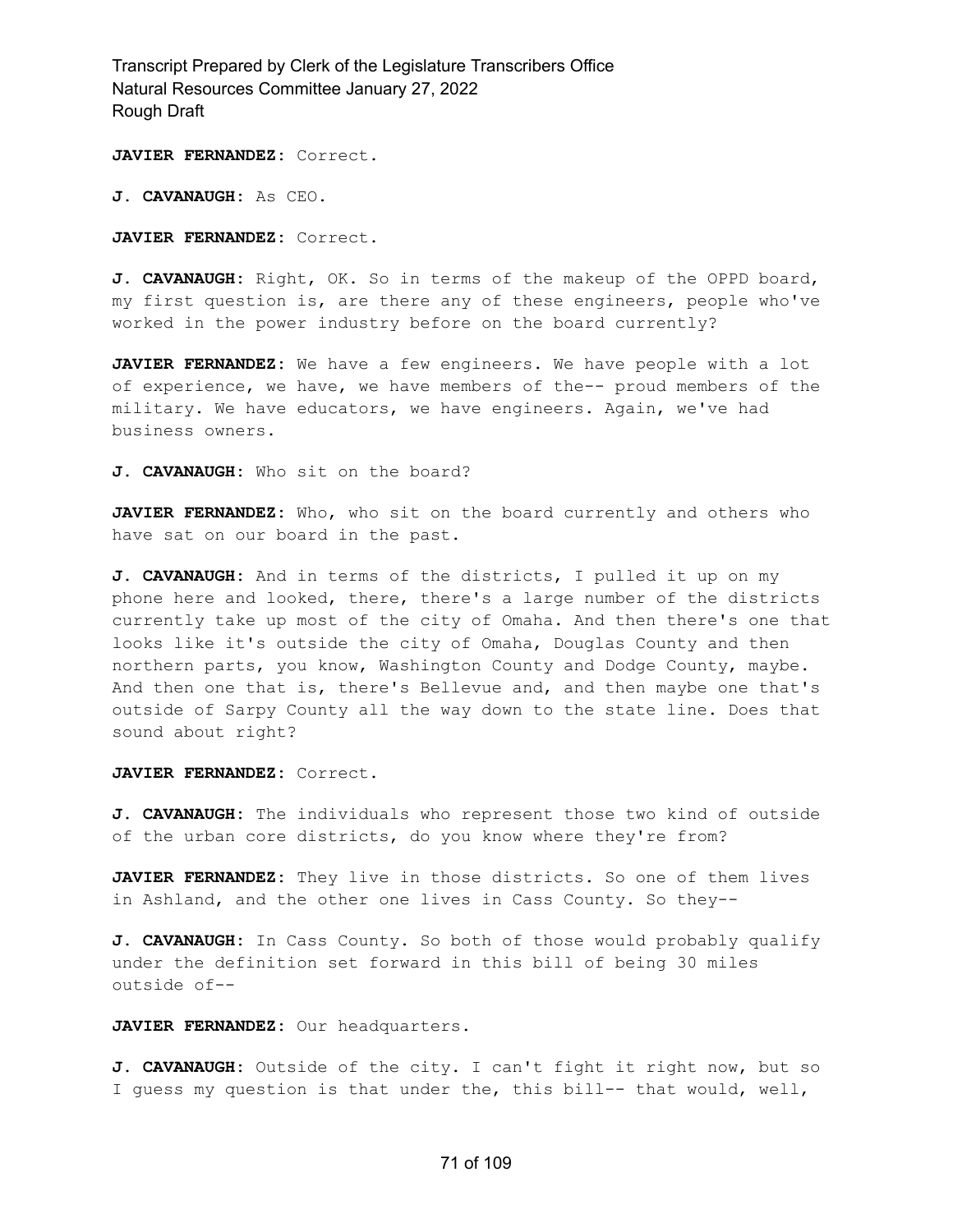**JAVIER FERNANDEZ:** Correct.

**J. CAVANAUGH:** As CEO.

**JAVIER FERNANDEZ:** Correct.

**J. CAVANAUGH:** Right, OK. So in terms of the makeup of the OPPD board, my first question is, are there any of these engineers, people who've worked in the power industry before on the board currently?

**JAVIER FERNANDEZ:** We have a few engineers. We have people with a lot of experience, we have, we have members of the-- proud members of the military. We have educators, we have engineers. Again, we've had business owners.

**J. CAVANAUGH:** Who sit on the board?

**JAVIER FERNANDEZ:** Who, who sit on the board currently and others who have sat on our board in the past.

**J. CAVANAUGH:** And in terms of the districts, I pulled it up on my phone here and looked, there, there's a large number of the districts currently take up most of the city of Omaha. And then there's one that looks like it's outside the city of Omaha, Douglas County and then northern parts, you know, Washington County and Dodge County, maybe. And then one that is, there's Bellevue and, and then maybe one that's outside of Sarpy County all the way down to the state line. Does that sound about right?

**JAVIER FERNANDEZ:** Correct.

**J. CAVANAUGH:** The individuals who represent those two kind of outside of the urban core districts, do you know where they're from?

**JAVIER FERNANDEZ:** They live in those districts. So one of them lives in Ashland, and the other one lives in Cass County. So they--

**J. CAVANAUGH:** In Cass County. So both of those would probably qualify under the definition set forward in this bill of being 30 miles outside of--

**JAVIER FERNANDEZ:** Our headquarters.

**J. CAVANAUGH:** Outside of the city. I can't fight it right now, but so I guess my question is that under the, this bill-- that would, well,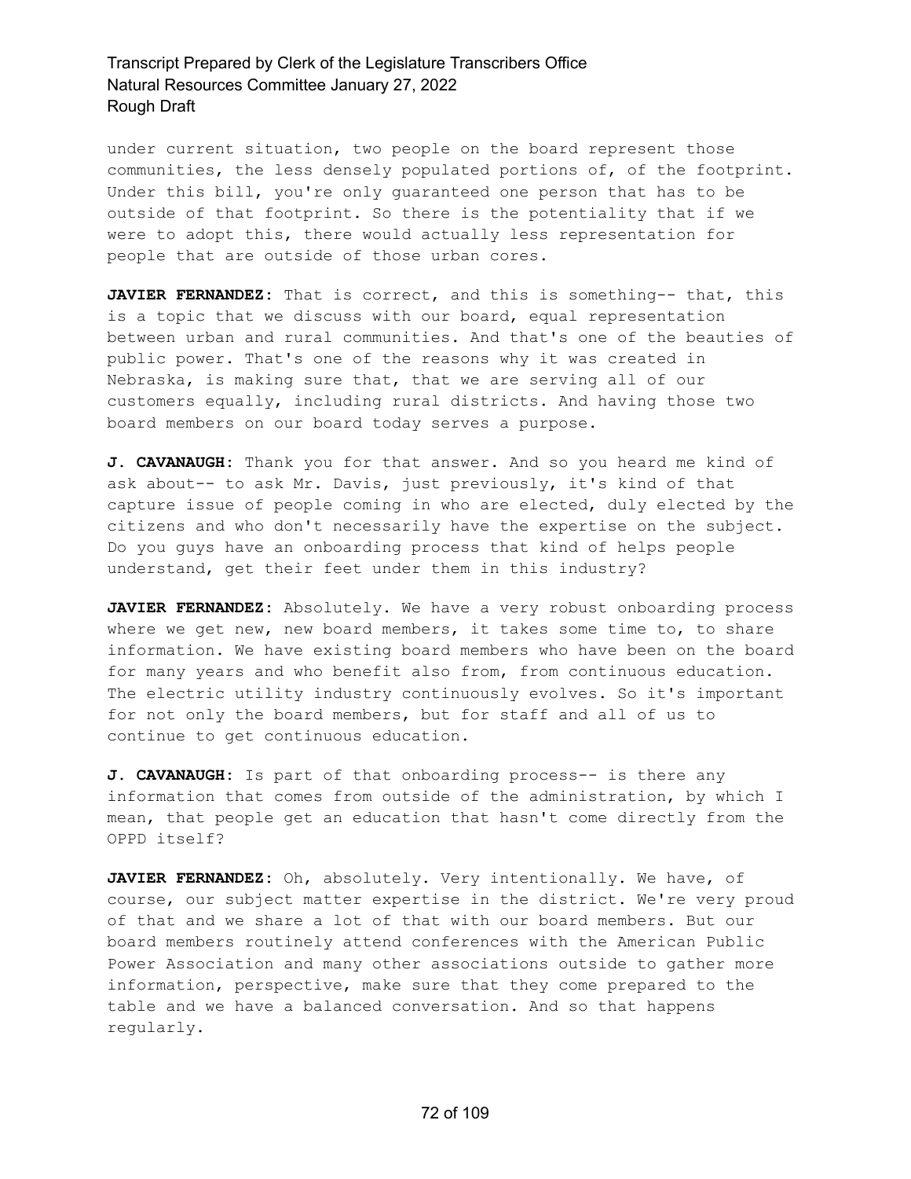under current situation, two people on the board represent those communities, the less densely populated portions of, of the footprint. Under this bill, you're only guaranteed one person that has to be outside of that footprint. So there is the potentiality that if we were to adopt this, there would actually less representation for people that are outside of those urban cores.

**JAVIER FERNANDEZ:** That is correct, and this is something-- that, this is a topic that we discuss with our board, equal representation between urban and rural communities. And that's one of the beauties of public power. That's one of the reasons why it was created in Nebraska, is making sure that, that we are serving all of our customers equally, including rural districts. And having those two board members on our board today serves a purpose.

**J. CAVANAUGH:** Thank you for that answer. And so you heard me kind of ask about-- to ask Mr. Davis, just previously, it's kind of that capture issue of people coming in who are elected, duly elected by the citizens and who don't necessarily have the expertise on the subject. Do you guys have an onboarding process that kind of helps people understand, get their feet under them in this industry?

**JAVIER FERNANDEZ:** Absolutely. We have a very robust onboarding process where we get new, new board members, it takes some time to, to share information. We have existing board members who have been on the board for many years and who benefit also from, from continuous education. The electric utility industry continuously evolves. So it's important for not only the board members, but for staff and all of us to continue to get continuous education.

**J. CAVANAUGH:** Is part of that onboarding process-- is there any information that comes from outside of the administration, by which I mean, that people get an education that hasn't come directly from the OPPD itself?

**JAVIER FERNANDEZ:** Oh, absolutely. Very intentionally. We have, of course, our subject matter expertise in the district. We're very proud of that and we share a lot of that with our board members. But our board members routinely attend conferences with the American Public Power Association and many other associations outside to gather more information, perspective, make sure that they come prepared to the table and we have a balanced conversation. And so that happens regularly.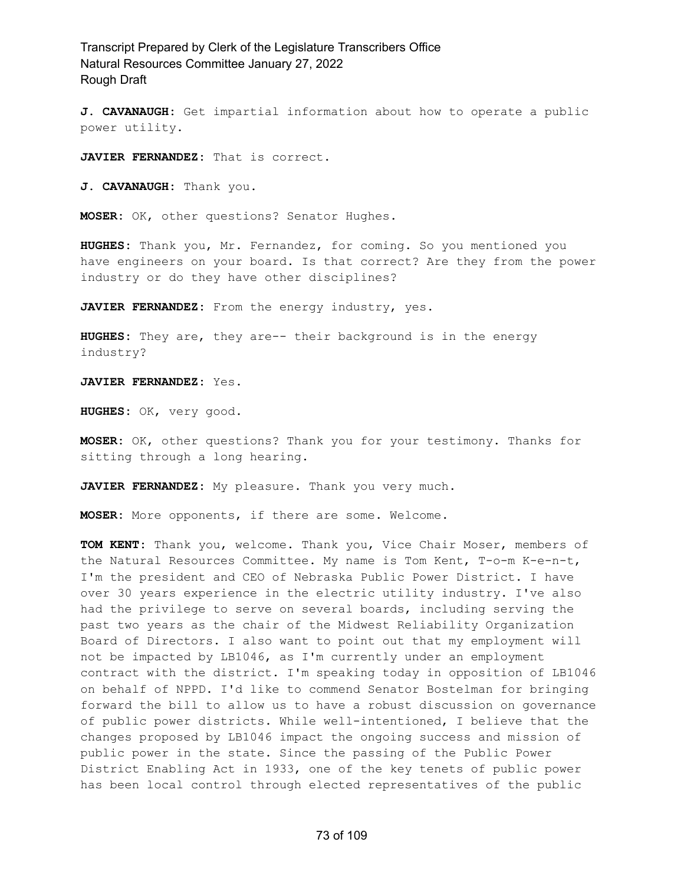**J. CAVANAUGH:** Get impartial information about how to operate a public power utility.

**JAVIER FERNANDEZ:** That is correct.

**J. CAVANAUGH:** Thank you.

**MOSER:** OK, other questions? Senator Hughes.

**HUGHES:** Thank you, Mr. Fernandez, for coming. So you mentioned you have engineers on your board. Is that correct? Are they from the power industry or do they have other disciplines?

**JAVIER FERNANDEZ:** From the energy industry, yes.

**HUGHES:** They are, they are-- their background is in the energy industry?

**JAVIER FERNANDEZ:** Yes.

**HUGHES:** OK, very good.

**MOSER:** OK, other questions? Thank you for your testimony. Thanks for sitting through a long hearing.

**JAVIER FERNANDEZ:** My pleasure. Thank you very much.

**MOSER:** More opponents, if there are some. Welcome.

**TOM KENT:** Thank you, welcome. Thank you, Vice Chair Moser, members of the Natural Resources Committee. My name is Tom Kent, T-o-m K-e-n-t, I'm the president and CEO of Nebraska Public Power District. I have over 30 years experience in the electric utility industry. I've also had the privilege to serve on several boards, including serving the past two years as the chair of the Midwest Reliability Organization Board of Directors. I also want to point out that my employment will not be impacted by LB1046, as I'm currently under an employment contract with the district. I'm speaking today in opposition of LB1046 on behalf of NPPD. I'd like to commend Senator Bostelman for bringing forward the bill to allow us to have a robust discussion on governance of public power districts. While well-intentioned, I believe that the changes proposed by LB1046 impact the ongoing success and mission of public power in the state. Since the passing of the Public Power District Enabling Act in 1933, one of the key tenets of public power has been local control through elected representatives of the public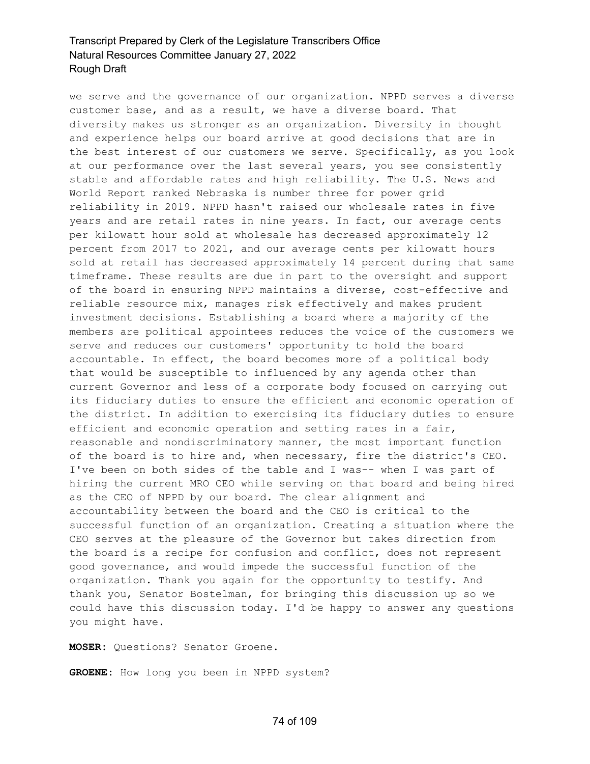we serve and the governance of our organization. NPPD serves a diverse customer base, and as a result, we have a diverse board. That diversity makes us stronger as an organization. Diversity in thought and experience helps our board arrive at good decisions that are in the best interest of our customers we serve. Specifically, as you look at our performance over the last several years, you see consistently stable and affordable rates and high reliability. The U.S. News and World Report ranked Nebraska is number three for power grid reliability in 2019. NPPD hasn't raised our wholesale rates in five years and are retail rates in nine years. In fact, our average cents per kilowatt hour sold at wholesale has decreased approximately 12 percent from 2017 to 2021, and our average cents per kilowatt hours sold at retail has decreased approximately 14 percent during that same timeframe. These results are due in part to the oversight and support of the board in ensuring NPPD maintains a diverse, cost-effective and reliable resource mix, manages risk effectively and makes prudent investment decisions. Establishing a board where a majority of the members are political appointees reduces the voice of the customers we serve and reduces our customers' opportunity to hold the board accountable. In effect, the board becomes more of a political body that would be susceptible to influenced by any agenda other than current Governor and less of a corporate body focused on carrying out its fiduciary duties to ensure the efficient and economic operation of the district. In addition to exercising its fiduciary duties to ensure efficient and economic operation and setting rates in a fair, reasonable and nondiscriminatory manner, the most important function of the board is to hire and, when necessary, fire the district's CEO. I've been on both sides of the table and I was-- when I was part of hiring the current MRO CEO while serving on that board and being hired as the CEO of NPPD by our board. The clear alignment and accountability between the board and the CEO is critical to the successful function of an organization. Creating a situation where the CEO serves at the pleasure of the Governor but takes direction from the board is a recipe for confusion and conflict, does not represent good governance, and would impede the successful function of the organization. Thank you again for the opportunity to testify. And thank you, Senator Bostelman, for bringing this discussion up so we could have this discussion today. I'd be happy to answer any questions you might have.

**MOSER:** Questions? Senator Groene.

**GROENE:** How long you been in NPPD system?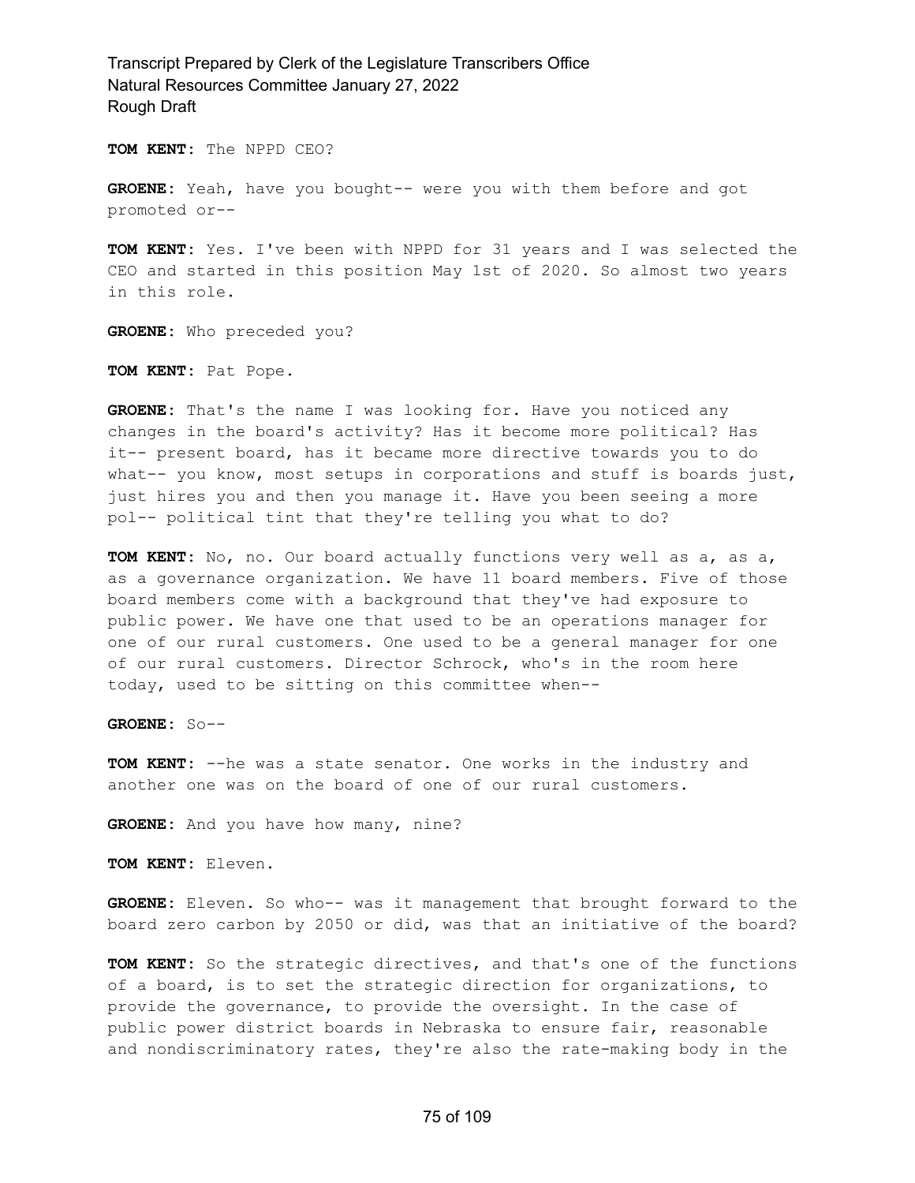**TOM KENT:** The NPPD CEO?

**GROENE:** Yeah, have you bought-- were you with them before and got promoted or--

**TOM KENT:** Yes. I've been with NPPD for 31 years and I was selected the CEO and started in this position May 1st of 2020. So almost two years in this role.

**GROENE:** Who preceded you?

**TOM KENT:** Pat Pope.

**GROENE:** That's the name I was looking for. Have you noticed any changes in the board's activity? Has it become more political? Has it-- present board, has it became more directive towards you to do what-- you know, most setups in corporations and stuff is boards just, just hires you and then you manage it. Have you been seeing a more pol-- political tint that they're telling you what to do?

**TOM KENT:** No, no. Our board actually functions very well as a, as a, as a governance organization. We have 11 board members. Five of those board members come with a background that they've had exposure to public power. We have one that used to be an operations manager for one of our rural customers. One used to be a general manager for one of our rural customers. Director Schrock, who's in the room here today, used to be sitting on this committee when--

**GROENE:** So--

**TOM KENT:** --he was a state senator. One works in the industry and another one was on the board of one of our rural customers.

**GROENE:** And you have how many, nine?

**TOM KENT:** Eleven.

**GROENE:** Eleven. So who-- was it management that brought forward to the board zero carbon by 2050 or did, was that an initiative of the board?

**TOM KENT:** So the strategic directives, and that's one of the functions of a board, is to set the strategic direction for organizations, to provide the governance, to provide the oversight. In the case of public power district boards in Nebraska to ensure fair, reasonable and nondiscriminatory rates, they're also the rate-making body in the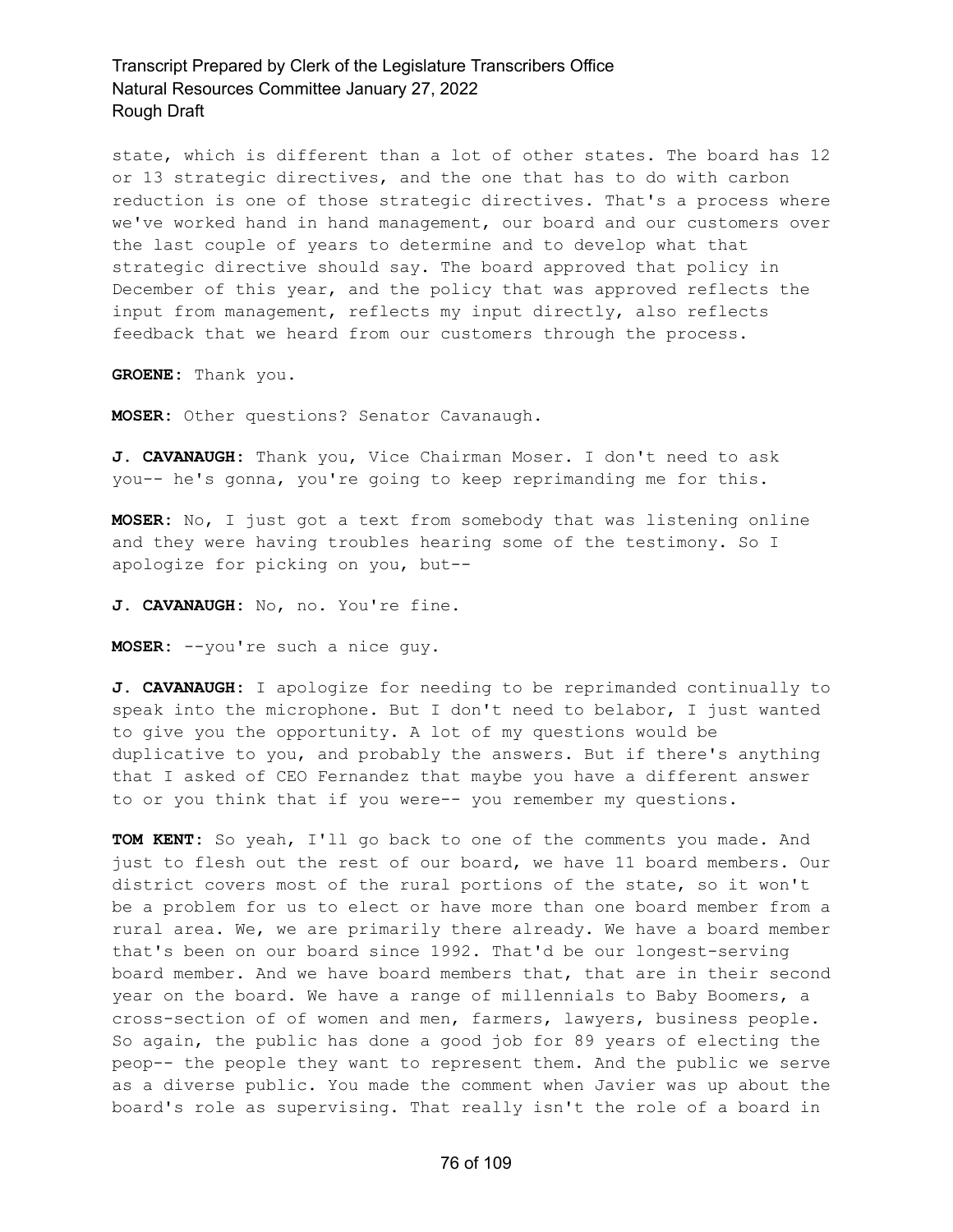state, which is different than a lot of other states. The board has 12 or 13 strategic directives, and the one that has to do with carbon reduction is one of those strategic directives. That's a process where we've worked hand in hand management, our board and our customers over the last couple of years to determine and to develop what that strategic directive should say. The board approved that policy in December of this year, and the policy that was approved reflects the input from management, reflects my input directly, also reflects feedback that we heard from our customers through the process.

**GROENE:** Thank you.

**MOSER:** Other questions? Senator Cavanaugh.

**J. CAVANAUGH:** Thank you, Vice Chairman Moser. I don't need to ask you-- he's gonna, you're going to keep reprimanding me for this.

**MOSER:** No, I just got a text from somebody that was listening online and they were having troubles hearing some of the testimony. So I apologize for picking on you, but--

**J. CAVANAUGH:** No, no. You're fine.

**MOSER:** --you're such a nice guy.

**J. CAVANAUGH:** I apologize for needing to be reprimanded continually to speak into the microphone. But I don't need to belabor, I just wanted to give you the opportunity. A lot of my questions would be duplicative to you, and probably the answers. But if there's anything that I asked of CEO Fernandez that maybe you have a different answer to or you think that if you were-- you remember my questions.

**TOM KENT:** So yeah, I'll go back to one of the comments you made. And just to flesh out the rest of our board, we have 11 board members. Our district covers most of the rural portions of the state, so it won't be a problem for us to elect or have more than one board member from a rural area. We, we are primarily there already. We have a board member that's been on our board since 1992. That'd be our longest-serving board member. And we have board members that, that are in their second year on the board. We have a range of millennials to Baby Boomers, a cross-section of of women and men, farmers, lawyers, business people. So again, the public has done a good job for 89 years of electing the peop-- the people they want to represent them. And the public we serve as a diverse public. You made the comment when Javier was up about the board's role as supervising. That really isn't the role of a board in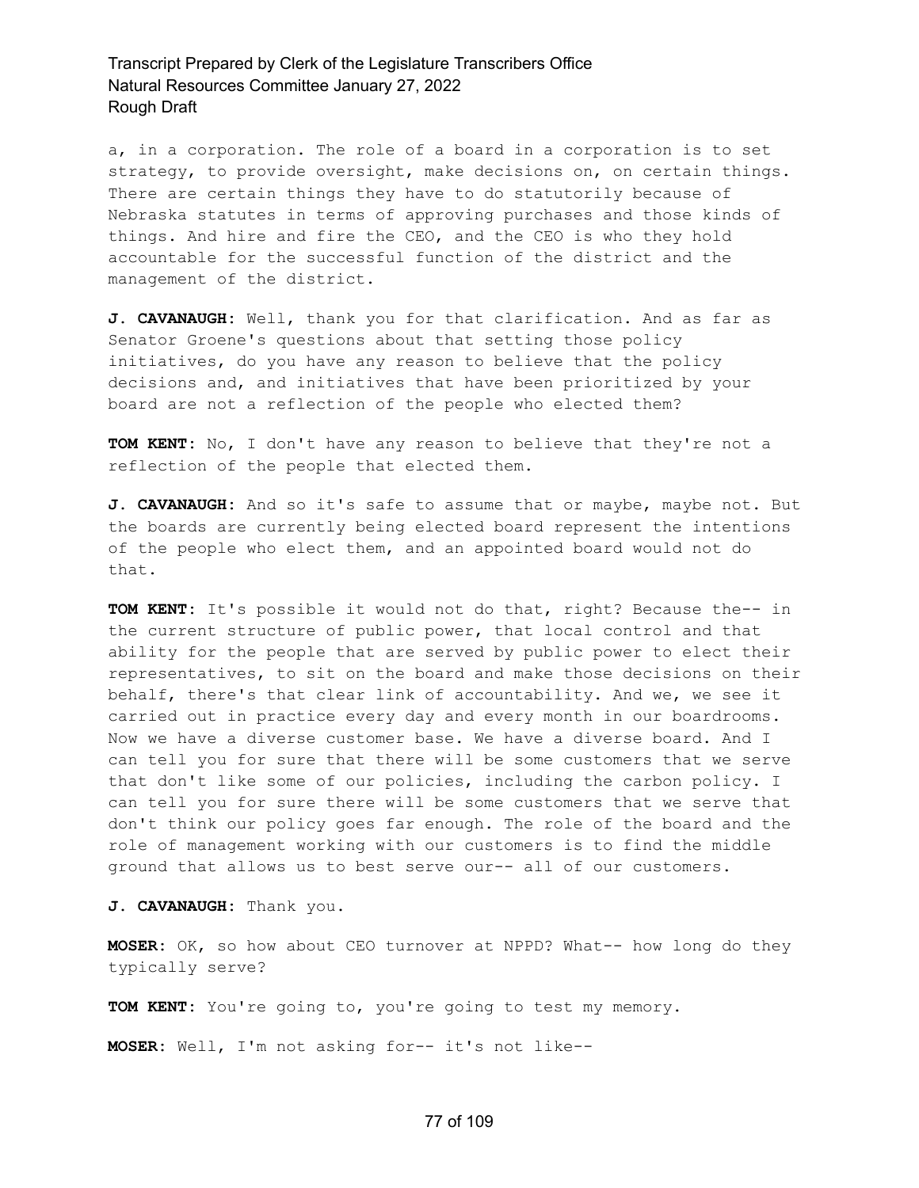a, in a corporation. The role of a board in a corporation is to set strategy, to provide oversight, make decisions on, on certain things. There are certain things they have to do statutorily because of Nebraska statutes in terms of approving purchases and those kinds of things. And hire and fire the CEO, and the CEO is who they hold accountable for the successful function of the district and the management of the district.

**J. CAVANAUGH:** Well, thank you for that clarification. And as far as Senator Groene's questions about that setting those policy initiatives, do you have any reason to believe that the policy decisions and, and initiatives that have been prioritized by your board are not a reflection of the people who elected them?

**TOM KENT:** No, I don't have any reason to believe that they're not a reflection of the people that elected them.

**J. CAVANAUGH:** And so it's safe to assume that or maybe, maybe not. But the boards are currently being elected board represent the intentions of the people who elect them, and an appointed board would not do that.

**TOM KENT:** It's possible it would not do that, right? Because the-- in the current structure of public power, that local control and that ability for the people that are served by public power to elect their representatives, to sit on the board and make those decisions on their behalf, there's that clear link of accountability. And we, we see it carried out in practice every day and every month in our boardrooms. Now we have a diverse customer base. We have a diverse board. And I can tell you for sure that there will be some customers that we serve that don't like some of our policies, including the carbon policy. I can tell you for sure there will be some customers that we serve that don't think our policy goes far enough. The role of the board and the role of management working with our customers is to find the middle ground that allows us to best serve our-- all of our customers.

**J. CAVANAUGH:** Thank you.

**MOSER:** OK, so how about CEO turnover at NPPD? What-- how long do they typically serve?

**TOM KENT:** You're going to, you're going to test my memory.

**MOSER:** Well, I'm not asking for-- it's not like--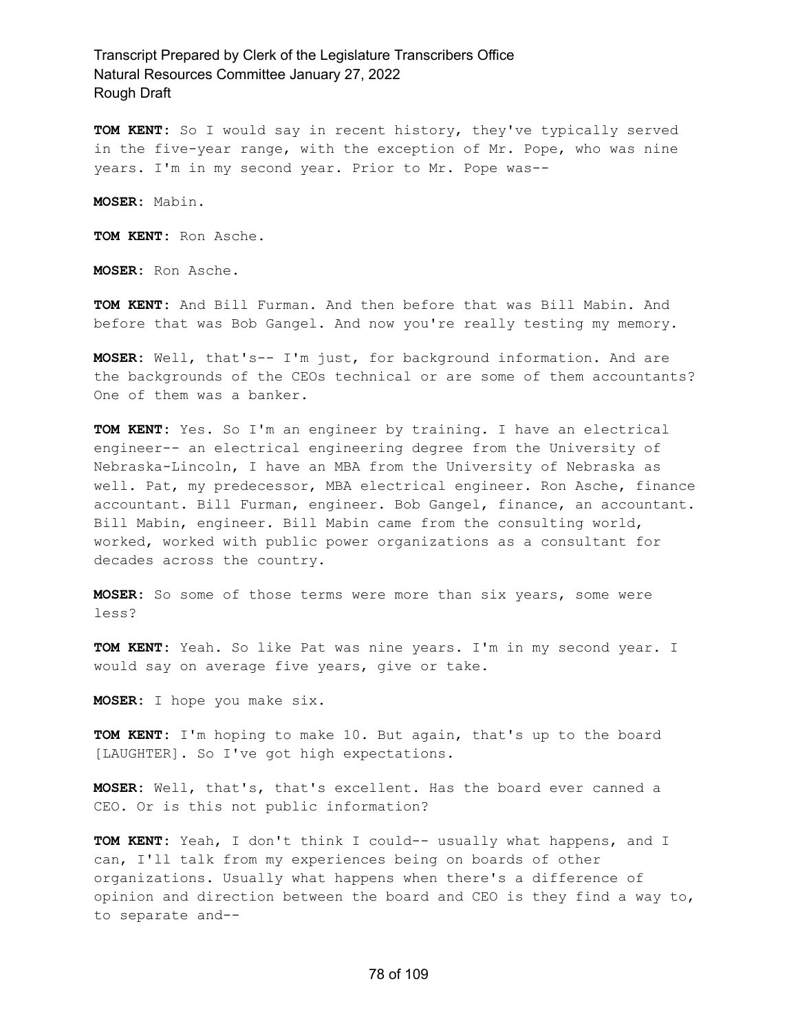**TOM KENT:** So I would say in recent history, they've typically served in the five-year range, with the exception of Mr. Pope, who was nine years. I'm in my second year. Prior to Mr. Pope was--

**MOSER:** Mabin.

**TOM KENT:** Ron Asche.

**MOSER:** Ron Asche.

**TOM KENT:** And Bill Furman. And then before that was Bill Mabin. And before that was Bob Gangel. And now you're really testing my memory.

**MOSER:** Well, that's-- I'm just, for background information. And are the backgrounds of the CEOs technical or are some of them accountants? One of them was a banker.

**TOM KENT:** Yes. So I'm an engineer by training. I have an electrical engineer-- an electrical engineering degree from the University of Nebraska-Lincoln, I have an MBA from the University of Nebraska as well. Pat, my predecessor, MBA electrical engineer. Ron Asche, finance accountant. Bill Furman, engineer. Bob Gangel, finance, an accountant. Bill Mabin, engineer. Bill Mabin came from the consulting world, worked, worked with public power organizations as a consultant for decades across the country.

**MOSER:** So some of those terms were more than six years, some were less?

**TOM KENT:** Yeah. So like Pat was nine years. I'm in my second year. I would say on average five years, give or take.

**MOSER:** I hope you make six.

**TOM KENT:** I'm hoping to make 10. But again, that's up to the board [LAUGHTER]. So I've got high expectations.

**MOSER:** Well, that's, that's excellent. Has the board ever canned a CEO. Or is this not public information?

**TOM KENT:** Yeah, I don't think I could-- usually what happens, and I can, I'll talk from my experiences being on boards of other organizations. Usually what happens when there's a difference of opinion and direction between the board and CEO is they find a way to, to separate and--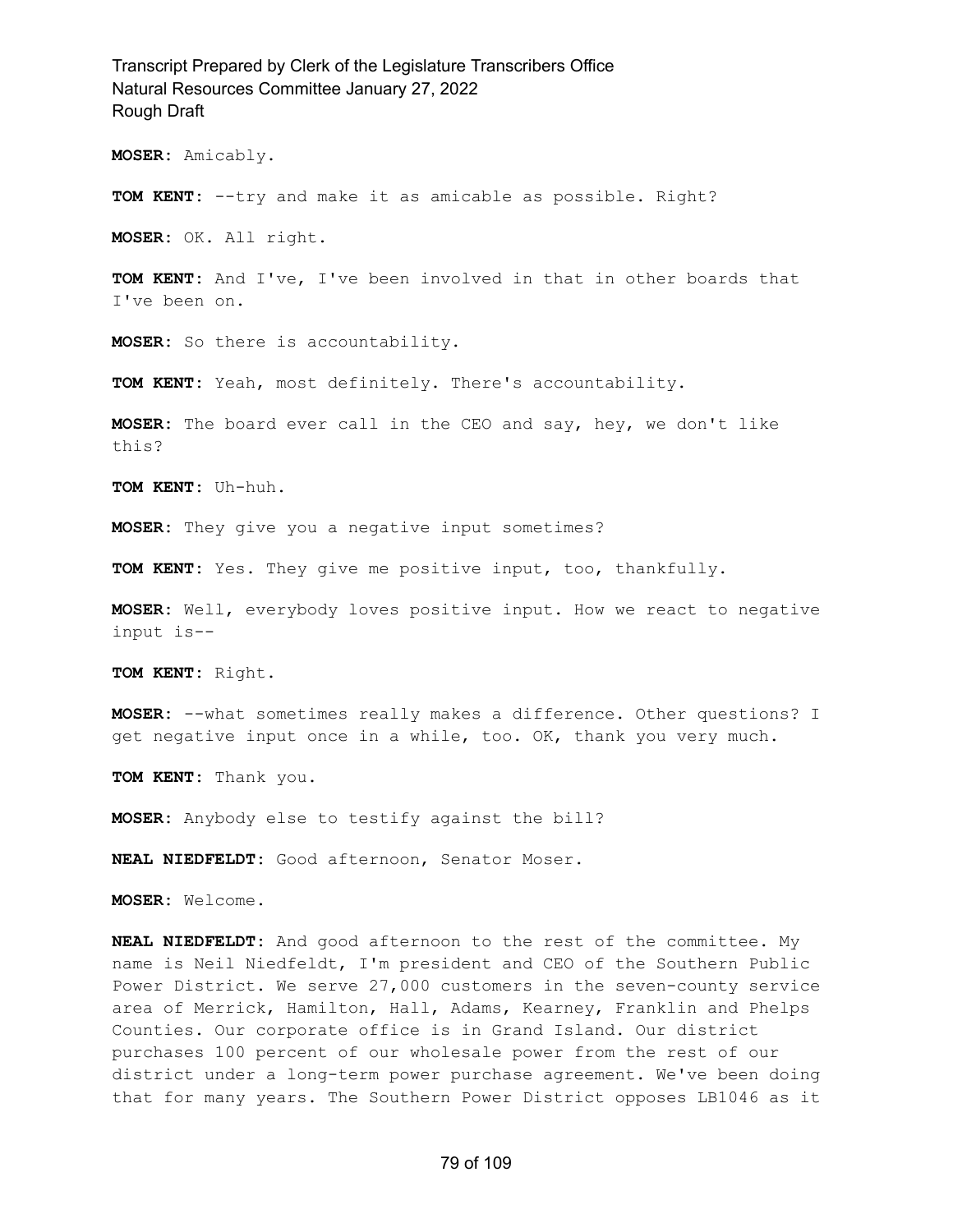**MOSER:** Amicably.

**TOM KENT:** --try and make it as amicable as possible. Right?

**MOSER:** OK. All right.

**TOM KENT:** And I've, I've been involved in that in other boards that I've been on.

**MOSER:** So there is accountability.

**TOM KENT:** Yeah, most definitely. There's accountability.

**MOSER:** The board ever call in the CEO and say, hey, we don't like this?

**TOM KENT:** Uh-huh.

**MOSER:** They give you a negative input sometimes?

**TOM KENT:** Yes. They give me positive input, too, thankfully.

**MOSER:** Well, everybody loves positive input. How we react to negative input is--

**TOM KENT:** Right.

**MOSER:** --what sometimes really makes a difference. Other questions? I get negative input once in a while, too. OK, thank you very much.

**TOM KENT:** Thank you.

**MOSER:** Anybody else to testify against the bill?

**NEAL NIEDFELDT:** Good afternoon, Senator Moser.

**MOSER:** Welcome.

**NEAL NIEDFELDT:** And good afternoon to the rest of the committee. My name is Neil Niedfeldt, I'm president and CEO of the Southern Public Power District. We serve 27,000 customers in the seven-county service area of Merrick, Hamilton, Hall, Adams, Kearney, Franklin and Phelps Counties. Our corporate office is in Grand Island. Our district purchases 100 percent of our wholesale power from the rest of our district under a long-term power purchase agreement. We've been doing that for many years. The Southern Power District opposes LB1046 as it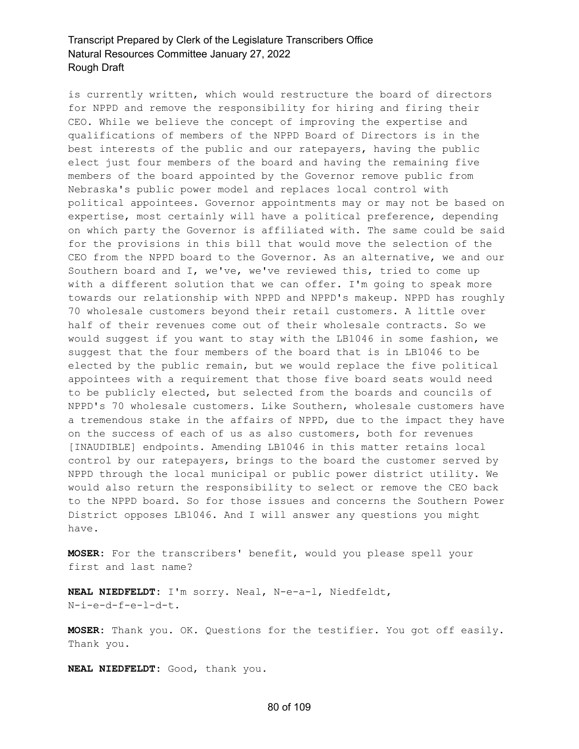is currently written, which would restructure the board of directors for NPPD and remove the responsibility for hiring and firing their CEO. While we believe the concept of improving the expertise and qualifications of members of the NPPD Board of Directors is in the best interests of the public and our ratepayers, having the public elect just four members of the board and having the remaining five members of the board appointed by the Governor remove public from Nebraska's public power model and replaces local control with political appointees. Governor appointments may or may not be based on expertise, most certainly will have a political preference, depending on which party the Governor is affiliated with. The same could be said for the provisions in this bill that would move the selection of the CEO from the NPPD board to the Governor. As an alternative, we and our Southern board and I, we've, we've reviewed this, tried to come up with a different solution that we can offer. I'm going to speak more towards our relationship with NPPD and NPPD's makeup. NPPD has roughly 70 wholesale customers beyond their retail customers. A little over half of their revenues come out of their wholesale contracts. So we would suggest if you want to stay with the LB1046 in some fashion, we suggest that the four members of the board that is in LB1046 to be elected by the public remain, but we would replace the five political appointees with a requirement that those five board seats would need to be publicly elected, but selected from the boards and councils of NPPD's 70 wholesale customers. Like Southern, wholesale customers have a tremendous stake in the affairs of NPPD, due to the impact they have on the success of each of us as also customers, both for revenues [INAUDIBLE] endpoints. Amending LB1046 in this matter retains local control by our ratepayers, brings to the board the customer served by NPPD through the local municipal or public power district utility. We would also return the responsibility to select or remove the CEO back to the NPPD board. So for those issues and concerns the Southern Power District opposes LB1046. And I will answer any questions you might have.

**MOSER:** For the transcribers' benefit, would you please spell your first and last name?

**NEAL NIEDFELDT:** I'm sorry. Neal, N-e-a-l, Niedfeldt, N-i-e-d-f-e-l-d-t.

**MOSER:** Thank you. OK. Questions for the testifier. You got off easily. Thank you.

**NEAL NIEDFELDT:** Good, thank you.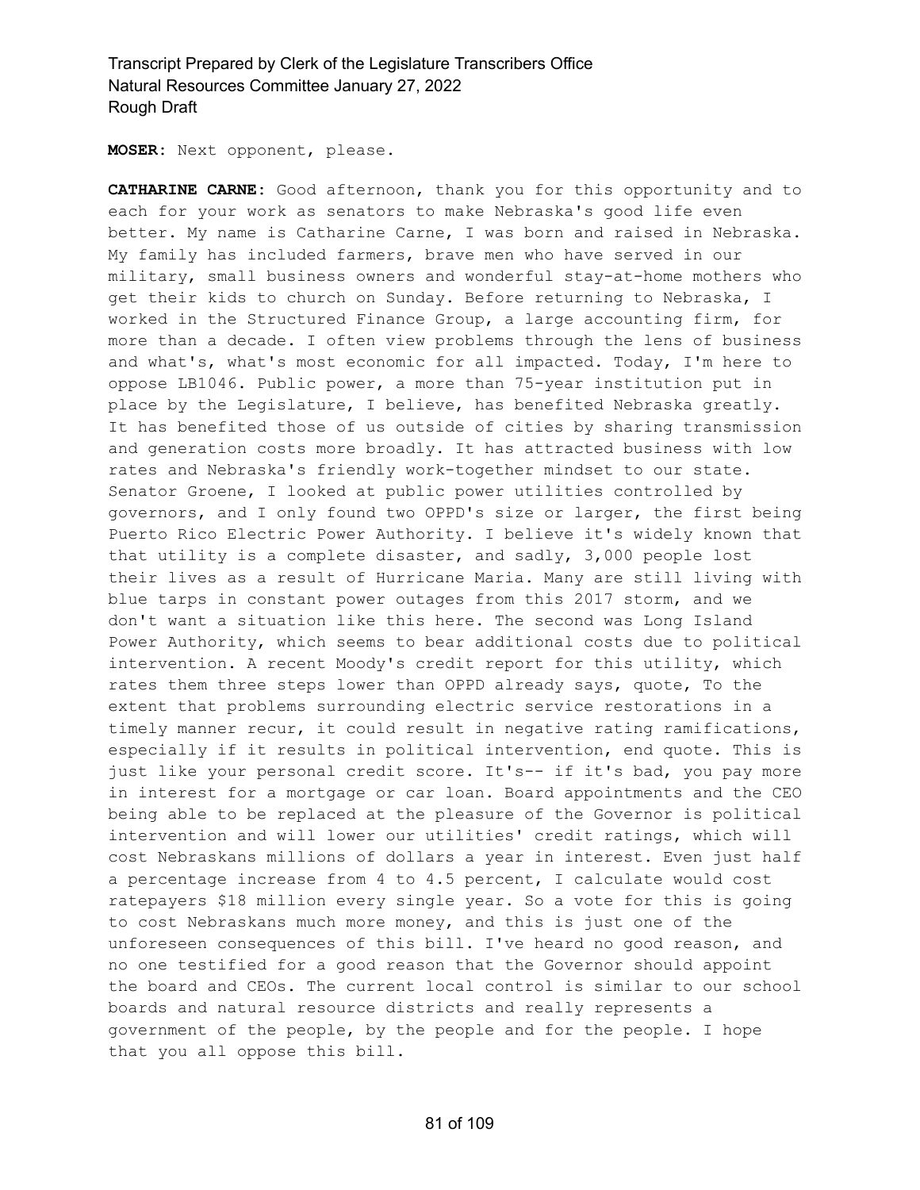**MOSER:** Next opponent, please.

**CATHARINE CARNE:** Good afternoon, thank you for this opportunity and to each for your work as senators to make Nebraska's good life even better. My name is Catharine Carne, I was born and raised in Nebraska. My family has included farmers, brave men who have served in our military, small business owners and wonderful stay-at-home mothers who get their kids to church on Sunday. Before returning to Nebraska, I worked in the Structured Finance Group, a large accounting firm, for more than a decade. I often view problems through the lens of business and what's, what's most economic for all impacted. Today, I'm here to oppose LB1046. Public power, a more than 75-year institution put in place by the Legislature, I believe, has benefited Nebraska greatly. It has benefited those of us outside of cities by sharing transmission and generation costs more broadly. It has attracted business with low rates and Nebraska's friendly work-together mindset to our state. Senator Groene, I looked at public power utilities controlled by governors, and I only found two OPPD's size or larger, the first being Puerto Rico Electric Power Authority. I believe it's widely known that that utility is a complete disaster, and sadly, 3,000 people lost their lives as a result of Hurricane Maria. Many are still living with blue tarps in constant power outages from this 2017 storm, and we don't want a situation like this here. The second was Long Island Power Authority, which seems to bear additional costs due to political intervention. A recent Moody's credit report for this utility, which rates them three steps lower than OPPD already says, quote, To the extent that problems surrounding electric service restorations in a timely manner recur, it could result in negative rating ramifications, especially if it results in political intervention, end quote. This is just like your personal credit score. It's-- if it's bad, you pay more in interest for a mortgage or car loan. Board appointments and the CEO being able to be replaced at the pleasure of the Governor is political intervention and will lower our utilities' credit ratings, which will cost Nebraskans millions of dollars a year in interest. Even just half a percentage increase from 4 to 4.5 percent, I calculate would cost ratepayers $18 million every single year. So a vote for this is going to cost Nebraskans much more money, and this is just one of the unforeseen consequences of this bill. I've heard no good reason, and no one testified for a good reason that the Governor should appoint the board and CEOs. The current local control is similar to our school boards and natural resource districts and really represents a government of the people, by the people and for the people. I hope that you all oppose this bill.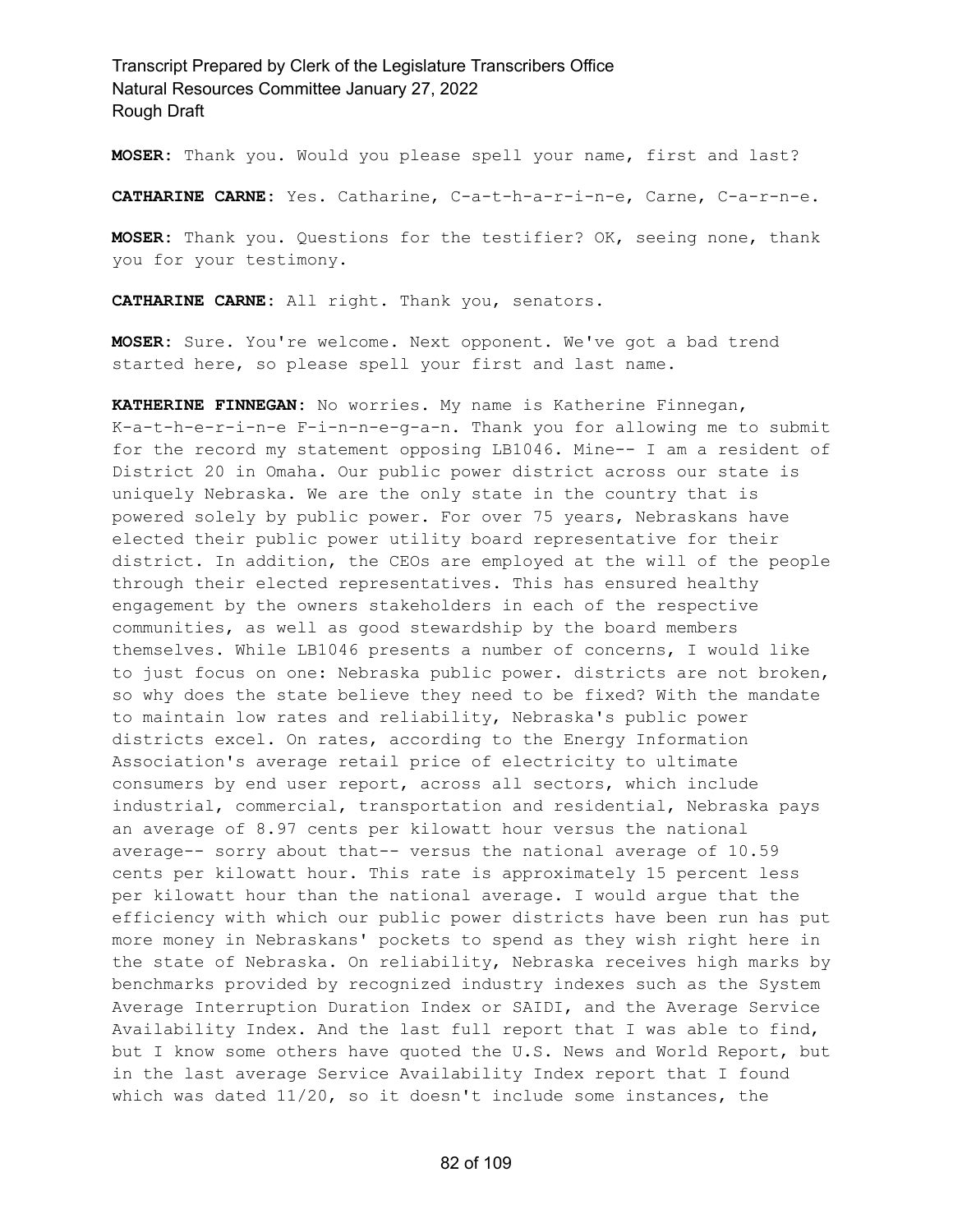**MOSER:** Thank you. Would you please spell your name, first and last?

**CATHARINE CARNE:** Yes. Catharine, C-a-t-h-a-r-i-n-e, Carne, C-a-r-n-e.

**MOSER:** Thank you. Questions for the testifier? OK, seeing none, thank you for your testimony.

**CATHARINE CARNE:** All right. Thank you, senators.

**MOSER:** Sure. You're welcome. Next opponent. We've got a bad trend started here, so please spell your first and last name.

**KATHERINE FINNEGAN:** No worries. My name is Katherine Finnegan, K-a-t-h-e-r-i-n-e F-i-n-n-e-g-a-n. Thank you for allowing me to submit for the record my statement opposing LB1046. Mine-- I am a resident of District 20 in Omaha. Our public power district across our state is uniquely Nebraska. We are the only state in the country that is powered solely by public power. For over 75 years, Nebraskans have elected their public power utility board representative for their district. In addition, the CEOs are employed at the will of the people through their elected representatives. This has ensured healthy engagement by the owners stakeholders in each of the respective communities, as well as good stewardship by the board members themselves. While LB1046 presents a number of concerns, I would like to just focus on one: Nebraska public power. districts are not broken, so why does the state believe they need to be fixed? With the mandate to maintain low rates and reliability, Nebraska's public power districts excel. On rates, according to the Energy Information Association's average retail price of electricity to ultimate consumers by end user report, across all sectors, which include industrial, commercial, transportation and residential, Nebraska pays an average of 8.97 cents per kilowatt hour versus the national average-- sorry about that-- versus the national average of 10.59 cents per kilowatt hour. This rate is approximately 15 percent less per kilowatt hour than the national average. I would argue that the efficiency with which our public power districts have been run has put more money in Nebraskans' pockets to spend as they wish right here in the state of Nebraska. On reliability, Nebraska receives high marks by benchmarks provided by recognized industry indexes such as the System Average Interruption Duration Index or SAIDI, and the Average Service Availability Index. And the last full report that I was able to find, but I know some others have quoted the U.S. News and World Report, but in the last average Service Availability Index report that I found which was dated 11/20, so it doesn't include some instances, the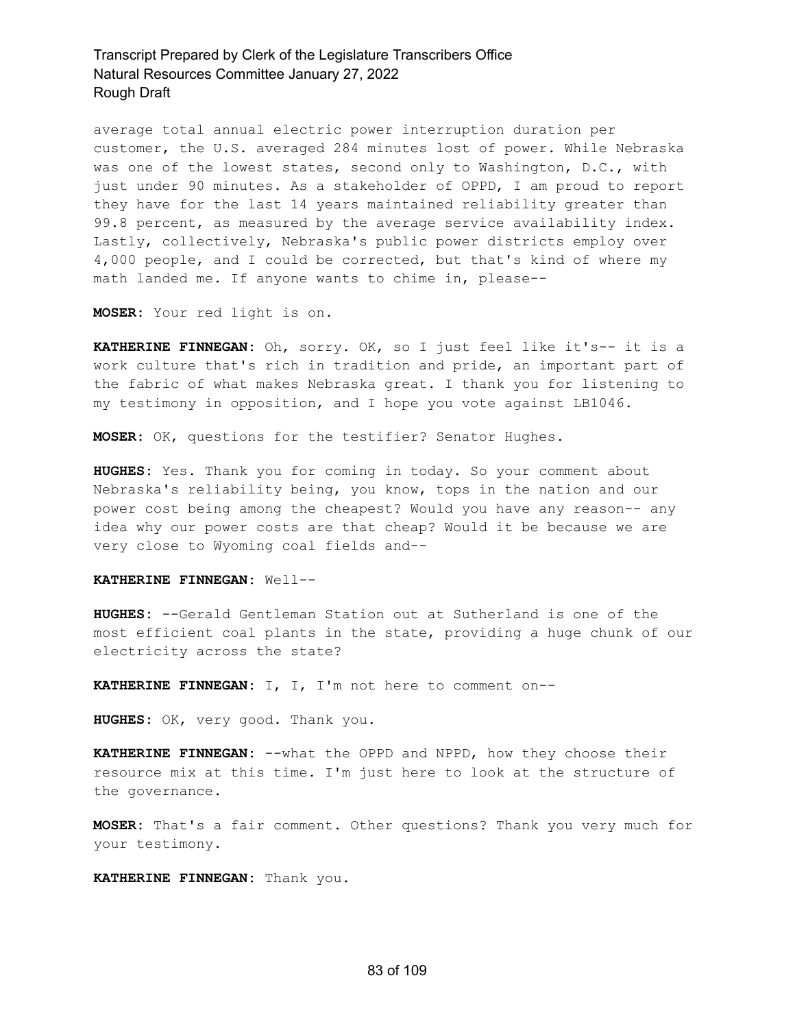average total annual electric power interruption duration per customer, the U.S. averaged 284 minutes lost of power. While Nebraska was one of the lowest states, second only to Washington, D.C., with just under 90 minutes. As a stakeholder of OPPD, I am proud to report they have for the last 14 years maintained reliability greater than 99.8 percent, as measured by the average service availability index. Lastly, collectively, Nebraska's public power districts employ over 4,000 people, and I could be corrected, but that's kind of where my math landed me. If anyone wants to chime in, please--

**MOSER**: Your red light is on.

**KATHERINE FINNEGAN**: Oh, sorry. OK, so I just feel like it's-- it is a work culture that's rich in tradition and pride, an important part of the fabric of what makes Nebraska great. I thank you for listening to my testimony in opposition, and I hope you vote against LB1046.

**MOSER**: OK, questions for the testifier? Senator Hughes.

**HUGHES**: Yes. Thank you for coming in today. So your comment about Nebraska's reliability being, you know, tops in the nation and our power cost being among the cheapest? Would you have any reason-- any idea why our power costs are that cheap? Would it be because we are very close to Wyoming coal fields and--

**KATHERINE FINNEGAN**: Well--

**HUGHES**: --Gerald Gentleman Station out at Sutherland is one of the most efficient coal plants in the state, providing a huge chunk of our electricity across the state?

**KATHERINE FINNEGAN**: I, I, I'm not here to comment on--

**HUGHES**: OK, very good. Thank you.

**KATHERINE FINNEGAN**: --what the OPPD and NPPD, how they choose their resource mix at this time. I'm just here to look at the structure of the governance.

**MOSER**: That's a fair comment. Other questions? Thank you very much for your testimony.

**KATHERINE FINNEGAN**: Thank you.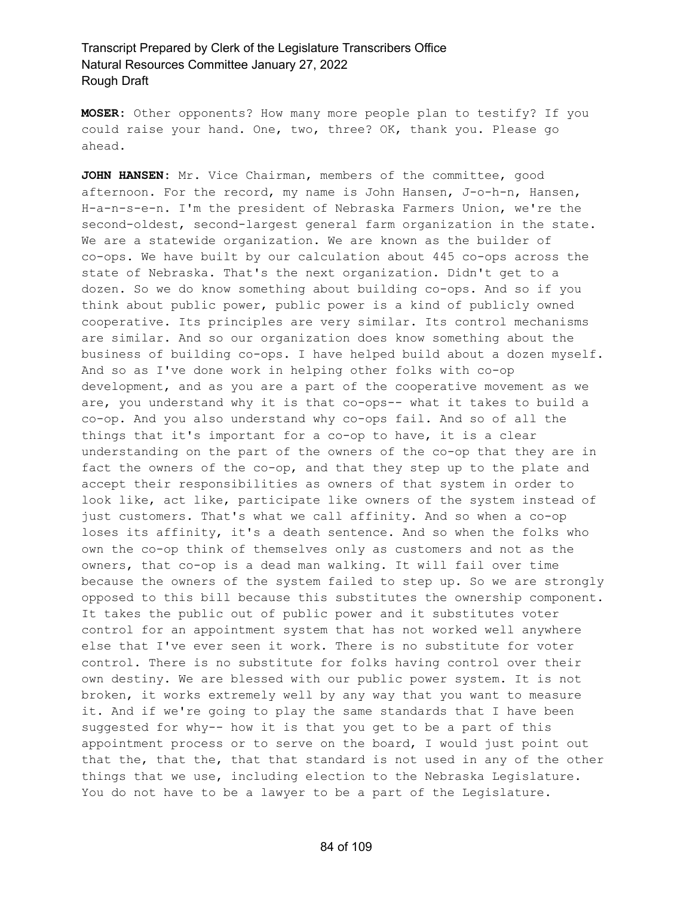**MOSER:** Other opponents? How many more people plan to testify? If you could raise your hand. One, two, three? OK, thank you. Please go ahead.

**JOHN HANSEN:** Mr. Vice Chairman, members of the committee, good afternoon. For the record, my name is John Hansen, J-o-h-n, Hansen, H-a-n-s-e-n. I'm the president of Nebraska Farmers Union, we're the second-oldest, second-largest general farm organization in the state. We are a statewide organization. We are known as the builder of co-ops. We have built by our calculation about 445 co-ops across the state of Nebraska. That's the next organization. Didn't get to a dozen. So we do know something about building co-ops. And so if you think about public power, public power is a kind of publicly owned cooperative. Its principles are very similar. Its control mechanisms are similar. And so our organization does know something about the business of building co-ops. I have helped build about a dozen myself. And so as I've done work in helping other folks with co-op development, and as you are a part of the cooperative movement as we are, you understand why it is that co-ops-- what it takes to build a co-op. And you also understand why co-ops fail. And so of all the things that it's important for a co-op to have, it is a clear understanding on the part of the owners of the co-op that they are in fact the owners of the co-op, and that they step up to the plate and accept their responsibilities as owners of that system in order to look like, act like, participate like owners of the system instead of just customers. That's what we call affinity. And so when a co-op loses its affinity, it's a death sentence. And so when the folks who own the co-op think of themselves only as customers and not as the owners, that co-op is a dead man walking. It will fail over time because the owners of the system failed to step up. So we are strongly opposed to this bill because this substitutes the ownership component. It takes the public out of public power and it substitutes voter control for an appointment system that has not worked well anywhere else that I've ever seen it work. There is no substitute for voter control. There is no substitute for folks having control over their own destiny. We are blessed with our public power system. It is not broken, it works extremely well by any way that you want to measure it. And if we're going to play the same standards that I have been suggested for why-- how it is that you get to be a part of this appointment process or to serve on the board, I would just point out that the, that the, that that standard is not used in any of the other things that we use, including election to the Nebraska Legislature. You do not have to be a lawyer to be a part of the Legislature.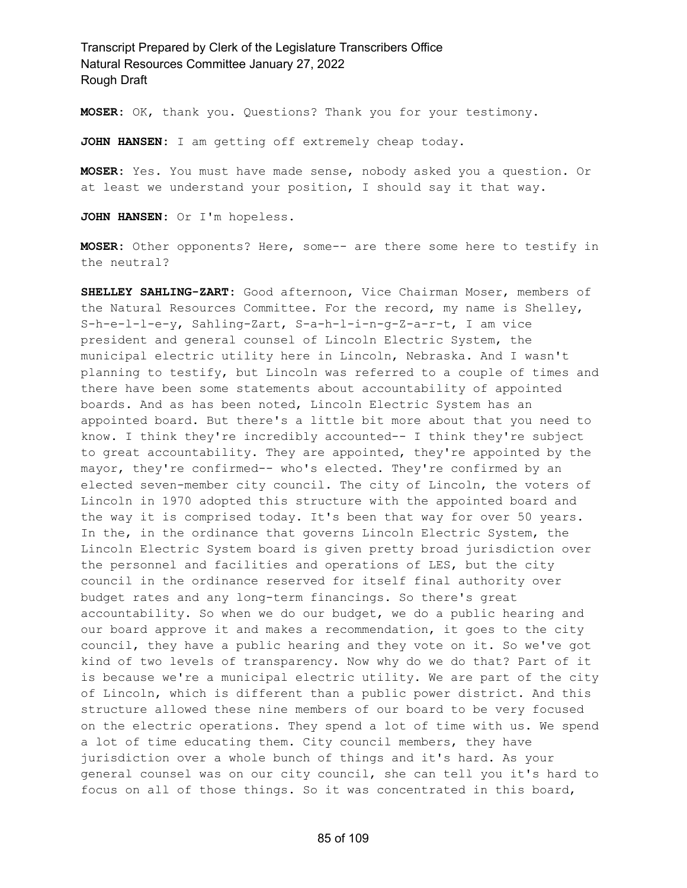**MOSER:** OK, thank you. Questions? Thank you for your testimony.

**JOHN HANSEN:** I am getting off extremely cheap today.

**MOSER:** Yes. You must have made sense, nobody asked you a question. Or at least we understand your position, I should say it that way.

**JOHN HANSEN:** Or I'm hopeless.

**MOSER:** Other opponents? Here, some-- are there some here to testify in the neutral?

**SHELLEY SAHLING-ZART:** Good afternoon, Vice Chairman Moser, members of the Natural Resources Committee. For the record, my name is Shelley, S-h-e-l-l-e-y, Sahling-Zart, S-a-h-l-i-n-g-Z-a-r-t, I am vice president and general counsel of Lincoln Electric System, the municipal electric utility here in Lincoln, Nebraska. And I wasn't planning to testify, but Lincoln was referred to a couple of times and there have been some statements about accountability of appointed boards. And as has been noted, Lincoln Electric System has an appointed board. But there's a little bit more about that you need to know. I think they're incredibly accounted-- I think they're subject to great accountability. They are appointed, they're appointed by the mayor, they're confirmed-- who's elected. They're confirmed by an elected seven-member city council. The city of Lincoln, the voters of Lincoln in 1970 adopted this structure with the appointed board and the way it is comprised today. It's been that way for over 50 years. In the, in the ordinance that governs Lincoln Electric System, the Lincoln Electric System board is given pretty broad jurisdiction over the personnel and facilities and operations of LES, but the city council in the ordinance reserved for itself final authority over budget rates and any long-term financings. So there's great accountability. So when we do our budget, we do a public hearing and our board approve it and makes a recommendation, it goes to the city council, they have a public hearing and they vote on it. So we've got kind of two levels of transparency. Now why do we do that? Part of it is because we're a municipal electric utility. We are part of the city of Lincoln, which is different than a public power district. And this structure allowed these nine members of our board to be very focused on the electric operations. They spend a lot of time with us. We spend a lot of time educating them. City council members, they have jurisdiction over a whole bunch of things and it's hard. As your general counsel was on our city council, she can tell you it's hard to focus on all of those things. So it was concentrated in this board,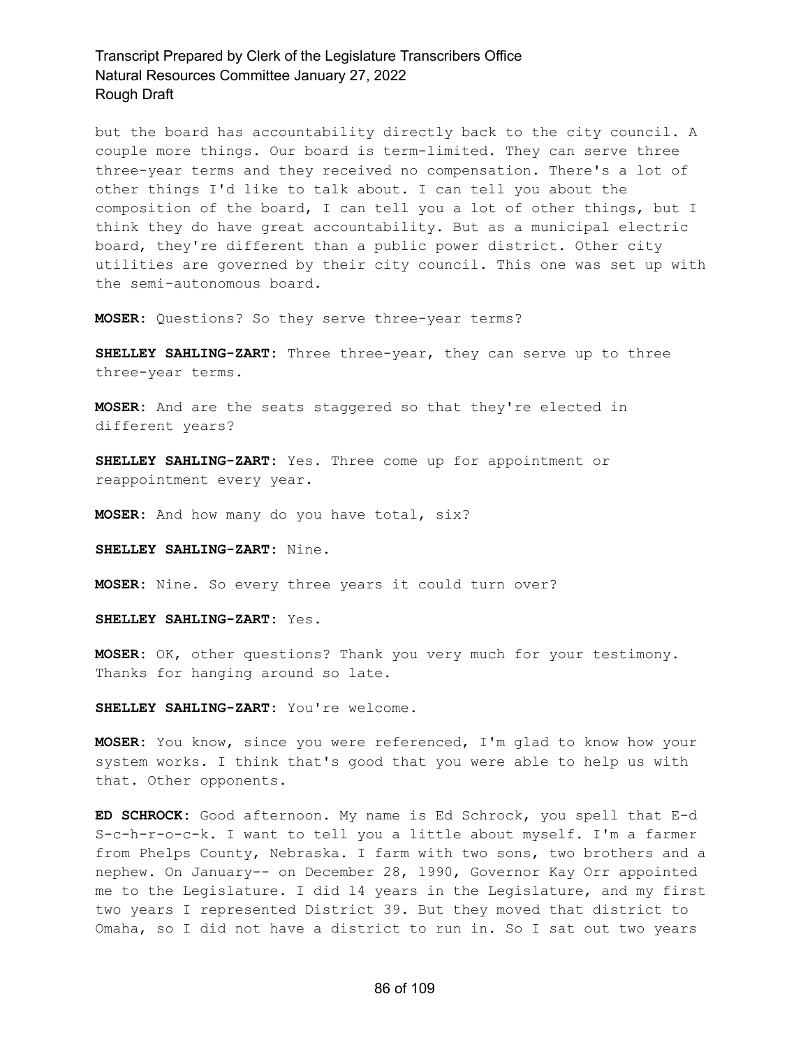but the board has accountability directly back to the city council. A couple more things. Our board is term-limited. They can serve three three-year terms and they received no compensation. There's a lot of other things I'd like to talk about. I can tell you about the composition of the board, I can tell you a lot of other things, but I think they do have great accountability. But as a municipal electric board, they're different than a public power district. Other city utilities are governed by their city council. This one was set up with the semi-autonomous board.

**MOSER:** Questions? So they serve three-year terms?

**SHELLEY SAHLING-ZART:** Three three-year, they can serve up to three three-year terms.

**MOSER:** And are the seats staggered so that they're elected in different years?

**SHELLEY SAHLING-ZART:** Yes. Three come up for appointment or reappointment every year.

**MOSER:** And how many do you have total, six?

**SHELLEY SAHLING-ZART:** Nine.

**MOSER:** Nine. So every three years it could turn over?

**SHELLEY SAHLING-ZART:** Yes.

**MOSER:** OK, other questions? Thank you very much for your testimony. Thanks for hanging around so late.

**SHELLEY SAHLING-ZART:** You're welcome.

**MOSER:** You know, since you were referenced, I'm glad to know how your system works. I think that's good that you were able to help us with that. Other opponents.

**ED SCHROCK:** Good afternoon. My name is Ed Schrock, you spell that E-d S-c-h-r-o-c-k. I want to tell you a little about myself. I'm a farmer from Phelps County, Nebraska. I farm with two sons, two brothers and a nephew. On January-- on December 28, 1990, Governor Kay Orr appointed me to the Legislature. I did 14 years in the Legislature, and my first two years I represented District 39. But they moved that district to Omaha, so I did not have a district to run in. So I sat out two years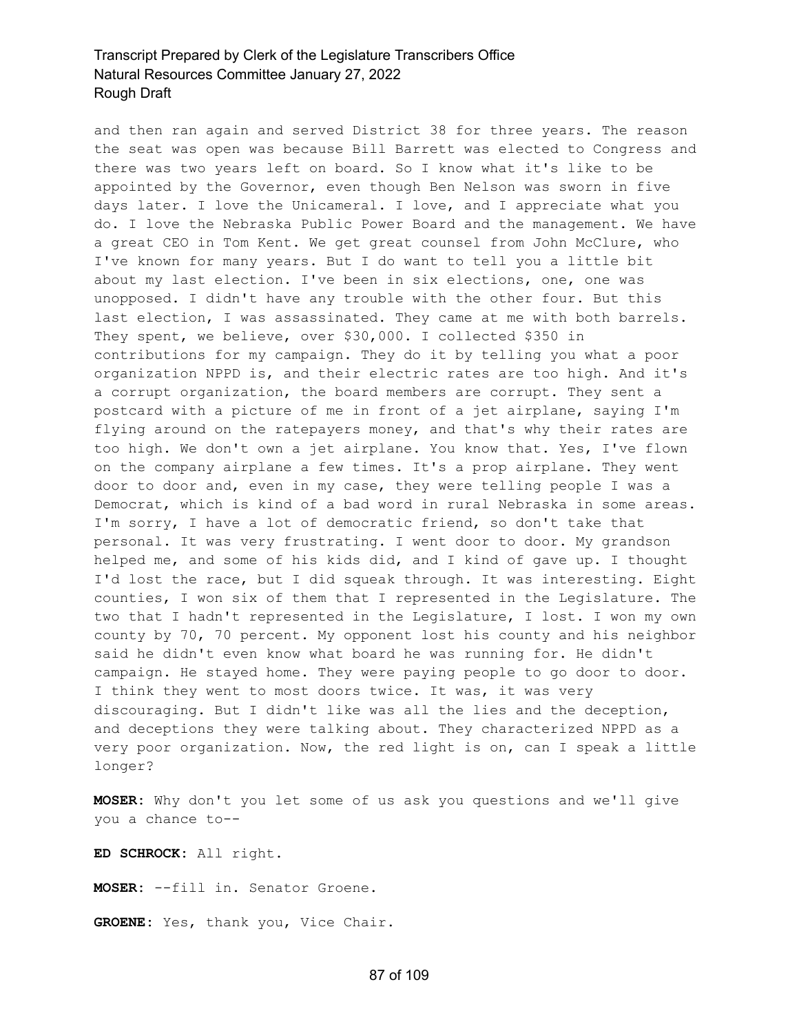and then ran again and served District 38 for three years. The reason the seat was open was because Bill Barrett was elected to Congress and there was two years left on board. So I know what it's like to be appointed by the Governor, even though Ben Nelson was sworn in five days later. I love the Unicameral. I love, and I appreciate what you do. I love the Nebraska Public Power Board and the management. We have a great CEO in Tom Kent. We get great counsel from John McClure, who I've known for many years. But I do want to tell you a little bit about my last election. I've been in six elections, one, one was unopposed. I didn't have any trouble with the other four. But this last election, I was assassinated. They came at me with both barrels. They spent, we believe, over $30,000. I collected $350 in contributions for my campaign. They do it by telling you what a poor organization NPPD is, and their electric rates are too high. And it's a corrupt organization, the board members are corrupt. They sent a postcard with a picture of me in front of a jet airplane, saying I'm flying around on the ratepayers money, and that's why their rates are too high. We don't own a jet airplane. You know that. Yes, I've flown on the company airplane a few times. It's a prop airplane. They went door to door and, even in my case, they were telling people I was a Democrat, which is kind of a bad word in rural Nebraska in some areas. I'm sorry, I have a lot of democratic friend, so don't take that personal. It was very frustrating. I went door to door. My grandson helped me, and some of his kids did, and I kind of gave up. I thought I'd lost the race, but I did squeak through. It was interesting. Eight counties, I won six of them that I represented in the Legislature. The two that I hadn't represented in the Legislature, I lost. I won my own county by 70, 70 percent. My opponent lost his county and his neighbor said he didn't even know what board he was running for. He didn't campaign. He stayed home. They were paying people to go door to door. I think they went to most doors twice. It was, it was very discouraging. But I didn't like was all the lies and the deception, and deceptions they were talking about. They characterized NPPD as a very poor organization. Now, the red light is on, can I speak a little longer?

**MOSER:** Why don't you let some of us ask you questions and we'll give you a chance to--

**ED SCHROCK:** All right.

**MOSER:** --fill in. Senator Groene.

**GROENE:** Yes, thank you, Vice Chair.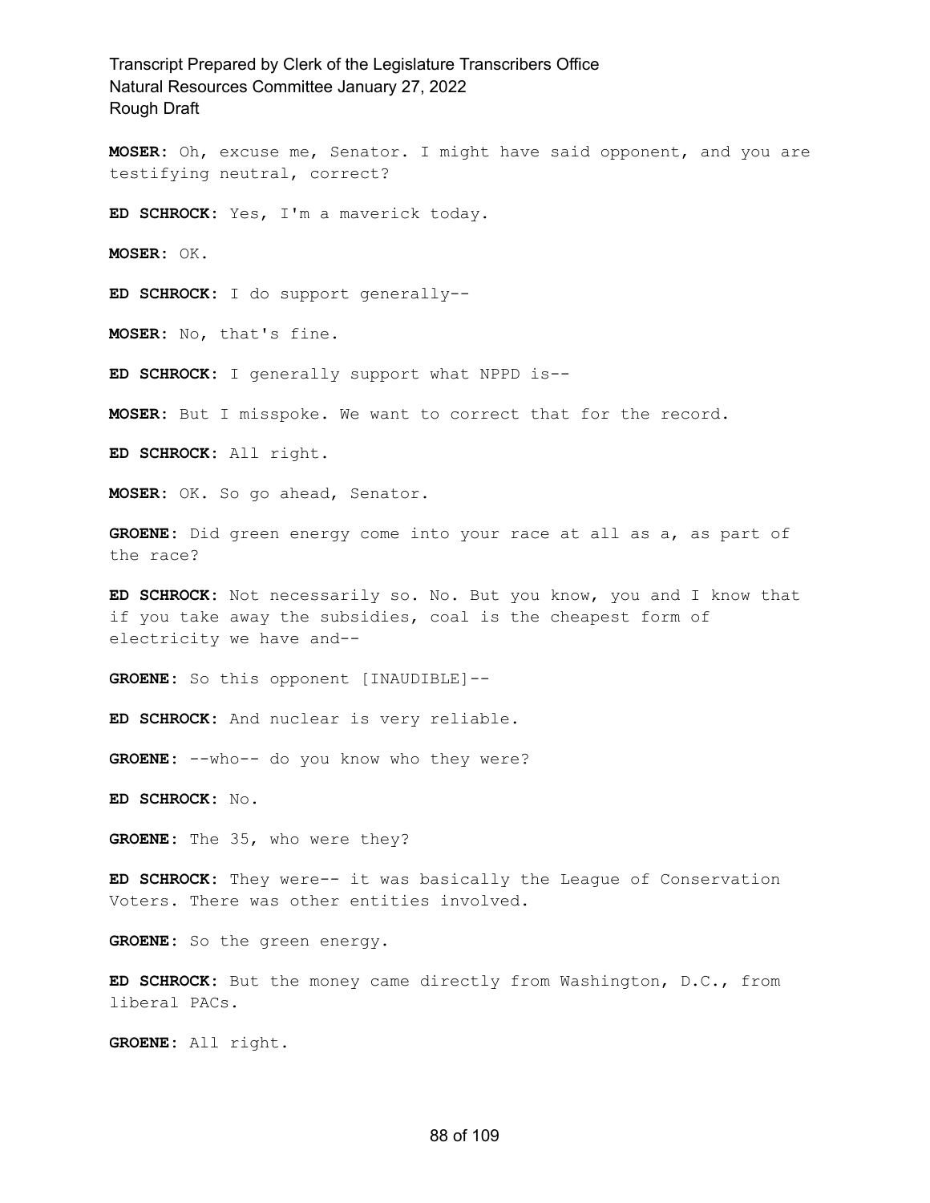**MOSER:** Oh, excuse me, Senator. I might have said opponent, and you are testifying neutral, correct?

**ED SCHROCK:** Yes, I'm a maverick today.

**MOSER:** OK.

**ED SCHROCK:** I do support generally--

**MOSER:** No, that's fine.

**ED SCHROCK:** I generally support what NPPD is--

**MOSER:** But I misspoke. We want to correct that for the record.

**ED SCHROCK:** All right.

**MOSER:** OK. So go ahead, Senator.

**GROENE:** Did green energy come into your race at all as a, as part of the race?

**ED SCHROCK:** Not necessarily so. No. But you know, you and I know that if you take away the subsidies, coal is the cheapest form of electricity we have and--

**GROENE:** So this opponent [INAUDIBLE]--

**ED SCHROCK:** And nuclear is very reliable.

**GROENE:** --who-- do you know who they were?

**ED SCHROCK:** No.

**GROENE:** The 35, who were they?

**ED SCHROCK:** They were-- it was basically the League of Conservation Voters. There was other entities involved.

**GROENE:** So the green energy.

**ED SCHROCK:** But the money came directly from Washington, D.C., from liberal PACs.

**GROENE:** All right.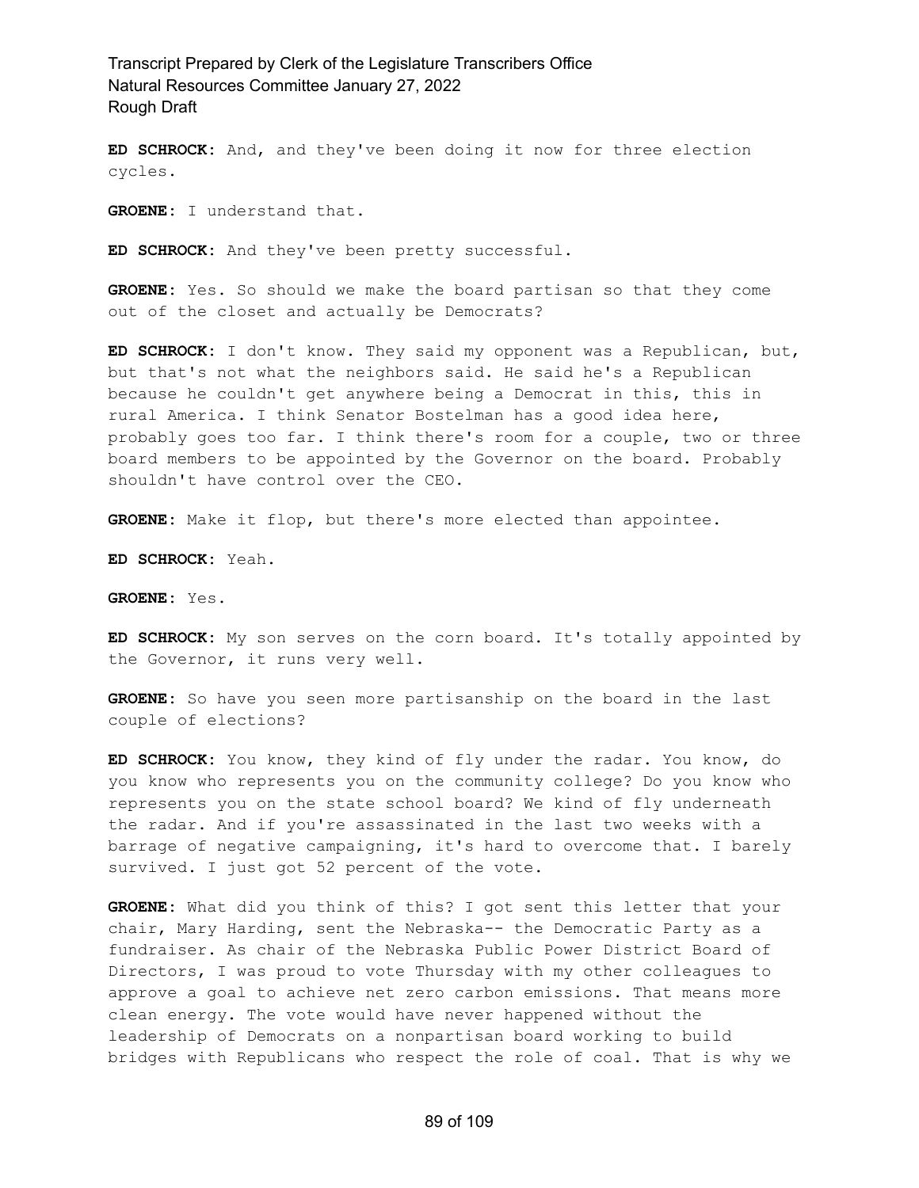**ED SCHROCK:** And, and they've been doing it now for three election cycles.

**GROENE:** I understand that.

**ED SCHROCK:** And they've been pretty successful.

**GROENE:** Yes. So should we make the board partisan so that they come out of the closet and actually be Democrats?

**ED SCHROCK:** I don't know. They said my opponent was a Republican, but, but that's not what the neighbors said. He said he's a Republican because he couldn't get anywhere being a Democrat in this, this in rural America. I think Senator Bostelman has a good idea here, probably goes too far. I think there's room for a couple, two or three board members to be appointed by the Governor on the board. Probably shouldn't have control over the CEO.

**GROENE:** Make it flop, but there's more elected than appointee.

**ED SCHROCK:** Yeah.

**GROENE:** Yes.

**ED SCHROCK:** My son serves on the corn board. It's totally appointed by the Governor, it runs very well.

**GROENE:** So have you seen more partisanship on the board in the last couple of elections?

**ED SCHROCK:** You know, they kind of fly under the radar. You know, do you know who represents you on the community college? Do you know who represents you on the state school board? We kind of fly underneath the radar. And if you're assassinated in the last two weeks with a barrage of negative campaigning, it's hard to overcome that. I barely survived. I just got 52 percent of the vote.

**GROENE:** What did you think of this? I got sent this letter that your chair, Mary Harding, sent the Nebraska-- the Democratic Party as a fundraiser. As chair of the Nebraska Public Power District Board of Directors, I was proud to vote Thursday with my other colleagues to approve a goal to achieve net zero carbon emissions. That means more clean energy. The vote would have never happened without the leadership of Democrats on a nonpartisan board working to build bridges with Republicans who respect the role of coal. That is why we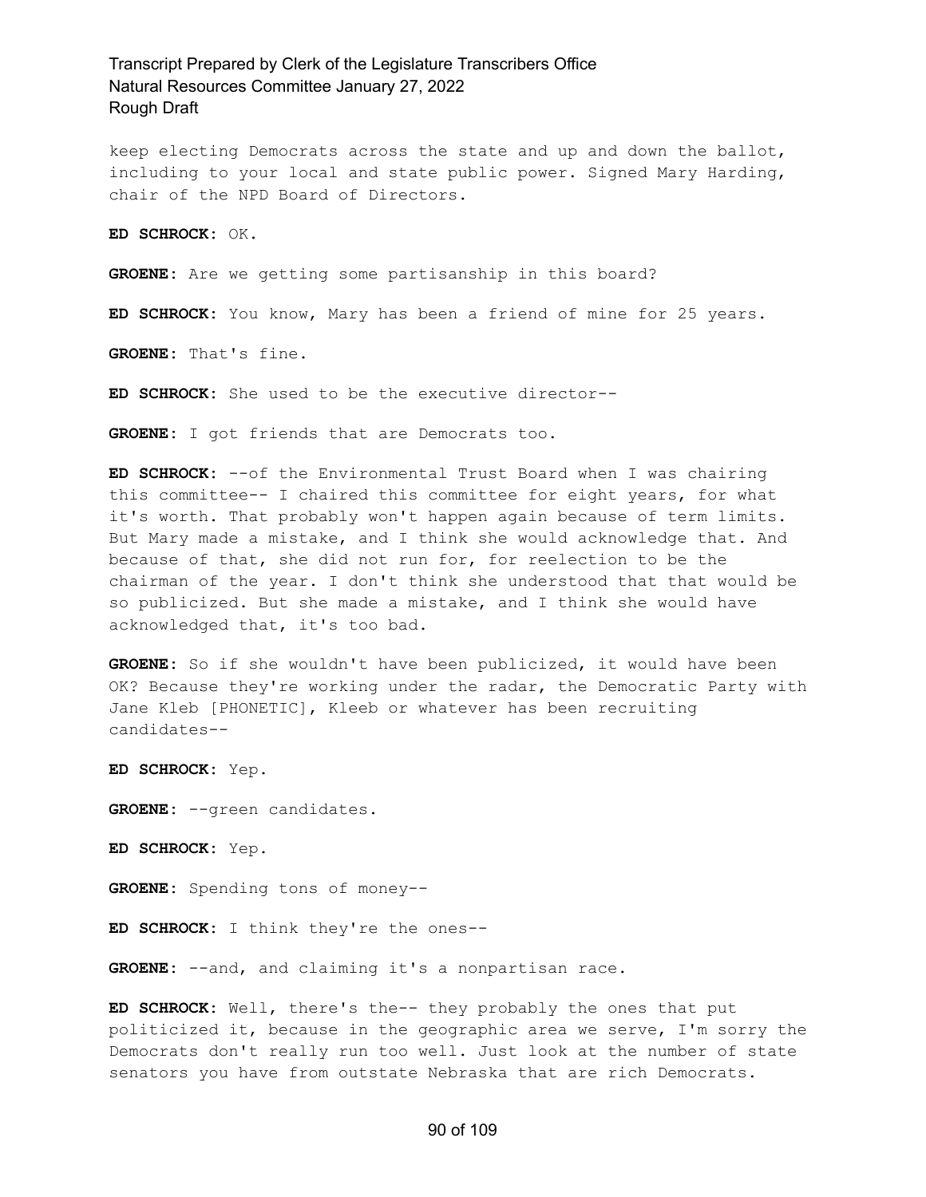keep electing Democrats across the state and up and down the ballot, including to your local and state public power. Signed Mary Harding, chair of the NPD Board of Directors.

**ED SCHROCK:** OK.

**GROENE:** Are we getting some partisanship in this board?

**ED SCHROCK:** You know, Mary has been a friend of mine for 25 years.

**GROENE:** That's fine.

**ED SCHROCK:** She used to be the executive director--

**GROENE:** I got friends that are Democrats too.

**ED SCHROCK:** --of the Environmental Trust Board when I was chairing this committee-- I chaired this committee for eight years, for what it's worth. That probably won't happen again because of term limits. But Mary made a mistake, and I think she would acknowledge that. And because of that, she did not run for, for reelection to be the chairman of the year. I don't think she understood that that would be so publicized. But she made a mistake, and I think she would have acknowledged that, it's too bad.

**GROENE:** So if she wouldn't have been publicized, it would have been OK? Because they're working under the radar, the Democratic Party with Jane Kleb [PHONETIC], Kleeb or whatever has been recruiting candidates--

**ED SCHROCK:** Yep.

**GROENE:** --green candidates.

**ED SCHROCK:** Yep.

**GROENE:** Spending tons of money--

**ED SCHROCK:** I think they're the ones--

**GROENE:** --and, and claiming it's a nonpartisan race.

**ED SCHROCK:** Well, there's the-- they probably the ones that put politicized it, because in the geographic area we serve, I'm sorry the Democrats don't really run too well. Just look at the number of state senators you have from outstate Nebraska that are rich Democrats.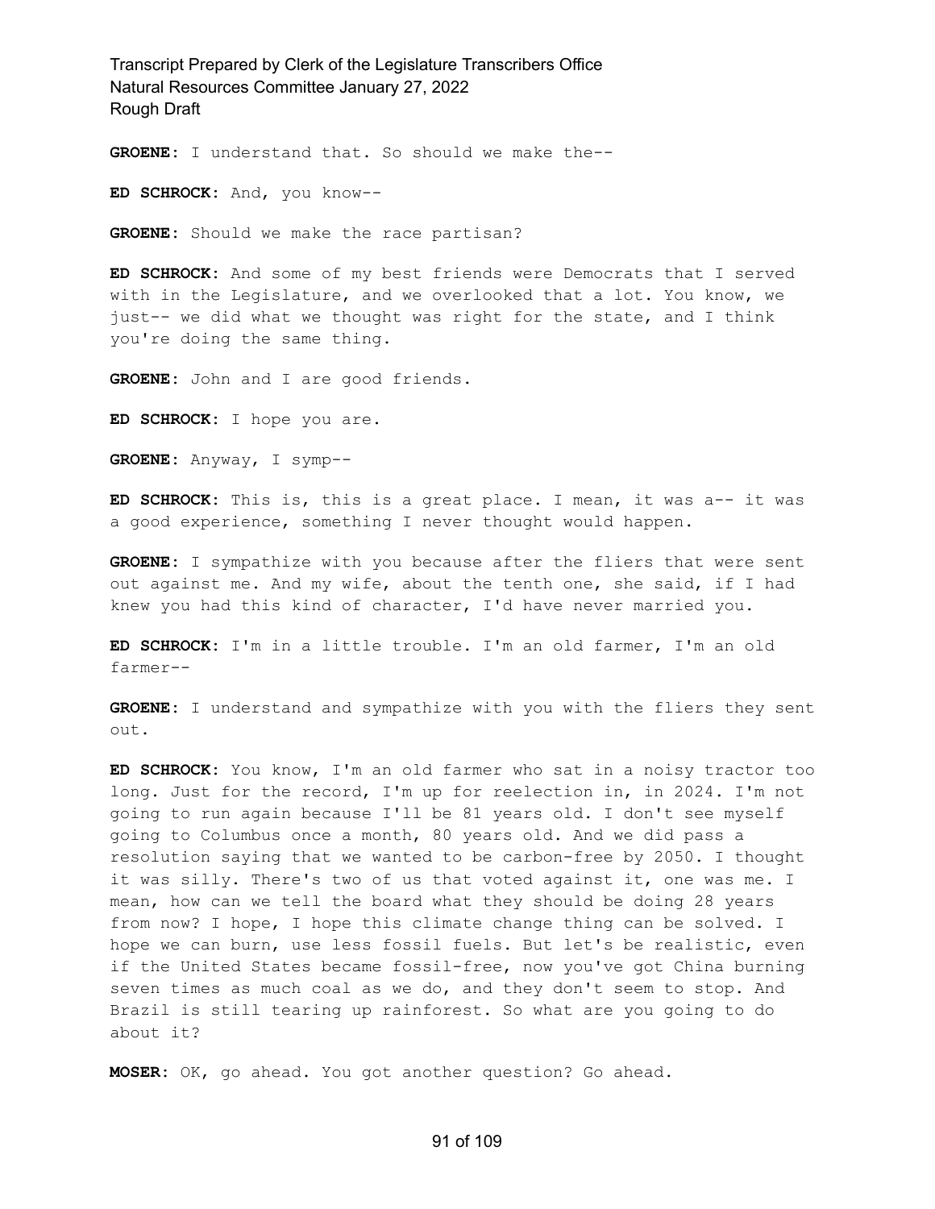**GROENE:** I understand that. So should we make the--

**ED SCHROCK:** And, you know--

**GROENE:** Should we make the race partisan?

**ED SCHROCK:** And some of my best friends were Democrats that I served with in the Legislature, and we overlooked that a lot. You know, we just-- we did what we thought was right for the state, and I think you're doing the same thing.

**GROENE:** John and I are good friends.

**ED SCHROCK:** I hope you are.

**GROENE:** Anyway, I symp--

**ED SCHROCK:** This is, this is a great place. I mean, it was a-- it was a good experience, something I never thought would happen.

**GROENE:** I sympathize with you because after the fliers that were sent out against me. And my wife, about the tenth one, she said, if I had knew you had this kind of character, I'd have never married you.

**ED SCHROCK:** I'm in a little trouble. I'm an old farmer, I'm an old farmer--

**GROENE:** I understand and sympathize with you with the fliers they sent out.

**ED SCHROCK:** You know, I'm an old farmer who sat in a noisy tractor too long. Just for the record, I'm up for reelection in, in 2024. I'm not going to run again because I'll be 81 years old. I don't see myself going to Columbus once a month, 80 years old. And we did pass a resolution saying that we wanted to be carbon-free by 2050. I thought it was silly. There's two of us that voted against it, one was me. I mean, how can we tell the board what they should be doing 28 years from now? I hope, I hope this climate change thing can be solved. I hope we can burn, use less fossil fuels. But let's be realistic, even if the United States became fossil-free, now you've got China burning seven times as much coal as we do, and they don't seem to stop. And Brazil is still tearing up rainforest. So what are you going to do about it?

**MOSER:** OK, go ahead. You got another question? Go ahead.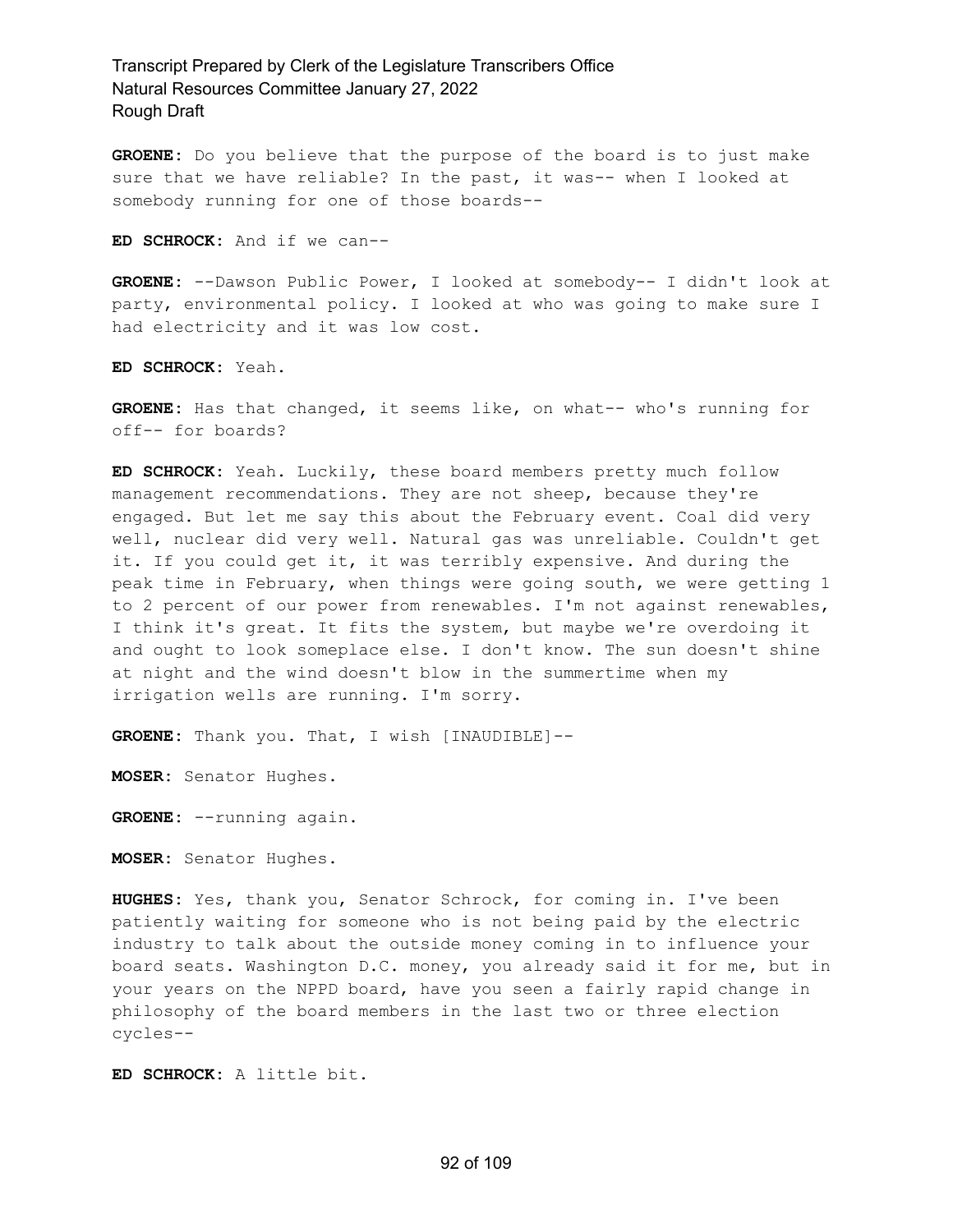**GROENE:** Do you believe that the purpose of the board is to just make sure that we have reliable? In the past, it was-- when I looked at somebody running for one of those boards--

**ED SCHROCK:** And if we can--

**GROENE:** --Dawson Public Power, I looked at somebody-- I didn't look at party, environmental policy. I looked at who was going to make sure I had electricity and it was low cost.

**ED SCHROCK:** Yeah.

**GROENE:** Has that changed, it seems like, on what-- who's running for off-- for boards?

**ED SCHROCK:** Yeah. Luckily, these board members pretty much follow management recommendations. They are not sheep, because they're engaged. But let me say this about the February event. Coal did very well, nuclear did very well. Natural gas was unreliable. Couldn't get it. If you could get it, it was terribly expensive. And during the peak time in February, when things were going south, we were getting 1 to 2 percent of our power from renewables. I'm not against renewables, I think it's great. It fits the system, but maybe we're overdoing it and ought to look someplace else. I don't know. The sun doesn't shine at night and the wind doesn't blow in the summertime when my irrigation wells are running. I'm sorry.

**GROENE:** Thank you. That, I wish [INAUDIBLE]--

**MOSER:** Senator Hughes.

**GROENE:** --running again.

**MOSER:** Senator Hughes.

**HUGHES:** Yes, thank you, Senator Schrock, for coming in. I've been patiently waiting for someone who is not being paid by the electric industry to talk about the outside money coming in to influence your board seats. Washington D.C. money, you already said it for me, but in your years on the NPPD board, have you seen a fairly rapid change in philosophy of the board members in the last two or three election cycles--

**ED SCHROCK:** A little bit.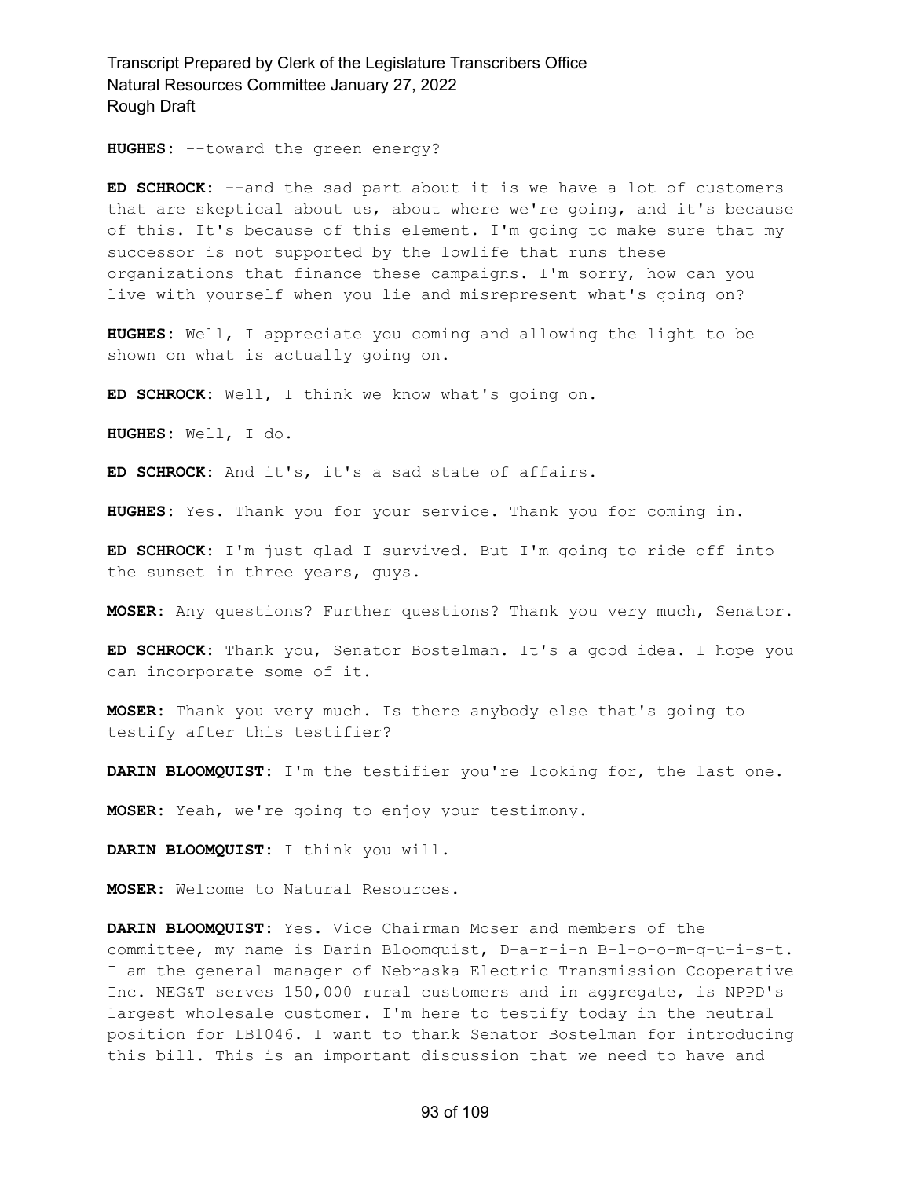**HUGHES:** --toward the green energy?

**ED SCHROCK:** --and the sad part about it is we have a lot of customers that are skeptical about us, about where we're going, and it's because of this. It's because of this element. I'm going to make sure that my successor is not supported by the lowlife that runs these organizations that finance these campaigns. I'm sorry, how can you live with yourself when you lie and misrepresent what's going on?

**HUGHES:** Well, I appreciate you coming and allowing the light to be shown on what is actually going on.

**ED SCHROCK:** Well, I think we know what's going on.

**HUGHES:** Well, I do.

**ED SCHROCK:** And it's, it's a sad state of affairs.

**HUGHES:** Yes. Thank you for your service. Thank you for coming in.

**ED SCHROCK:** I'm just glad I survived. But I'm going to ride off into the sunset in three years, guys.

**MOSER:** Any questions? Further questions? Thank you very much, Senator.

**ED SCHROCK:** Thank you, Senator Bostelman. It's a good idea. I hope you can incorporate some of it.

**MOSER:** Thank you very much. Is there anybody else that's going to testify after this testifier?

**DARIN BLOOMQUIST:** I'm the testifier you're looking for, the last one.

**MOSER:** Yeah, we're going to enjoy your testimony.

**DARIN BLOOMQUIST:** I think you will.

**MOSER:** Welcome to Natural Resources.

**DARIN BLOOMQUIST:** Yes. Vice Chairman Moser and members of the committee, my name is Darin Bloomquist, D-a-r-i-n B-l-o-o-m-q-u-i-s-t. I am the general manager of Nebraska Electric Transmission Cooperative Inc. NEG&T serves 150,000 rural customers and in aggregate, is NPPD's largest wholesale customer. I'm here to testify today in the neutral position for LB1046. I want to thank Senator Bostelman for introducing this bill. This is an important discussion that we need to have and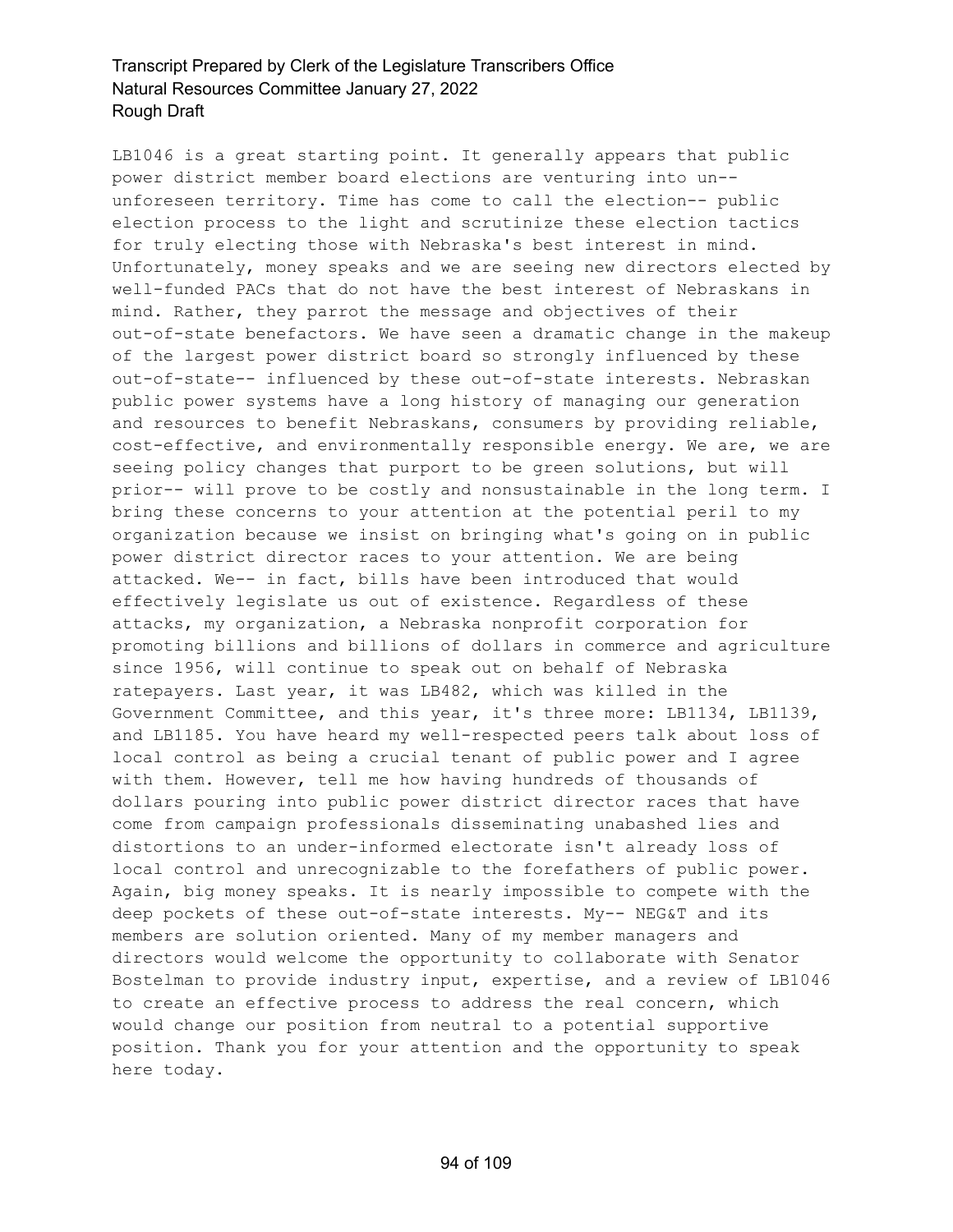LB1046 is a great starting point. It generally appears that public power district member board elections are venturing into un-- unforeseen territory. Time has come to call the election-- public election process to the light and scrutinize these election tactics for truly electing those with Nebraska's best interest in mind. Unfortunately, money speaks and we are seeing new directors elected by well-funded PACs that do not have the best interest of Nebraskans in mind. Rather, they parrot the message and objectives of their out-of-state benefactors. We have seen a dramatic change in the makeup of the largest power district board so strongly influenced by these out-of-state-- influenced by these out-of-state interests. Nebraskan public power systems have a long history of managing our generation and resources to benefit Nebraskans, consumers by providing reliable, cost-effective, and environmentally responsible energy. We are, we are seeing policy changes that purport to be green solutions, but will prior-- will prove to be costly and nonsustainable in the long term. I bring these concerns to your attention at the potential peril to my organization because we insist on bringing what's going on in public power district director races to your attention. We are being attacked. We-- in fact, bills have been introduced that would effectively legislate us out of existence. Regardless of these attacks, my organization, a Nebraska nonprofit corporation for promoting billions and billions of dollars in commerce and agriculture since 1956, will continue to speak out on behalf of Nebraska ratepayers. Last year, it was LB482, which was killed in the Government Committee, and this year, it's three more: LB1134, LB1139, and LB1185. You have heard my well-respected peers talk about loss of local control as being a crucial tenant of public power and I agree with them. However, tell me how having hundreds of thousands of dollars pouring into public power district director races that have come from campaign professionals disseminating unabashed lies and distortions to an under-informed electorate isn't already loss of local control and unrecognizable to the forefathers of public power. Again, big money speaks. It is nearly impossible to compete with the deep pockets of these out-of-state interests. My-- NEG&T and its members are solution oriented. Many of my member managers and directors would welcome the opportunity to collaborate with Senator Bostelman to provide industry input, expertise, and a review of LB1046 to create an effective process to address the real concern, which would change our position from neutral to a potential supportive position. Thank you for your attention and the opportunity to speak here today.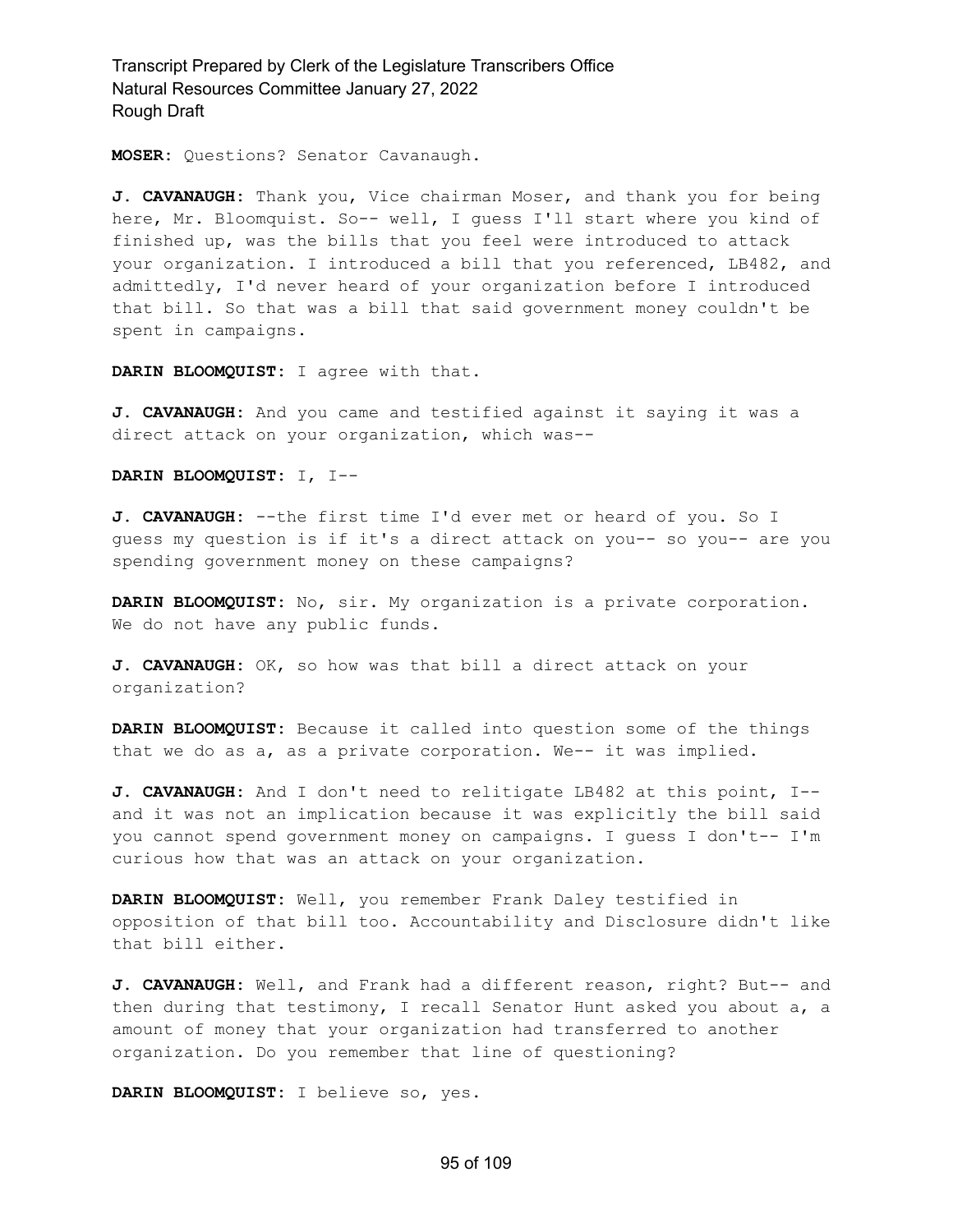**MOSER:** Questions? Senator Cavanaugh.

**J. CAVANAUGH:** Thank you, Vice chairman Moser, and thank you for being here, Mr. Bloomquist. So-- well, I guess I'll start where you kind of finished up, was the bills that you feel were introduced to attack your organization. I introduced a bill that you referenced, LB482, and admittedly, I'd never heard of your organization before I introduced that bill. So that was a bill that said government money couldn't be spent in campaigns.

**DARIN BLOOMQUIST:** I agree with that.

**J. CAVANAUGH:** And you came and testified against it saying it was a direct attack on your organization, which was--

**DARIN BLOOMQUIST:** I, I--

**J. CAVANAUGH:** --the first time I'd ever met or heard of you. So I guess my question is if it's a direct attack on you-- so you-- are you spending government money on these campaigns?

**DARIN BLOOMQUIST:** No, sir. My organization is a private corporation. We do not have any public funds.

**J. CAVANAUGH:** OK, so how was that bill a direct attack on your organization?

**DARIN BLOOMQUIST:** Because it called into question some of the things that we do as a, as a private corporation. We-- it was implied.

**J. CAVANAUGH:** And I don't need to relitigate LB482 at this point, I-- and it was not an implication because it was explicitly the bill said you cannot spend government money on campaigns. I guess I don't-- I'm curious how that was an attack on your organization.

**DARIN BLOOMQUIST:** Well, you remember Frank Daley testified in opposition of that bill too. Accountability and Disclosure didn't like that bill either.

**J. CAVANAUGH:** Well, and Frank had a different reason, right? But-- and then during that testimony, I recall Senator Hunt asked you about a, a amount of money that your organization had transferred to another organization. Do you remember that line of questioning?

**DARIN BLOOMQUIST:** I believe so, yes.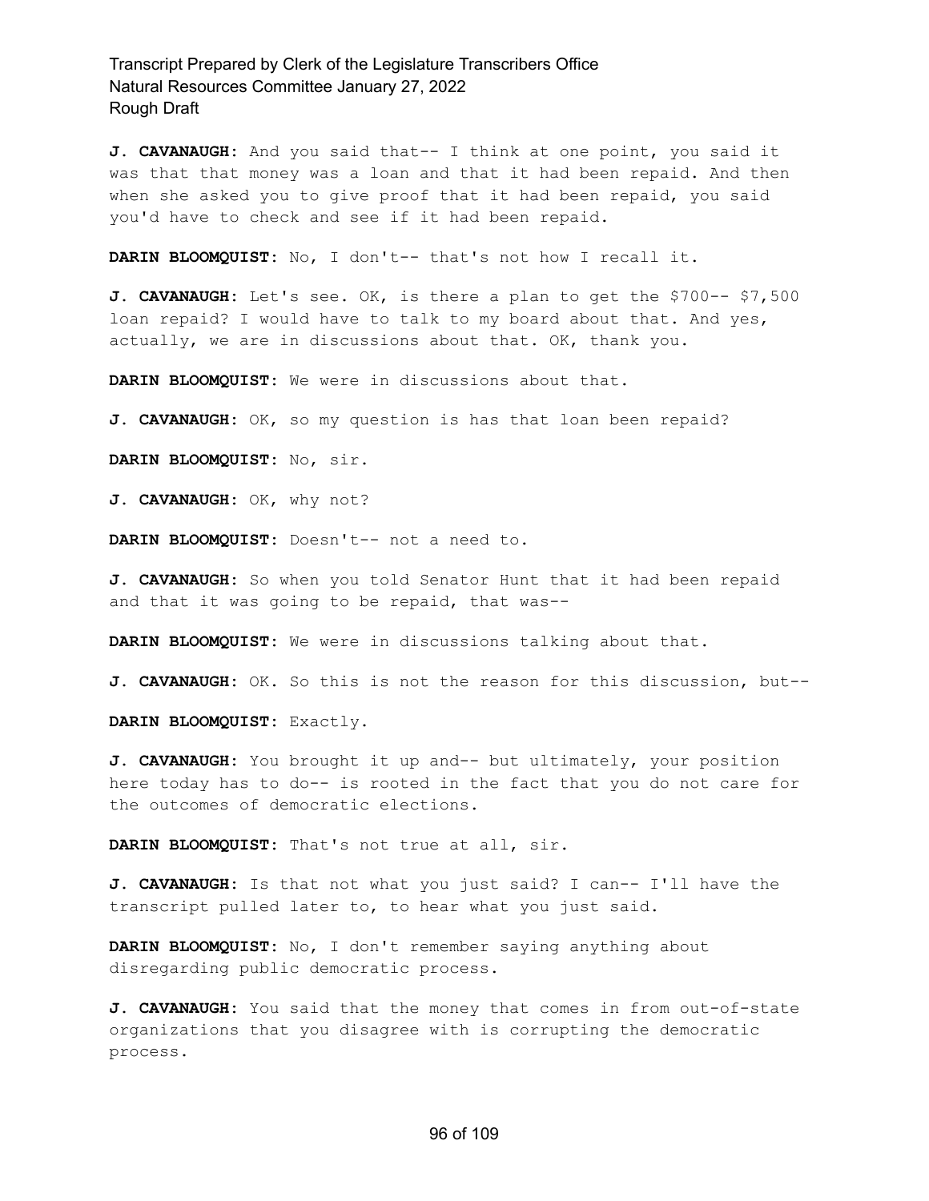**J. CAVANAUGH:** And you said that-- I think at one point, you said it was that that money was a loan and that it had been repaid. And then when she asked you to give proof that it had been repaid, you said you'd have to check and see if it had been repaid.

**DARIN BLOOMQUIST:** No, I don't-- that's not how I recall it.

**J. CAVANAUGH:** Let's see. OK, is there a plan to get the $700-- $7,500 loan repaid? I would have to talk to my board about that. And yes, actually, we are in discussions about that. OK, thank you.

**DARIN BLOOMQUIST:** We were in discussions about that.

**J. CAVANAUGH:** OK, so my question is has that loan been repaid?

**DARIN BLOOMQUIST:** No, sir.

**J. CAVANAUGH:** OK, why not?

**DARIN BLOOMQUIST:** Doesn't-- not a need to.

**J. CAVANAUGH:** So when you told Senator Hunt that it had been repaid and that it was going to be repaid, that was--

**DARIN BLOOMQUIST:** We were in discussions talking about that.

**J. CAVANAUGH:** OK. So this is not the reason for this discussion, but--

**DARIN BLOOMQUIST:** Exactly.

**J. CAVANAUGH:** You brought it up and-- but ultimately, your position here today has to do-- is rooted in the fact that you do not care for the outcomes of democratic elections.

**DARIN BLOOMQUIST:** That's not true at all, sir.

**J. CAVANAUGH:** Is that not what you just said? I can-- I'll have the transcript pulled later to, to hear what you just said.

**DARIN BLOOMQUIST:** No, I don't remember saying anything about disregarding public democratic process.

**J. CAVANAUGH:** You said that the money that comes in from out-of-state organizations that you disagree with is corrupting the democratic process.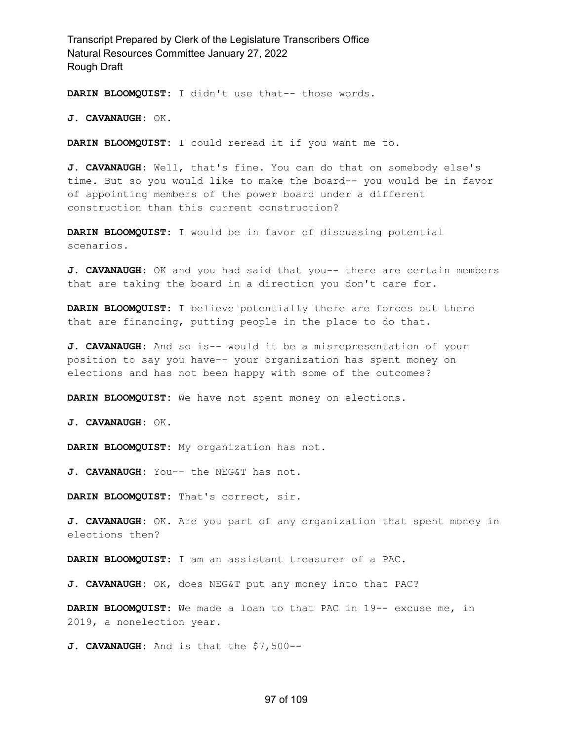**DARIN BLOOMQUIST:** I didn't use that-- those words.

**J. CAVANAUGH:** OK.

**DARIN BLOOMQUIST:** I could reread it if you want me to.

**J. CAVANAUGH:** Well, that's fine. You can do that on somebody else's time. But so you would like to make the board-- you would be in favor of appointing members of the power board under a different construction than this current construction?

**DARIN BLOOMQUIST:** I would be in favor of discussing potential scenarios.

**J. CAVANAUGH:** OK and you had said that you-- there are certain members that are taking the board in a direction you don't care for.

**DARIN BLOOMQUIST:** I believe potentially there are forces out there that are financing, putting people in the place to do that.

**J. CAVANAUGH:** And so is-- would it be a misrepresentation of your position to say you have-- your organization has spent money on elections and has not been happy with some of the outcomes?

**DARIN BLOOMQUIST:** We have not spent money on elections.

**J. CAVANAUGH:** OK.

**DARIN BLOOMQUIST:** My organization has not.

**J. CAVANAUGH:** You-- the NEG&T has not.

**DARIN BLOOMQUIST:** That's correct, sir.

**J. CAVANAUGH:** OK. Are you part of any organization that spent money in elections then?

**DARIN BLOOMQUIST:** I am an assistant treasurer of a PAC.

**J. CAVANAUGH:** OK, does NEG&T put any money into that PAC?

**DARIN BLOOMQUIST:** We made a loan to that PAC in 19-- excuse me, in 2019, a nonelection year.

**J. CAVANAUGH:** And is that the $7,500--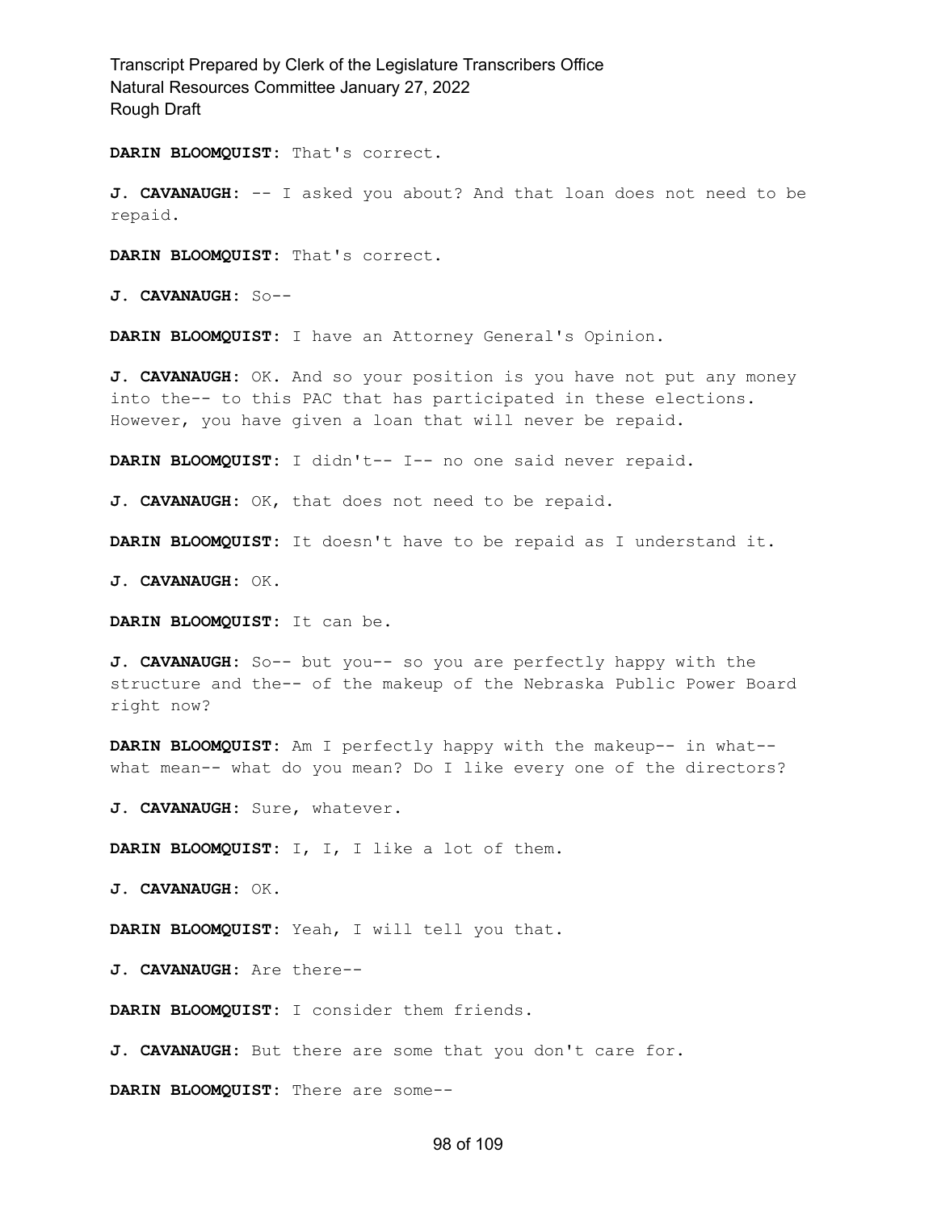**DARIN BLOOMQUIST:** That's correct.

**J. CAVANAUGH:** -- I asked you about? And that loan does not need to be repaid.

**DARIN BLOOMQUIST:** That's correct.

**J. CAVANAUGH:** So--

**DARIN BLOOMQUIST:** I have an Attorney General's Opinion.

**J. CAVANAUGH:** OK. And so your position is you have not put any money into the-- to this PAC that has participated in these elections. However, you have given a loan that will never be repaid.

**DARIN BLOOMQUIST:** I didn't-- I-- no one said never repaid.

**J. CAVANAUGH:** OK, that does not need to be repaid.

**DARIN BLOOMQUIST:** It doesn't have to be repaid as I understand it.

**J. CAVANAUGH:** OK.

**DARIN BLOOMQUIST:** It can be.

**J. CAVANAUGH:** So-- but you-- so you are perfectly happy with the structure and the-- of the makeup of the Nebraska Public Power Board right now?

**DARIN BLOOMQUIST:** Am I perfectly happy with the makeup-- in what-- what mean-- what do you mean? Do I like every one of the directors?

**J. CAVANAUGH:** Sure, whatever.

**DARIN BLOOMQUIST:** I, I, I like a lot of them.

**J. CAVANAUGH:** OK.

**DARIN BLOOMQUIST:** Yeah, I will tell you that.

**J. CAVANAUGH:** Are there--

**DARIN BLOOMQUIST:** I consider them friends.

**J. CAVANAUGH:** But there are some that you don't care for.

**DARIN BLOOMQUIST:** There are some--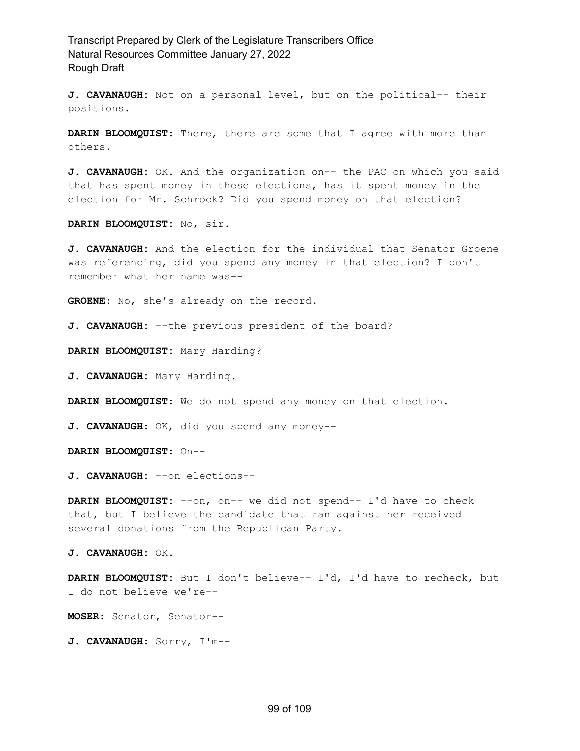**J. CAVANAUGH:** Not on a personal level, but on the political-- their positions.

**DARIN BLOOMQUIST:** There, there are some that I agree with more than others.

**J. CAVANAUGH:** OK. And the organization on-- the PAC on which you said that has spent money in these elections, has it spent money in the election for Mr. Schrock? Did you spend money on that election?

**DARIN BLOOMQUIST:** No, sir.

**J. CAVANAUGH:** And the election for the individual that Senator Groene was referencing, did you spend any money in that election? I don't remember what her name was--

**GROENE:** No, she's already on the record.

**J. CAVANAUGH:** --the previous president of the board?

**DARIN BLOOMQUIST:** Mary Harding?

**J. CAVANAUGH:** Mary Harding.

**DARIN BLOOMQUIST:** We do not spend any money on that election.

**J. CAVANAUGH:** OK, did you spend any money--

**DARIN BLOOMQUIST:** On--

**J. CAVANAUGH:** --on elections--

**DARIN BLOOMQUIST:** --on, on-- we did not spend-- I'd have to check that, but I believe the candidate that ran against her received several donations from the Republican Party.

**J. CAVANAUGH:** OK.

**DARIN BLOOMQUIST:** But I don't believe-- I'd, I'd have to recheck, but I do not believe we're--

**MOSER:** Senator, Senator--

**J. CAVANAUGH:** Sorry, I'm--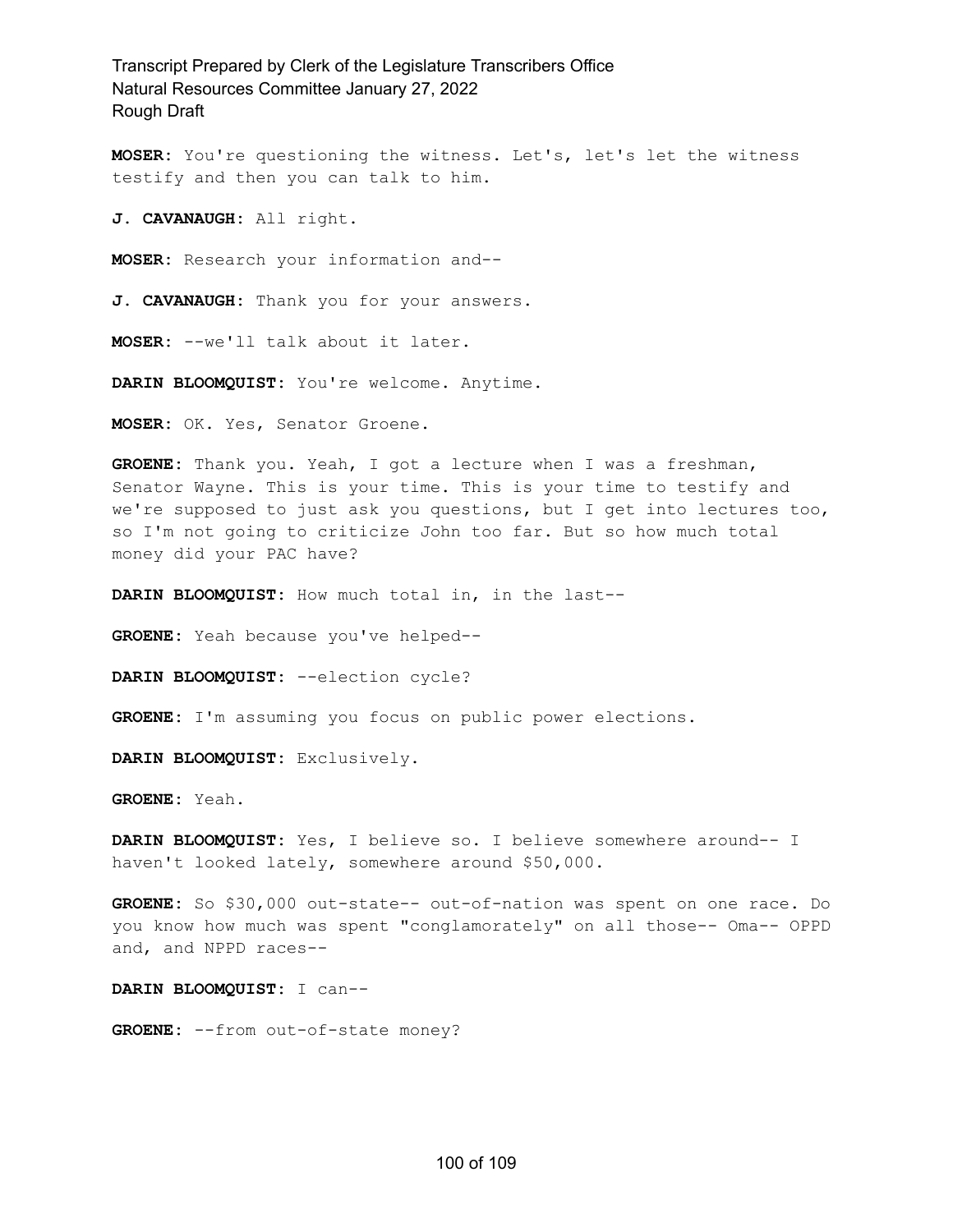**MOSER:** You're questioning the witness. Let's, let's let the witness testify and then you can talk to him.

**J. CAVANAUGH:** All right.

**MOSER:** Research your information and--

**J. CAVANAUGH:** Thank you for your answers.

**MOSER:** --we'll talk about it later.

**DARIN BLOOMQUIST:** You're welcome. Anytime.

**MOSER:** OK. Yes, Senator Groene.

**GROENE:** Thank you. Yeah, I got a lecture when I was a freshman, Senator Wayne. This is your time. This is your time to testify and we're supposed to just ask you questions, but I get into lectures too, so I'm not going to criticize John too far. But so how much total money did your PAC have?

**DARIN BLOOMQUIST:** How much total in, in the last--

**GROENE:** Yeah because you've helped--

**DARIN BLOOMQUIST:** --election cycle?

**GROENE:** I'm assuming you focus on public power elections.

**DARIN BLOOMQUIST:** Exclusively.

**GROENE:** Yeah.

**DARIN BLOOMQUIST:** Yes, I believe so. I believe somewhere around-- I haven't looked lately, somewhere around $50,000.

**GROENE:** So $30,000 out-state-- out-of-nation was spent on one race. Do you know how much was spent "conglamorately" on all those-- Oma-- OPPD and, and NPPD races--

**DARIN BLOOMQUIST:** I can--

**GROENE:** --from out-of-state money?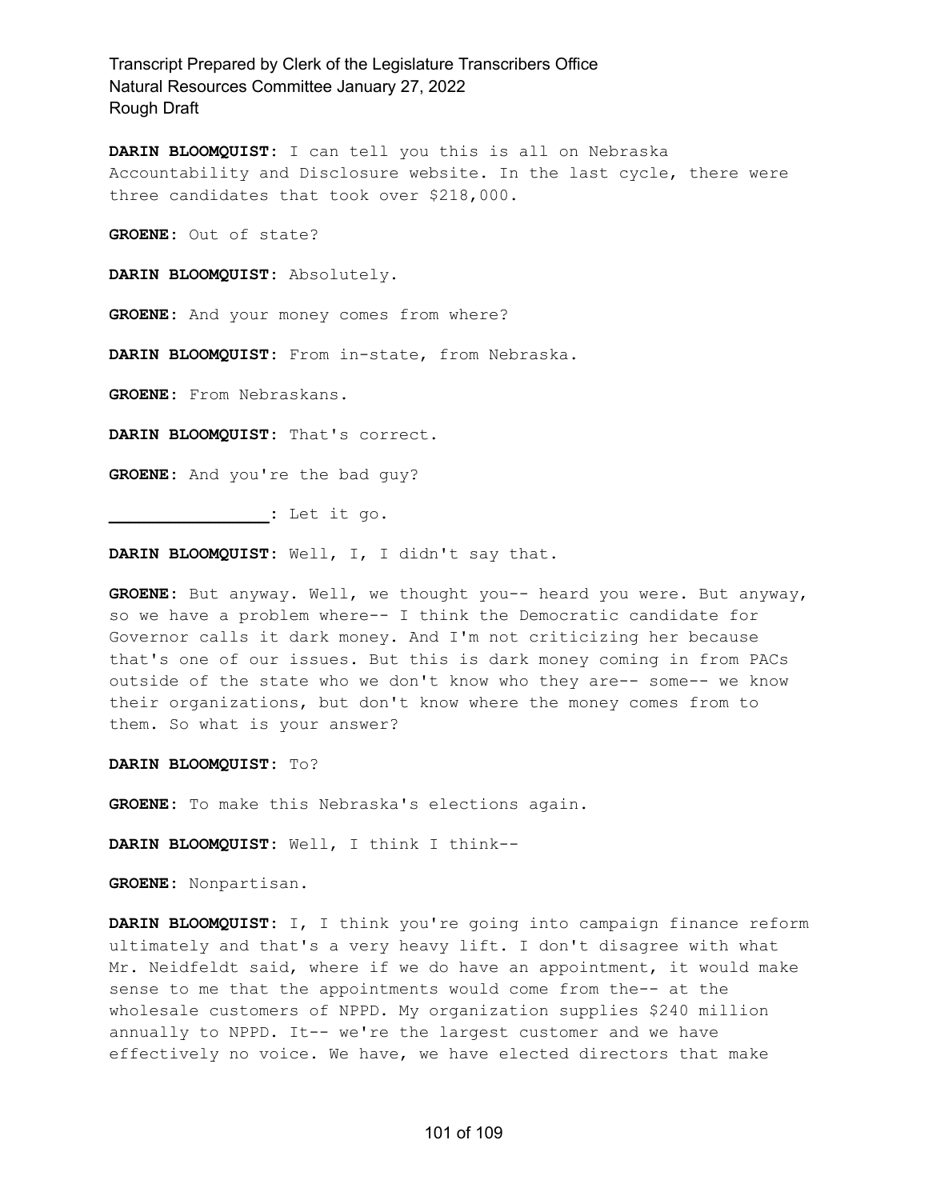**DARIN BLOOMQUIST:** I can tell you this is all on Nebraska Accountability and Disclosure website. In the last cycle, there were three candidates that took over $218,000.

**GROENE:** Out of state?

**DARIN BLOOMQUIST:** Absolutely.

**GROENE:** And your money comes from where?

**DARIN BLOOMQUIST:** From in-state, from Nebraska.

**GROENE:** From Nebraskans.

**DARIN BLOOMQUIST:** That's correct.

**GROENE:** And you're the bad guy?

**________________:** Let it go.

**DARIN BLOOMQUIST:** Well, I, I didn't say that.

**GROENE:** But anyway. Well, we thought you-- heard you were. But anyway, so we have a problem where-- I think the Democratic candidate for Governor calls it dark money. And I'm not criticizing her because that's one of our issues. But this is dark money coming in from PACs outside of the state who we don't know who they are-- some-- we know their organizations, but don't know where the money comes from to them. So what is your answer?

**DARIN BLOOMQUIST:** To?

**GROENE:** To make this Nebraska's elections again.

**DARIN BLOOMQUIST:** Well, I think I think--

**GROENE:** Nonpartisan.

**DARIN BLOOMQUIST:** I, I think you're going into campaign finance reform ultimately and that's a very heavy lift. I don't disagree with what Mr. Neidfeldt said, where if we do have an appointment, it would make sense to me that the appointments would come from the-- at the wholesale customers of NPPD. My organization supplies $240 million annually to NPPD. It-- we're the largest customer and we have effectively no voice. We have, we have elected directors that make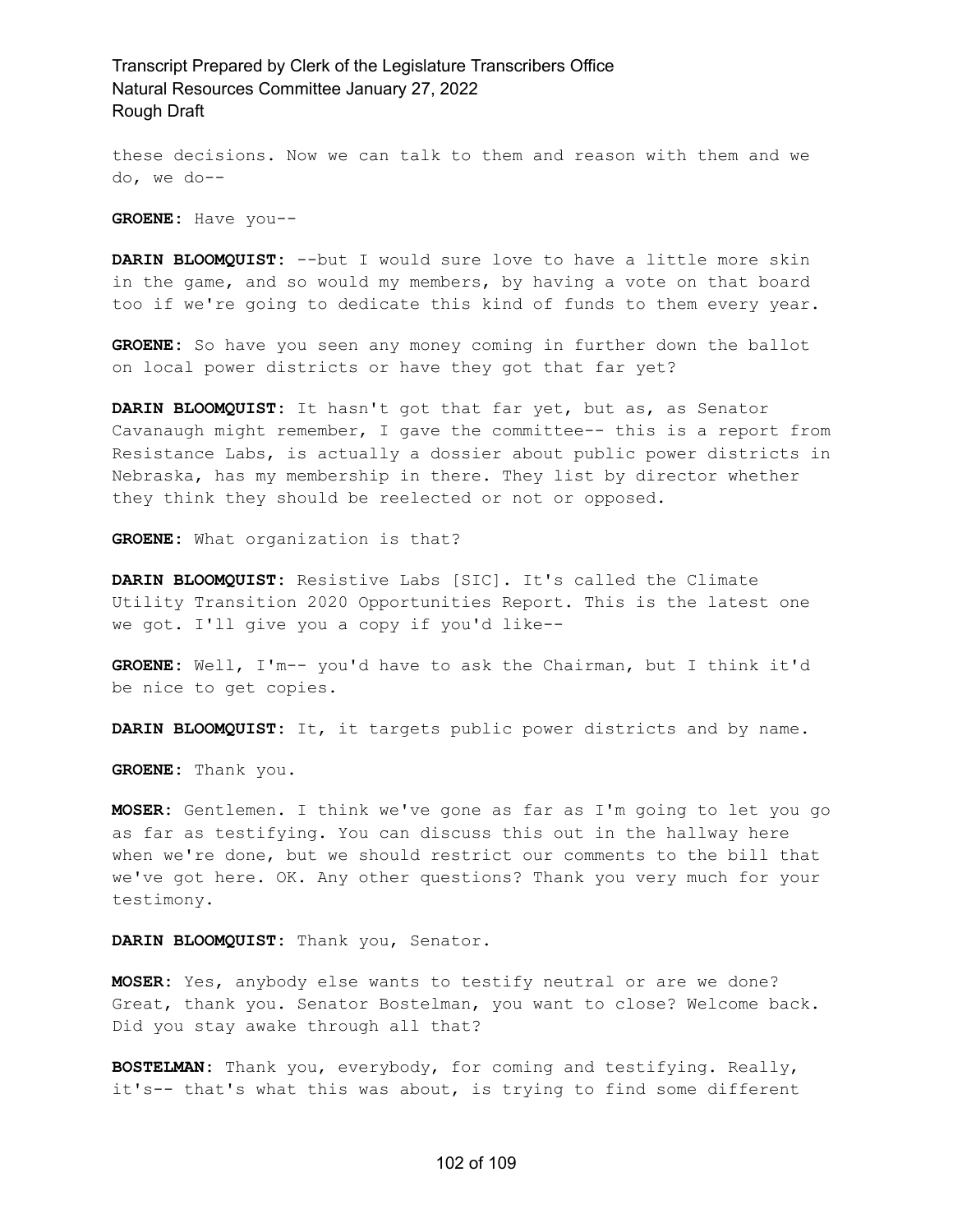these decisions. Now we can talk to them and reason with them and we do, we do--

**GROENE:** Have you--

**DARIN BLOOMQUIST:** --but I would sure love to have a little more skin in the game, and so would my members, by having a vote on that board too if we're going to dedicate this kind of funds to them every year.

**GROENE:** So have you seen any money coming in further down the ballot on local power districts or have they got that far yet?

**DARIN BLOOMQUIST:** It hasn't got that far yet, but as, as Senator Cavanaugh might remember, I gave the committee-- this is a report from Resistance Labs, is actually a dossier about public power districts in Nebraska, has my membership in there. They list by director whether they think they should be reelected or not or opposed.

**GROENE:** What organization is that?

**DARIN BLOOMQUIST:** Resistive Labs [SIC]. It's called the Climate Utility Transition 2020 Opportunities Report. This is the latest one we got. I'll give you a copy if you'd like--

**GROENE:** Well, I'm-- you'd have to ask the Chairman, but I think it'd be nice to get copies.

**DARIN BLOOMQUIST:** It, it targets public power districts and by name.

**GROENE:** Thank you.

**MOSER:** Gentlemen. I think we've gone as far as I'm going to let you go as far as testifying. You can discuss this out in the hallway here when we're done, but we should restrict our comments to the bill that we've got here. OK. Any other questions? Thank you very much for your testimony.

**DARIN BLOOMQUIST:** Thank you, Senator.

**MOSER:** Yes, anybody else wants to testify neutral or are we done? Great, thank you. Senator Bostelman, you want to close? Welcome back. Did you stay awake through all that?

**BOSTELMAN:** Thank you, everybody, for coming and testifying. Really, it's-- that's what this was about, is trying to find some different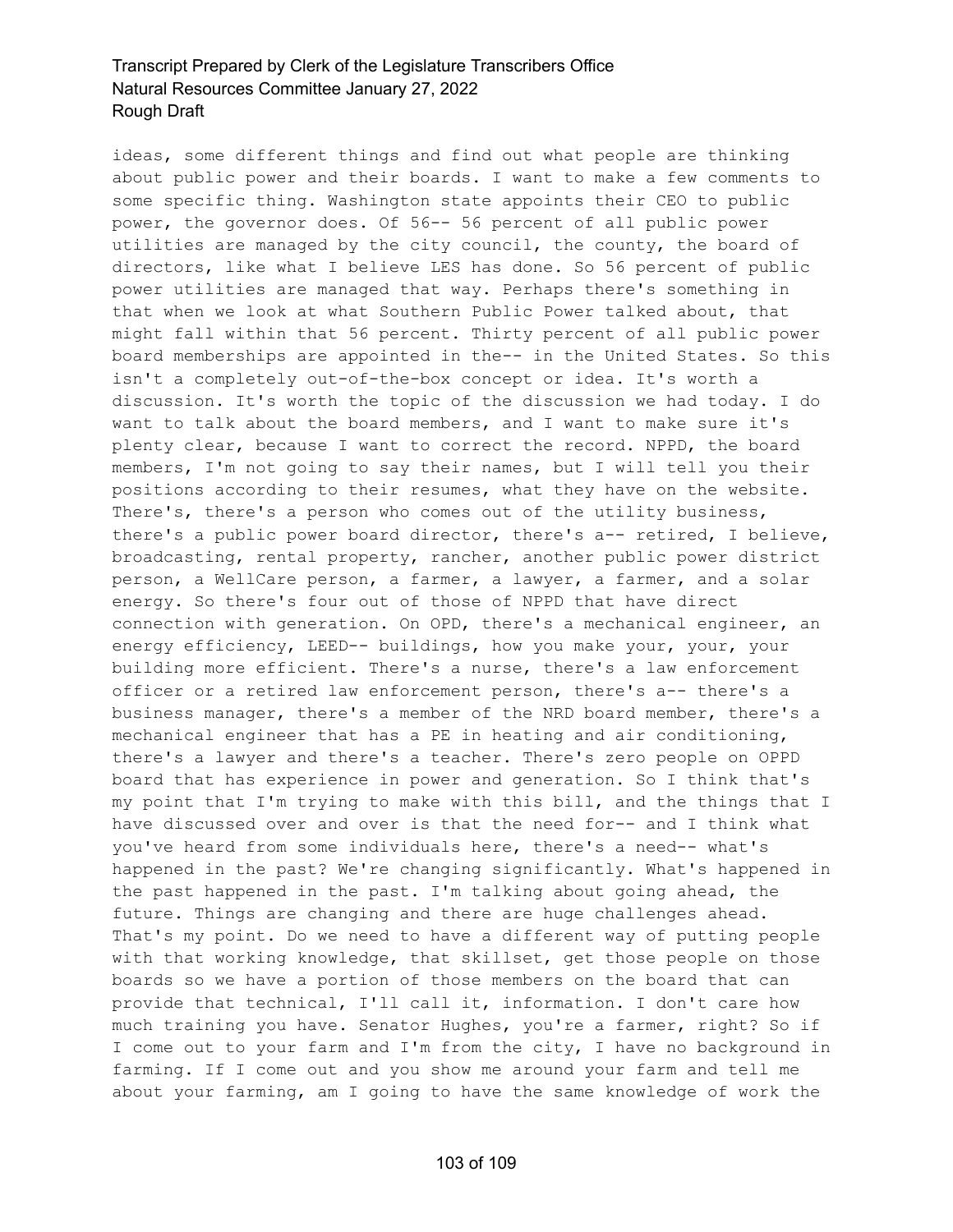ideas, some different things and find out what people are thinking about public power and their boards. I want to make a few comments to some specific thing. Washington state appoints their CEO to public power, the governor does. Of 56-- 56 percent of all public power utilities are managed by the city council, the county, the board of directors, like what I believe LES has done. So 56 percent of public power utilities are managed that way. Perhaps there's something in that when we look at what Southern Public Power talked about, that might fall within that 56 percent. Thirty percent of all public power board memberships are appointed in the-- in the United States. So this isn't a completely out-of-the-box concept or idea. It's worth a discussion. It's worth the topic of the discussion we had today. I do want to talk about the board members, and I want to make sure it's plenty clear, because I want to correct the record. NPPD, the board members, I'm not going to say their names, but I will tell you their positions according to their resumes, what they have on the website. There's, there's a person who comes out of the utility business, there's a public power board director, there's a-- retired, I believe, broadcasting, rental property, rancher, another public power district person, a WellCare person, a farmer, a lawyer, a farmer, and a solar energy. So there's four out of those of NPPD that have direct connection with generation. On OPD, there's a mechanical engineer, an energy efficiency, LEED-- buildings, how you make your, your, your building more efficient. There's a nurse, there's a law enforcement officer or a retired law enforcement person, there's a-- there's a business manager, there's a member of the NRD board member, there's a mechanical engineer that has a PE in heating and air conditioning, there's a lawyer and there's a teacher. There's zero people on OPPD board that has experience in power and generation. So I think that's my point that I'm trying to make with this bill, and the things that I have discussed over and over is that the need for-- and I think what you've heard from some individuals here, there's a need-- what's happened in the past? We're changing significantly. What's happened in the past happened in the past. I'm talking about going ahead, the future. Things are changing and there are huge challenges ahead. That's my point. Do we need to have a different way of putting people with that working knowledge, that skillset, get those people on those boards so we have a portion of those members on the board that can provide that technical, I'll call it, information. I don't care how much training you have. Senator Hughes, you're a farmer, right? So if I come out to your farm and I'm from the city, I have no background in farming. If I come out and you show me around your farm and tell me about your farming, am I going to have the same knowledge of work the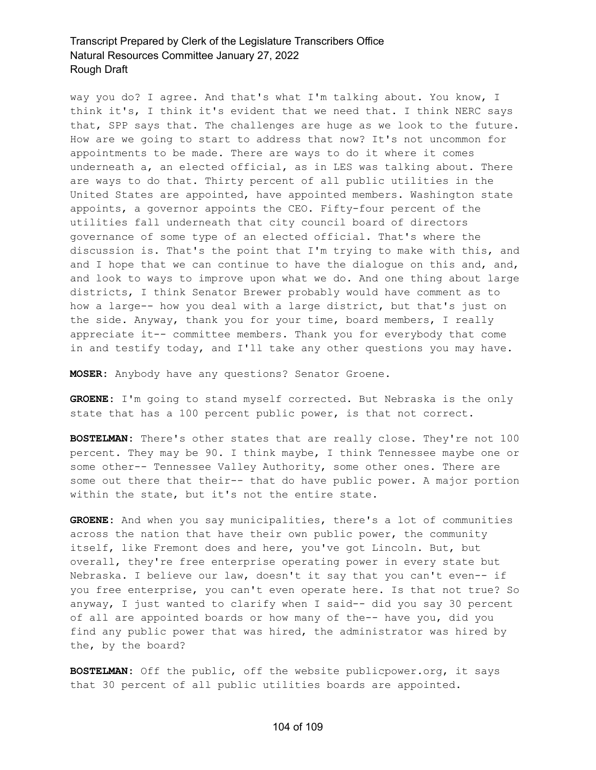way you do? I agree. And that's what I'm talking about. You know, I think it's, I think it's evident that we need that. I think NERC says that, SPP says that. The challenges are huge as we look to the future. How are we going to start to address that now? It's not uncommon for appointments to be made. There are ways to do it where it comes underneath a, an elected official, as in LES was talking about. There are ways to do that. Thirty percent of all public utilities in the United States are appointed, have appointed members. Washington state appoints, a governor appoints the CEO. Fifty-four percent of the utilities fall underneath that city council board of directors governance of some type of an elected official. That's where the discussion is. That's the point that I'm trying to make with this, and and I hope that we can continue to have the dialogue on this and, and, and look to ways to improve upon what we do. And one thing about large districts, I think Senator Brewer probably would have comment as to how a large-- how you deal with a large district, but that's just on the side. Anyway, thank you for your time, board members, I really appreciate it-- committee members. Thank you for everybody that come in and testify today, and I'll take any other questions you may have.

**MOSER:** Anybody have any questions? Senator Groene.

**GROENE:** I'm going to stand myself corrected. But Nebraska is the only state that has a 100 percent public power, is that not correct.

**BOSTELMAN:** There's other states that are really close. They're not 100 percent. They may be 90. I think maybe, I think Tennessee maybe one or some other-- Tennessee Valley Authority, some other ones. There are some out there that their-- that do have public power. A major portion within the state, but it's not the entire state.

**GROENE:** And when you say municipalities, there's a lot of communities across the nation that have their own public power, the community itself, like Fremont does and here, you've got Lincoln. But, but overall, they're free enterprise operating power in every state but Nebraska. I believe our law, doesn't it say that you can't even-- if you free enterprise, you can't even operate here. Is that not true? So anyway, I just wanted to clarify when I said-- did you say 30 percent of all are appointed boards or how many of the-- have you, did you find any public power that was hired, the administrator was hired by the, by the board?

**BOSTELMAN:** Off the public, off the website publicpower.org, it says that 30 percent of all public utilities boards are appointed.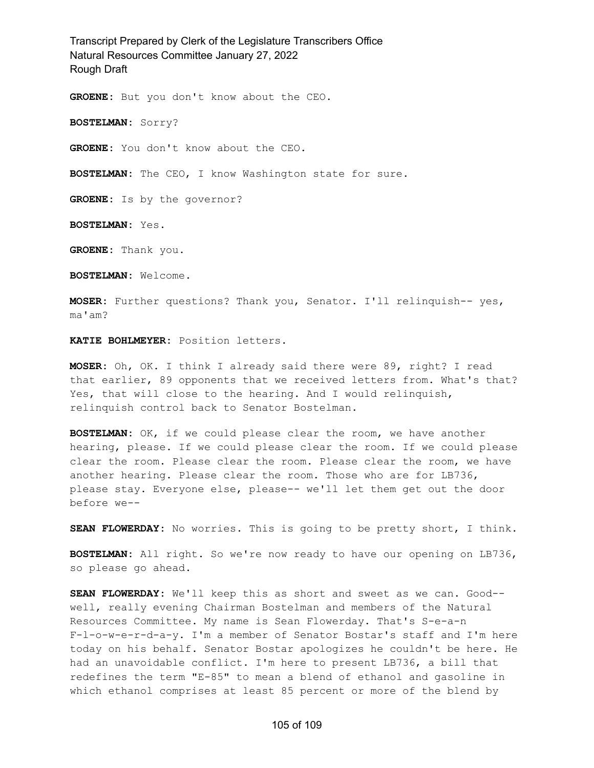**GROENE:** But you don't know about the CEO.

**BOSTELMAN:** Sorry?

**GROENE:** You don't know about the CEO.

**BOSTELMAN:** The CEO, I know Washington state for sure.

**GROENE:** Is by the governor?

**BOSTELMAN:** Yes.

**GROENE:** Thank you.

**BOSTELMAN:** Welcome.

**MOSER:** Further questions? Thank you, Senator. I'll relinquish-- yes, ma'am?

**KATIE BOHLMEYER:** Position letters.

**MOSER:** Oh, OK. I think I already said there were 89, right? I read that earlier, 89 opponents that we received letters from. What's that? Yes, that will close to the hearing. And I would relinquish, relinquish control back to Senator Bostelman.

**BOSTELMAN:** OK, if we could please clear the room, we have another hearing, please. If we could please clear the room. If we could please clear the room. Please clear the room. Please clear the room, we have another hearing. Please clear the room. Those who are for LB736, please stay. Everyone else, please-- we'll let them get out the door before we--

**SEAN FLOWERDAY:** No worries. This is going to be pretty short, I think.

**BOSTELMAN:** All right. So we're now ready to have our opening on LB736, so please go ahead.

**SEAN FLOWERDAY:** We'll keep this as short and sweet as we can. Good-- well, really evening Chairman Bostelman and members of the Natural Resources Committee. My name is Sean Flowerday. That's S-e-a-n F-l-o-w-e-r-d-a-y. I'm a member of Senator Bostar's staff and I'm here today on his behalf. Senator Bostar apologizes he couldn't be here. He had an unavoidable conflict. I'm here to present LB736, a bill that redefines the term "E-85" to mean a blend of ethanol and gasoline in which ethanol comprises at least 85 percent or more of the blend by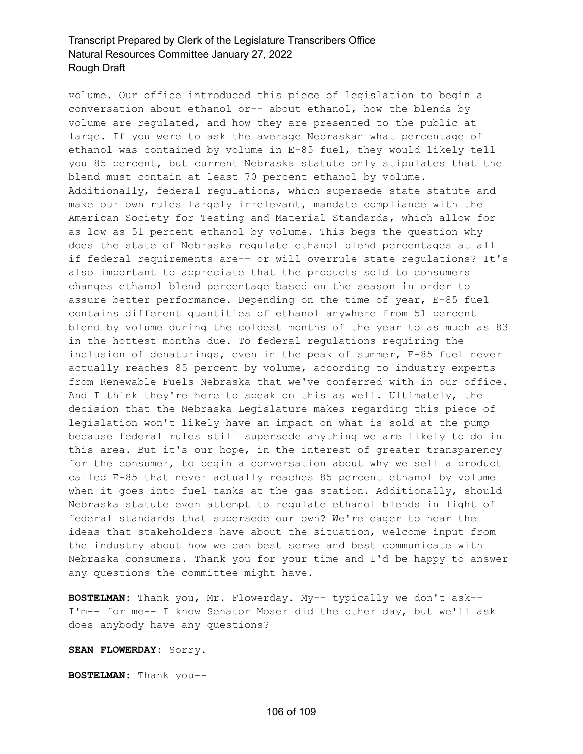volume. Our office introduced this piece of legislation to begin a conversation about ethanol or-- about ethanol, how the blends by volume are regulated, and how they are presented to the public at large. If you were to ask the average Nebraskan what percentage of ethanol was contained by volume in E-85 fuel, they would likely tell you 85 percent, but current Nebraska statute only stipulates that the blend must contain at least 70 percent ethanol by volume. Additionally, federal regulations, which supersede state statute and make our own rules largely irrelevant, mandate compliance with the American Society for Testing and Material Standards, which allow for as low as 51 percent ethanol by volume. This begs the question why does the state of Nebraska regulate ethanol blend percentages at all if federal requirements are-- or will overrule state regulations? It's also important to appreciate that the products sold to consumers changes ethanol blend percentage based on the season in order to assure better performance. Depending on the time of year, E-85 fuel contains different quantities of ethanol anywhere from 51 percent blend by volume during the coldest months of the year to as much as 83 in the hottest months due. To federal regulations requiring the inclusion of denaturings, even in the peak of summer, E-85 fuel never actually reaches 85 percent by volume, according to industry experts from Renewable Fuels Nebraska that we've conferred with in our office. And I think they're here to speak on this as well. Ultimately, the decision that the Nebraska Legislature makes regarding this piece of legislation won't likely have an impact on what is sold at the pump because federal rules still supersede anything we are likely to do in this area. But it's our hope, in the interest of greater transparency for the consumer, to begin a conversation about why we sell a product called E-85 that never actually reaches 85 percent ethanol by volume when it goes into fuel tanks at the gas station. Additionally, should Nebraska statute even attempt to regulate ethanol blends in light of federal standards that supersede our own? We're eager to hear the ideas that stakeholders have about the situation, welcome input from the industry about how we can best serve and best communicate with Nebraska consumers. Thank you for your time and I'd be happy to answer any questions the committee might have.

**BOSTELMAN:** Thank you, Mr. Flowerday. My-- typically we don't ask-- I'm-- for me-- I know Senator Moser did the other day, but we'll ask does anybody have any questions?

**SEAN FLOWERDAY:** Sorry.

**BOSTELMAN:** Thank you--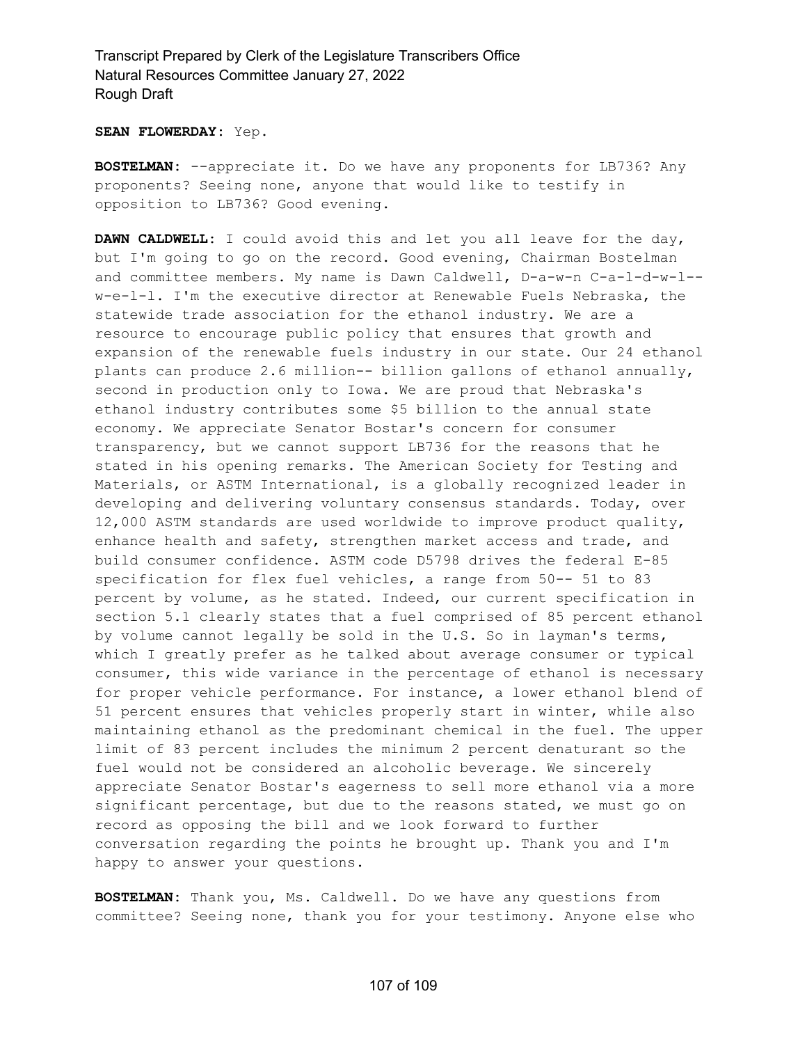**SEAN FLOWERDAY:** Yep.

**BOSTELMAN:** --appreciate it. Do we have any proponents for LB736? Any proponents? Seeing none, anyone that would like to testify in opposition to LB736? Good evening.

**DAWN CALDWELL:** I could avoid this and let you all leave for the day, but I'm going to go on the record. Good evening, Chairman Bostelman and committee members. My name is Dawn Caldwell, D-a-w-n C-a-l-d-w-l-- w-e-l-l. I'm the executive director at Renewable Fuels Nebraska, the statewide trade association for the ethanol industry. We are a resource to encourage public policy that ensures that growth and expansion of the renewable fuels industry in our state. Our 24 ethanol plants can produce 2.6 million-- billion gallons of ethanol annually, second in production only to Iowa. We are proud that Nebraska's ethanol industry contributes some $5 billion to the annual state economy. We appreciate Senator Bostar's concern for consumer transparency, but we cannot support LB736 for the reasons that he stated in his opening remarks. The American Society for Testing and Materials, or ASTM International, is a globally recognized leader in developing and delivering voluntary consensus standards. Today, over 12,000 ASTM standards are used worldwide to improve product quality, enhance health and safety, strengthen market access and trade, and build consumer confidence. ASTM code D5798 drives the federal E-85 specification for flex fuel vehicles, a range from 50-- 51 to 83 percent by volume, as he stated. Indeed, our current specification in section 5.1 clearly states that a fuel comprised of 85 percent ethanol by volume cannot legally be sold in the U.S. So in layman's terms, which I greatly prefer as he talked about average consumer or typical consumer, this wide variance in the percentage of ethanol is necessary for proper vehicle performance. For instance, a lower ethanol blend of 51 percent ensures that vehicles properly start in winter, while also maintaining ethanol as the predominant chemical in the fuel. The upper limit of 83 percent includes the minimum 2 percent denaturant so the fuel would not be considered an alcoholic beverage. We sincerely appreciate Senator Bostar's eagerness to sell more ethanol via a more significant percentage, but due to the reasons stated, we must go on record as opposing the bill and we look forward to further conversation regarding the points he brought up. Thank you and I'm happy to answer your questions.

**BOSTELMAN:** Thank you, Ms. Caldwell. Do we have any questions from committee? Seeing none, thank you for your testimony. Anyone else who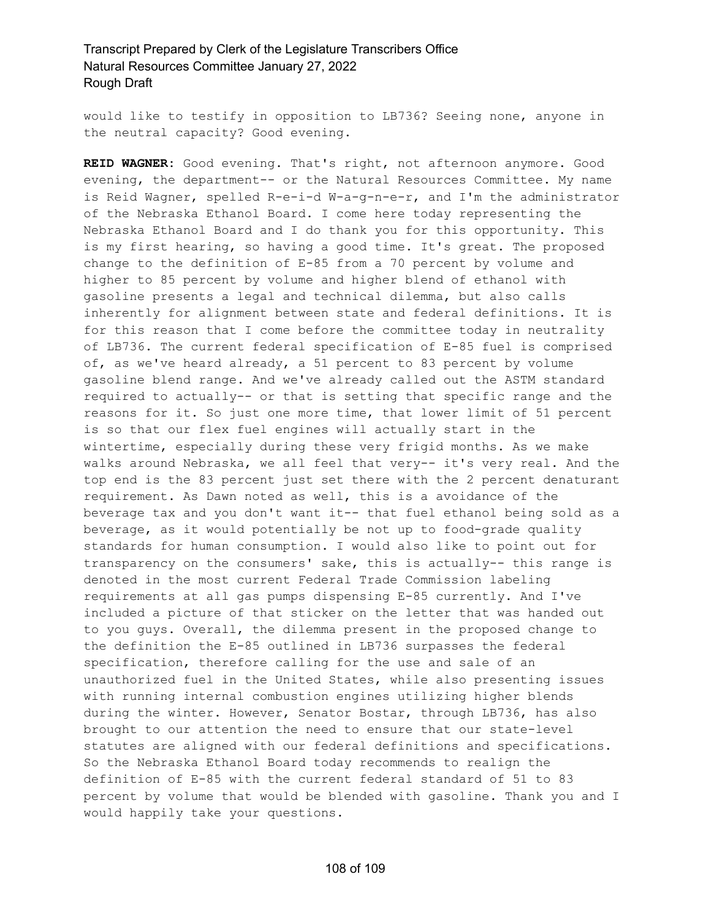would like to testify in opposition to LB736? Seeing none, anyone in the neutral capacity? Good evening.

**REID WAGNER:** Good evening. That's right, not afternoon anymore. Good evening, the department-- or the Natural Resources Committee. My name is Reid Wagner, spelled R-e-i-d W-a-g-n-e-r, and I'm the administrator of the Nebraska Ethanol Board. I come here today representing the Nebraska Ethanol Board and I do thank you for this opportunity. This is my first hearing, so having a good time. It's great. The proposed change to the definition of E-85 from a 70 percent by volume and higher to 85 percent by volume and higher blend of ethanol with gasoline presents a legal and technical dilemma, but also calls inherently for alignment between state and federal definitions. It is for this reason that I come before the committee today in neutrality of LB736. The current federal specification of E-85 fuel is comprised of, as we've heard already, a 51 percent to 83 percent by volume gasoline blend range. And we've already called out the ASTM standard required to actually-- or that is setting that specific range and the reasons for it. So just one more time, that lower limit of 51 percent is so that our flex fuel engines will actually start in the wintertime, especially during these very frigid months. As we make walks around Nebraska, we all feel that very-- it's very real. And the top end is the 83 percent just set there with the 2 percent denaturant requirement. As Dawn noted as well, this is a avoidance of the beverage tax and you don't want it-- that fuel ethanol being sold as a beverage, as it would potentially be not up to food-grade quality standards for human consumption. I would also like to point out for transparency on the consumers' sake, this is actually-- this range is denoted in the most current Federal Trade Commission labeling requirements at all gas pumps dispensing E-85 currently. And I've included a picture of that sticker on the letter that was handed out to you guys. Overall, the dilemma present in the proposed change to the definition the E-85 outlined in LB736 surpasses the federal specification, therefore calling for the use and sale of an unauthorized fuel in the United States, while also presenting issues with running internal combustion engines utilizing higher blends during the winter. However, Senator Bostar, through LB736, has also brought to our attention the need to ensure that our state-level statutes are aligned with our federal definitions and specifications. So the Nebraska Ethanol Board today recommends to realign the definition of E-85 with the current federal standard of 51 to 83 percent by volume that would be blended with gasoline. Thank you and I would happily take your questions.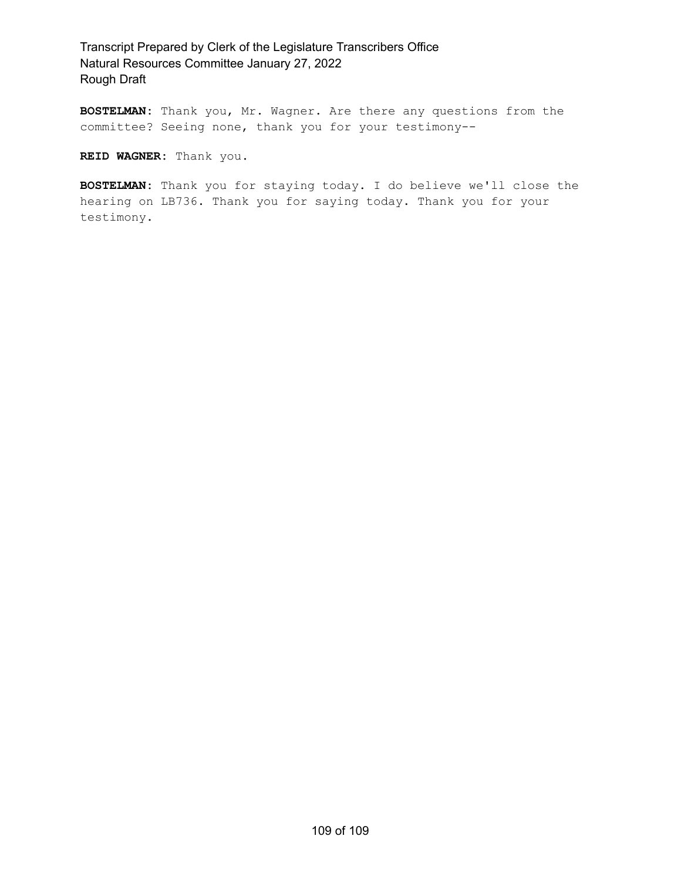**BOSTELMAN:** Thank you, Mr. Wagner. Are there any questions from the committee? Seeing none, thank you for your testimony--

**REID WAGNER:** Thank you.

**BOSTELMAN:** Thank you for staying today. I do believe we'll close the hearing on LB736. Thank you for saying today. Thank you for your testimony.